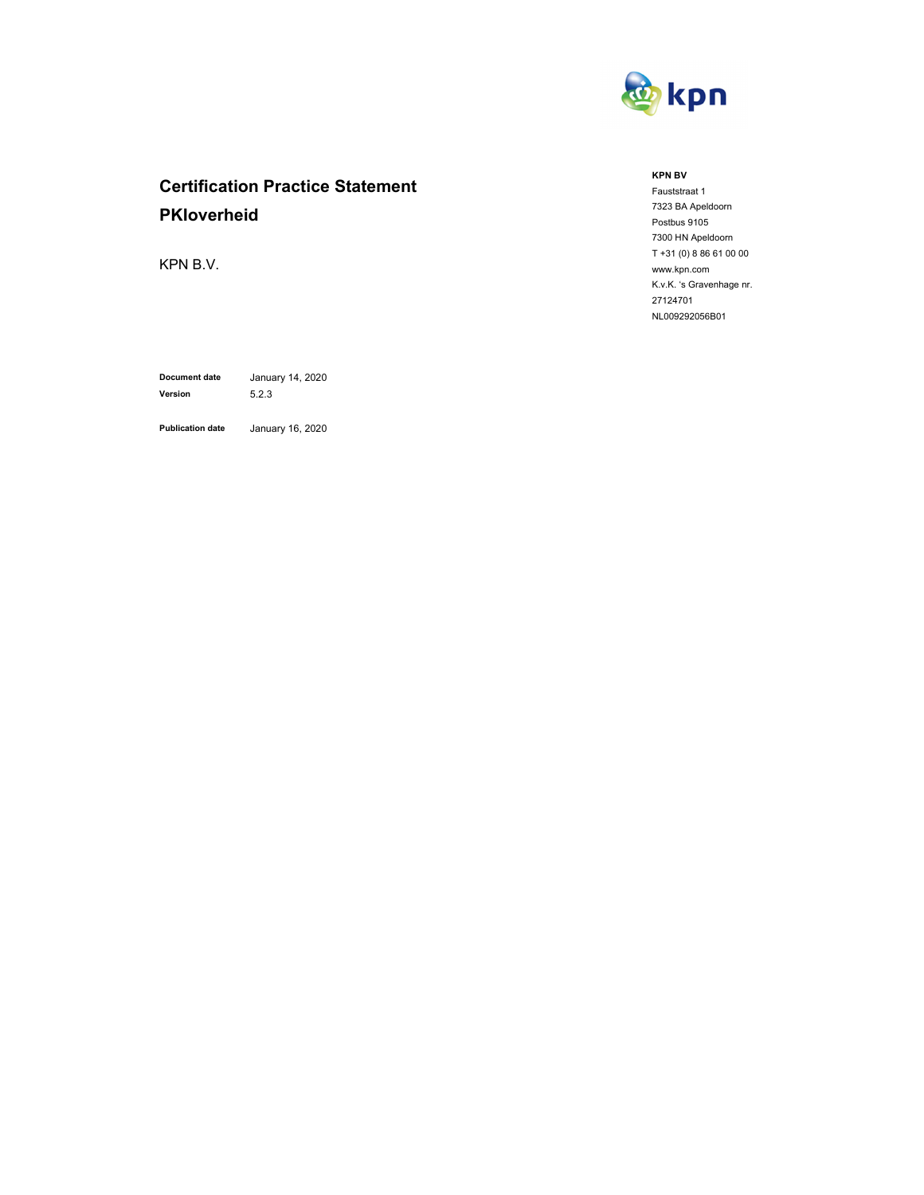# Certification Practice Statement PKIoverheid

KPN B.V.

**KPN BV**
Fauststraat 1
7323 BA Apeldoorn
Postbus 9105
7300 HN Apeldoorn
T +31 (0) 8 86 61 00 00
www.kpn.com
K.v.K. 's Gravenhage nr. 27124701
NL009292056B01

**Document date** January 14, 2020
**Version** 5.2.3

**Publication date** January 16, 2020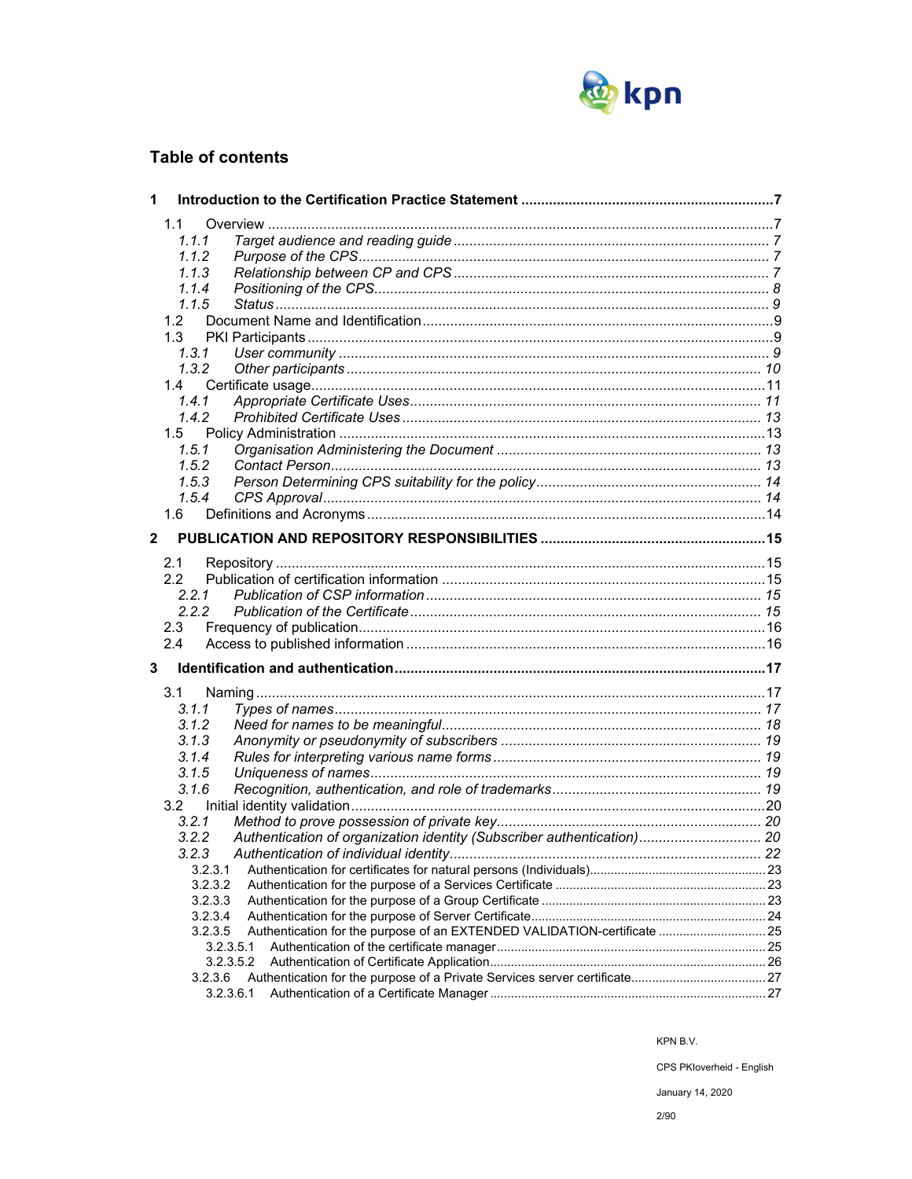## Table of contents

**1 Introduction to the Certification Practice Statement ... 7**

- 1.1 Overview ... 7
  - *1.1.1 Target audience and reading guide ... 7*
  - *1.1.2 Purpose of the CPS ... 7*
  - *1.1.3 Relationship between CP and CPS ... 7*
  - *1.1.4 Positioning of the CPS ... 8*
  - *1.1.5 Status ... 9*
- 1.2 Document Name and Identification ... 9
- 1.3 PKI Participants ... 9
  - *1.3.1 User community ... 9*
  - *1.3.2 Other participants ... 10*
- 1.4 Certificate usage ... 11
  - *1.4.1 Appropriate Certificate Uses ... 11*
  - *1.4.2 Prohibited Certificate Uses ... 13*
- 1.5 Policy Administration ... 13
  - *1.5.1 Organisation Administering the Document ... 13*
  - *1.5.2 Contact Person ... 13*
  - *1.5.3 Person Determining CPS suitability for the policy ... 14*
  - *1.5.4 CPS Approval ... 14*
- 1.6 Definitions and Acronyms ... 14

**2 PUBLICATION AND REPOSITORY RESPONSIBILITIES ... 15**

- 2.1 Repository ... 15
- 2.2 Publication of certification information ... 15
  - *2.2.1 Publication of CSP information ... 15*
  - *2.2.2 Publication of the Certificate ... 15*
- 2.3 Frequency of publication ... 16
- 2.4 Access to published information ... 16

**3 Identification and authentication ... 17**

- 3.1 Naming ... 17
  - *3.1.1 Types of names ... 17*
  - *3.1.2 Need for names to be meaningful ... 18*
  - *3.1.3 Anonymity or pseudonymity of subscribers ... 19*
  - *3.1.4 Rules for interpreting various name forms ... 19*
  - *3.1.5 Uniqueness of names ... 19*
  - *3.1.6 Recognition, authentication, and role of trademarks ... 19*
- 3.2 Initial identity validation ... 20
  - *3.2.1 Method to prove possession of private key ... 20*
  - *3.2.2 Authentication of organization identity (Subscriber authentication) ... 20*
  - *3.2.3 Authentication of individual identity ... 22*
    - 3.2.3.1 Authentication for certificates for natural persons (Individuals) ... 23
    - 3.2.3.2 Authentication for the purpose of a Services Certificate ... 23
    - 3.2.3.3 Authentication for the purpose of a Group Certificate ... 23
    - 3.2.3.4 Authentication for the purpose of Server Certificate ... 24
    - 3.2.3.5 Authentication for the purpose of an EXTENDED VALIDATION-certificate ... 25
      - 3.2.3.5.1 Authentication of the certificate manager ... 25
      - 3.2.3.5.2 Authentication of Certificate Application ... 26
    - 3.2.3.6 Authentication for the purpose of a Private Services server certificate ... 27
      - 3.2.3.6.1 Authentication of a Certificate Manager ... 27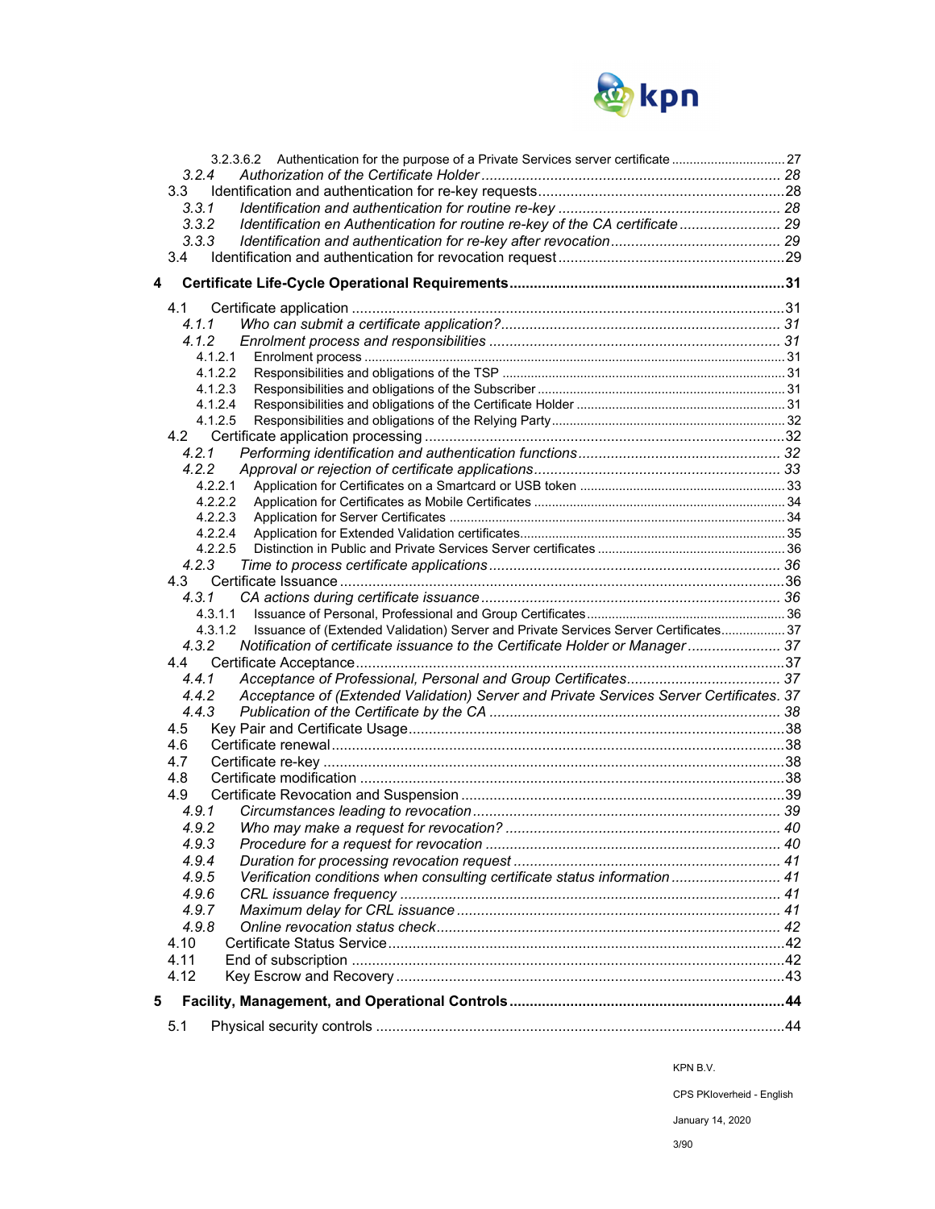3.2.3.6.2 Authentication for the purpose of a Private Services server certificate ..... 27

*3.2.4 Authorization of the Certificate Holder ..... 28*

3.3 Identification and authentication for re-key requests ..... 28

*3.3.1 Identification and authentication for routine re-key ..... 28*

*3.3.2 Identification en Authentication for routine re-key of the CA certificate ..... 29*

*3.3.3 Identification and authentication for re-key after revocation ..... 29*

3.4 Identification and authentication for revocation request ..... 29

**4 Certificate Life-Cycle Operational Requirements ..... 31**

4.1 Certificate application ..... 31

*4.1.1 Who can submit a certificate application? ..... 31*

*4.1.2 Enrolment process and responsibilities ..... 31*

4.1.2.1 Enrolment process ..... 31

4.1.2.2 Responsibilities and obligations of the TSP ..... 31

4.1.2.3 Responsibilities and obligations of the Subscriber ..... 31

4.1.2.4 Responsibilities and obligations of the Certificate Holder ..... 31

4.1.2.5 Responsibilities and obligations of the Relying Party ..... 32

4.2 Certificate application processing ..... 32

*4.2.1 Performing identification and authentication functions ..... 32*

*4.2.2 Approval or rejection of certificate applications ..... 33*

4.2.2.1 Application for Certificates on a Smartcard or USB token ..... 33

4.2.2.2 Application for Certificates as Mobile Certificates ..... 34

4.2.2.3 Application for Server Certificates ..... 34

4.2.2.4 Application for Extended Validation certificates ..... 35

4.2.2.5 Distinction in Public and Private Services Server certificates ..... 36

*4.2.3 Time to process certificate applications ..... 36*

4.3 Certificate Issuance ..... 36

*4.3.1 CA actions during certificate issuance ..... 36*

4.3.1.1 Issuance of Personal, Professional and Group Certificates ..... 36

4.3.1.2 Issuance of (Extended Validation) Server and Private Services Server Certificates ..... 37

*4.3.2 Notification of certificate issuance to the Certificate Holder or Manager ..... 37*

4.4 Certificate Acceptance ..... 37

*4.4.1 Acceptance of Professional, Personal and Group Certificates ..... 37*

*4.4.2 Acceptance of (Extended Validation) Server and Private Services Server Certificates. 37*

*4.4.3 Publication of the Certificate by the CA ..... 38*

4.5 Key Pair and Certificate Usage ..... 38

4.6 Certificate renewal ..... 38

4.7 Certificate re-key ..... 38

4.8 Certificate modification ..... 38

4.9 Certificate Revocation and Suspension ..... 39

*4.9.1 Circumstances leading to revocation ..... 39*

*4.9.2 Who may make a request for revocation? ..... 40*

*4.9.3 Procedure for a request for revocation ..... 40*

*4.9.4 Duration for processing revocation request ..... 41*

*4.9.5 Verification conditions when consulting certificate status information ..... 41*

*4.9.6 CRL issuance frequency ..... 41*

*4.9.7 Maximum delay for CRL issuance ..... 41*

*4.9.8 Online revocation status check ..... 42*

4.10 Certificate Status Service ..... 42

4.11 End of subscription ..... 42

4.12 Key Escrow and Recovery ..... 43

**5 Facility, Management, and Operational Controls ..... 44**

5.1 Physical security controls ..... 44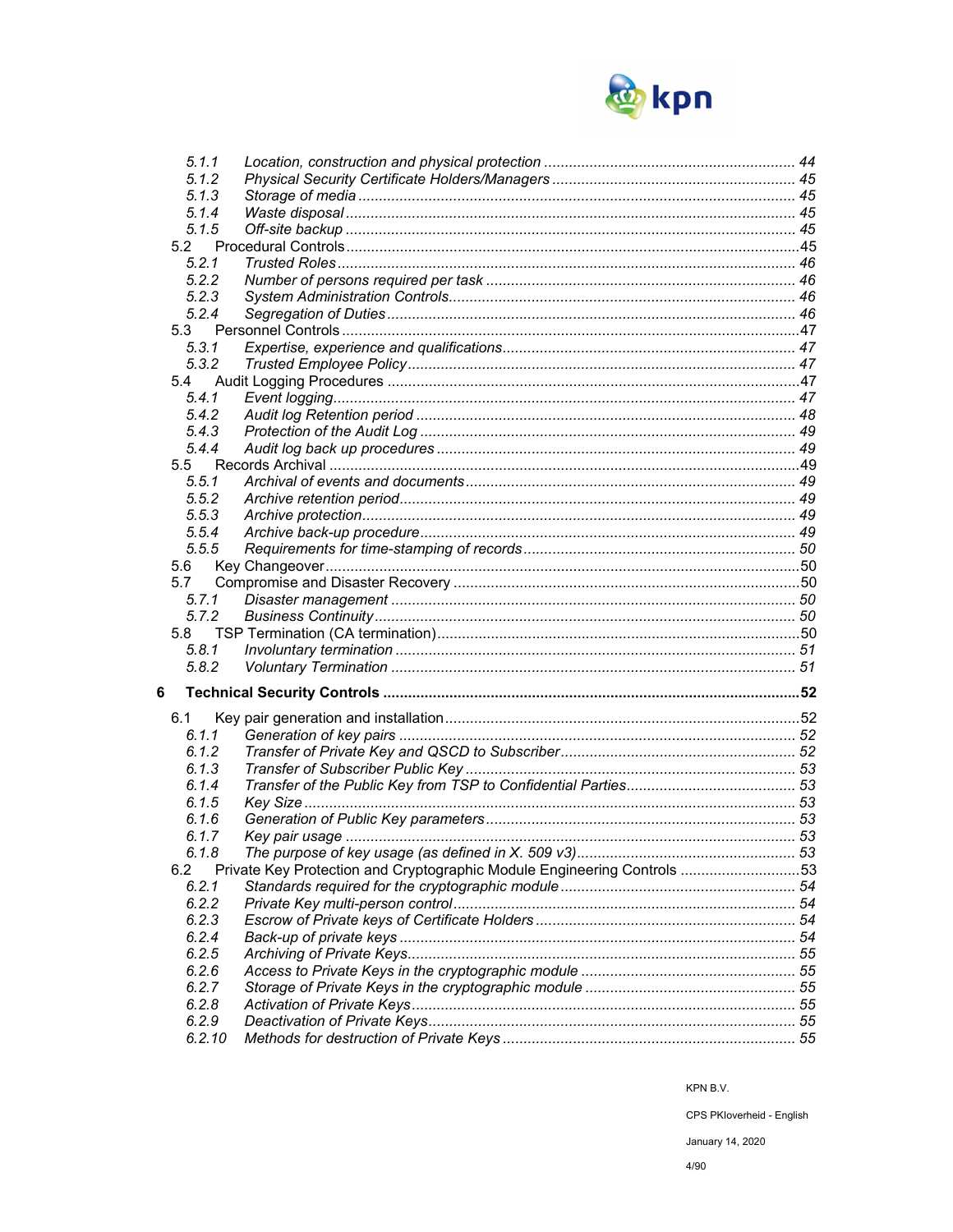- 5.1.1 *Location, construction and physical protection* ... 44
- 5.1.2 *Physical Security Certificate Holders/Managers* ... 45
- 5.1.3 *Storage of media* ... 45
- 5.1.4 *Waste disposal* ... 45
- 5.1.5 *Off-site backup* ... 45

5.2 Procedural Controls ... 45

- 5.2.1 *Trusted Roles* ... 46
- 5.2.2 *Number of persons required per task* ... 46
- 5.2.3 *System Administration Controls* ... 46
- 5.2.4 *Segregation of Duties* ... 46

5.3 Personnel Controls ... 47

- 5.3.1 *Expertise, experience and qualifications* ... 47
- 5.3.2 *Trusted Employee Policy* ... 47

5.4 Audit Logging Procedures ... 47

- 5.4.1 *Event logging* ... 47
- 5.4.2 *Audit log Retention period* ... 48
- 5.4.3 *Protection of the Audit Log* ... 49
- 5.4.4 *Audit log back up procedures* ... 49

5.5 Records Archival ... 49

- 5.5.1 *Archival of events and documents* ... 49
- 5.5.2 *Archive retention period* ... 49
- 5.5.3 *Archive protection* ... 49
- 5.5.4 *Archive back-up procedure* ... 49
- 5.5.5 *Requirements for time-stamping of records* ... 50

5.6 Key Changeover ... 50

5.7 Compromise and Disaster Recovery ... 50

- 5.7.1 *Disaster management* ... 50
- 5.7.2 *Business Continuity* ... 50

5.8 TSP Termination (CA termination) ... 50

- 5.8.1 *Involuntary termination* ... 51
- 5.8.2 *Voluntary Termination* ... 51

**6 Technical Security Controls ... 52**

6.1 Key pair generation and installation ... 52

- 6.1.1 *Generation of key pairs* ... 52
- 6.1.2 *Transfer of Private Key and QSCD to Subscriber* ... 52
- 6.1.3 *Transfer of Subscriber Public Key* ... 53
- 6.1.4 *Transfer of the Public Key from TSP to Confidential Parties* ... 53
- 6.1.5 *Key Size* ... 53
- 6.1.6 *Generation of Public Key parameters* ... 53
- 6.1.7 *Key pair usage* ... 53
- 6.1.8 *The purpose of key usage (as defined in X. 509 v3)* ... 53

6.2 Private Key Protection and Cryptographic Module Engineering Controls ... 53

- 6.2.1 *Standards required for the cryptographic module* ... 54
- 6.2.2 *Private Key multi-person control* ... 54
- 6.2.3 *Escrow of Private keys of Certificate Holders* ... 54
- 6.2.4 *Back-up of private keys* ... 54
- 6.2.5 *Archiving of Private Keys* ... 55
- 6.2.6 *Access to Private Keys in the cryptographic module* ... 55
- 6.2.7 *Storage of Private Keys in the cryptographic module* ... 55
- 6.2.8 *Activation of Private Keys* ... 55
- 6.2.9 *Deactivation of Private Keys* ... 55
- 6.2.10 *Methods for destruction of Private Keys* ... 55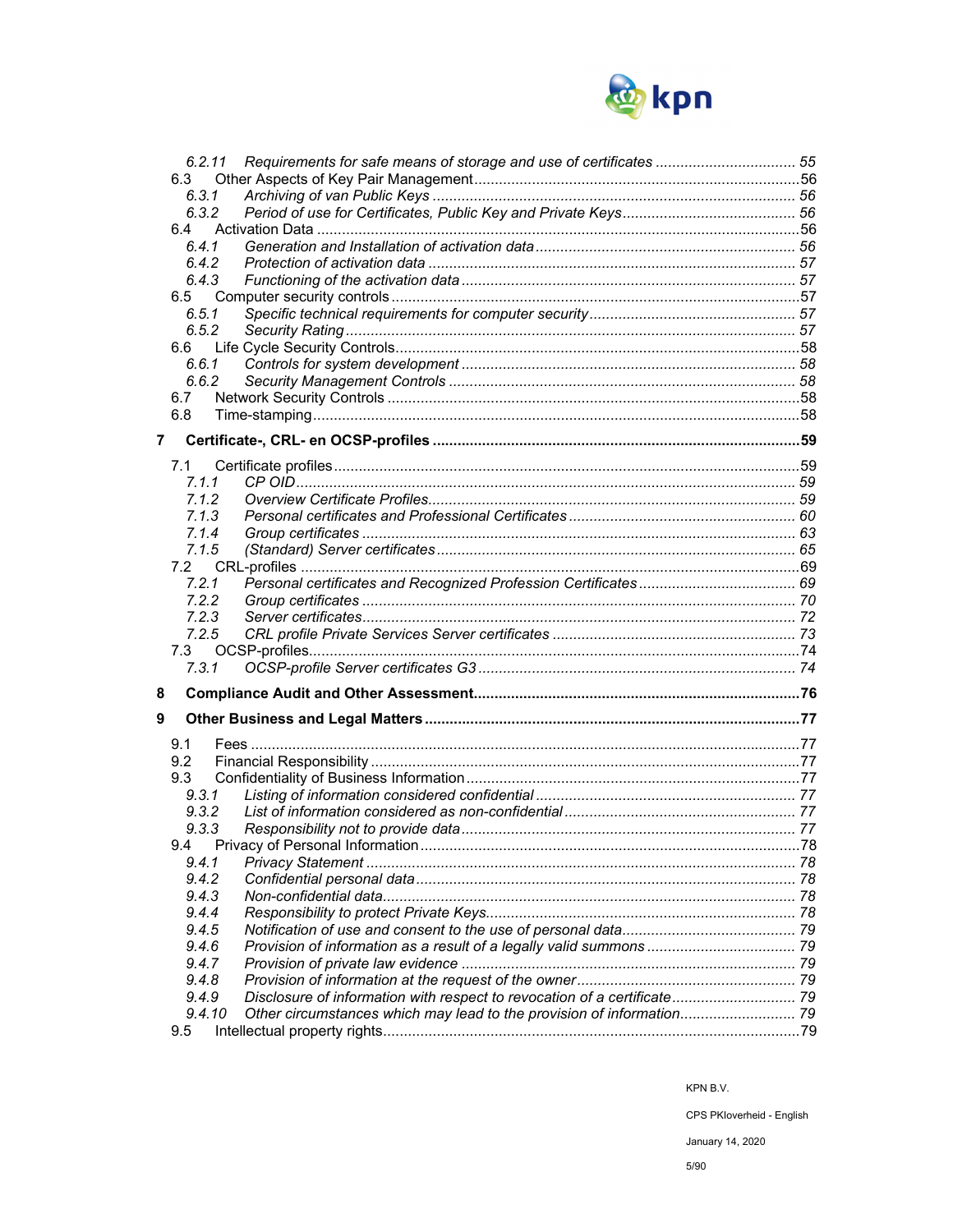6.2.11 Requirements for safe means of storage and use of certificates ... 55
6.3 Other Aspects of Key Pair Management ... 56
6.3.1 Archiving of van Public Keys ... 56
6.3.2 Period of use for Certificates, Public Key and Private Keys ... 56
6.4 Activation Data ... 56
6.4.1 Generation and Installation of activation data ... 56
6.4.2 Protection of activation data ... 57
6.4.3 Functioning of the activation data ... 57
6.5 Computer security controls ... 57
6.5.1 Specific technical requirements for computer security ... 57
6.5.2 Security Rating ... 57
6.6 Life Cycle Security Controls ... 58
6.6.1 Controls for system development ... 58
6.6.2 Security Management Controls ... 58
6.7 Network Security Controls ... 58
6.8 Time-stamping ... 58

**7 Certificate-, CRL- en OCSP-profiles ... 59**

7.1 Certificate profiles ... 59
7.1.1 CP OID ... 59
7.1.2 Overview Certificate Profiles ... 59
7.1.3 Personal certificates and Professional Certificates ... 60
7.1.4 Group certificates ... 63
7.1.5 (Standard) Server certificates ... 65
7.2 CRL-profiles ... 69
7.2.1 Personal certificates and Recognized Profession Certificates ... 69
7.2.2 Group certificates ... 70
7.2.3 Server certificates ... 72
7.2.5 CRL profile Private Services Server certificates ... 73
7.3 OCSP-profiles ... 74
7.3.1 OCSP-profile Server certificates G3 ... 74

**8 Compliance Audit and Other Assessment ... 76**

**9 Other Business and Legal Matters ... 77**

9.1 Fees ... 77
9.2 Financial Responsibility ... 77
9.3 Confidentiality of Business Information ... 77
9.3.1 Listing of information considered confidential ... 77
9.3.2 List of information considered as non-confidential ... 77
9.3.3 Responsibility not to provide data ... 77
9.4 Privacy of Personal Information ... 78
9.4.1 Privacy Statement ... 78
9.4.2 Confidential personal data ... 78
9.4.3 Non-confidential data ... 78
9.4.4 Responsibility to protect Private Keys ... 78
9.4.5 Notification of use and consent to the use of personal data ... 79
9.4.6 Provision of information as a result of a legally valid summons ... 79
9.4.7 Provision of private law evidence ... 79
9.4.8 Provision of information at the request of the owner ... 79
9.4.9 Disclosure of information with respect to revocation of a certificate ... 79
9.4.10 Other circumstances which may lead to the provision of information ... 79
9.5 Intellectual property rights ... 79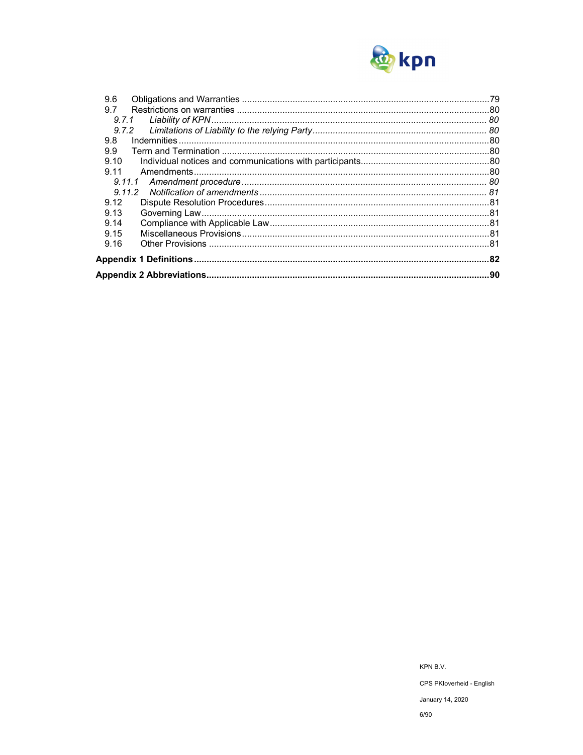9.6 Obligations and Warranties ....................................................................................................79
9.7 Restrictions on warranties ......................................................................................................80
*9.7.1 Liability of KPN ............................................................................................................ 80*
*9.7.2 Limitations of Liability to the relying Party ..................................................................... 80*
9.8 Indemnities .............................................................................................................................80
9.9 Term and Termination ............................................................................................................80
9.10 Individual notices and communications with participants ..................................................80
9.11 Amendments ......................................................................................................................80
*9.11.1 Amendment procedure .................................................................................................. 80*
*9.11.2 Notification of amendments .......................................................................................... 81*
9.12 Dispute Resolution Procedures ..........................................................................................81
9.13 Governing Law ...................................................................................................................81
9.14 Compliance with Applicable Law ........................................................................................81
9.15 Miscellaneous Provisions ...................................................................................................81
9.16 Other Provisions .................................................................................................................81

**Appendix 1 Definitions ..................................................................................................................82**

**Appendix 2 Abbreviations ..............................................................................................................90**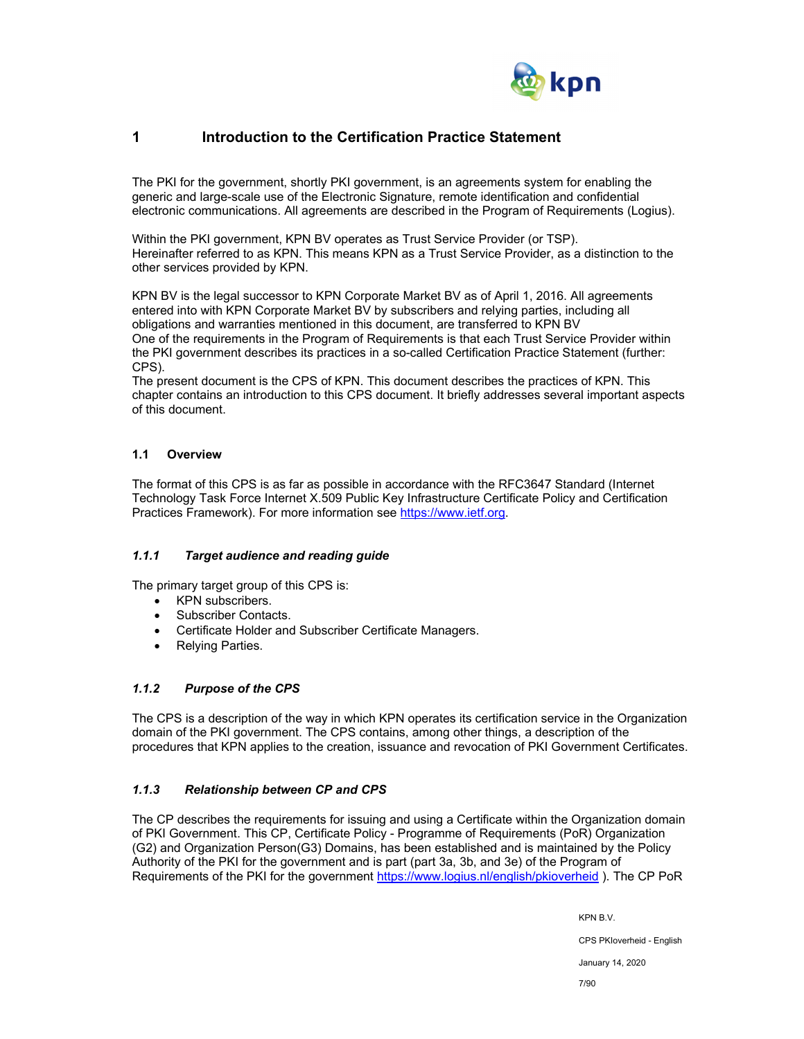# 1 Introduction to the Certification Practice Statement

The PKI for the government, shortly PKI government, is an agreements system for enabling the generic and large-scale use of the Electronic Signature, remote identification and confidential electronic communications. All agreements are described in the Program of Requirements (Logius).

Within the PKI government, KPN BV operates as Trust Service Provider (or TSP).
Hereinafter referred to as KPN. This means KPN as a Trust Service Provider, as a distinction to the other services provided by KPN.

KPN BV is the legal successor to KPN Corporate Market BV as of April 1, 2016. All agreements entered into with KPN Corporate Market BV by subscribers and relying parties, including all obligations and warranties mentioned in this document, are transferred to KPN BV
One of the requirements in the Program of Requirements is that each Trust Service Provider within the PKI government describes its practices in a so-called Certification Practice Statement (further: CPS).
The present document is the CPS of KPN. This document describes the practices of KPN. This chapter contains an introduction to this CPS document. It briefly addresses several important aspects of this document.

## 1.1 Overview

The format of this CPS is as far as possible in accordance with the RFC3647 Standard (Internet Technology Task Force Internet X.509 Public Key Infrastructure Certificate Policy and Certification Practices Framework). For more information see [https://www.ietf.org](https://www.ietf.org).

### *1.1.1 Target audience and reading guide*

The primary target group of this CPS is:

- KPN subscribers.
- Subscriber Contacts.
- Certificate Holder and Subscriber Certificate Managers.
- Relying Parties.

### *1.1.2 Purpose of the CPS*

The CPS is a description of the way in which KPN operates its certification service in the Organization domain of the PKI government. The CPS contains, among other things, a description of the procedures that KPN applies to the creation, issuance and revocation of PKI Government Certificates.

### *1.1.3 Relationship between CP and CPS*

The CP describes the requirements for issuing and using a Certificate within the Organization domain of PKI Government. This CP, Certificate Policy - Programme of Requirements (PoR) Organization (G2) and Organization Person(G3) Domains, has been established and is maintained by the Policy Authority of the PKI for the government and is part (part 3a, 3b, and 3e) of the Program of Requirements of the PKI for the government [https://www.logius.nl/english/pkioverheid](https://www.logius.nl/english/pkioverheid) ). The CP PoR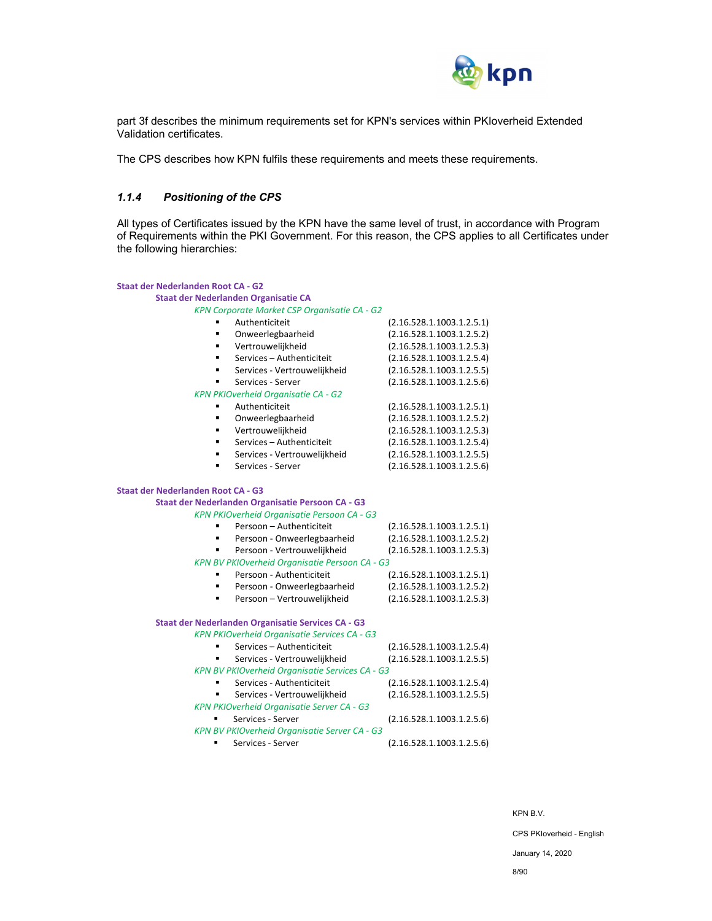part 3f describes the minimum requirements set for KPN's services within PKIoverheid Extended Validation certificates.

The CPS describes how KPN fulfils these requirements and meets these requirements.

### *1.1.4 Positioning of the CPS*

All types of Certificates issued by the KPN have the same level of trust, in accordance with Program of Requirements within the PKI Government. For this reason, the CPS applies to all Certificates under the following hierarchies:

**Staat der Nederlanden Root CA - G2**

- **Staat der Nederlanden Organisatie CA**
  - *KPN Corporate Market CSP Organisatie CA - G2*
    - Authenticiteit (2.16.528.1.1003.1.2.5.1)
    - Onweerlegbaarheid (2.16.528.1.1003.1.2.5.2)
    - Vertrouwelijkheid (2.16.528.1.1003.1.2.5.3)
    - Services – Authenticiteit (2.16.528.1.1003.1.2.5.4)
    - Services - Vertrouwelijkheid (2.16.528.1.1003.1.2.5.5)
    - Services - Server (2.16.528.1.1003.1.2.5.6)
  - *KPN PKIOverheid Organisatie CA - G2*
    - Authenticiteit (2.16.528.1.1003.1.2.5.1)
    - Onweerlegbaarheid (2.16.528.1.1003.1.2.5.2)
    - Vertrouwelijkheid (2.16.528.1.1003.1.2.5.3)
    - Services – Authenticiteit (2.16.528.1.1003.1.2.5.4)
    - Services - Vertrouwelijkheid (2.16.528.1.1003.1.2.5.5)
    - Services - Server (2.16.528.1.1003.1.2.5.6)

**Staat der Nederlanden Root CA - G3**

- **Staat der Nederlanden Organisatie Persoon CA - G3**
  - *KPN PKIOverheid Organisatie Persoon CA - G3*
    - Persoon – Authenticiteit (2.16.528.1.1003.1.2.5.1)
    - Persoon - Onweerlegbaarheid (2.16.528.1.1003.1.2.5.2)
    - Persoon - Vertrouwelijkheid (2.16.528.1.1003.1.2.5.3)
  - *KPN BV PKIOverheid Organisatie Persoon CA - G3*
    - Persoon - Authenticiteit (2.16.528.1.1003.1.2.5.1)
    - Persoon - Onweerlegbaarheid (2.16.528.1.1003.1.2.5.2)
    - Persoon – Vertrouwelijkheid (2.16.528.1.1003.1.2.5.3)

- **Staat der Nederlanden Organisatie Services CA - G3**
  - *KPN PKIOverheid Organisatie Services CA - G3*
    - Services – Authenticiteit (2.16.528.1.1003.1.2.5.4)
    - Services - Vertrouwelijkheid (2.16.528.1.1003.1.2.5.5)
  - *KPN BV PKIOverheid Organisatie Services CA - G3*
    - Services - Authenticiteit (2.16.528.1.1003.1.2.5.4)
    - Services - Vertrouwelijkheid (2.16.528.1.1003.1.2.5.5)
  - *KPN PKIOverheid Organisatie Server CA - G3*
    - Services - Server (2.16.528.1.1003.1.2.5.6)
  - *KPN BV PKIOverheid Organisatie Server CA - G3*
    - Services - Server (2.16.528.1.1003.1.2.5.6)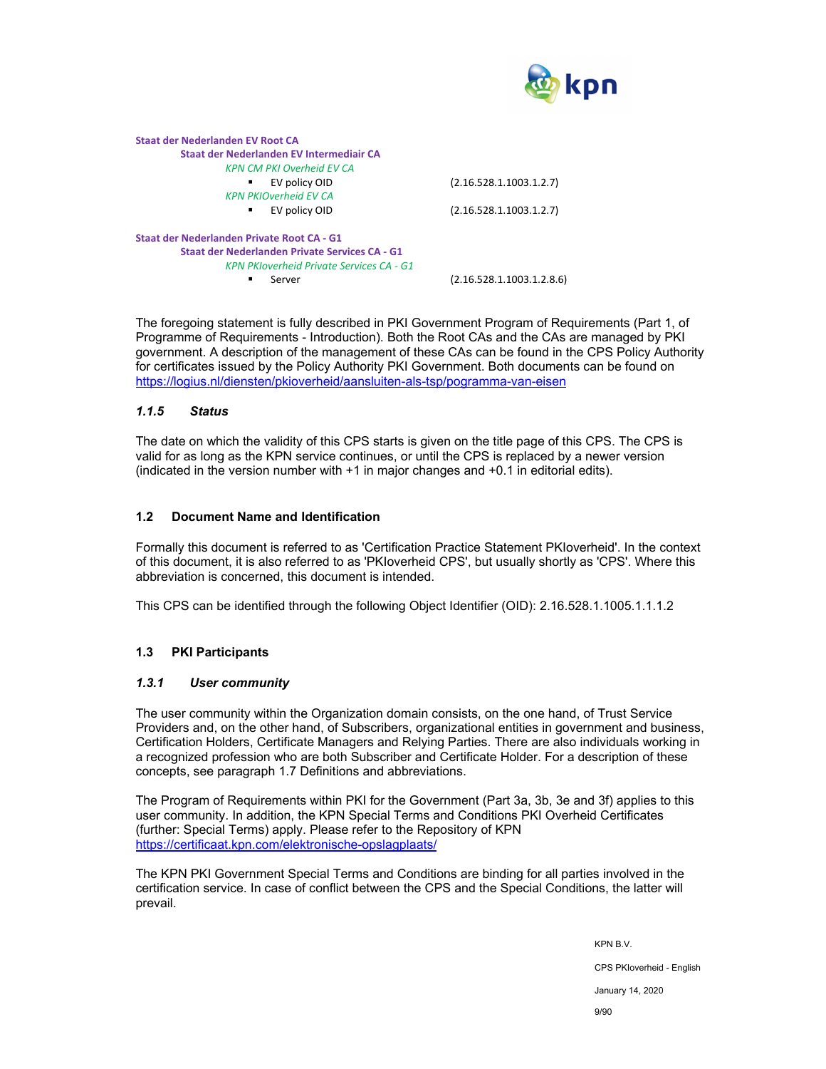**Staat der Nederlanden EV Root CA**

- **Staat der Nederlanden EV Intermediair CA**
  - *KPN CM PKI Overheid EV CA*
    - EV policy OID (2.16.528.1.1003.1.2.7)
  - *KPN PKIOverheid EV CA*
    - EV policy OID (2.16.528.1.1003.1.2.7)

**Staat der Nederlanden Private Root CA - G1**

- **Staat der Nederlanden Private Services CA - G1**
  - *KPN PKIoverheid Private Services CA - G1*
    - Server (2.16.528.1.1003.1.2.8.6)

The foregoing statement is fully described in PKI Government Program of Requirements (Part 1, of Programme of Requirements - Introduction). Both the Root CAs and the CAs are managed by PKI government. A description of the management of these CAs can be found in the CPS Policy Authority for certificates issued by the Policy Authority PKI Government. Both documents can be found on https://logius.nl/diensten/pkioverheid/aansluiten-als-tsp/pogramma-van-eisen

### *1.1.5 Status*

The date on which the validity of this CPS starts is given on the title page of this CPS. The CPS is valid for as long as the KPN service continues, or until the CPS is replaced by a newer version (indicated in the version number with +1 in major changes and +0.1 in editorial edits).

## 1.2 Document Name and Identification

Formally this document is referred to as 'Certification Practice Statement PKIoverheid'. In the context of this document, it is also referred to as 'PKIoverheid CPS', but usually shortly as 'CPS'. Where this abbreviation is concerned, this document is intended.

This CPS can be identified through the following Object Identifier (OID): 2.16.528.1.1005.1.1.1.2

## 1.3 PKI Participants

### *1.3.1 User community*

The user community within the Organization domain consists, on the one hand, of Trust Service Providers and, on the other hand, of Subscribers, organizational entities in government and business, Certification Holders, Certificate Managers and Relying Parties. There are also individuals working in a recognized profession who are both Subscriber and Certificate Holder. For a description of these concepts, see paragraph 1.7 Definitions and abbreviations.

The Program of Requirements within PKI for the Government (Part 3a, 3b, 3e and 3f) applies to this user community. In addition, the KPN Special Terms and Conditions PKI Overheid Certificates (further: Special Terms) apply. Please refer to the Repository of KPN https://certificaat.kpn.com/elektronische-opslagplaats/

The KPN PKI Government Special Terms and Conditions are binding for all parties involved in the certification service. In case of conflict between the CPS and the Special Conditions, the latter will prevail.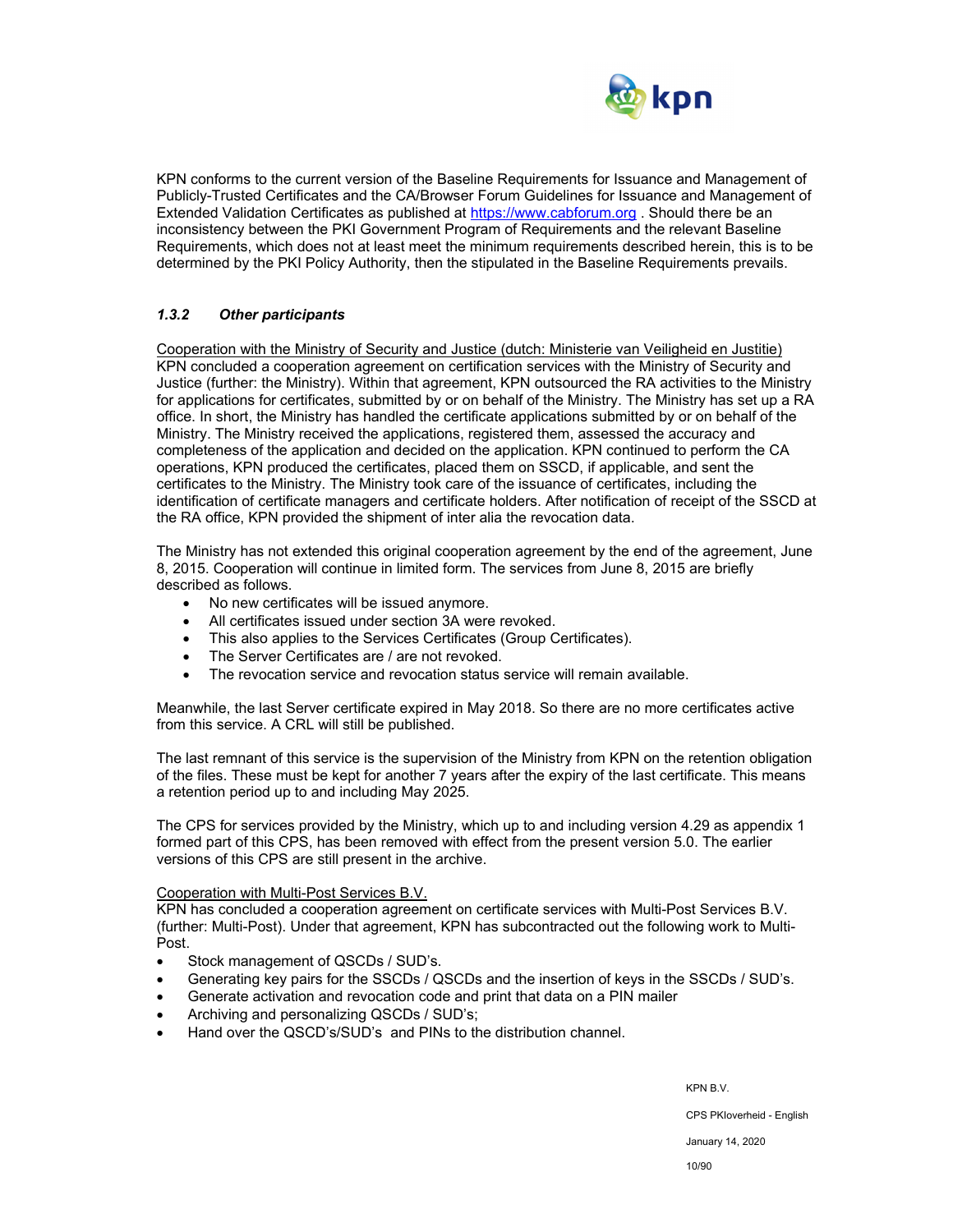KPN conforms to the current version of the Baseline Requirements for Issuance and Management of Publicly-Trusted Certificates and the CA/Browser Forum Guidelines for Issuance and Management of Extended Validation Certificates as published at https://www.cabforum.org . Should there be an inconsistency between the PKI Government Program of Requirements and the relevant Baseline Requirements, which does not at least meet the minimum requirements described herein, this is to be determined by the PKI Policy Authority, then the stipulated in the Baseline Requirements prevails.

### *1.3.2 Other participants*

Cooperation with the Ministry of Security and Justice (dutch: Ministerie van Veiligheid en Justitie)
KPN concluded a cooperation agreement on certification services with the Ministry of Security and Justice (further: the Ministry). Within that agreement, KPN outsourced the RA activities to the Ministry for applications for certificates, submitted by or on behalf of the Ministry. The Ministry has set up a RA office. In short, the Ministry has handled the certificate applications submitted by or on behalf of the Ministry. The Ministry received the applications, registered them, assessed the accuracy and completeness of the application and decided on the application. KPN continued to perform the CA operations, KPN produced the certificates, placed them on SSCD, if applicable, and sent the certificates to the Ministry. The Ministry took care of the issuance of certificates, including the identification of certificate managers and certificate holders. After notification of receipt of the SSCD at the RA office, KPN provided the shipment of inter alia the revocation data.

The Ministry has not extended this original cooperation agreement by the end of the agreement, June 8, 2015. Cooperation will continue in limited form. The services from June 8, 2015 are briefly described as follows.

- No new certificates will be issued anymore.
- All certificates issued under section 3A were revoked.
- This also applies to the Services Certificates (Group Certificates).
- The Server Certificates are / are not revoked.
- The revocation service and revocation status service will remain available.

Meanwhile, the last Server certificate expired in May 2018. So there are no more certificates active from this service. A CRL will still be published.

The last remnant of this service is the supervision of the Ministry from KPN on the retention obligation of the files. These must be kept for another 7 years after the expiry of the last certificate. This means a retention period up to and including May 2025.

The CPS for services provided by the Ministry, which up to and including version 4.29 as appendix 1 formed part of this CPS, has been removed with effect from the present version 5.0. The earlier versions of this CPS are still present in the archive.

Cooperation with Multi-Post Services B.V.
KPN has concluded a cooperation agreement on certificate services with Multi-Post Services B.V. (further: Multi-Post). Under that agreement, KPN has subcontracted out the following work to Multi-Post.

- Stock management of QSCDs / SUD's.
- Generating key pairs for the SSCDs / QSCDs and the insertion of keys in the SSCDs / SUD's.
- Generate activation and revocation code and print that data on a PIN mailer
- Archiving and personalizing QSCDs / SUD's;
- Hand over the QSCD's/SUD's and PINs to the distribution channel.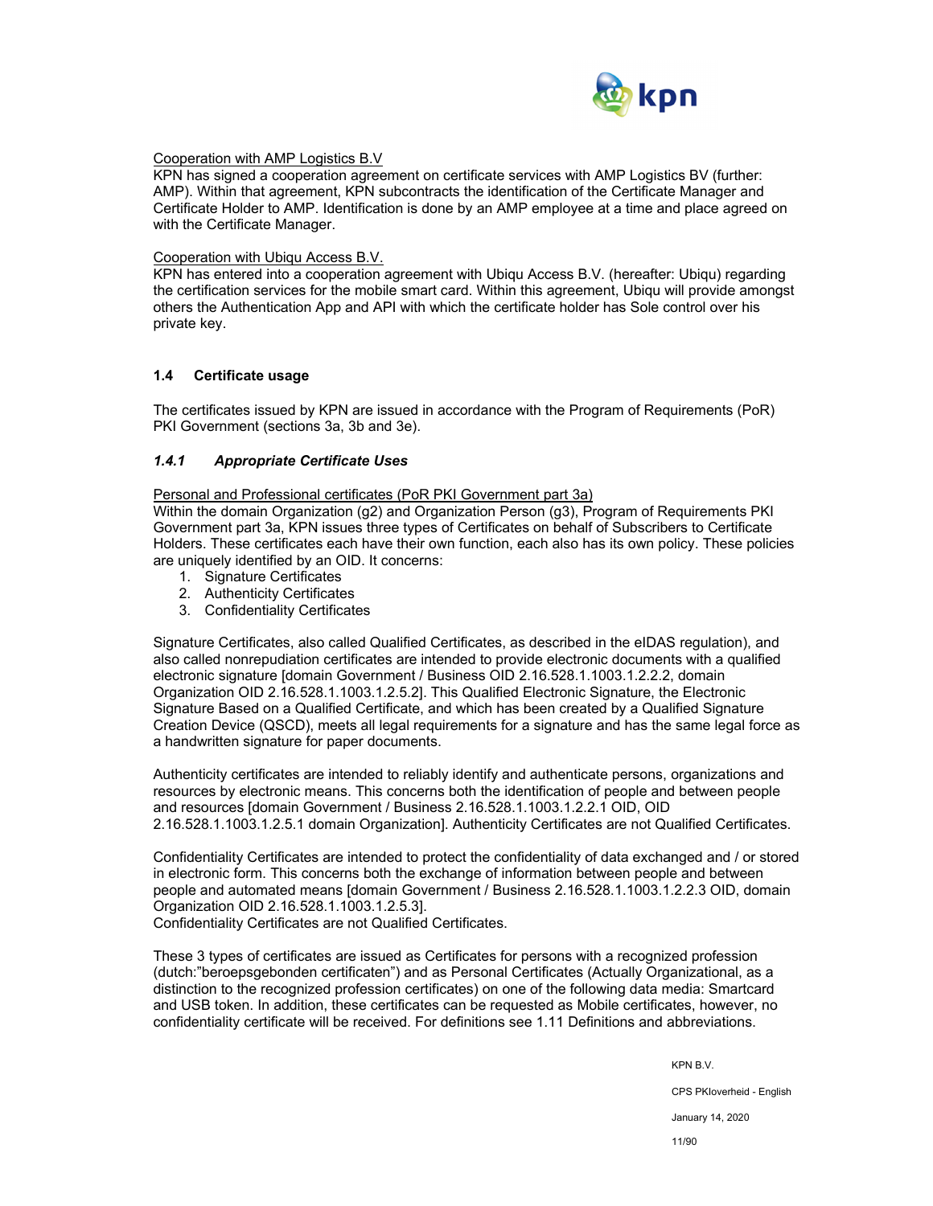Cooperation with AMP Logistics B.V

KPN has signed a cooperation agreement on certificate services with AMP Logistics BV (further: AMP). Within that agreement, KPN subcontracts the identification of the Certificate Manager and Certificate Holder to AMP. Identification is done by an AMP employee at a time and place agreed on with the Certificate Manager.

Cooperation with Ubiqu Access B.V.

KPN has entered into a cooperation agreement with Ubiqu Access B.V. (hereafter: Ubiqu) regarding the certification services for the mobile smart card. Within this agreement, Ubiqu will provide amongst others the Authentication App and API with which the certificate holder has Sole control over his private key.

## 1.4 Certificate usage

The certificates issued by KPN are issued in accordance with the Program of Requirements (PoR) PKI Government (sections 3a, 3b and 3e).

### *1.4.1 Appropriate Certificate Uses*

Personal and Professional certificates (PoR PKI Government part 3a)

Within the domain Organization (g2) and Organization Person (g3), Program of Requirements PKI Government part 3a, KPN issues three types of Certificates on behalf of Subscribers to Certificate Holders. These certificates each have their own function, each also has its own policy. These policies are uniquely identified by an OID. It concerns:

1. Signature Certificates
2. Authenticity Certificates
3. Confidentiality Certificates

Signature Certificates, also called Qualified Certificates, as described in the eIDAS regulation), and also called nonrepudiation certificates are intended to provide electronic documents with a qualified electronic signature [domain Government / Business OID 2.16.528.1.1003.1.2.2.2, domain Organization OID 2.16.528.1.1003.1.2.5.2]. This Qualified Electronic Signature, the Electronic Signature Based on a Qualified Certificate, and which has been created by a Qualified Signature Creation Device (QSCD), meets all legal requirements for a signature and has the same legal force as a handwritten signature for paper documents.

Authenticity certificates are intended to reliably identify and authenticate persons, organizations and resources by electronic means. This concerns both the identification of people and between people and resources [domain Government / Business 2.16.528.1.1003.1.2.2.1 OID, OID 2.16.528.1.1003.1.2.5.1 domain Organization]. Authenticity Certificates are not Qualified Certificates.

Confidentiality Certificates are intended to protect the confidentiality of data exchanged and / or stored in electronic form. This concerns both the exchange of information between people and between people and automated means [domain Government / Business 2.16.528.1.1003.1.2.2.3 OID, domain Organization OID 2.16.528.1.1003.1.2.5.3].
Confidentiality Certificates are not Qualified Certificates.

These 3 types of certificates are issued as Certificates for persons with a recognized profession (dutch:"beroepsgebonden certificaten") and as Personal Certificates (Actually Organizational, as a distinction to the recognized profession certificates) on one of the following data media: Smartcard and USB token. In addition, these certificates can be requested as Mobile certificates, however, no confidentiality certificate will be received. For definitions see 1.11 Definitions and abbreviations.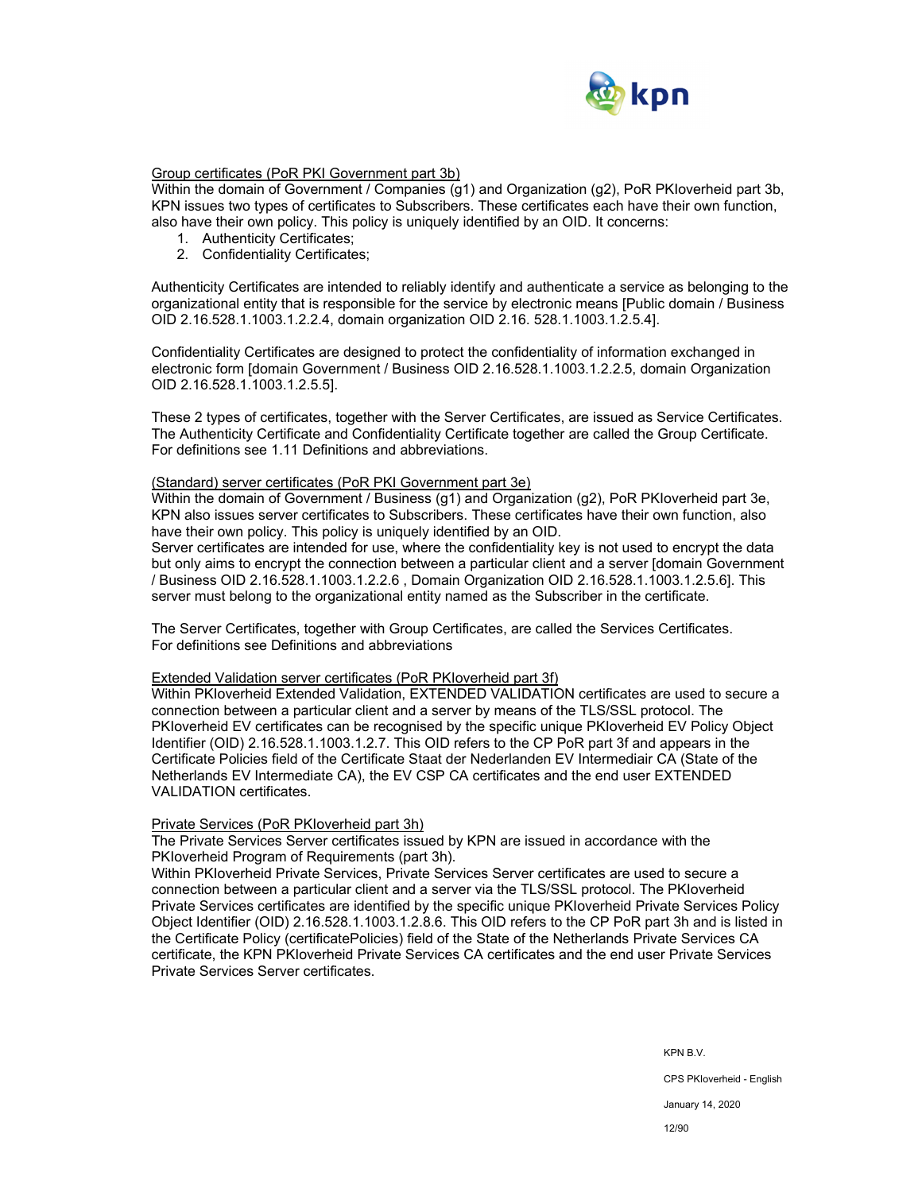Group certificates (PoR PKI Government part 3b)

Within the domain of Government / Companies (g1) and Organization (g2), PoR PKIoverheid part 3b, KPN issues two types of certificates to Subscribers. These certificates each have their own function, also have their own policy. This policy is uniquely identified by an OID. It concerns:

1. Authenticity Certificates;
2. Confidentiality Certificates;

Authenticity Certificates are intended to reliably identify and authenticate a service as belonging to the organizational entity that is responsible for the service by electronic means [Public domain / Business OID 2.16.528.1.1003.1.2.2.4, domain organization OID 2.16. 528.1.1003.1.2.5.4].

Confidentiality Certificates are designed to protect the confidentiality of information exchanged in electronic form [domain Government / Business OID 2.16.528.1.1003.1.2.2.5, domain Organization OID 2.16.528.1.1003.1.2.5.5].

These 2 types of certificates, together with the Server Certificates, are issued as Service Certificates. The Authenticity Certificate and Confidentiality Certificate together are called the Group Certificate. For definitions see 1.11 Definitions and abbreviations.

(Standard) server certificates (PoR PKI Government part 3e)

Within the domain of Government / Business (g1) and Organization (g2), PoR PKIoverheid part 3e, KPN also issues server certificates to Subscribers. These certificates have their own function, also have their own policy. This policy is uniquely identified by an OID.

Server certificates are intended for use, where the confidentiality key is not used to encrypt the data but only aims to encrypt the connection between a particular client and a server [domain Government / Business OID 2.16.528.1.1003.1.2.2.6 , Domain Organization OID 2.16.528.1.1003.1.2.5.6]. This server must belong to the organizational entity named as the Subscriber in the certificate.

The Server Certificates, together with Group Certificates, are called the Services Certificates. For definitions see Definitions and abbreviations

Extended Validation server certificates (PoR PKIoverheid part 3f)

Within PKIoverheid Extended Validation, EXTENDED VALIDATION certificates are used to secure a connection between a particular client and a server by means of the TLS/SSL protocol. The PKIoverheid EV certificates can be recognised by the specific unique PKIoverheid EV Policy Object Identifier (OID) 2.16.528.1.1003.1.2.7. This OID refers to the CP PoR part 3f and appears in the Certificate Policies field of the Certificate Staat der Nederlanden EV Intermediair CA (State of the Netherlands EV Intermediate CA), the EV CSP CA certificates and the end user EXTENDED VALIDATION certificates.

Private Services (PoR PKIoverheid part 3h)

The Private Services Server certificates issued by KPN are issued in accordance with the PKIoverheid Program of Requirements (part 3h).

Within PKIoverheid Private Services, Private Services Server certificates are used to secure a connection between a particular client and a server via the TLS/SSL protocol. The PKIoverheid Private Services certificates are identified by the specific unique PKIoverheid Private Services Policy Object Identifier (OID) 2.16.528.1.1003.1.2.8.6. This OID refers to the CP PoR part 3h and is listed in the Certificate Policy (certificatePolicies) field of the State of the Netherlands Private Services CA certificate, the KPN PKIoverheid Private Services CA certificates and the end user Private Services Private Services Server certificates.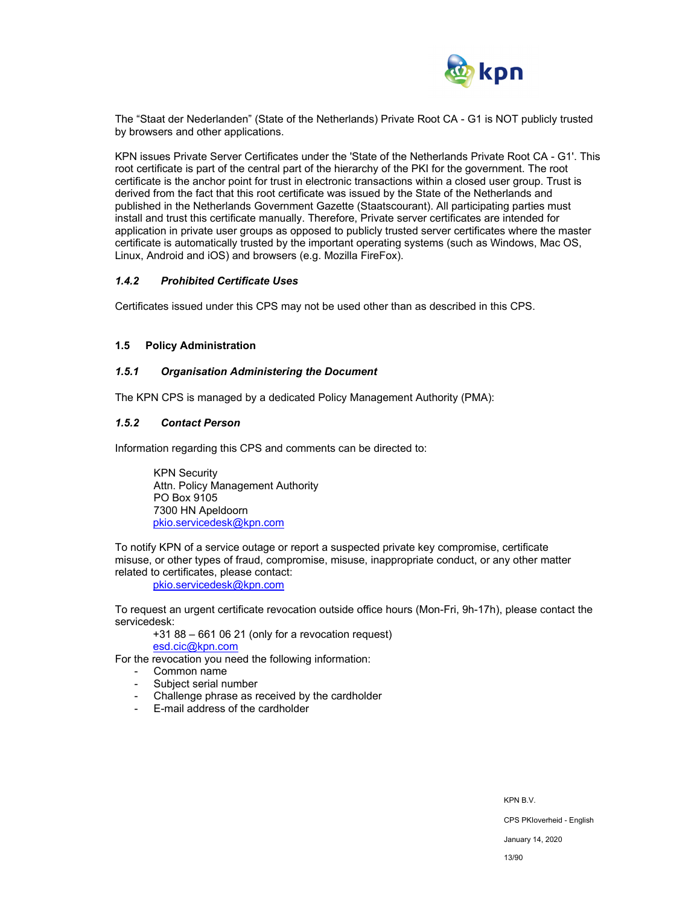The "Staat der Nederlanden" (State of the Netherlands) Private Root CA - G1 is NOT publicly trusted by browsers and other applications.

KPN issues Private Server Certificates under the 'State of the Netherlands Private Root CA - G1'. This root certificate is part of the central part of the hierarchy of the PKI for the government. The root certificate is the anchor point for trust in electronic transactions within a closed user group. Trust is derived from the fact that this root certificate was issued by the State of the Netherlands and published in the Netherlands Government Gazette (Staatscourant). All participating parties must install and trust this certificate manually. Therefore, Private server certificates are intended for application in private user groups as opposed to publicly trusted server certificates where the master certificate is automatically trusted by the important operating systems (such as Windows, Mac OS, Linux, Android and iOS) and browsers (e.g. Mozilla FireFox).

### *1.4.2 Prohibited Certificate Uses*

Certificates issued under this CPS may not be used other than as described in this CPS.

## 1.5 Policy Administration

### *1.5.1 Organisation Administering the Document*

The KPN CPS is managed by a dedicated Policy Management Authority (PMA):

### *1.5.2 Contact Person*

Information regarding this CPS and comments can be directed to:

> KPN Security
> Attn. Policy Management Authority
> PO Box 9105
> 7300 HN Apeldoorn
> pkio.servicedesk@kpn.com

To notify KPN of a service outage or report a suspected private key compromise, certificate misuse, or other types of fraud, compromise, misuse, inappropriate conduct, or any other matter related to certificates, please contact:

> pkio.servicedesk@kpn.com

To request an urgent certificate revocation outside office hours (Mon-Fri, 9h-17h), please contact the servicedesk:

> +31 88 – 661 06 21 (only for a revocation request)
> esd.cic@kpn.com

For the revocation you need the following information:

- Common name
- Subject serial number
- Challenge phrase as received by the cardholder
- E-mail address of the cardholder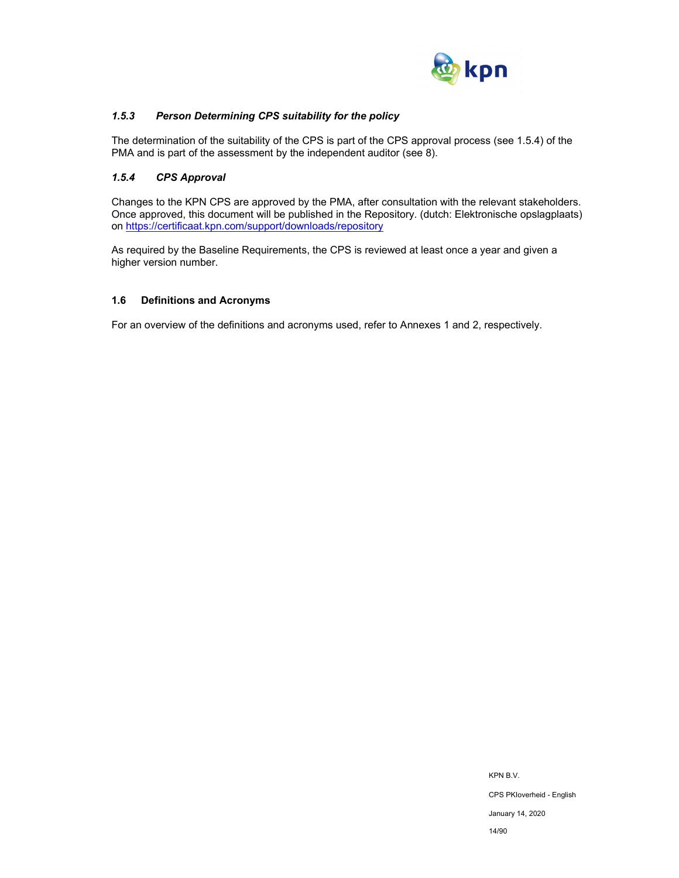### *1.5.3 Person Determining CPS suitability for the policy*

The determination of the suitability of the CPS is part of the CPS approval process (see 1.5.4) of the PMA and is part of the assessment by the independent auditor (see 8).

### *1.5.4 CPS Approval*

Changes to the KPN CPS are approved by the PMA, after consultation with the relevant stakeholders. Once approved, this document will be published in the Repository. (dutch: Elektronische opslagplaats) on [https://certificaat.kpn.com/support/downloads/repository](https://certificaat.kpn.com/support/downloads/repository)

As required by the Baseline Requirements, the CPS is reviewed at least once a year and given a higher version number.

## 1.6 Definitions and Acronyms

For an overview of the definitions and acronyms used, refer to Annexes 1 and 2, respectively.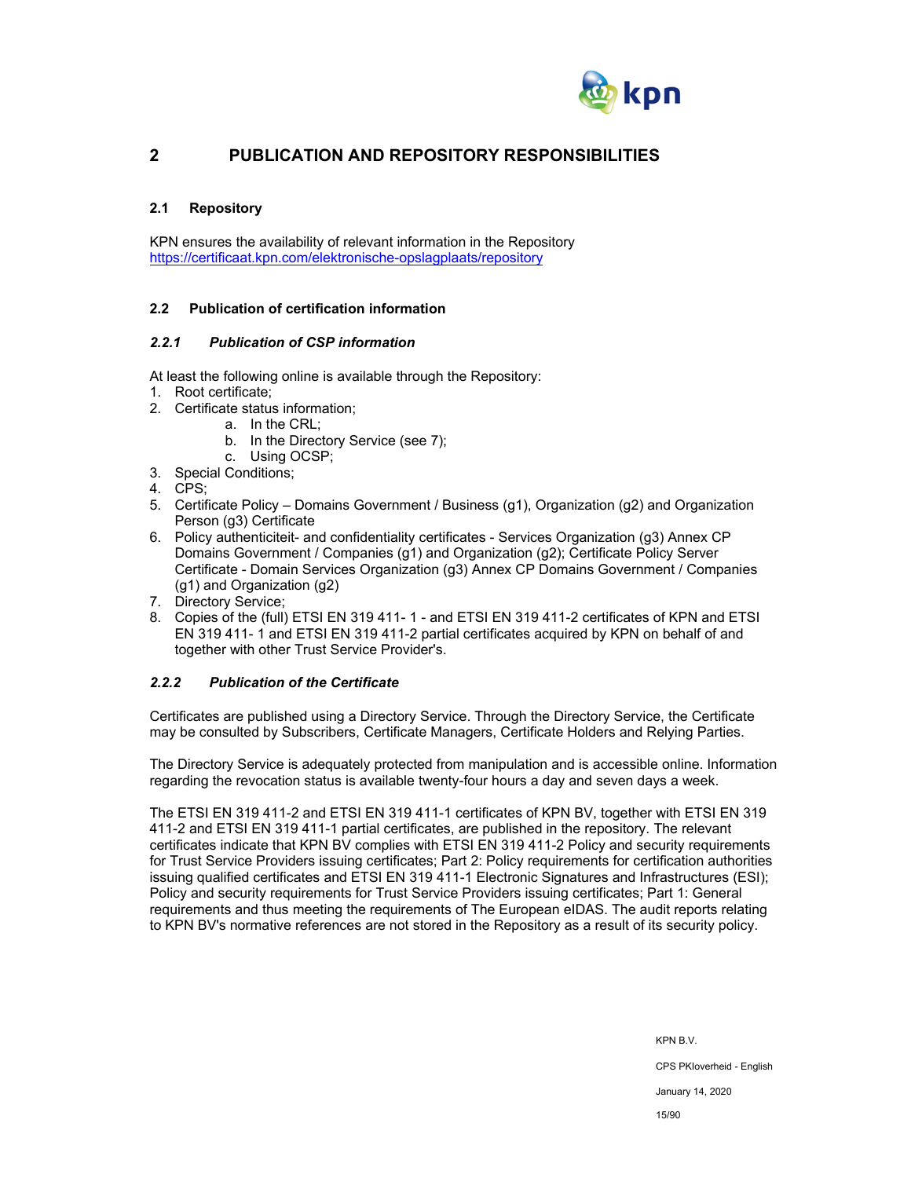# 2 PUBLICATION AND REPOSITORY RESPONSIBILITIES

## 2.1 Repository

KPN ensures the availability of relevant information in the Repository
https://certificaat.kpn.com/elektronische-opslagplaats/repository

## 2.2 Publication of certification information

### *2.2.1 Publication of CSP information*

At least the following online is available through the Repository:

1. Root certificate;
2. Certificate status information;
   a. In the CRL;
   b. In the Directory Service (see 7);
   c. Using OCSP;
3. Special Conditions;
4. CPS;
5. Certificate Policy – Domains Government / Business (g1), Organization (g2) and Organization Person (g3) Certificate
6. Policy authenticiteit- and confidentiality certificates - Services Organization (g3) Annex CP Domains Government / Companies (g1) and Organization (g2); Certificate Policy Server Certificate - Domain Services Organization (g3) Annex CP Domains Government / Companies (g1) and Organization (g2)
7. Directory Service;
8. Copies of the (full) ETSI EN 319 411- 1 - and ETSI EN 319 411-2 certificates of KPN and ETSI EN 319 411- 1 and ETSI EN 319 411-2 partial certificates acquired by KPN on behalf of and together with other Trust Service Provider's.

### *2.2.2 Publication of the Certificate*

Certificates are published using a Directory Service. Through the Directory Service, the Certificate may be consulted by Subscribers, Certificate Managers, Certificate Holders and Relying Parties.

The Directory Service is adequately protected from manipulation and is accessible online. Information regarding the revocation status is available twenty-four hours a day and seven days a week.

The ETSI EN 319 411-2 and ETSI EN 319 411-1 certificates of KPN BV, together with ETSI EN 319 411-2 and ETSI EN 319 411-1 partial certificates, are published in the repository. The relevant certificates indicate that KPN BV complies with ETSI EN 319 411-2 Policy and security requirements for Trust Service Providers issuing certificates; Part 2: Policy requirements for certification authorities issuing qualified certificates and ETSI EN 319 411-1 Electronic Signatures and Infrastructures (ESI); Policy and security requirements for Trust Service Providers issuing certificates; Part 1: General requirements and thus meeting the requirements of The European eIDAS. The audit reports relating to KPN BV's normative references are not stored in the Repository as a result of its security policy.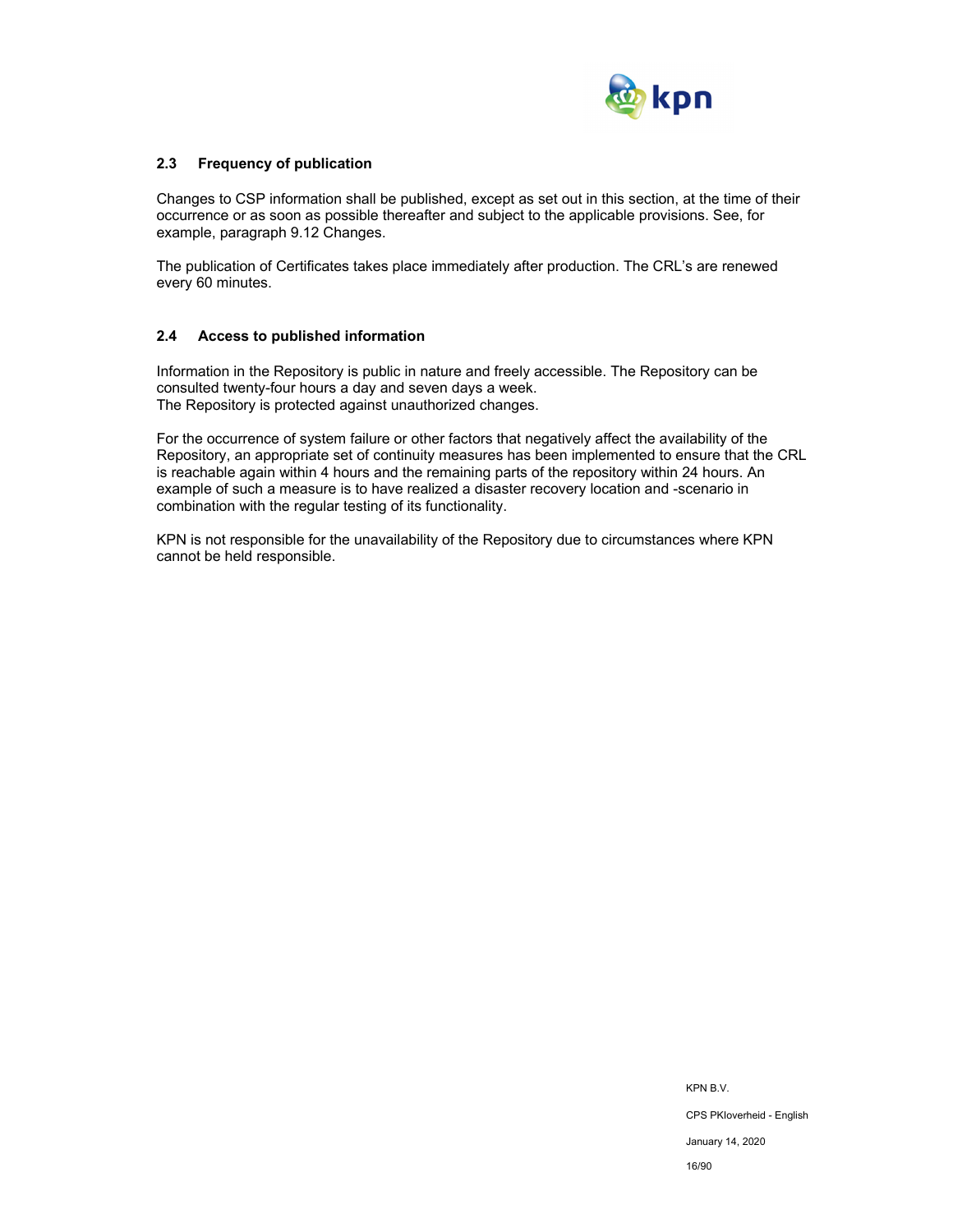### 2.3 Frequency of publication

Changes to CSP information shall be published, except as set out in this section, at the time of their occurrence or as soon as possible thereafter and subject to the applicable provisions. See, for example, paragraph 9.12 Changes.

The publication of Certificates takes place immediately after production. The CRL's are renewed every 60 minutes.

### 2.4 Access to published information

Information in the Repository is public in nature and freely accessible. The Repository can be consulted twenty-four hours a day and seven days a week.
The Repository is protected against unauthorized changes.

For the occurrence of system failure or other factors that negatively affect the availability of the Repository, an appropriate set of continuity measures has been implemented to ensure that the CRL is reachable again within 4 hours and the remaining parts of the repository within 24 hours. An example of such a measure is to have realized a disaster recovery location and -scenario in combination with the regular testing of its functionality.

KPN is not responsible for the unavailability of the Repository due to circumstances where KPN cannot be held responsible.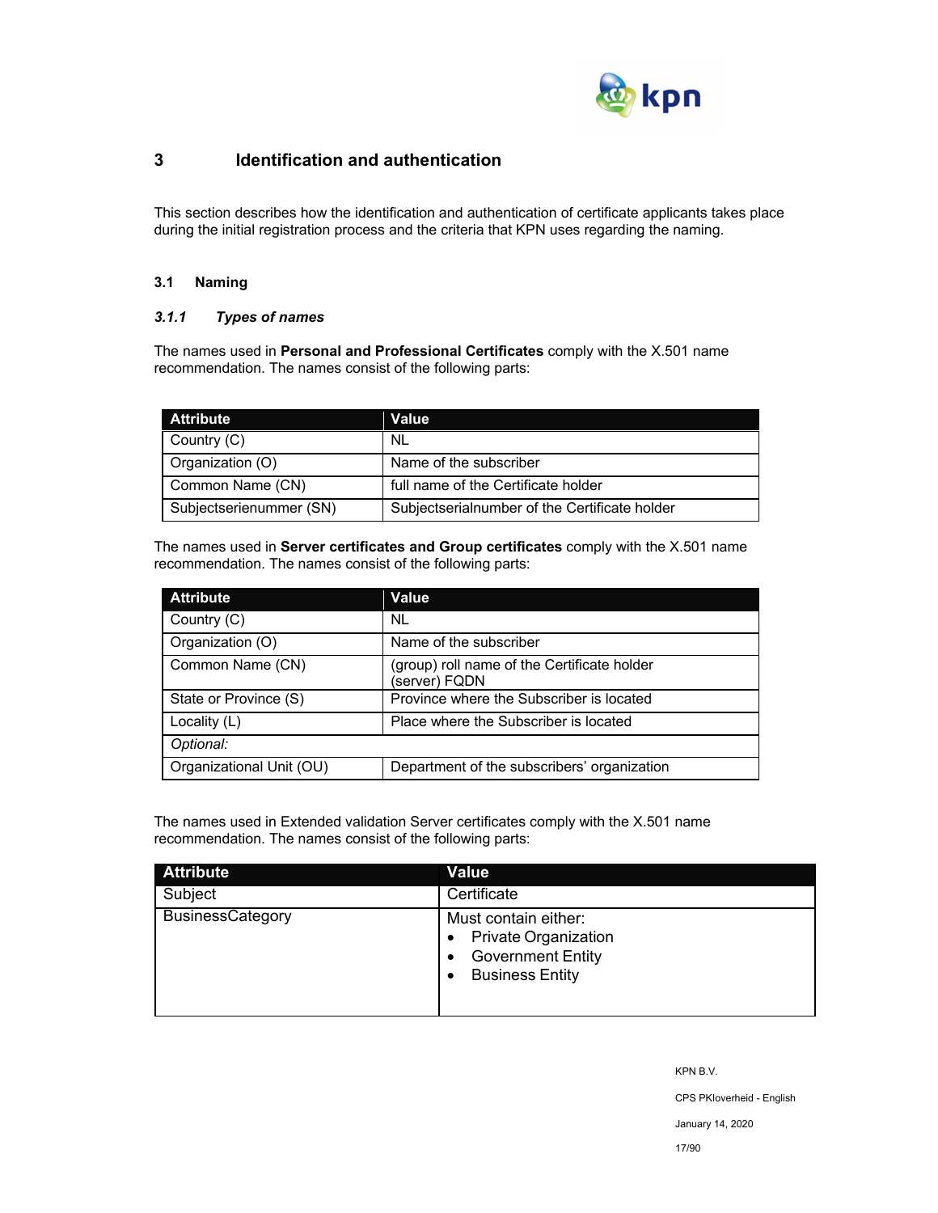# 3 Identification and authentication

This section describes how the identification and authentication of certificate applicants takes place during the initial registration process and the criteria that KPN uses regarding the naming.

## 3.1 Naming

### *3.1.1 Types of names*

The names used in **Personal and Professional Certificates** comply with the X.501 name recommendation. The names consist of the following parts:

| Attribute | Value |
|---|---|
| Country (C) | NL |
| Organization (O) | Name of the subscriber |
| Common Name (CN) | full name of the Certificate holder |
| Subjectserienummer (SN) | Subjectserialnumber of the Certificate holder |

The names used in **Server certificates and Group certificates** comply with the X.501 name recommendation. The names consist of the following parts:

| Attribute | Value |
|---|---|
| Country (C) | NL |
| Organization (O) | Name of the subscriber |
| Common Name (CN) | (group) roll name of the Certificate holder<br>(server) FQDN |
| State or Province (S) | Province where the Subscriber is located |
| Locality (L) | Place where the Subscriber is located |
| *Optional:* | |
| Organizational Unit (OU) | Department of the subscribers' organization |

The names used in Extended validation Server certificates comply with the X.501 name recommendation. The names consist of the following parts:

| Attribute | Value |
|---|---|
| Subject | Certificate |
| BusinessCategory | Must contain either:<br>• Private Organization<br>• Government Entity<br>• Business Entity |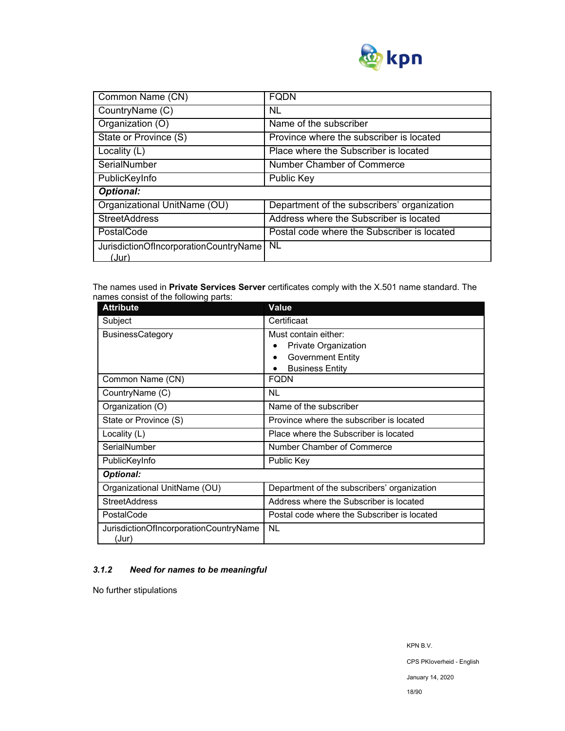| Common Name (CN) | FQDN |
|---|---|
| CountryName (C) | NL |
| Organization (O) | Name of the subscriber |
| State or Province (S) | Province where the subscriber is located |
| Locality (L) | Place where the Subscriber is located |
| SerialNumber | Number Chamber of Commerce |
| PublicKeyInfo | Public Key |
| ***Optional:*** | |
| Organizational UnitName (OU) | Department of the subscribers' organization |
| StreetAddress | Address where the Subscriber is located |
| PostalCode | Postal code where the Subscriber is located |
| JurisdictionOfIncorporationCountryName (Jur) | NL |

The names used in **Private Services Server** certificates comply with the X.501 name standard. The names consist of the following parts:

| Attribute | Value |
|---|---|
| Subject | Certificaat |
| BusinessCategory | Must contain either:<br>• Private Organization<br>• Government Entity<br>• Business Entity |
| Common Name (CN) | FQDN |
| CountryName (C) | NL |
| Organization (O) | Name of the subscriber |
| State or Province (S) | Province where the subscriber is located |
| Locality (L) | Place where the Subscriber is located |
| SerialNumber | Number Chamber of Commerce |
| PublicKeyInfo | Public Key |
| ***Optional:*** | |
| Organizational UnitName (OU) | Department of the subscribers' organization |
| StreetAddress | Address where the Subscriber is located |
| PostalCode | Postal code where the Subscriber is located |
| JurisdictionOfIncorporationCountryName (Jur) | NL |

### *3.1.2 Need for names to be meaningful*

No further stipulations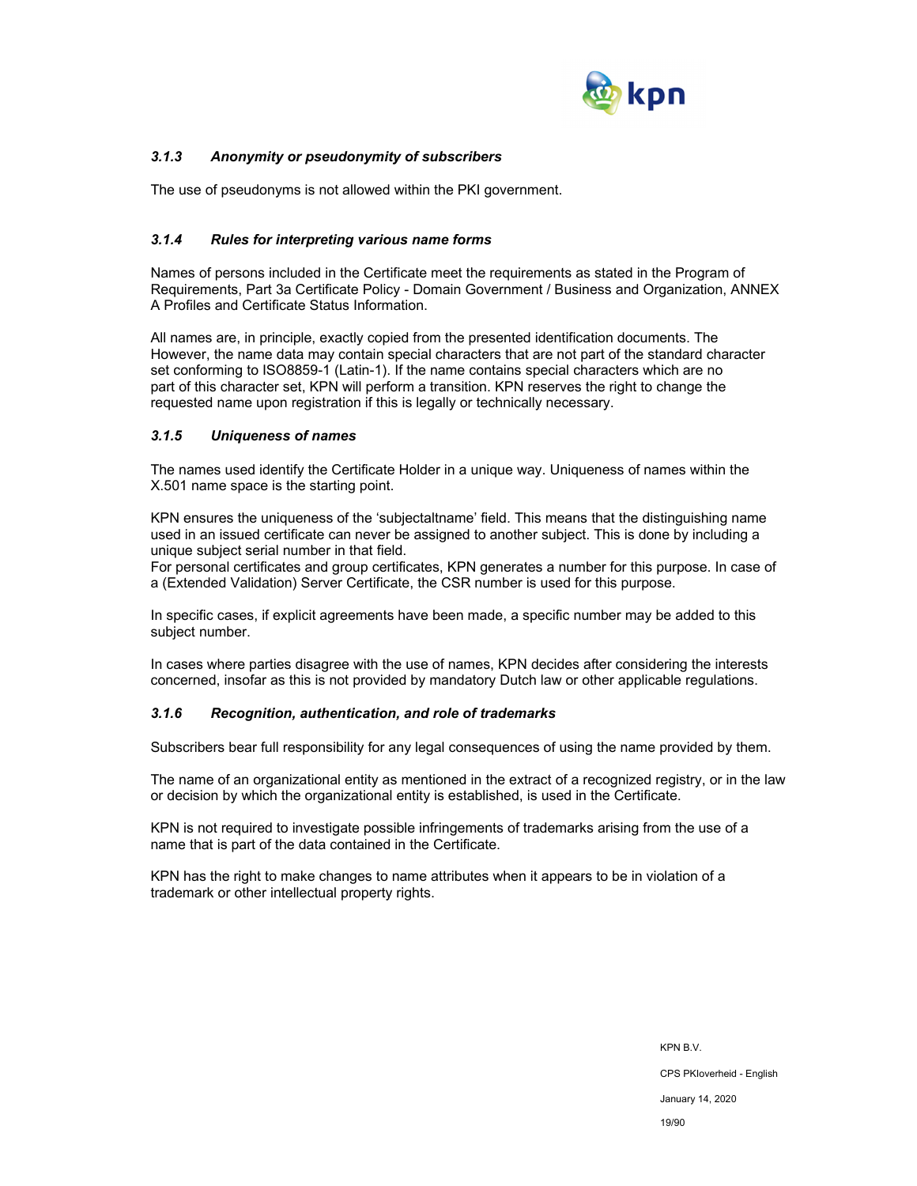### *3.1.3 Anonymity or pseudonymity of subscribers*

The use of pseudonyms is not allowed within the PKI government.

### *3.1.4 Rules for interpreting various name forms*

Names of persons included in the Certificate meet the requirements as stated in the Program of Requirements, Part 3a Certificate Policy - Domain Government / Business and Organization, ANNEX A Profiles and Certificate Status Information.

All names are, in principle, exactly copied from the presented identification documents. The However, the name data may contain special characters that are not part of the standard character set conforming to ISO8859-1 (Latin-1). If the name contains special characters which are no part of this character set, KPN will perform a transition. KPN reserves the right to change the requested name upon registration if this is legally or technically necessary.

### *3.1.5 Uniqueness of names*

The names used identify the Certificate Holder in a unique way. Uniqueness of names within the X.501 name space is the starting point.

KPN ensures the uniqueness of the 'subjectaltname' field. This means that the distinguishing name used in an issued certificate can never be assigned to another subject. This is done by including a unique subject serial number in that field.
For personal certificates and group certificates, KPN generates a number for this purpose. In case of a (Extended Validation) Server Certificate, the CSR number is used for this purpose.

In specific cases, if explicit agreements have been made, a specific number may be added to this subject number.

In cases where parties disagree with the use of names, KPN decides after considering the interests concerned, insofar as this is not provided by mandatory Dutch law or other applicable regulations.

### *3.1.6 Recognition, authentication, and role of trademarks*

Subscribers bear full responsibility for any legal consequences of using the name provided by them.

The name of an organizational entity as mentioned in the extract of a recognized registry, or in the law or decision by which the organizational entity is established, is used in the Certificate.

KPN is not required to investigate possible infringements of trademarks arising from the use of a name that is part of the data contained in the Certificate.

KPN has the right to make changes to name attributes when it appears to be in violation of a trademark or other intellectual property rights.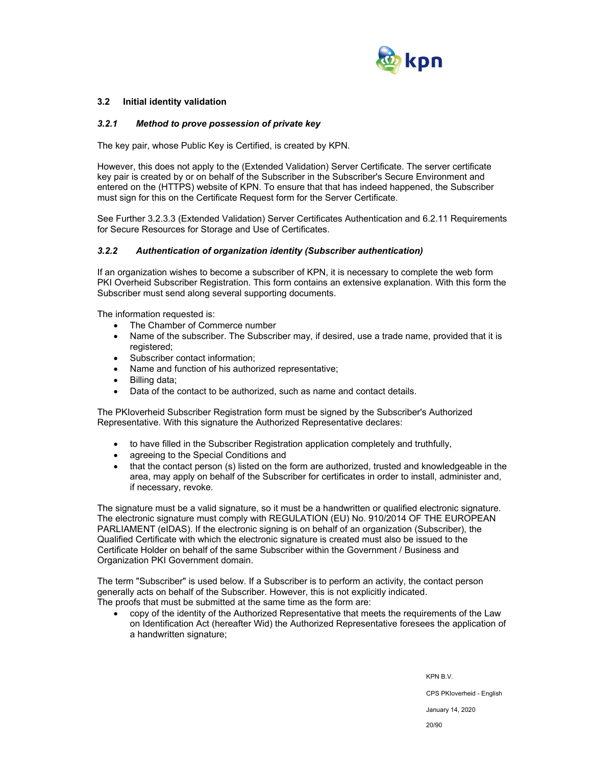## 3.2 Initial identity validation

### *3.2.1 Method to prove possession of private key*

The key pair, whose Public Key is Certified, is created by KPN.

However, this does not apply to the (Extended Validation) Server Certificate. The server certificate key pair is created by or on behalf of the Subscriber in the Subscriber's Secure Environment and entered on the (HTTPS) website of KPN. To ensure that that has indeed happened, the Subscriber must sign for this on the Certificate Request form for the Server Certificate.

See Further 3.2.3.3 (Extended Validation) Server Certificates Authentication and 6.2.11 Requirements for Secure Resources for Storage and Use of Certificates.

### *3.2.2 Authentication of organization identity (Subscriber authentication)*

If an organization wishes to become a subscriber of KPN, it is necessary to complete the web form PKI Overheid Subscriber Registration. This form contains an extensive explanation. With this form the Subscriber must send along several supporting documents.

The information requested is:

- The Chamber of Commerce number
- Name of the subscriber. The Subscriber may, if desired, use a trade name, provided that it is registered;
- Subscriber contact information;
- Name and function of his authorized representative;
- Billing data;
- Data of the contact to be authorized, such as name and contact details.

The PKIoverheid Subscriber Registration form must be signed by the Subscriber's Authorized Representative. With this signature the Authorized Representative declares:

- to have filled in the Subscriber Registration application completely and truthfully,
- agreeing to the Special Conditions and
- that the contact person (s) listed on the form are authorized, trusted and knowledgeable in the area, may apply on behalf of the Subscriber for certificates in order to install, administer and, if necessary, revoke.

The signature must be a valid signature, so it must be a handwritten or qualified electronic signature. The electronic signature must comply with REGULATION (EU) No. 910/2014 OF THE EUROPEAN PARLIAMENT (eIDAS). If the electronic signing is on behalf of an organization (Subscriber), the Qualified Certificate with which the electronic signature is created must also be issued to the Certificate Holder on behalf of the same Subscriber within the Government / Business and Organization PKI Government domain.

The term "Subscriber" is used below. If a Subscriber is to perform an activity, the contact person generally acts on behalf of the Subscriber. However, this is not explicitly indicated.
The proofs that must be submitted at the same time as the form are:

- copy of the identity of the Authorized Representative that meets the requirements of the Law on Identification Act (hereafter Wid) the Authorized Representative foresees the application of a handwritten signature;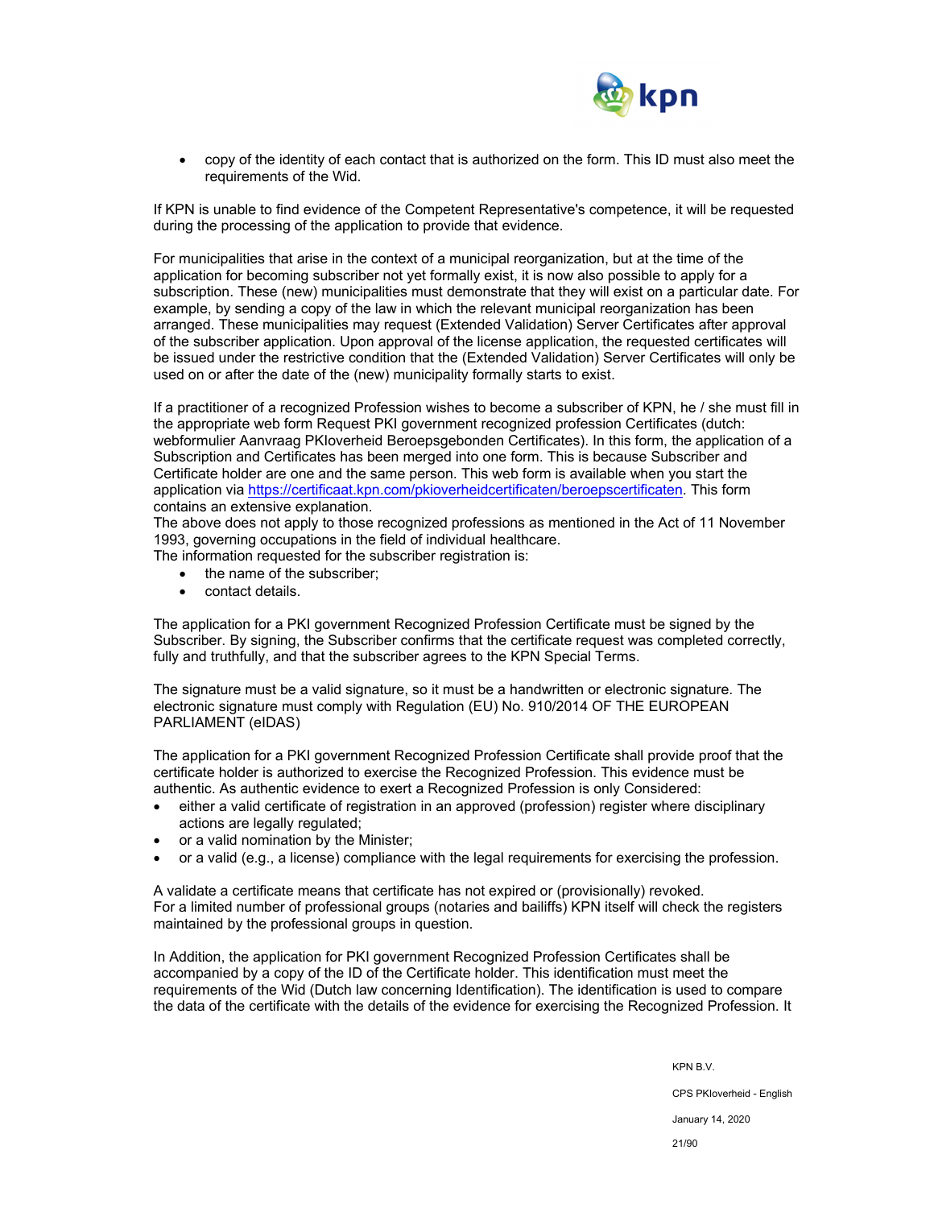- copy of the identity of each contact that is authorized on the form. This ID must also meet the requirements of the Wid.

If KPN is unable to find evidence of the Competent Representative's competence, it will be requested during the processing of the application to provide that evidence.

For municipalities that arise in the context of a municipal reorganization, but at the time of the application for becoming subscriber not yet formally exist, it is now also possible to apply for a subscription. These (new) municipalities must demonstrate that they will exist on a particular date. For example, by sending a copy of the law in which the relevant municipal reorganization has been arranged. These municipalities may request (Extended Validation) Server Certificates after approval of the subscriber application. Upon approval of the license application, the requested certificates will be issued under the restrictive condition that the (Extended Validation) Server Certificates will only be used on or after the date of the (new) municipality formally starts to exist.

If a practitioner of a recognized Profession wishes to become a subscriber of KPN, he / she must fill in the appropriate web form Request PKI government recognized profession Certificates (dutch: webformulier Aanvraag PKIoverheid Beroepsgebonden Certificates). In this form, the application of a Subscription and Certificates has been merged into one form. This is because Subscriber and Certificate holder are one and the same person. This web form is available when you start the application via https://certificaat.kpn.com/pkioverheidcertificaten/beroepscertificaten. This form contains an extensive explanation.
The above does not apply to those recognized professions as mentioned in the Act of 11 November 1993, governing occupations in the field of individual healthcare.
The information requested for the subscriber registration is:

- the name of the subscriber;
- contact details.

The application for a PKI government Recognized Profession Certificate must be signed by the Subscriber. By signing, the Subscriber confirms that the certificate request was completed correctly, fully and truthfully, and that the subscriber agrees to the KPN Special Terms.

The signature must be a valid signature, so it must be a handwritten or electronic signature. The electronic signature must comply with Regulation (EU) No. 910/2014 OF THE EUROPEAN PARLIAMENT (eIDAS)

The application for a PKI government Recognized Profession Certificate shall provide proof that the certificate holder is authorized to exercise the Recognized Profession. This evidence must be authentic. As authentic evidence to exert a Recognized Profession is only Considered:

- either a valid certificate of registration in an approved (profession) register where disciplinary actions are legally regulated;
- or a valid nomination by the Minister;
- or a valid (e.g., a license) compliance with the legal requirements for exercising the profession.

A validate a certificate means that certificate has not expired or (provisionally) revoked.
For a limited number of professional groups (notaries and bailiffs) KPN itself will check the registers maintained by the professional groups in question.

In Addition, the application for PKI government Recognized Profession Certificates shall be accompanied by a copy of the ID of the Certificate holder. This identification must meet the requirements of the Wid (Dutch law concerning Identification). The identification is used to compare the data of the certificate with the details of the evidence for exercising the Recognized Profession. It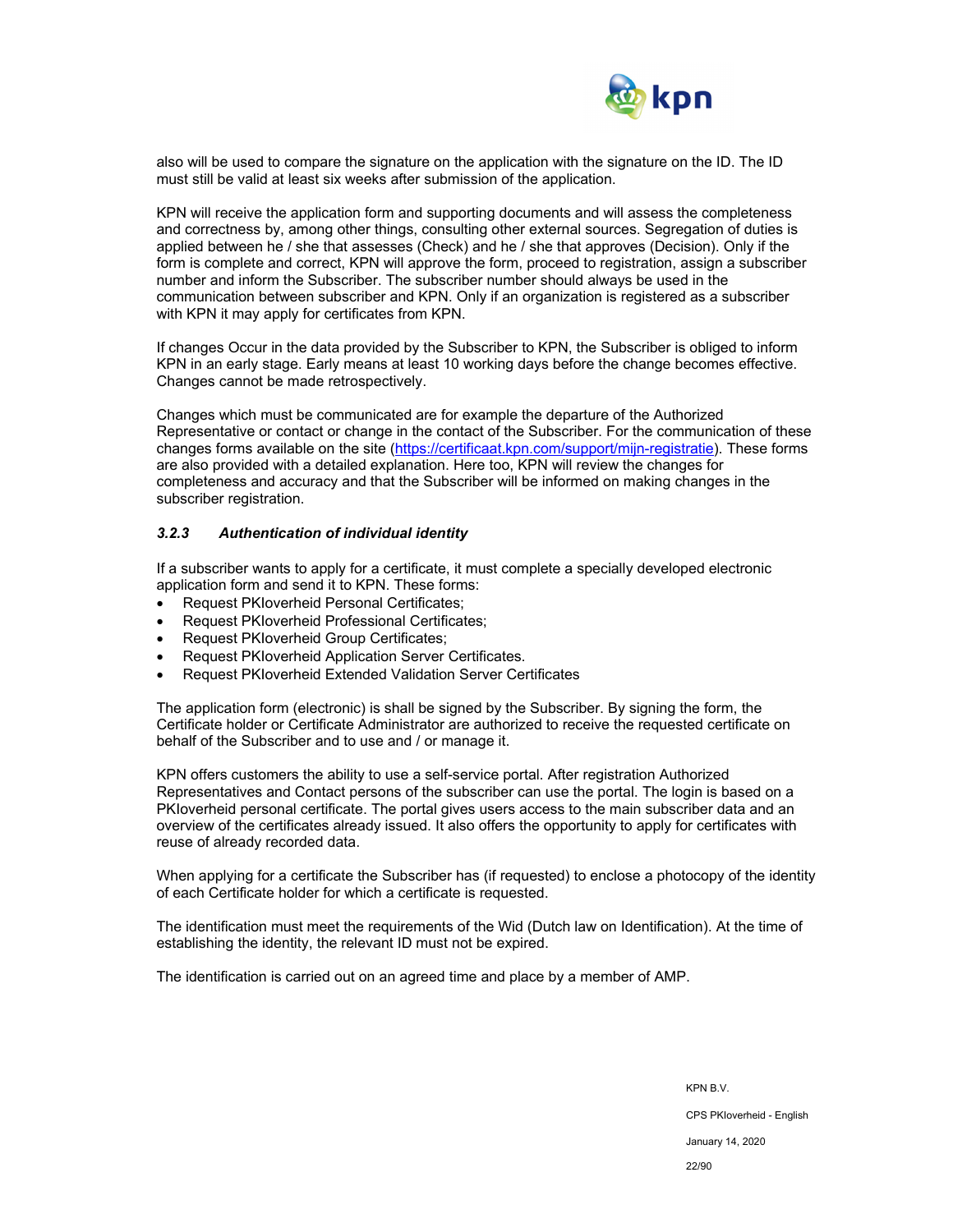also will be used to compare the signature on the application with the signature on the ID. The ID must still be valid at least six weeks after submission of the application.

KPN will receive the application form and supporting documents and will assess the completeness and correctness by, among other things, consulting other external sources. Segregation of duties is applied between he / she that assesses (Check) and he / she that approves (Decision). Only if the form is complete and correct, KPN will approve the form, proceed to registration, assign a subscriber number and inform the Subscriber. The subscriber number should always be used in the communication between subscriber and KPN. Only if an organization is registered as a subscriber with KPN it may apply for certificates from KPN.

If changes Occur in the data provided by the Subscriber to KPN, the Subscriber is obliged to inform KPN in an early stage. Early means at least 10 working days before the change becomes effective. Changes cannot be made retrospectively.

Changes which must be communicated are for example the departure of the Authorized Representative or contact or change in the contact of the Subscriber. For the communication of these changes forms available on the site (https://certificaat.kpn.com/support/mijn-registratie). These forms are also provided with a detailed explanation. Here too, KPN will review the changes for completeness and accuracy and that the Subscriber will be informed on making changes in the subscriber registration.

### *3.2.3 Authentication of individual identity*

If a subscriber wants to apply for a certificate, it must complete a specially developed electronic application form and send it to KPN. These forms:

- Request PKIoverheid Personal Certificates;
- Request PKIoverheid Professional Certificates;
- Request PKIoverheid Group Certificates;
- Request PKIoverheid Application Server Certificates.
- Request PKIoverheid Extended Validation Server Certificates

The application form (electronic) is shall be signed by the Subscriber. By signing the form, the Certificate holder or Certificate Administrator are authorized to receive the requested certificate on behalf of the Subscriber and to use and / or manage it.

KPN offers customers the ability to use a self-service portal. After registration Authorized Representatives and Contact persons of the subscriber can use the portal. The login is based on a PKIoverheid personal certificate. The portal gives users access to the main subscriber data and an overview of the certificates already issued. It also offers the opportunity to apply for certificates with reuse of already recorded data.

When applying for a certificate the Subscriber has (if requested) to enclose a photocopy of the identity of each Certificate holder for which a certificate is requested.

The identification must meet the requirements of the Wid (Dutch law on Identification). At the time of establishing the identity, the relevant ID must not be expired.

The identification is carried out on an agreed time and place by a member of AMP.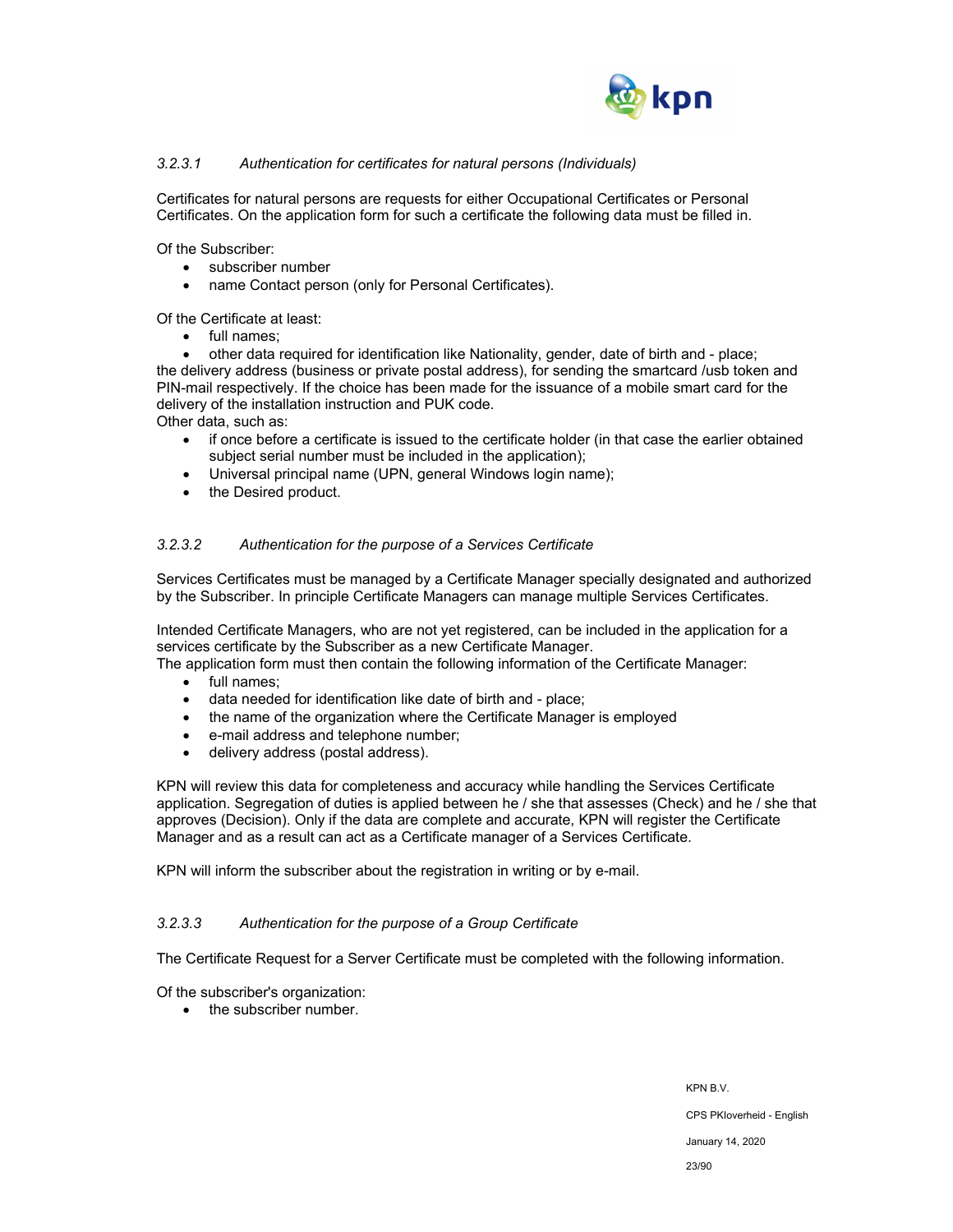#### *3.2.3.1 Authentication for certificates for natural persons (Individuals)*

Certificates for natural persons are requests for either Occupational Certificates or Personal Certificates. On the application form for such a certificate the following data must be filled in.

Of the Subscriber:

- subscriber number
- name Contact person (only for Personal Certificates).

Of the Certificate at least:

- full names;
- other data required for identification like Nationality, gender, date of birth and - place;

the delivery address (business or private postal address), for sending the smartcard /usb token and PIN-mail respectively. If the choice has been made for the issuance of a mobile smart card for the delivery of the installation instruction and PUK code.

Other data, such as:

- if once before a certificate is issued to the certificate holder (in that case the earlier obtained subject serial number must be included in the application);
- Universal principal name (UPN, general Windows login name);
- the Desired product.

#### *3.2.3.2 Authentication for the purpose of a Services Certificate*

Services Certificates must be managed by a Certificate Manager specially designated and authorized by the Subscriber. In principle Certificate Managers can manage multiple Services Certificates.

Intended Certificate Managers, who are not yet registered, can be included in the application for a services certificate by the Subscriber as a new Certificate Manager.

The application form must then contain the following information of the Certificate Manager:

- full names;
- data needed for identification like date of birth and - place;
- the name of the organization where the Certificate Manager is employed
- e-mail address and telephone number;
- delivery address (postal address).

KPN will review this data for completeness and accuracy while handling the Services Certificate application. Segregation of duties is applied between he / she that assesses (Check) and he / she that approves (Decision). Only if the data are complete and accurate, KPN will register the Certificate Manager and as a result can act as a Certificate manager of a Services Certificate.

KPN will inform the subscriber about the registration in writing or by e-mail.

#### *3.2.3.3 Authentication for the purpose of a Group Certificate*

The Certificate Request for a Server Certificate must be completed with the following information.

Of the subscriber's organization:

- the subscriber number.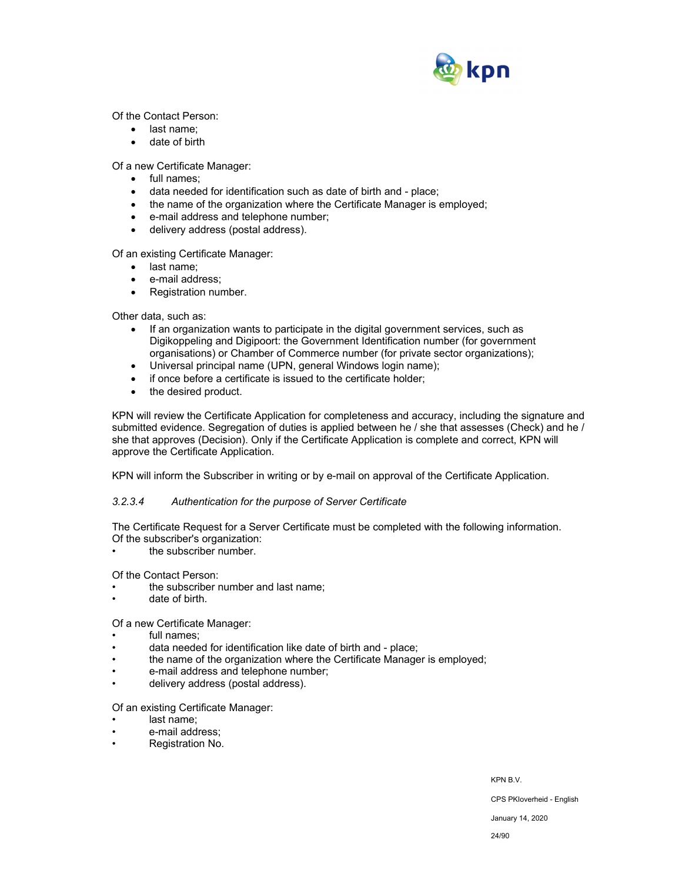Of the Contact Person:

- last name;
- date of birth

Of a new Certificate Manager:

- full names;
- data needed for identification such as date of birth and - place;
- the name of the organization where the Certificate Manager is employed;
- e-mail address and telephone number;
- delivery address (postal address).

Of an existing Certificate Manager:

- last name;
- e-mail address;
- Registration number.

Other data, such as:

- If an organization wants to participate in the digital government services, such as Digikoppeling and Digipoort: the Government Identification number (for government organisations) or Chamber of Commerce number (for private sector organizations);
- Universal principal name (UPN, general Windows login name);
- if once before a certificate is issued to the certificate holder;
- the desired product.

KPN will review the Certificate Application for completeness and accuracy, including the signature and submitted evidence. Segregation of duties is applied between he / she that assesses (Check) and he / she that approves (Decision). Only if the Certificate Application is complete and correct, KPN will approve the Certificate Application.

KPN will inform the Subscriber in writing or by e-mail on approval of the Certificate Application.

#### *3.2.3.4 Authentication for the purpose of Server Certificate*

The Certificate Request for a Server Certificate must be completed with the following information.
Of the subscriber's organization:

- the subscriber number.

Of the Contact Person:

- the subscriber number and last name;
- date of birth.

Of a new Certificate Manager:

- full names;
- data needed for identification like date of birth and - place;
- the name of the organization where the Certificate Manager is employed;
- e-mail address and telephone number;
- delivery address (postal address).

Of an existing Certificate Manager:

- last name;
- e-mail address;
- Registration No.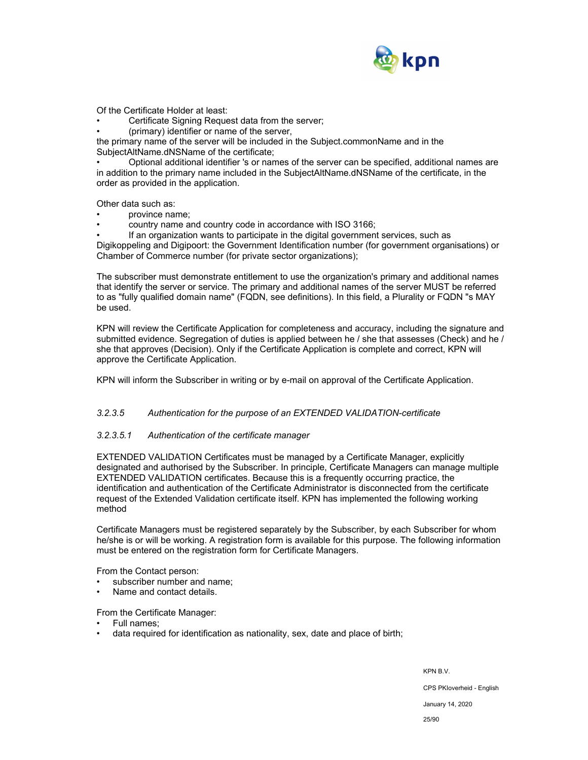Of the Certificate Holder at least:

- Certificate Signing Request data from the server;
- (primary) identifier or name of the server,

the primary name of the server will be included in the Subject.commonName and in the SubjectAltName.dNSName of the certificate;

- Optional additional identifier 's or names of the server can be specified, additional names are in addition to the primary name included in the SubjectAltName.dNSName of the certificate, in the order as provided in the application.

Other data such as:

- province name;
- country name and country code in accordance with ISO 3166;
- If an organization wants to participate in the digital government services, such as Digikoppeling and Digipoort: the Government Identification number (for government organisations) or Chamber of Commerce number (for private sector organizations);

The subscriber must demonstrate entitlement to use the organization's primary and additional names that identify the server or service. The primary and additional names of the server MUST be referred to as "fully qualified domain name" (FQDN, see definitions). In this field, a Plurality or FQDN "s MAY be used.

KPN will review the Certificate Application for completeness and accuracy, including the signature and submitted evidence. Segregation of duties is applied between he / she that assesses (Check) and he / she that approves (Decision). Only if the Certificate Application is complete and correct, KPN will approve the Certificate Application.

KPN will inform the Subscriber in writing or by e-mail on approval of the Certificate Application.

### *3.2.3.5 Authentication for the purpose of an EXTENDED VALIDATION-certificate*

#### *3.2.3.5.1 Authentication of the certificate manager*

EXTENDED VALIDATION Certificates must be managed by a Certificate Manager, explicitly designated and authorised by the Subscriber. In principle, Certificate Managers can manage multiple EXTENDED VALIDATION certificates. Because this is a frequently occurring practice, the identification and authentication of the Certificate Administrator is disconnected from the certificate request of the Extended Validation certificate itself. KPN has implemented the following working method

Certificate Managers must be registered separately by the Subscriber, by each Subscriber for whom he/she is or will be working. A registration form is available for this purpose. The following information must be entered on the registration form for Certificate Managers.

From the Contact person:

- subscriber number and name;
- Name and contact details.

From the Certificate Manager:

- Full names;
- data required for identification as nationality, sex, date and place of birth;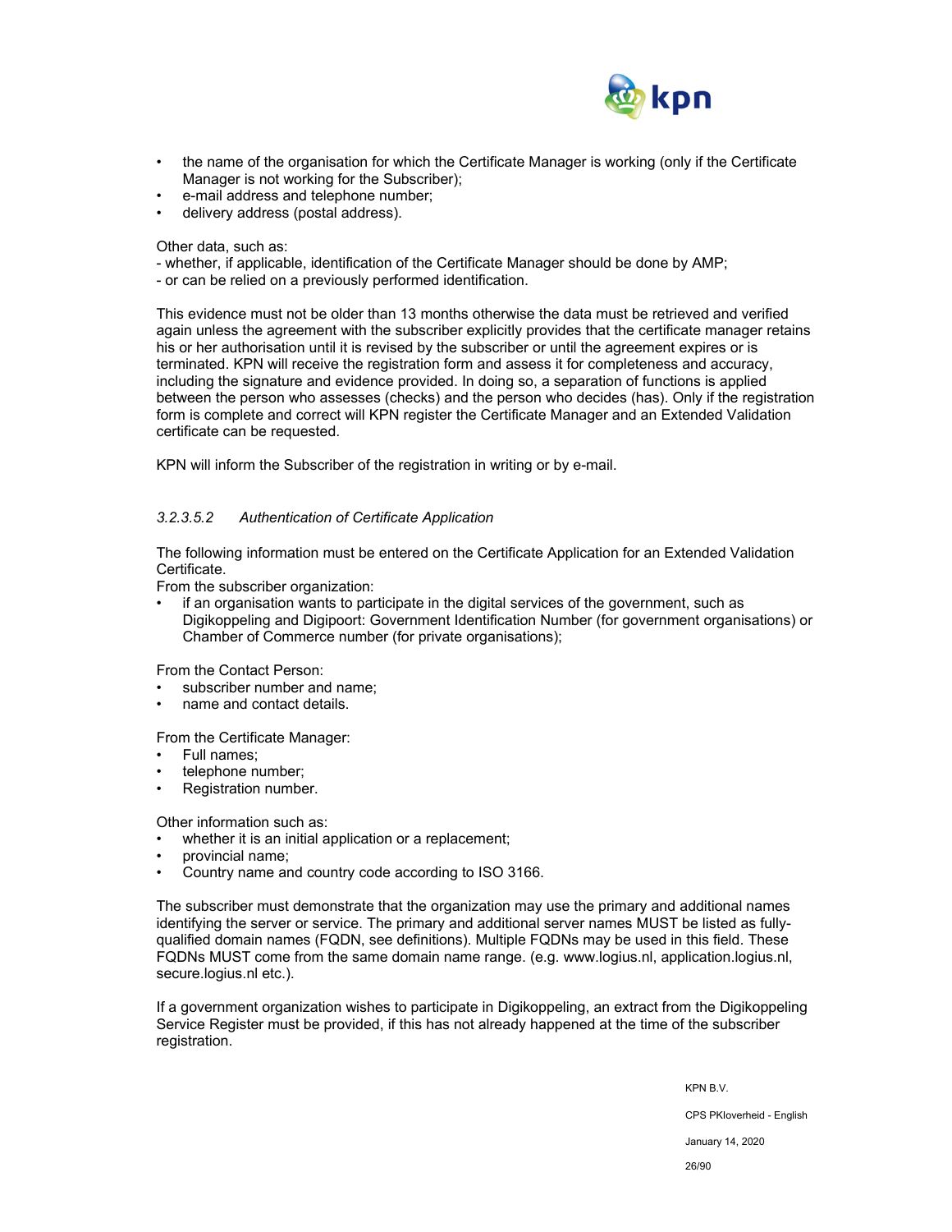- the name of the organisation for which the Certificate Manager is working (only if the Certificate Manager is not working for the Subscriber);
- e-mail address and telephone number;
- delivery address (postal address).

Other data, such as:
- whether, if applicable, identification of the Certificate Manager should be done by AMP;
- or can be relied on a previously performed identification.

This evidence must not be older than 13 months otherwise the data must be retrieved and verified again unless the agreement with the subscriber explicitly provides that the certificate manager retains his or her authorisation until it is revised by the subscriber or until the agreement expires or is terminated. KPN will receive the registration form and assess it for completeness and accuracy, including the signature and evidence provided. In doing so, a separation of functions is applied between the person who assesses (checks) and the person who decides (has). Only if the registration form is complete and correct will KPN register the Certificate Manager and an Extended Validation certificate can be requested.

KPN will inform the Subscriber of the registration in writing or by e-mail.

#### *3.2.3.5.2 Authentication of Certificate Application*

The following information must be entered on the Certificate Application for an Extended Validation Certificate.
From the subscriber organization:
- if an organisation wants to participate in the digital services of the government, such as Digikoppeling and Digipoort: Government Identification Number (for government organisations) or Chamber of Commerce number (for private organisations);

From the Contact Person:
- subscriber number and name;
- name and contact details.

From the Certificate Manager:
- Full names;
- telephone number;
- Registration number.

Other information such as:
- whether it is an initial application or a replacement;
- provincial name;
- Country name and country code according to ISO 3166.

The subscriber must demonstrate that the organization may use the primary and additional names identifying the server or service. The primary and additional server names MUST be listed as fully-qualified domain names (FQDN, see definitions). Multiple FQDNs may be used in this field. These FQDNs MUST come from the same domain name range. (e.g. www.logius.nl, application.logius.nl, secure.logius.nl etc.).

If a government organization wishes to participate in Digikoppeling, an extract from the Digikoppeling Service Register must be provided, if this has not already happened at the time of the subscriber registration.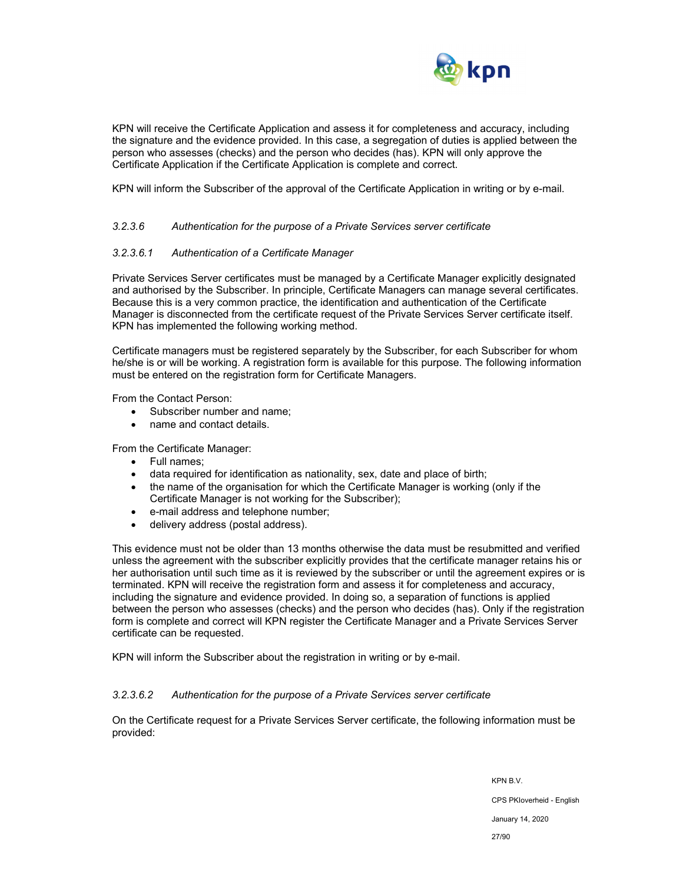KPN will receive the Certificate Application and assess it for completeness and accuracy, including the signature and the evidence provided. In this case, a segregation of duties is applied between the person who assesses (checks) and the person who decides (has). KPN will only approve the Certificate Application if the Certificate Application is complete and correct.

KPN will inform the Subscriber of the approval of the Certificate Application in writing or by e-mail.

#### *3.2.3.6 Authentication for the purpose of a Private Services server certificate*

##### *3.2.3.6.1 Authentication of a Certificate Manager*

Private Services Server certificates must be managed by a Certificate Manager explicitly designated and authorised by the Subscriber. In principle, Certificate Managers can manage several certificates. Because this is a very common practice, the identification and authentication of the Certificate Manager is disconnected from the certificate request of the Private Services Server certificate itself. KPN has implemented the following working method.

Certificate managers must be registered separately by the Subscriber, for each Subscriber for whom he/she is or will be working. A registration form is available for this purpose. The following information must be entered on the registration form for Certificate Managers.

From the Contact Person:

- Subscriber number and name;
- name and contact details.

From the Certificate Manager:

- Full names;
- data required for identification as nationality, sex, date and place of birth;
- the name of the organisation for which the Certificate Manager is working (only if the Certificate Manager is not working for the Subscriber);
- e-mail address and telephone number;
- delivery address (postal address).

This evidence must not be older than 13 months otherwise the data must be resubmitted and verified unless the agreement with the subscriber explicitly provides that the certificate manager retains his or her authorisation until such time as it is reviewed by the subscriber or until the agreement expires or is terminated. KPN will receive the registration form and assess it for completeness and accuracy, including the signature and evidence provided. In doing so, a separation of functions is applied between the person who assesses (checks) and the person who decides (has). Only if the registration form is complete and correct will KPN register the Certificate Manager and a Private Services Server certificate can be requested.

KPN will inform the Subscriber about the registration in writing or by e-mail.

##### *3.2.3.6.2 Authentication for the purpose of a Private Services server certificate*

On the Certificate request for a Private Services Server certificate, the following information must be provided: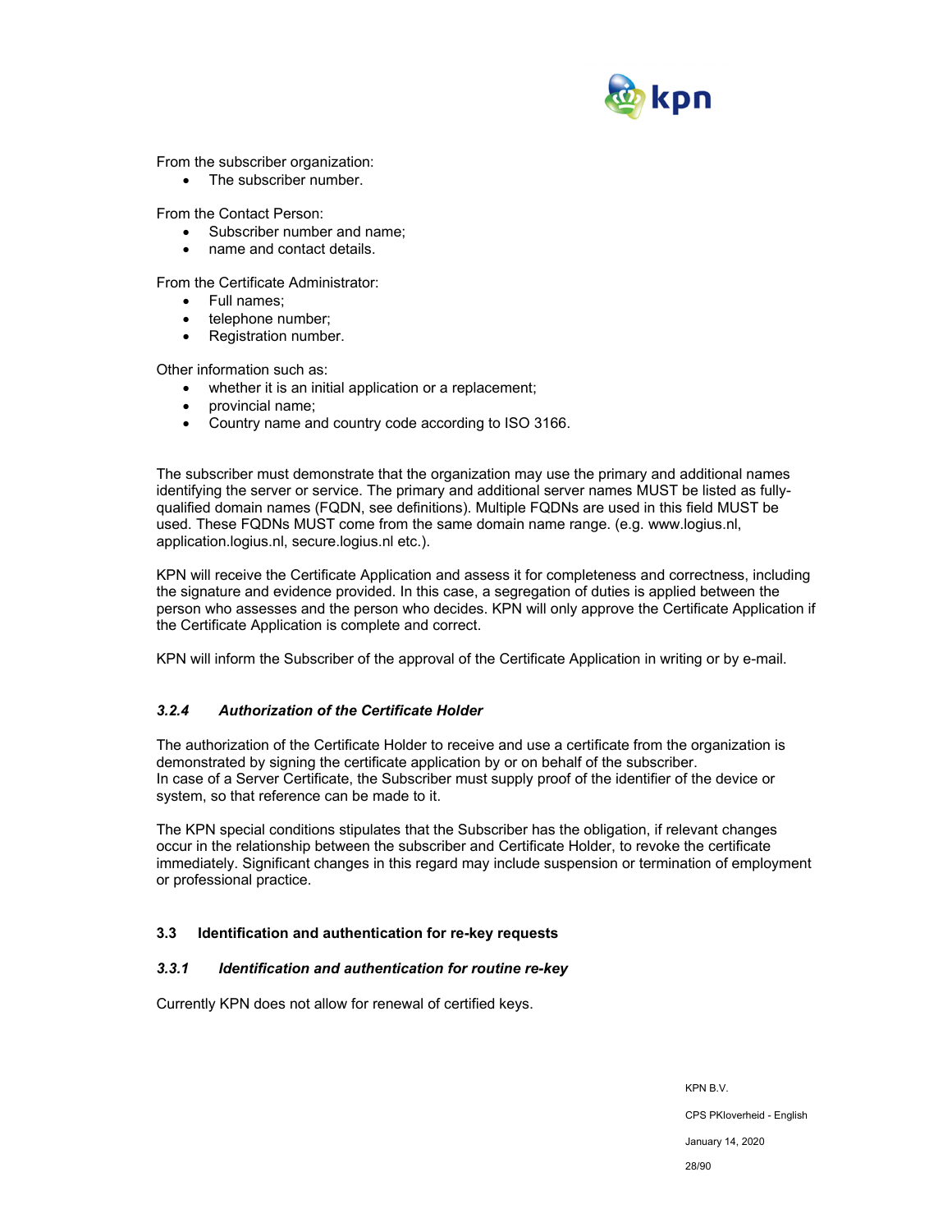From the subscriber organization:

- The subscriber number.

From the Contact Person:

- Subscriber number and name;
- name and contact details.

From the Certificate Administrator:

- Full names;
- telephone number;
- Registration number.

Other information such as:

- whether it is an initial application or a replacement;
- provincial name;
- Country name and country code according to ISO 3166.

The subscriber must demonstrate that the organization may use the primary and additional names identifying the server or service. The primary and additional server names MUST be listed as fully-qualified domain names (FQDN, see definitions). Multiple FQDNs are used in this field MUST be used. These FQDNs MUST come from the same domain name range. (e.g. www.logius.nl, application.logius.nl, secure.logius.nl etc.).

KPN will receive the Certificate Application and assess it for completeness and correctness, including the signature and evidence provided. In this case, a segregation of duties is applied between the person who assesses and the person who decides. KPN will only approve the Certificate Application if the Certificate Application is complete and correct.

KPN will inform the Subscriber of the approval of the Certificate Application in writing or by e-mail.

### *3.2.4 Authorization of the Certificate Holder*

The authorization of the Certificate Holder to receive and use a certificate from the organization is demonstrated by signing the certificate application by or on behalf of the subscriber.
In case of a Server Certificate, the Subscriber must supply proof of the identifier of the device or system, so that reference can be made to it.

The KPN special conditions stipulates that the Subscriber has the obligation, if relevant changes occur in the relationship between the subscriber and Certificate Holder, to revoke the certificate immediately. Significant changes in this regard may include suspension or termination of employment or professional practice.

## 3.3 Identification and authentication for re-key requests

### *3.3.1 Identification and authentication for routine re-key*

Currently KPN does not allow for renewal of certified keys.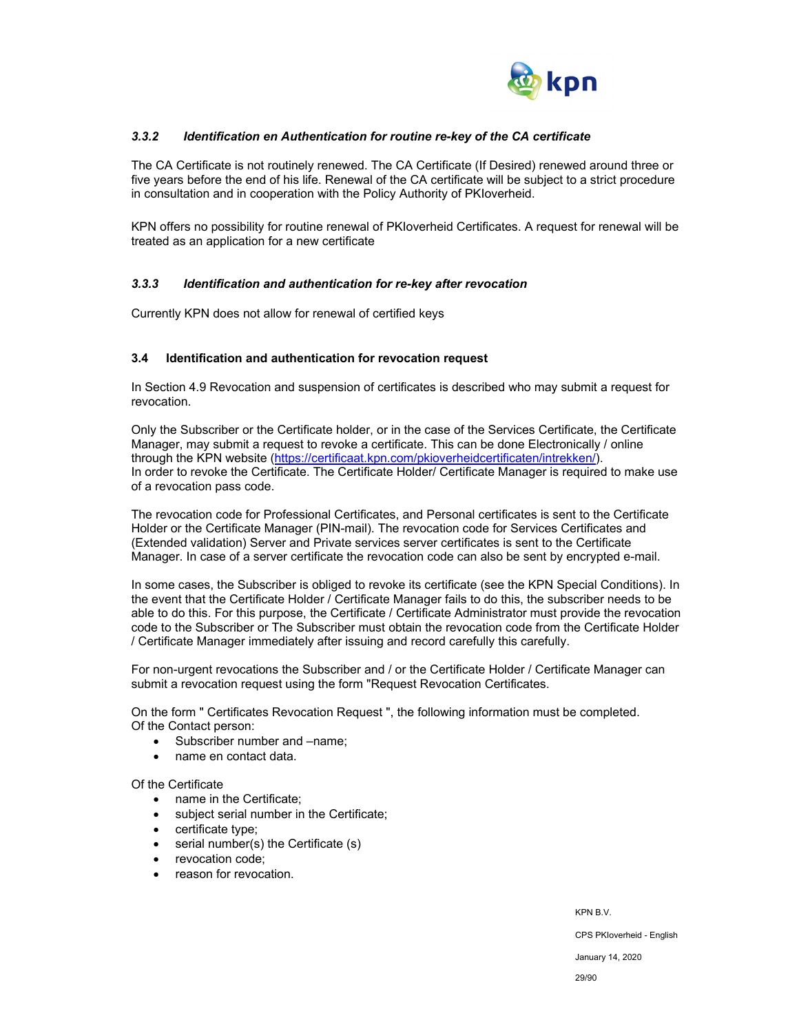### *3.3.2 Identification en Authentication for routine re-key of the CA certificate*

The CA Certificate is not routinely renewed. The CA Certificate (If Desired) renewed around three or five years before the end of his life. Renewal of the CA certificate will be subject to a strict procedure in consultation and in cooperation with the Policy Authority of PKIoverheid.

KPN offers no possibility for routine renewal of PKIoverheid Certificates. A request for renewal will be treated as an application for a new certificate

### *3.3.3 Identification and authentication for re-key after revocation*

Currently KPN does not allow for renewal of certified keys

## 3.4 Identification and authentication for revocation request

In Section 4.9 Revocation and suspension of certificates is described who may submit a request for revocation.

Only the Subscriber or the Certificate holder, or in the case of the Services Certificate, the Certificate Manager, may submit a request to revoke a certificate. This can be done Electronically / online through the KPN website (https://certificaat.kpn.com/pkioverheidcertificaten/intrekken/).
In order to revoke the Certificate. The Certificate Holder/ Certificate Manager is required to make use of a revocation pass code.

The revocation code for Professional Certificates, and Personal certificates is sent to the Certificate Holder or the Certificate Manager (PIN-mail). The revocation code for Services Certificates and (Extended validation) Server and Private services server certificates is sent to the Certificate Manager. In case of a server certificate the revocation code can also be sent by encrypted e-mail.

In some cases, the Subscriber is obliged to revoke its certificate (see the KPN Special Conditions). In the event that the Certificate Holder / Certificate Manager fails to do this, the subscriber needs to be able to do this. For this purpose, the Certificate / Certificate Administrator must provide the revocation code to the Subscriber or The Subscriber must obtain the revocation code from the Certificate Holder / Certificate Manager immediately after issuing and record carefully this carefully.

For non-urgent revocations the Subscriber and / or the Certificate Holder / Certificate Manager can submit a revocation request using the form "Request Revocation Certificates.

On the form " Certificates Revocation Request ", the following information must be completed.
Of the Contact person:

- Subscriber number and –name;
- name en contact data.

Of the Certificate

- name in the Certificate;
- subject serial number in the Certificate;
- certificate type;
- serial number(s) the Certificate (s)
- revocation code;
- reason for revocation.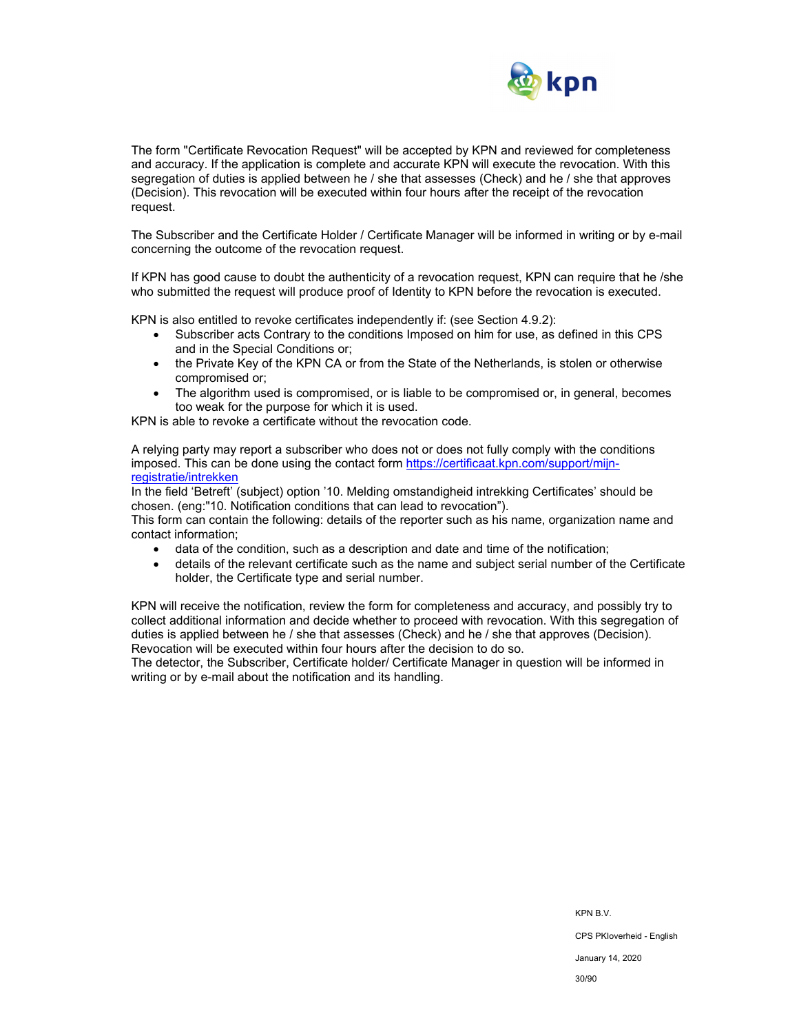The form "Certificate Revocation Request" will be accepted by KPN and reviewed for completeness and accuracy. If the application is complete and accurate KPN will execute the revocation. With this segregation of duties is applied between he / she that assesses (Check) and he / she that approves (Decision). This revocation will be executed within four hours after the receipt of the revocation request.

The Subscriber and the Certificate Holder / Certificate Manager will be informed in writing or by e-mail concerning the outcome of the revocation request.

If KPN has good cause to doubt the authenticity of a revocation request, KPN can require that he /she who submitted the request will produce proof of Identity to KPN before the revocation is executed.

KPN is also entitled to revoke certificates independently if: (see Section 4.9.2):

- Subscriber acts Contrary to the conditions Imposed on him for use, as defined in this CPS and in the Special Conditions or;
- the Private Key of the KPN CA or from the State of the Netherlands, is stolen or otherwise compromised or;
- The algorithm used is compromised, or is liable to be compromised or, in general, becomes too weak for the purpose for which it is used.

KPN is able to revoke a certificate without the revocation code.

A relying party may report a subscriber who does not or does not fully comply with the conditions imposed. This can be done using the contact form [https://certificaat.kpn.com/support/mijn-registratie/intrekken](https://certificaat.kpn.com/support/mijn-registratie/intrekken)

In the field 'Betreft' (subject) option '10. Melding omstandigheid intrekking Certificates' should be chosen. (eng:"10. Notification conditions that can lead to revocation").

This form can contain the following: details of the reporter such as his name, organization name and contact information;

- data of the condition, such as a description and date and time of the notification;
- details of the relevant certificate such as the name and subject serial number of the Certificate holder, the Certificate type and serial number.

KPN will receive the notification, review the form for completeness and accuracy, and possibly try to collect additional information and decide whether to proceed with revocation. With this segregation of duties is applied between he / she that assesses (Check) and he / she that approves (Decision). Revocation will be executed within four hours after the decision to do so.

The detector, the Subscriber, Certificate holder/ Certificate Manager in question will be informed in writing or by e-mail about the notification and its handling.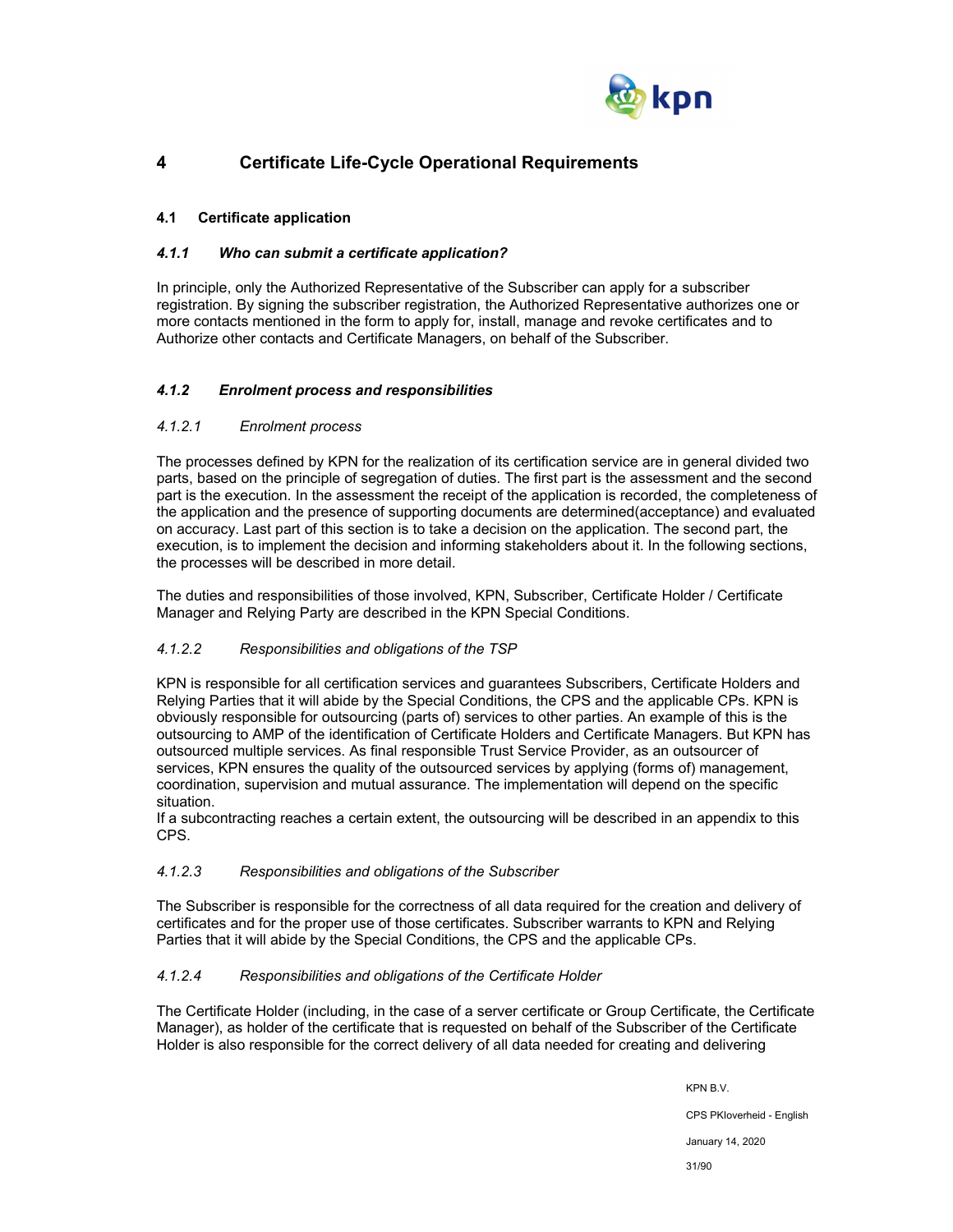# 4 Certificate Life-Cycle Operational Requirements

## 4.1 Certificate application

### *4.1.1 Who can submit a certificate application?*

In principle, only the Authorized Representative of the Subscriber can apply for a subscriber registration. By signing the subscriber registration, the Authorized Representative authorizes one or more contacts mentioned in the form to apply for, install, manage and revoke certificates and to Authorize other contacts and Certificate Managers, on behalf of the Subscriber.

### *4.1.2 Enrolment process and responsibilities*

#### *4.1.2.1 Enrolment process*

The processes defined by KPN for the realization of its certification service are in general divided two parts, based on the principle of segregation of duties. The first part is the assessment and the second part is the execution. In the assessment the receipt of the application is recorded, the completeness of the application and the presence of supporting documents are determined(acceptance) and evaluated on accuracy. Last part of this section is to take a decision on the application. The second part, the execution, is to implement the decision and informing stakeholders about it. In the following sections, the processes will be described in more detail.

The duties and responsibilities of those involved, KPN, Subscriber, Certificate Holder / Certificate Manager and Relying Party are described in the KPN Special Conditions.

#### *4.1.2.2 Responsibilities and obligations of the TSP*

KPN is responsible for all certification services and guarantees Subscribers, Certificate Holders and Relying Parties that it will abide by the Special Conditions, the CPS and the applicable CPs. KPN is obviously responsible for outsourcing (parts of) services to other parties. An example of this is the outsourcing to AMP of the identification of Certificate Holders and Certificate Managers. But KPN has outsourced multiple services. As final responsible Trust Service Provider, as an outsourcer of services, KPN ensures the quality of the outsourced services by applying (forms of) management, coordination, supervision and mutual assurance. The implementation will depend on the specific situation.
If a subcontracting reaches a certain extent, the outsourcing will be described in an appendix to this CPS.

#### *4.1.2.3 Responsibilities and obligations of the Subscriber*

The Subscriber is responsible for the correctness of all data required for the creation and delivery of certificates and for the proper use of those certificates. Subscriber warrants to KPN and Relying Parties that it will abide by the Special Conditions, the CPS and the applicable CPs.

#### *4.1.2.4 Responsibilities and obligations of the Certificate Holder*

The Certificate Holder (including, in the case of a server certificate or Group Certificate, the Certificate Manager), as holder of the certificate that is requested on behalf of the Subscriber of the Certificate Holder is also responsible for the correct delivery of all data needed for creating and delivering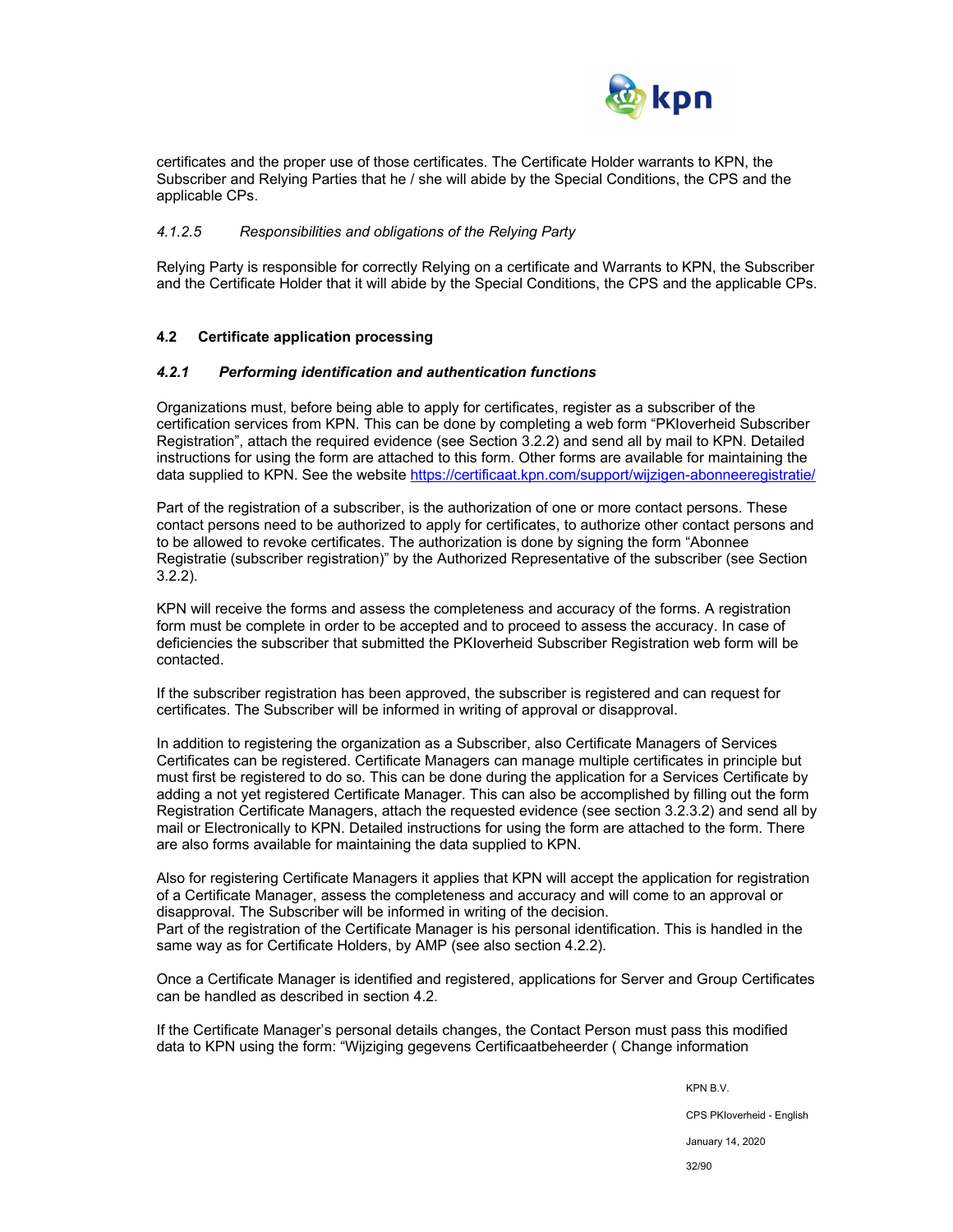certificates and the proper use of those certificates. The Certificate Holder warrants to KPN, the Subscriber and Relying Parties that he / she will abide by the Special Conditions, the CPS and the applicable CPs.

#### *4.1.2.5 Responsibilities and obligations of the Relying Party*

Relying Party is responsible for correctly Relying on a certificate and Warrants to KPN, the Subscriber and the Certificate Holder that it will abide by the Special Conditions, the CPS and the applicable CPs.

## 4.2 Certificate application processing

### *4.2.1 Performing identification and authentication functions*

Organizations must, before being able to apply for certificates, register as a subscriber of the certification services from KPN. This can be done by completing a web form "PKIoverheid Subscriber Registration", attach the required evidence (see Section 3.2.2) and send all by mail to KPN. Detailed instructions for using the form are attached to this form. Other forms are available for maintaining the data supplied to KPN. See the website [https://certificaat.kpn.com/support/wijzigen-abonneeregistratie/](https://certificaat.kpn.com/support/wijzigen-abonneeregistratie/)

Part of the registration of a subscriber, is the authorization of one or more contact persons. These contact persons need to be authorized to apply for certificates, to authorize other contact persons and to be allowed to revoke certificates. The authorization is done by signing the form "Abonnee Registratie (subscriber registration)" by the Authorized Representative of the subscriber (see Section 3.2.2).

KPN will receive the forms and assess the completeness and accuracy of the forms. A registration form must be complete in order to be accepted and to proceed to assess the accuracy. In case of deficiencies the subscriber that submitted the PKIoverheid Subscriber Registration web form will be contacted.

If the subscriber registration has been approved, the subscriber is registered and can request for certificates. The Subscriber will be informed in writing of approval or disapproval.

In addition to registering the organization as a Subscriber, also Certificate Managers of Services Certificates can be registered. Certificate Managers can manage multiple certificates in principle but must first be registered to do so. This can be done during the application for a Services Certificate by adding a not yet registered Certificate Manager. This can also be accomplished by filling out the form Registration Certificate Managers, attach the requested evidence (see section 3.2.3.2) and send all by mail or Electronically to KPN. Detailed instructions for using the form are attached to the form. There are also forms available for maintaining the data supplied to KPN.

Also for registering Certificate Managers it applies that KPN will accept the application for registration of a Certificate Manager, assess the completeness and accuracy and will come to an approval or disapproval. The Subscriber will be informed in writing of the decision.
Part of the registration of the Certificate Manager is his personal identification. This is handled in the same way as for Certificate Holders, by AMP (see also section 4.2.2).

Once a Certificate Manager is identified and registered, applications for Server and Group Certificates can be handled as described in section 4.2.

If the Certificate Manager's personal details changes, the Contact Person must pass this modified data to KPN using the form: "Wijziging gegevens Certificaatbeheerder ( Change information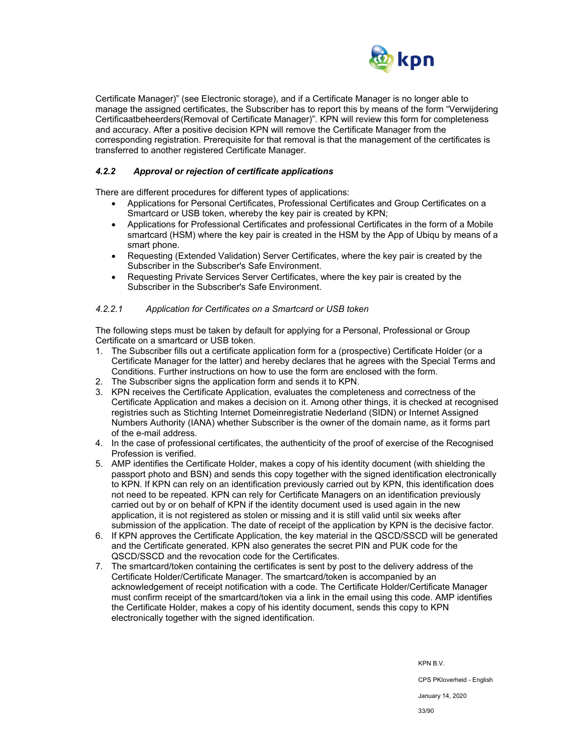Certificate Manager)" (see Electronic storage), and if a Certificate Manager is no longer able to manage the assigned certificates, the Subscriber has to report this by means of the form "Verwijdering Certificaatbeheerders(Removal of Certificate Manager)". KPN will review this form for completeness and accuracy. After a positive decision KPN will remove the Certificate Manager from the corresponding registration. Prerequisite for that removal is that the management of the certificates is transferred to another registered Certificate Manager.

### *4.2.2 Approval or rejection of certificate applications*

There are different procedures for different types of applications:

- Applications for Personal Certificates, Professional Certificates and Group Certificates on a Smartcard or USB token, whereby the key pair is created by KPN;
- Applications for Professional Certificates and professional Certificates in the form of a Mobile smartcard (HSM) where the key pair is created in the HSM by the App of Ubiqu by means of a smart phone.
- Requesting (Extended Validation) Server Certificates, where the key pair is created by the Subscriber in the Subscriber's Safe Environment.
- Requesting Private Services Server Certificates, where the key pair is created by the Subscriber in the Subscriber's Safe Environment.

#### *4.2.2.1 Application for Certificates on a Smartcard or USB token*

The following steps must be taken by default for applying for a Personal, Professional or Group Certificate on a smartcard or USB token.

1. The Subscriber fills out a certificate application form for a (prospective) Certificate Holder (or a Certificate Manager for the latter) and hereby declares that he agrees with the Special Terms and Conditions. Further instructions on how to use the form are enclosed with the form.
2. The Subscriber signs the application form and sends it to KPN.
3. KPN receives the Certificate Application, evaluates the completeness and correctness of the Certificate Application and makes a decision on it. Among other things, it is checked at recognised registries such as Stichting Internet Domeinregistratie Nederland (SIDN) or Internet Assigned Numbers Authority (IANA) whether Subscriber is the owner of the domain name, as it forms part of the e-mail address.
4. In the case of professional certificates, the authenticity of the proof of exercise of the Recognised Profession is verified.
5. AMP identifies the Certificate Holder, makes a copy of his identity document (with shielding the passport photo and BSN) and sends this copy together with the signed identification electronically to KPN. If KPN can rely on an identification previously carried out by KPN, this identification does not need to be repeated. KPN can rely for Certificate Managers on an identification previously carried out by or on behalf of KPN if the identity document used is used again in the new application, it is not registered as stolen or missing and it is still valid until six weeks after submission of the application. The date of receipt of the application by KPN is the decisive factor.
6. If KPN approves the Certificate Application, the key material in the QSCD/SSCD will be generated and the Certificate generated. KPN also generates the secret PIN and PUK code for the QSCD/SSCD and the revocation code for the Certificates.
7. The smartcard/token containing the certificates is sent by post to the delivery address of the Certificate Holder/Certificate Manager. The smartcard/token is accompanied by an acknowledgement of receipt notification with a code. The Certificate Holder/Certificate Manager must confirm receipt of the smartcard/token via a link in the email using this code. AMP identifies the Certificate Holder, makes a copy of his identity document, sends this copy to KPN electronically together with the signed identification.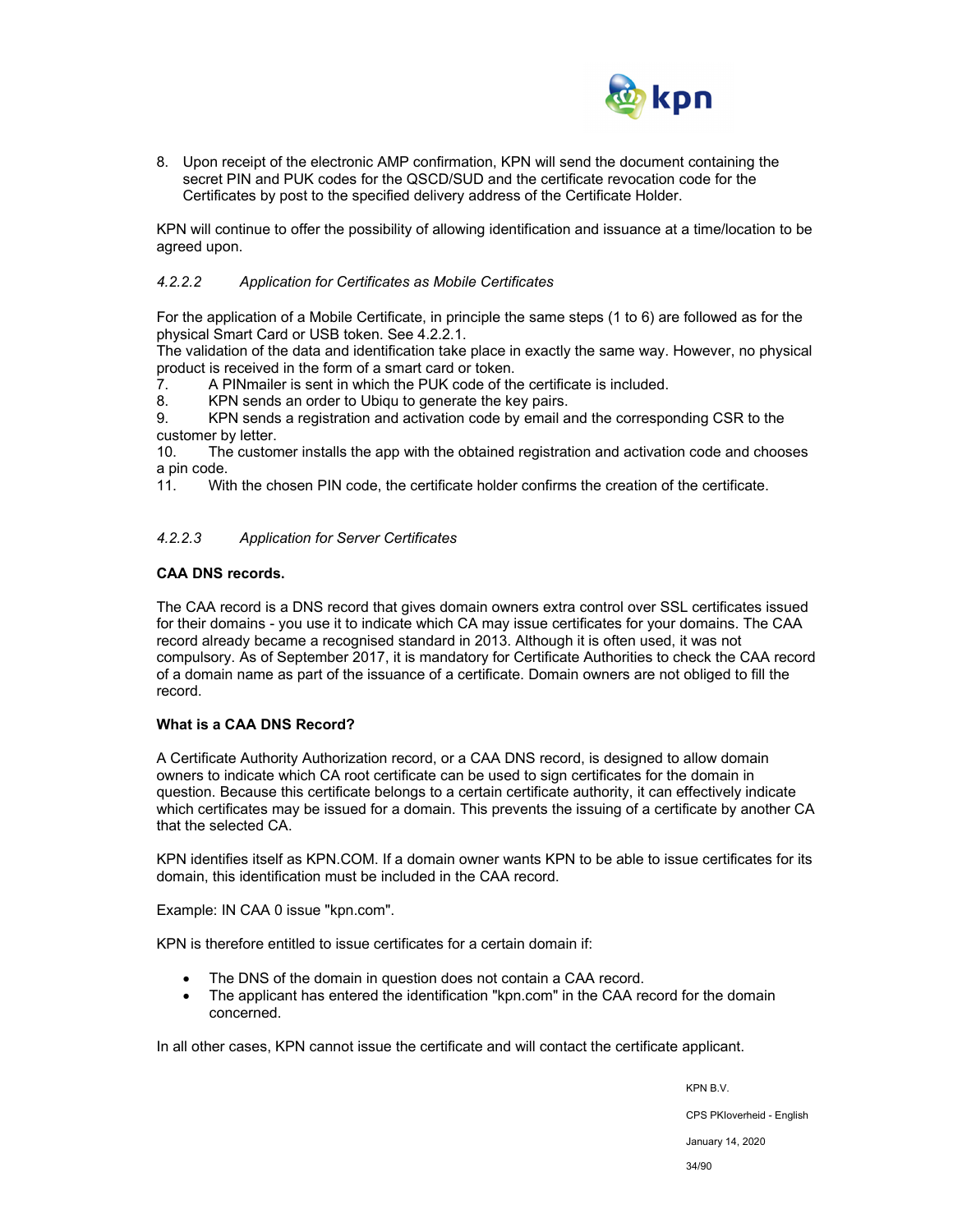8. Upon receipt of the electronic AMP confirmation, KPN will send the document containing the secret PIN and PUK codes for the QSCD/SUD and the certificate revocation code for the Certificates by post to the specified delivery address of the Certificate Holder.

KPN will continue to offer the possibility of allowing identification and issuance at a time/location to be agreed upon.

#### *4.2.2.2 Application for Certificates as Mobile Certificates*

For the application of a Mobile Certificate, in principle the same steps (1 to 6) are followed as for the physical Smart Card or USB token. See 4.2.2.1.
The validation of the data and identification take place in exactly the same way. However, no physical product is received in the form of a smart card or token.

7. A PINmailer is sent in which the PUK code of the certificate is included.
8. KPN sends an order to Ubiqu to generate the key pairs.
9. KPN sends a registration and activation code by email and the corresponding CSR to the customer by letter.
10. The customer installs the app with the obtained registration and activation code and chooses a pin code.
11. With the chosen PIN code, the certificate holder confirms the creation of the certificate.

#### *4.2.2.3 Application for Server Certificates*

**CAA DNS records.**

The CAA record is a DNS record that gives domain owners extra control over SSL certificates issued for their domains - you use it to indicate which CA may issue certificates for your domains. The CAA record already became a recognised standard in 2013. Although it is often used, it was not compulsory. As of September 2017, it is mandatory for Certificate Authorities to check the CAA record of a domain name as part of the issuance of a certificate. Domain owners are not obliged to fill the record.

**What is a CAA DNS Record?**

A Certificate Authority Authorization record, or a CAA DNS record, is designed to allow domain owners to indicate which CA root certificate can be used to sign certificates for the domain in question. Because this certificate belongs to a certain certificate authority, it can effectively indicate which certificates may be issued for a domain. This prevents the issuing of a certificate by another CA that the selected CA.

KPN identifies itself as KPN.COM. If a domain owner wants KPN to be able to issue certificates for its domain, this identification must be included in the CAA record.

Example: IN CAA 0 issue "kpn.com".

KPN is therefore entitled to issue certificates for a certain domain if:

- The DNS of the domain in question does not contain a CAA record.
- The applicant has entered the identification "kpn.com" in the CAA record for the domain concerned.

In all other cases, KPN cannot issue the certificate and will contact the certificate applicant.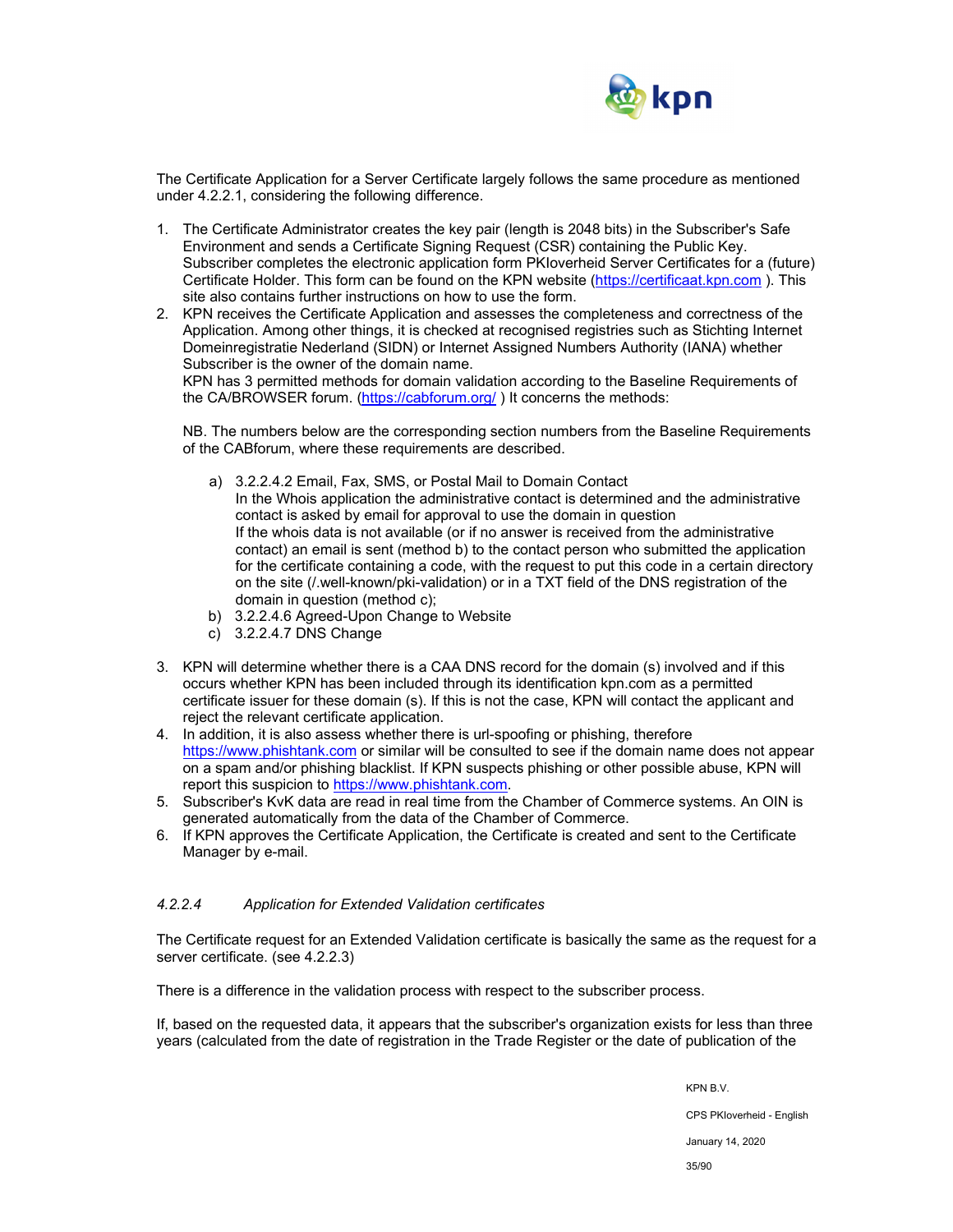The Certificate Application for a Server Certificate largely follows the same procedure as mentioned under 4.2.2.1, considering the following difference.

1. The Certificate Administrator creates the key pair (length is 2048 bits) in the Subscriber's Safe Environment and sends a Certificate Signing Request (CSR) containing the Public Key. Subscriber completes the electronic application form PKIoverheid Server Certificates for a (future) Certificate Holder. This form can be found on the KPN website (https://certificaat.kpn.com ). This site also contains further instructions on how to use the form.
2. KPN receives the Certificate Application and assesses the completeness and correctness of the Application. Among other things, it is checked at recognised registries such as Stichting Internet Domeinregistratie Nederland (SIDN) or Internet Assigned Numbers Authority (IANA) whether Subscriber is the owner of the domain name.
   KPN has 3 permitted methods for domain validation according to the Baseline Requirements of the CA/BROWSER forum. (https://cabforum.org/ ) It concerns the methods:

   NB. The numbers below are the corresponding section numbers from the Baseline Requirements of the CABforum, where these requirements are described.

   a) 3.2.2.4.2 Email, Fax, SMS, or Postal Mail to Domain Contact
      In the Whois application the administrative contact is determined and the administrative contact is asked by email for approval to use the domain in question
      If the whois data is not available (or if no answer is received from the administrative contact) an email is sent (method b) to the contact person who submitted the application for the certificate containing a code, with the request to put this code in a certain directory on the site (/.well-known/pki-validation) or in a TXT field of the DNS registration of the domain in question (method c);
   b) 3.2.2.4.6 Agreed-Upon Change to Website
   c) 3.2.2.4.7 DNS Change

3. KPN will determine whether there is a CAA DNS record for the domain (s) involved and if this occurs whether KPN has been included through its identification kpn.com as a permitted certificate issuer for these domain (s). If this is not the case, KPN will contact the applicant and reject the relevant certificate application.
4. In addition, it is also assess whether there is url-spoofing or phishing, therefore https://www.phishtank.com or similar will be consulted to see if the domain name does not appear on a spam and/or phishing blacklist. If KPN suspects phishing or other possible abuse, KPN will report this suspicion to https://www.phishtank.com.
5. Subscriber's KvK data are read in real time from the Chamber of Commerce systems. An OIN is generated automatically from the data of the Chamber of Commerce.
6. If KPN approves the Certificate Application, the Certificate is created and sent to the Certificate Manager by e-mail.

#### *4.2.2.4 Application for Extended Validation certificates*

The Certificate request for an Extended Validation certificate is basically the same as the request for a server certificate. (see 4.2.2.3)

There is a difference in the validation process with respect to the subscriber process.

If, based on the requested data, it appears that the subscriber's organization exists for less than three years (calculated from the date of registration in the Trade Register or the date of publication of the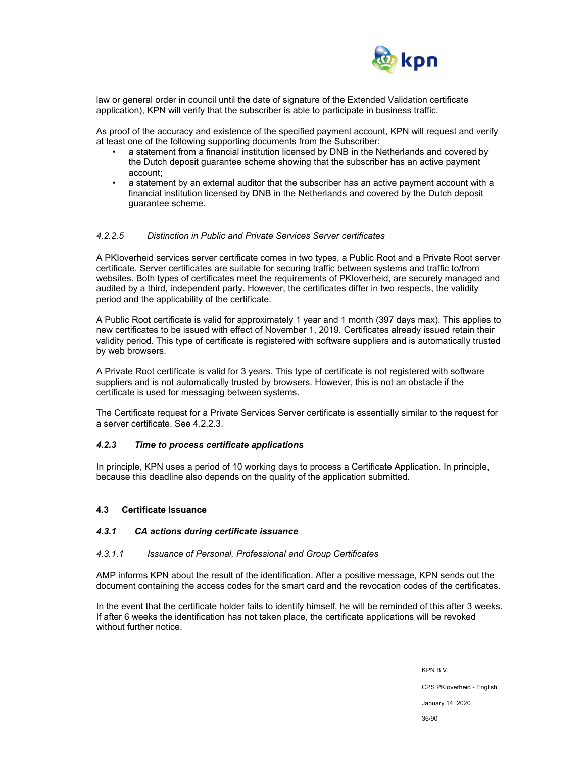law or general order in council until the date of signature of the Extended Validation certificate application), KPN will verify that the subscriber is able to participate in business traffic.

As proof of the accuracy and existence of the specified payment account, KPN will request and verify at least one of the following supporting documents from the Subscriber:

- a statement from a financial institution licensed by DNB in the Netherlands and covered by the Dutch deposit guarantee scheme showing that the subscriber has an active payment account;
- a statement by an external auditor that the subscriber has an active payment account with a financial institution licensed by DNB in the Netherlands and covered by the Dutch deposit guarantee scheme.

##### *4.2.2.5 Distinction in Public and Private Services Server certificates*

A PKIoverheid services server certificate comes in two types, a Public Root and a Private Root server certificate. Server certificates are suitable for securing traffic between systems and traffic to/from websites. Both types of certificates meet the requirements of PKIoverheid, are securely managed and audited by a third, independent party. However, the certificates differ in two respects, the validity period and the applicability of the certificate.

A Public Root certificate is valid for approximately 1 year and 1 month (397 days max). This applies to new certificates to be issued with effect of November 1, 2019. Certificates already issued retain their validity period. This type of certificate is registered with software suppliers and is automatically trusted by web browsers.

A Private Root certificate is valid for 3 years. This type of certificate is not registered with software suppliers and is not automatically trusted by browsers. However, this is not an obstacle if the certificate is used for messaging between systems.

The Certificate request for a Private Services Server certificate is essentially similar to the request for a server certificate. See 4.2.2.3.

### *4.2.3 Time to process certificate applications*

In principle, KPN uses a period of 10 working days to process a Certificate Application. In principle, because this deadline also depends on the quality of the application submitted.

## 4.3 Certificate Issuance

### *4.3.1 CA actions during certificate issuance*

##### *4.3.1.1 Issuance of Personal, Professional and Group Certificates*

AMP informs KPN about the result of the identification. After a positive message, KPN sends out the document containing the access codes for the smart card and the revocation codes of the certificates.

In the event that the certificate holder fails to identify himself, he will be reminded of this after 3 weeks. If after 6 weeks the identification has not taken place, the certificate applications will be revoked without further notice.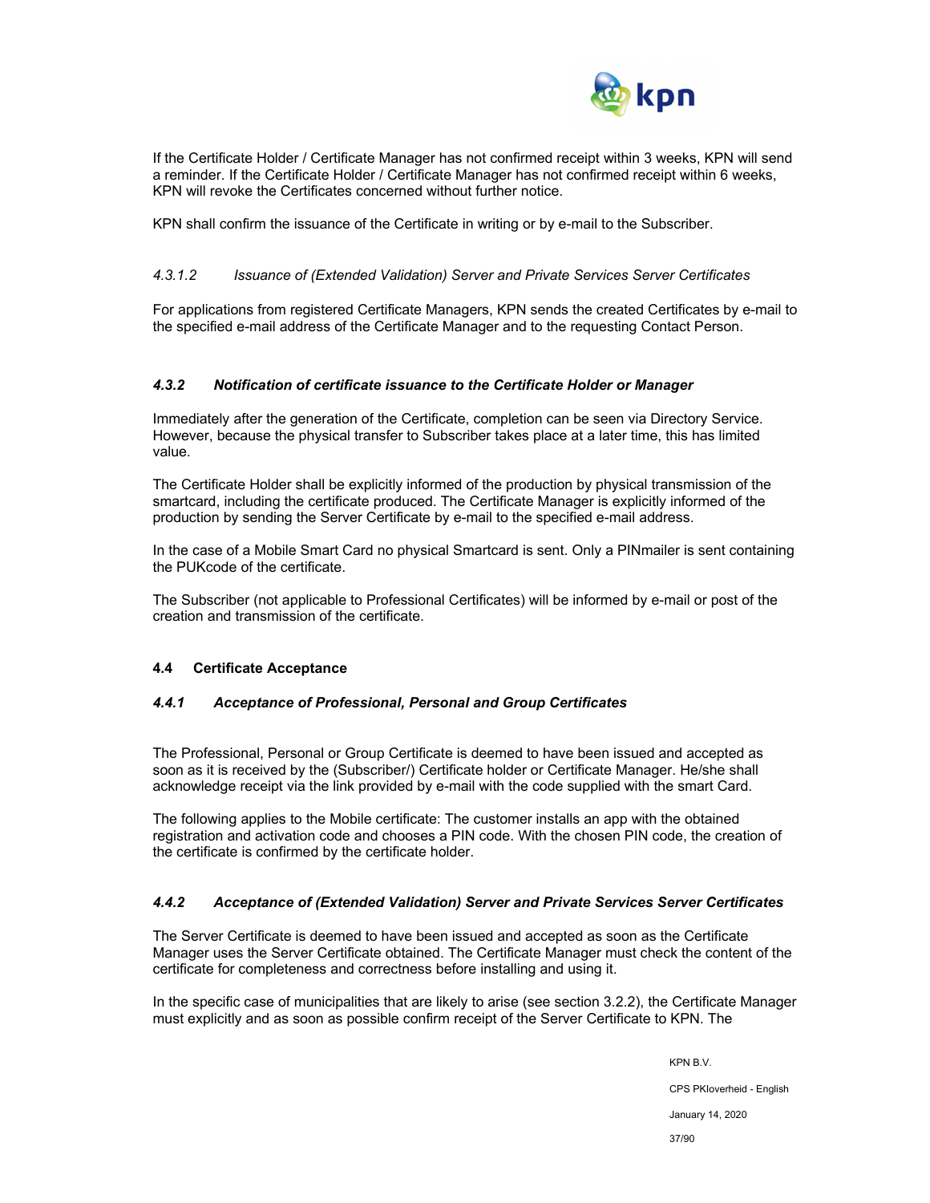If the Certificate Holder / Certificate Manager has not confirmed receipt within 3 weeks, KPN will send a reminder. If the Certificate Holder / Certificate Manager has not confirmed receipt within 6 weeks, KPN will revoke the Certificates concerned without further notice.

KPN shall confirm the issuance of the Certificate in writing or by e-mail to the Subscriber.

##### *4.3.1.2 Issuance of (Extended Validation) Server and Private Services Server Certificates*

For applications from registered Certificate Managers, KPN sends the created Certificates by e-mail to the specified e-mail address of the Certificate Manager and to the requesting Contact Person.

#### ***4.3.2 Notification of certificate issuance to the Certificate Holder or Manager***

Immediately after the generation of the Certificate, completion can be seen via Directory Service. However, because the physical transfer to Subscriber takes place at a later time, this has limited value.

The Certificate Holder shall be explicitly informed of the production by physical transmission of the smartcard, including the certificate produced. The Certificate Manager is explicitly informed of the production by sending the Server Certificate by e-mail to the specified e-mail address.

In the case of a Mobile Smart Card no physical Smartcard is sent. Only a PINmailer is sent containing the PUKcode of the certificate.

The Subscriber (not applicable to Professional Certificates) will be informed by e-mail or post of the creation and transmission of the certificate.

### **4.4 Certificate Acceptance**

#### ***4.4.1 Acceptance of Professional, Personal and Group Certificates***

The Professional, Personal or Group Certificate is deemed to have been issued and accepted as soon as it is received by the (Subscriber/) Certificate holder or Certificate Manager. He/she shall acknowledge receipt via the link provided by e-mail with the code supplied with the smart Card.

The following applies to the Mobile certificate: The customer installs an app with the obtained registration and activation code and chooses a PIN code. With the chosen PIN code, the creation of the certificate is confirmed by the certificate holder.

#### ***4.4.2 Acceptance of (Extended Validation) Server and Private Services Server Certificates***

The Server Certificate is deemed to have been issued and accepted as soon as the Certificate Manager uses the Server Certificate obtained. The Certificate Manager must check the content of the certificate for completeness and correctness before installing and using it.

In the specific case of municipalities that are likely to arise (see section 3.2.2), the Certificate Manager must explicitly and as soon as possible confirm receipt of the Server Certificate to KPN. The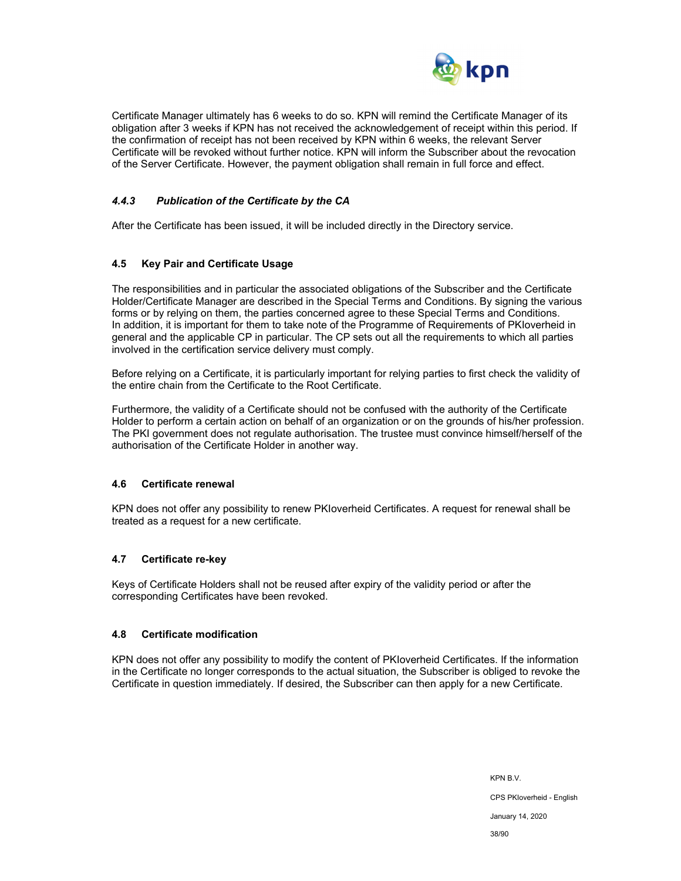Certificate Manager ultimately has 6 weeks to do so. KPN will remind the Certificate Manager of its obligation after 3 weeks if KPN has not received the acknowledgement of receipt within this period. If the confirmation of receipt has not been received by KPN within 6 weeks, the relevant Server Certificate will be revoked without further notice. KPN will inform the Subscriber about the revocation of the Server Certificate. However, the payment obligation shall remain in full force and effect.

#### *4.4.3 Publication of the Certificate by the CA*

After the Certificate has been issued, it will be included directly in the Directory service.

### 4.5 Key Pair and Certificate Usage

The responsibilities and in particular the associated obligations of the Subscriber and the Certificate Holder/Certificate Manager are described in the Special Terms and Conditions. By signing the various forms or by relying on them, the parties concerned agree to these Special Terms and Conditions. In addition, it is important for them to take note of the Programme of Requirements of PKIoverheid in general and the applicable CP in particular. The CP sets out all the requirements to which all parties involved in the certification service delivery must comply.

Before relying on a Certificate, it is particularly important for relying parties to first check the validity of the entire chain from the Certificate to the Root Certificate.

Furthermore, the validity of a Certificate should not be confused with the authority of the Certificate Holder to perform a certain action on behalf of an organization or on the grounds of his/her profession. The PKI government does not regulate authorisation. The trustee must convince himself/herself of the authorisation of the Certificate Holder in another way.

### 4.6 Certificate renewal

KPN does not offer any possibility to renew PKIoverheid Certificates. A request for renewal shall be treated as a request for a new certificate.

### 4.7 Certificate re-key

Keys of Certificate Holders shall not be reused after expiry of the validity period or after the corresponding Certificates have been revoked.

### 4.8 Certificate modification

KPN does not offer any possibility to modify the content of PKIoverheid Certificates. If the information in the Certificate no longer corresponds to the actual situation, the Subscriber is obliged to revoke the Certificate in question immediately. If desired, the Subscriber can then apply for a new Certificate.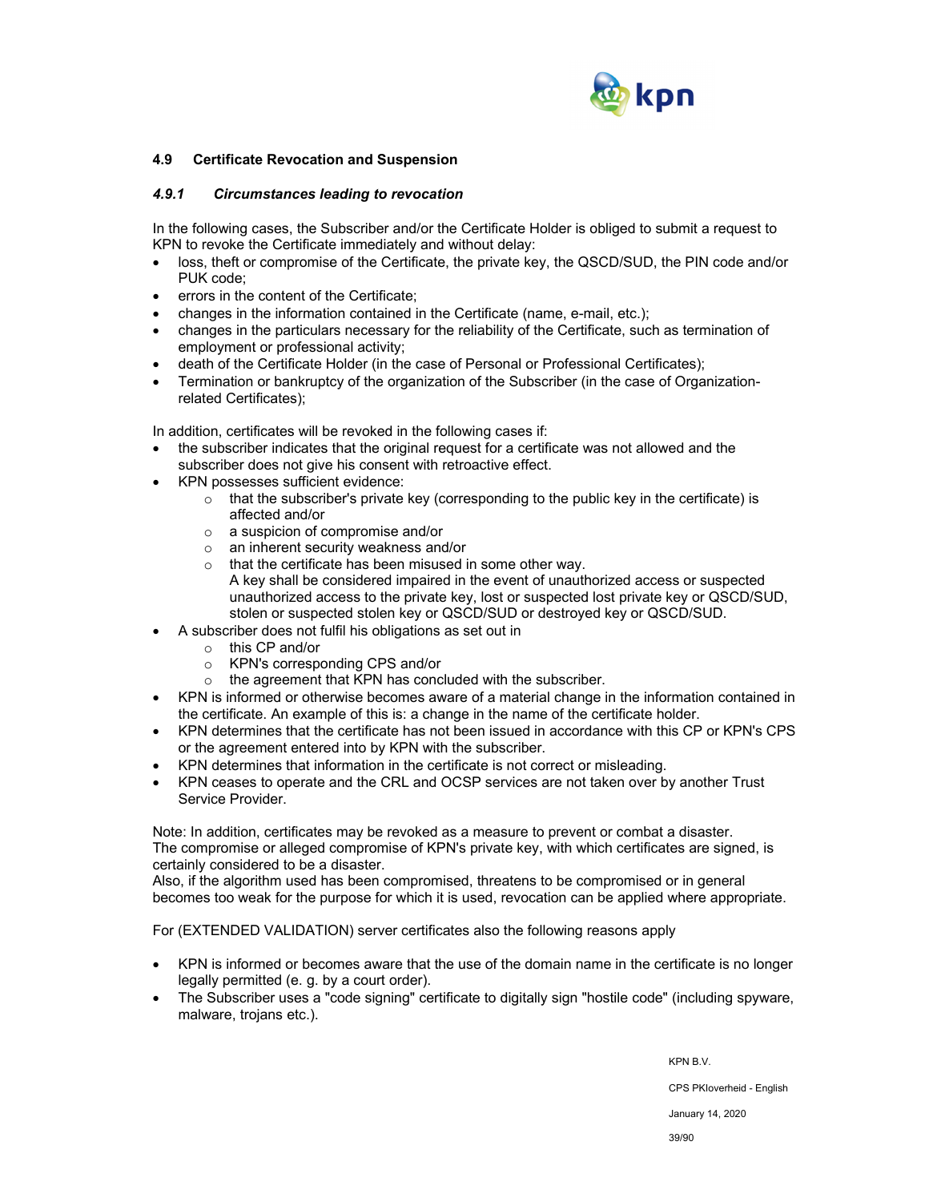## 4.9 Certificate Revocation and Suspension

### *4.9.1 Circumstances leading to revocation*

In the following cases, the Subscriber and/or the Certificate Holder is obliged to submit a request to KPN to revoke the Certificate immediately and without delay:

- loss, theft or compromise of the Certificate, the private key, the QSCD/SUD, the PIN code and/or PUK code;
- errors in the content of the Certificate;
- changes in the information contained in the Certificate (name, e-mail, etc.);
- changes in the particulars necessary for the reliability of the Certificate, such as termination of employment or professional activity;
- death of the Certificate Holder (in the case of Personal or Professional Certificates);
- Termination or bankruptcy of the organization of the Subscriber (in the case of Organization-related Certificates);

In addition, certificates will be revoked in the following cases if:

- the subscriber indicates that the original request for a certificate was not allowed and the subscriber does not give his consent with retroactive effect.
- KPN possesses sufficient evidence:
    - that the subscriber's private key (corresponding to the public key in the certificate) is affected and/or
    - a suspicion of compromise and/or
    - an inherent security weakness and/or
    - that the certificate has been misused in some other way.
      A key shall be considered impaired in the event of unauthorized access or suspected unauthorized access to the private key, lost or suspected lost private key or QSCD/SUD, stolen or suspected stolen key or QSCD/SUD or destroyed key or QSCD/SUD.
- A subscriber does not fulfil his obligations as set out in
    - this CP and/or
    - KPN's corresponding CPS and/or
    - the agreement that KPN has concluded with the subscriber.
- KPN is informed or otherwise becomes aware of a material change in the information contained in the certificate. An example of this is: a change in the name of the certificate holder.
- KPN determines that the certificate has not been issued in accordance with this CP or KPN's CPS or the agreement entered into by KPN with the subscriber.
- KPN determines that information in the certificate is not correct or misleading.
- KPN ceases to operate and the CRL and OCSP services are not taken over by another Trust Service Provider.

Note: In addition, certificates may be revoked as a measure to prevent or combat a disaster.
The compromise or alleged compromise of KPN's private key, with which certificates are signed, is certainly considered to be a disaster.
Also, if the algorithm used has been compromised, threatens to be compromised or in general becomes too weak for the purpose for which it is used, revocation can be applied where appropriate.

For (EXTENDED VALIDATION) server certificates also the following reasons apply

- KPN is informed or becomes aware that the use of the domain name in the certificate is no longer legally permitted (e. g. by a court order).
- The Subscriber uses a "code signing" certificate to digitally sign "hostile code" (including spyware, malware, trojans etc.).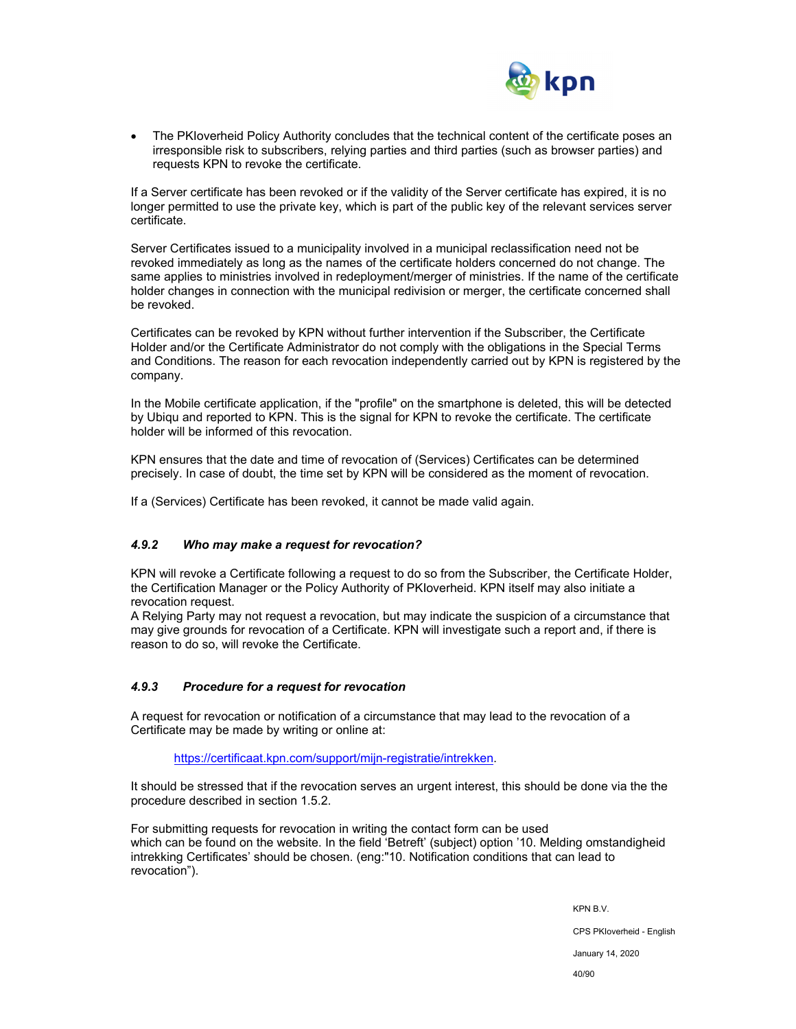- The PKIoverheid Policy Authority concludes that the technical content of the certificate poses an irresponsible risk to subscribers, relying parties and third parties (such as browser parties) and requests KPN to revoke the certificate.

If a Server certificate has been revoked or if the validity of the Server certificate has expired, it is no longer permitted to use the private key, which is part of the public key of the relevant services server certificate.

Server Certificates issued to a municipality involved in a municipal reclassification need not be revoked immediately as long as the names of the certificate holders concerned do not change. The same applies to ministries involved in redeployment/merger of ministries. If the name of the certificate holder changes in connection with the municipal redivision or merger, the certificate concerned shall be revoked.

Certificates can be revoked by KPN without further intervention if the Subscriber, the Certificate Holder and/or the Certificate Administrator do not comply with the obligations in the Special Terms and Conditions. The reason for each revocation independently carried out by KPN is registered by the company.

In the Mobile certificate application, if the "profile" on the smartphone is deleted, this will be detected by Ubiqu and reported to KPN. This is the signal for KPN to revoke the certificate. The certificate holder will be informed of this revocation.

KPN ensures that the date and time of revocation of (Services) Certificates can be determined precisely. In case of doubt, the time set by KPN will be considered as the moment of revocation.

If a (Services) Certificate has been revoked, it cannot be made valid again.

### *4.9.2 Who may make a request for revocation?*

KPN will revoke a Certificate following a request to do so from the Subscriber, the Certificate Holder, the Certification Manager or the Policy Authority of PKIoverheid. KPN itself may also initiate a revocation request.
A Relying Party may not request a revocation, but may indicate the suspicion of a circumstance that may give grounds for revocation of a Certificate. KPN will investigate such a report and, if there is reason to do so, will revoke the Certificate.

### *4.9.3 Procedure for a request for revocation*

A request for revocation or notification of a circumstance that may lead to the revocation of a Certificate may be made by writing or online at:

> https://certificaat.kpn.com/support/mijn-registratie/intrekken.

It should be stressed that if the revocation serves an urgent interest, this should be done via the the procedure described in section 1.5.2.

For submitting requests for revocation in writing the contact form can be used which can be found on the website. In the field 'Betreft' (subject) option '10. Melding omstandigheid intrekking Certificates' should be chosen. (eng:"10. Notification conditions that can lead to revocation").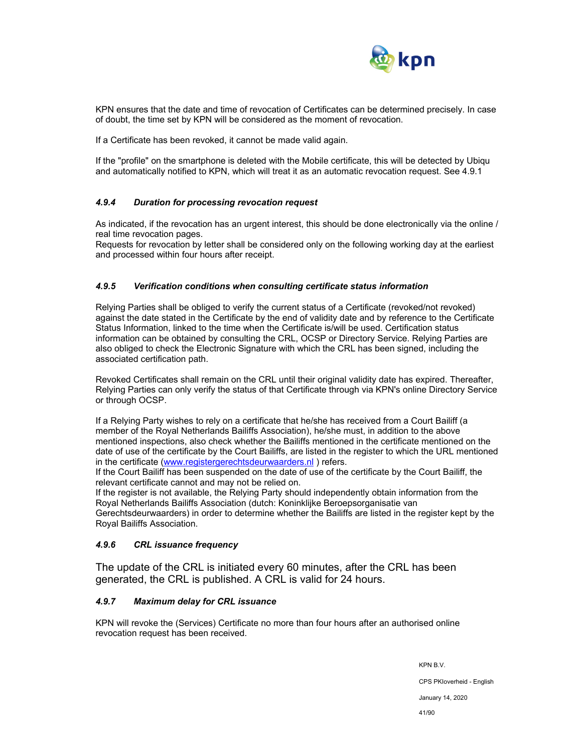KPN ensures that the date and time of revocation of Certificates can be determined precisely. In case of doubt, the time set by KPN will be considered as the moment of revocation.

If a Certificate has been revoked, it cannot be made valid again.

If the "profile" on the smartphone is deleted with the Mobile certificate, this will be detected by Ubiqu and automatically notified to KPN, which will treat it as an automatic revocation request. See 4.9.1

#### *4.9.4 Duration for processing revocation request*

As indicated, if the revocation has an urgent interest, this should be done electronically via the online / real time revocation pages.
Requests for revocation by letter shall be considered only on the following working day at the earliest and processed within four hours after receipt.

#### *4.9.5 Verification conditions when consulting certificate status information*

Relying Parties shall be obliged to verify the current status of a Certificate (revoked/not revoked) against the date stated in the Certificate by the end of validity date and by reference to the Certificate Status Information, linked to the time when the Certificate is/will be used. Certification status information can be obtained by consulting the CRL, OCSP or Directory Service. Relying Parties are also obliged to check the Electronic Signature with which the CRL has been signed, including the associated certification path.

Revoked Certificates shall remain on the CRL until their original validity date has expired. Thereafter, Relying Parties can only verify the status of that Certificate through via KPN's online Directory Service or through OCSP.

If a Relying Party wishes to rely on a certificate that he/she has received from a Court Bailiff (a member of the Royal Netherlands Bailiffs Association), he/she must, in addition to the above mentioned inspections, also check whether the Bailiffs mentioned in the certificate mentioned on the date of use of the certificate by the Court Bailiffs, are listed in the register to which the URL mentioned in the certificate ([www.registergerechtsdeurwaarders.nl](www.registergerechtsdeurwaarders.nl) ) refers.
If the Court Bailiff has been suspended on the date of use of the certificate by the Court Bailiff, the relevant certificate cannot and may not be relied on.
If the register is not available, the Relying Party should independently obtain information from the Royal Netherlands Bailiffs Association (dutch: Koninklijke Beroepsorganisatie van Gerechtsdeurwaarders) in order to determine whether the Bailiffs are listed in the register kept by the Royal Bailiffs Association.

#### *4.9.6 CRL issuance frequency*

The update of the CRL is initiated every 60 minutes, after the CRL has been generated, the CRL is published. A CRL is valid for 24 hours.

#### *4.9.7 Maximum delay for CRL issuance*

KPN will revoke the (Services) Certificate no more than four hours after an authorised online revocation request has been received.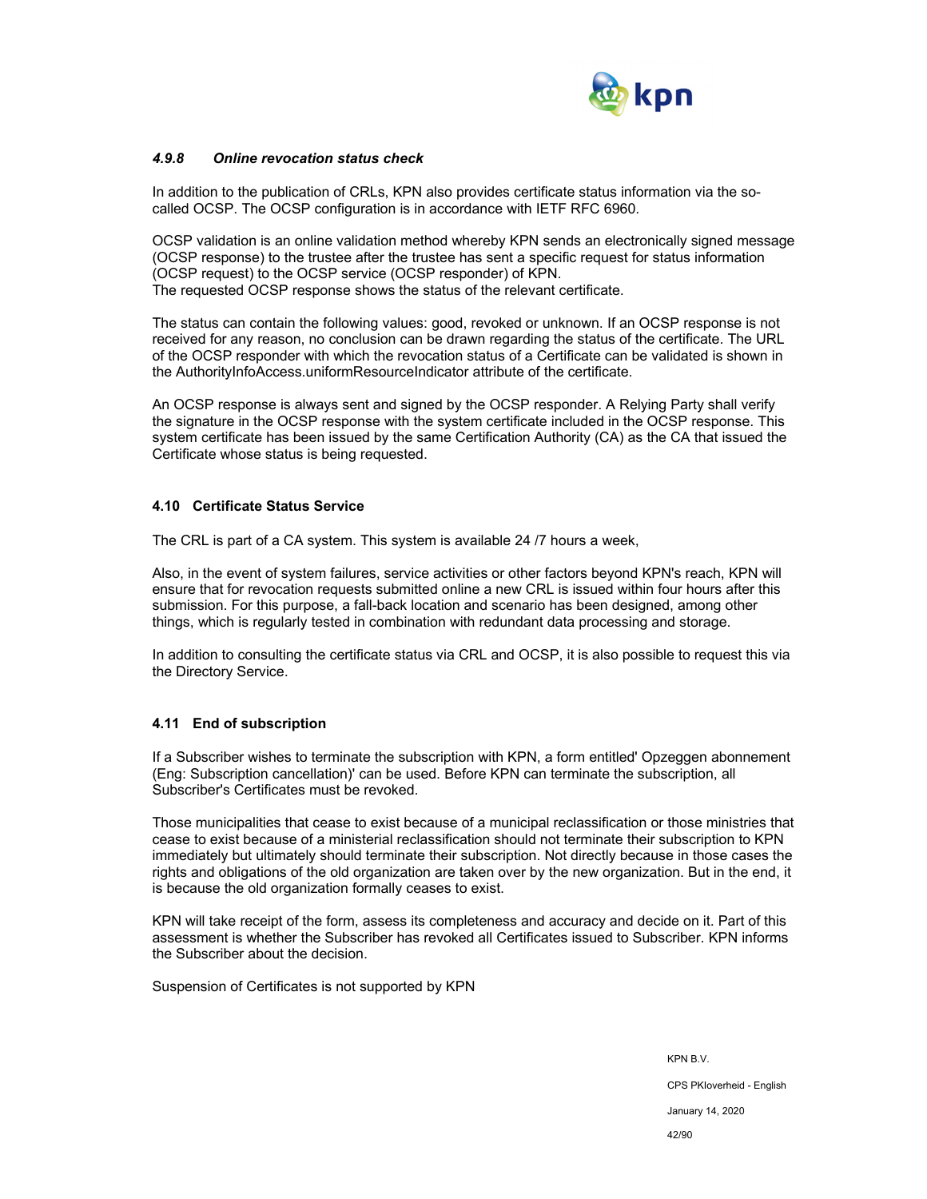#### *4.9.8 Online revocation status check*

In addition to the publication of CRLs, KPN also provides certificate status information via the so-called OCSP. The OCSP configuration is in accordance with IETF RFC 6960.

OCSP validation is an online validation method whereby KPN sends an electronically signed message (OCSP response) to the trustee after the trustee has sent a specific request for status information (OCSP request) to the OCSP service (OCSP responder) of KPN.
The requested OCSP response shows the status of the relevant certificate.

The status can contain the following values: good, revoked or unknown. If an OCSP response is not received for any reason, no conclusion can be drawn regarding the status of the certificate. The URL of the OCSP responder with which the revocation status of a Certificate can be validated is shown in the AuthorityInfoAccess.uniformResourceIndicator attribute of the certificate.

An OCSP response is always sent and signed by the OCSP responder. A Relying Party shall verify the signature in the OCSP response with the system certificate included in the OCSP response. This system certificate has been issued by the same Certification Authority (CA) as the CA that issued the Certificate whose status is being requested.

### 4.10 Certificate Status Service

The CRL is part of a CA system. This system is available 24 /7 hours a week,

Also, in the event of system failures, service activities or other factors beyond KPN's reach, KPN will ensure that for revocation requests submitted online a new CRL is issued within four hours after this submission. For this purpose, a fall-back location and scenario has been designed, among other things, which is regularly tested in combination with redundant data processing and storage.

In addition to consulting the certificate status via CRL and OCSP, it is also possible to request this via the Directory Service.

### 4.11 End of subscription

If a Subscriber wishes to terminate the subscription with KPN, a form entitled' Opzeggen abonnement (Eng: Subscription cancellation)' can be used. Before KPN can terminate the subscription, all Subscriber's Certificates must be revoked.

Those municipalities that cease to exist because of a municipal reclassification or those ministries that cease to exist because of a ministerial reclassification should not terminate their subscription to KPN immediately but ultimately should terminate their subscription. Not directly because in those cases the rights and obligations of the old organization are taken over by the new organization. But in the end, it is because the old organization formally ceases to exist.

KPN will take receipt of the form, assess its completeness and accuracy and decide on it. Part of this assessment is whether the Subscriber has revoked all Certificates issued to Subscriber. KPN informs the Subscriber about the decision.

Suspension of Certificates is not supported by KPN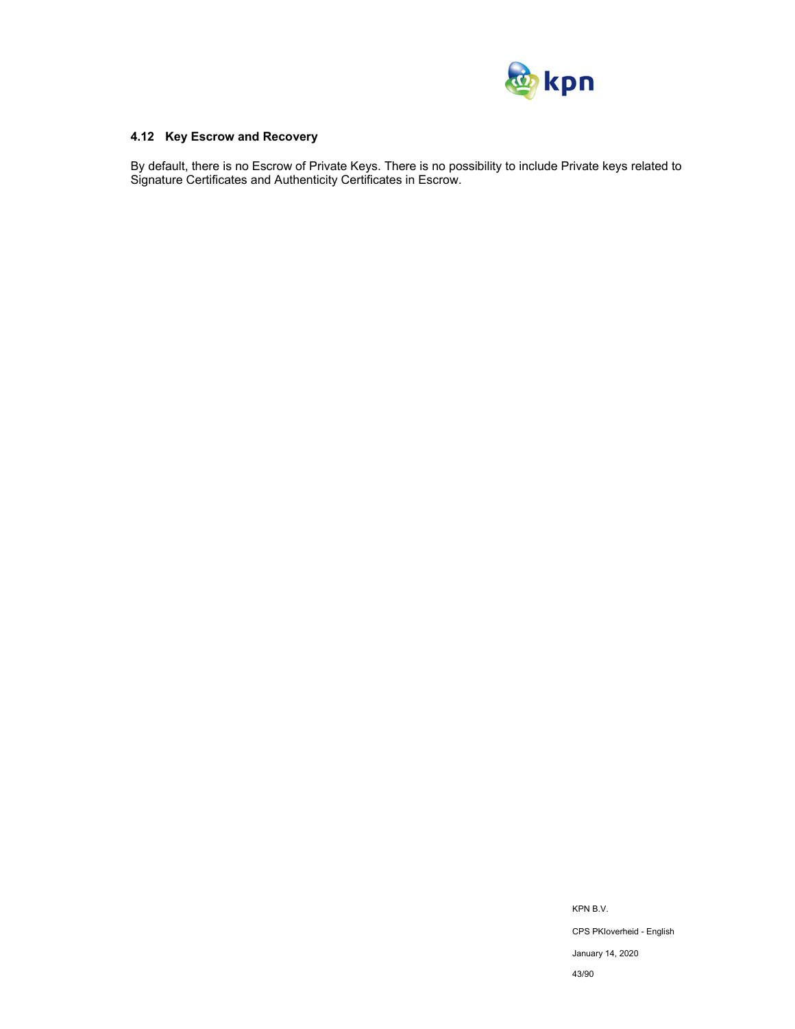### 4.12 Key Escrow and Recovery

By default, there is no Escrow of Private Keys. There is no possibility to include Private keys related to Signature Certificates and Authenticity Certificates in Escrow.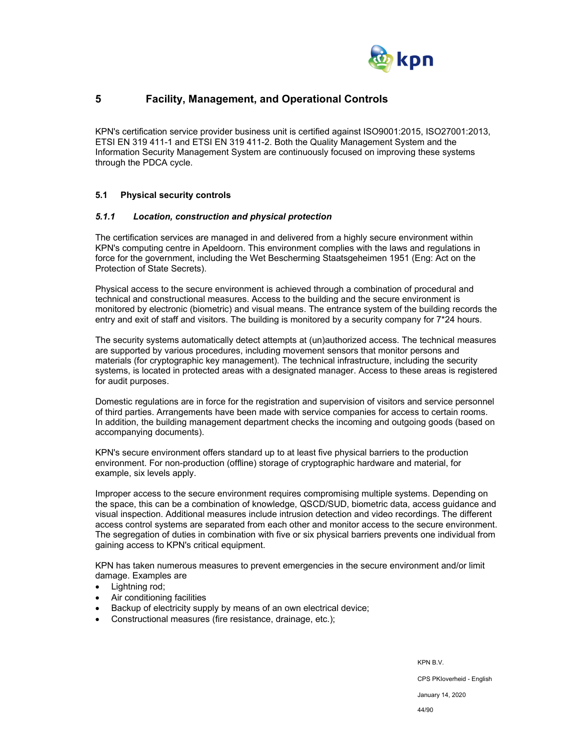# 5 Facility, Management, and Operational Controls

KPN's certification service provider business unit is certified against ISO9001:2015, ISO27001:2013, ETSI EN 319 411-1 and ETSI EN 319 411-2. Both the Quality Management System and the Information Security Management System are continuously focused on improving these systems through the PDCA cycle.

## 5.1 Physical security controls

### *5.1.1 Location, construction and physical protection*

The certification services are managed in and delivered from a highly secure environment within KPN's computing centre in Apeldoorn. This environment complies with the laws and regulations in force for the government, including the Wet Bescherming Staatsgeheimen 1951 (Eng: Act on the Protection of State Secrets).

Physical access to the secure environment is achieved through a combination of procedural and technical and constructional measures. Access to the building and the secure environment is monitored by electronic (biometric) and visual means. The entrance system of the building records the entry and exit of staff and visitors. The building is monitored by a security company for 7*24 hours.

The security systems automatically detect attempts at (un)authorized access. The technical measures are supported by various procedures, including movement sensors that monitor persons and materials (for cryptographic key management). The technical infrastructure, including the security systems, is located in protected areas with a designated manager. Access to these areas is registered for audit purposes.

Domestic regulations are in force for the registration and supervision of visitors and service personnel of third parties. Arrangements have been made with service companies for access to certain rooms. In addition, the building management department checks the incoming and outgoing goods (based on accompanying documents).

KPN's secure environment offers standard up to at least five physical barriers to the production environment. For non-production (offline) storage of cryptographic hardware and material, for example, six levels apply.

Improper access to the secure environment requires compromising multiple systems. Depending on the space, this can be a combination of knowledge, QSCD/SUD, biometric data, access guidance and visual inspection. Additional measures include intrusion detection and video recordings. The different access control systems are separated from each other and monitor access to the secure environment. The segregation of duties in combination with five or six physical barriers prevents one individual from gaining access to KPN's critical equipment.

KPN has taken numerous measures to prevent emergencies in the secure environment and/or limit damage. Examples are

- Lightning rod;
- Air conditioning facilities
- Backup of electricity supply by means of an own electrical device;
- Constructional measures (fire resistance, drainage, etc.);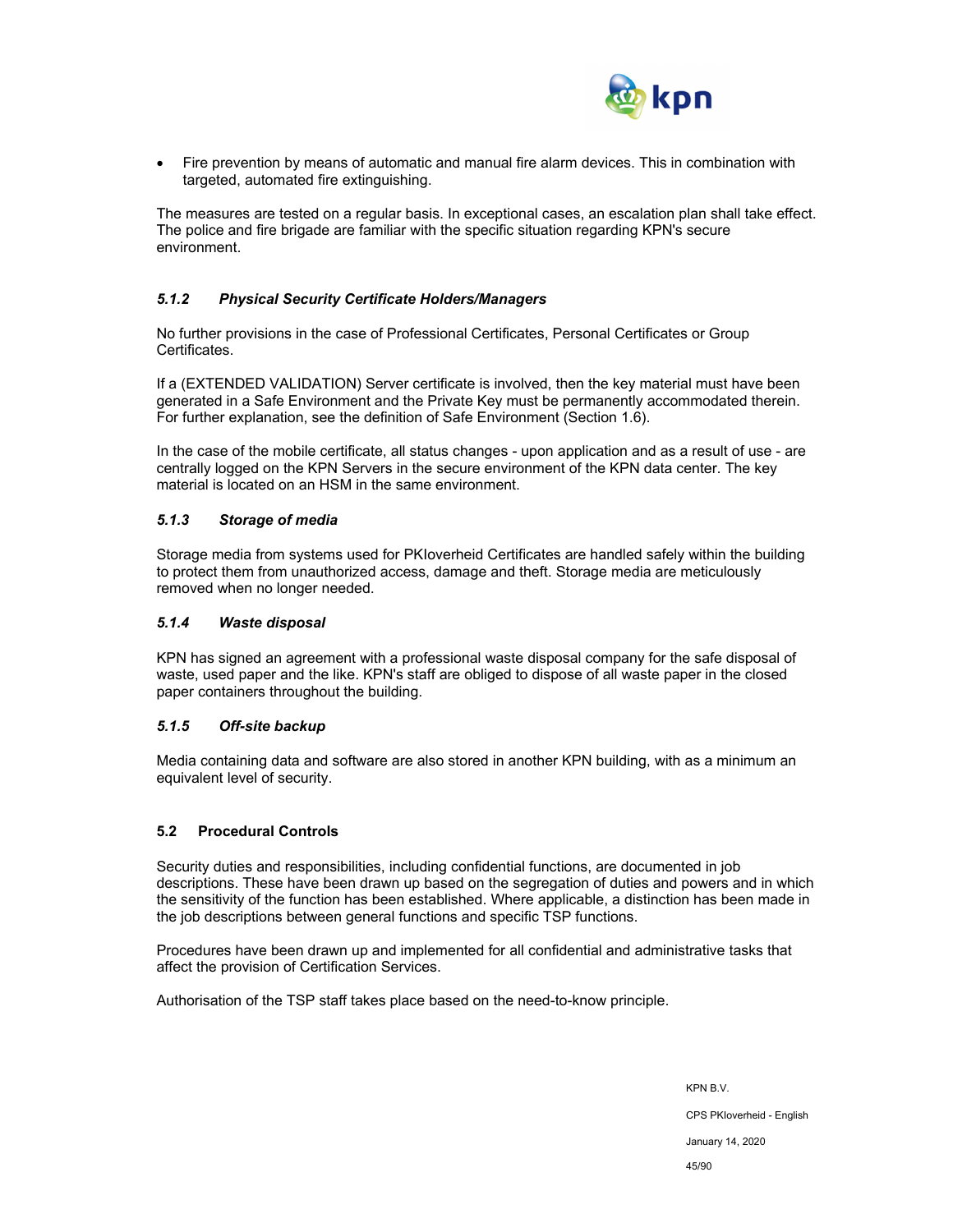- Fire prevention by means of automatic and manual fire alarm devices. This in combination with targeted, automated fire extinguishing.

The measures are tested on a regular basis. In exceptional cases, an escalation plan shall take effect. The police and fire brigade are familiar with the specific situation regarding KPN's secure environment.

### *5.1.2 Physical Security Certificate Holders/Managers*

No further provisions in the case of Professional Certificates, Personal Certificates or Group Certificates.

If a (EXTENDED VALIDATION) Server certificate is involved, then the key material must have been generated in a Safe Environment and the Private Key must be permanently accommodated therein. For further explanation, see the definition of Safe Environment (Section 1.6).

In the case of the mobile certificate, all status changes - upon application and as a result of use - are centrally logged on the KPN Servers in the secure environment of the KPN data center. The key material is located on an HSM in the same environment.

### *5.1.3 Storage of media*

Storage media from systems used for PKIoverheid Certificates are handled safely within the building to protect them from unauthorized access, damage and theft. Storage media are meticulously removed when no longer needed.

### *5.1.4 Waste disposal*

KPN has signed an agreement with a professional waste disposal company for the safe disposal of waste, used paper and the like. KPN's staff are obliged to dispose of all waste paper in the closed paper containers throughout the building.

### *5.1.5 Off-site backup*

Media containing data and software are also stored in another KPN building, with as a minimum an equivalent level of security.

## 5.2 Procedural Controls

Security duties and responsibilities, including confidential functions, are documented in job descriptions. These have been drawn up based on the segregation of duties and powers and in which the sensitivity of the function has been established. Where applicable, a distinction has been made in the job descriptions between general functions and specific TSP functions.

Procedures have been drawn up and implemented for all confidential and administrative tasks that affect the provision of Certification Services.

Authorisation of the TSP staff takes place based on the need-to-know principle.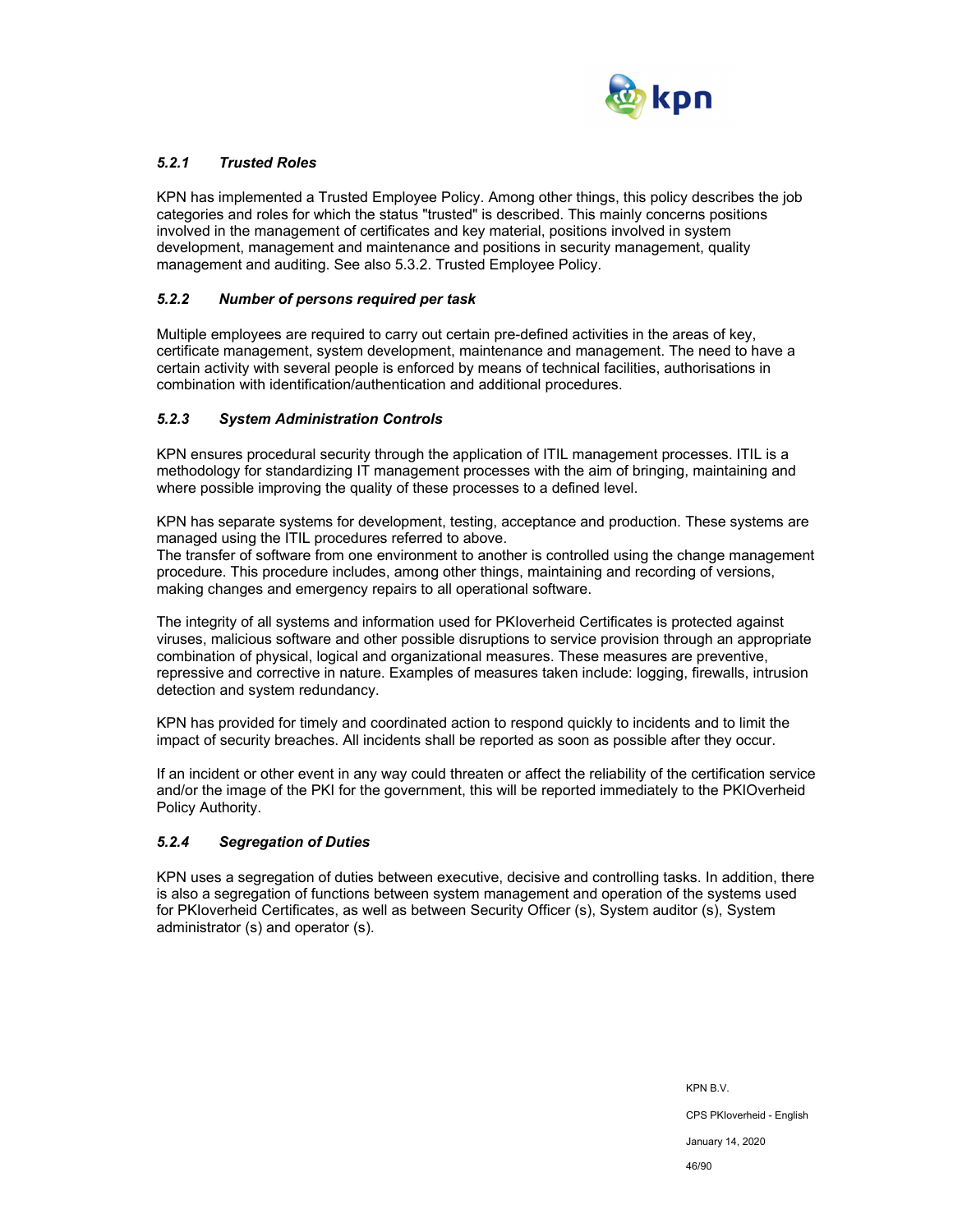### *5.2.1 Trusted Roles*

KPN has implemented a Trusted Employee Policy. Among other things, this policy describes the job categories and roles for which the status "trusted" is described. This mainly concerns positions involved in the management of certificates and key material, positions involved in system development, management and maintenance and positions in security management, quality management and auditing. See also 5.3.2. Trusted Employee Policy.

### *5.2.2 Number of persons required per task*

Multiple employees are required to carry out certain pre-defined activities in the areas of key, certificate management, system development, maintenance and management. The need to have a certain activity with several people is enforced by means of technical facilities, authorisations in combination with identification/authentication and additional procedures.

### *5.2.3 System Administration Controls*

KPN ensures procedural security through the application of ITIL management processes. ITIL is a methodology for standardizing IT management processes with the aim of bringing, maintaining and where possible improving the quality of these processes to a defined level.

KPN has separate systems for development, testing, acceptance and production. These systems are managed using the ITIL procedures referred to above.
The transfer of software from one environment to another is controlled using the change management procedure. This procedure includes, among other things, maintaining and recording of versions, making changes and emergency repairs to all operational software.

The integrity of all systems and information used for PKIoverheid Certificates is protected against viruses, malicious software and other possible disruptions to service provision through an appropriate combination of physical, logical and organizational measures. These measures are preventive, repressive and corrective in nature. Examples of measures taken include: logging, firewalls, intrusion detection and system redundancy.

KPN has provided for timely and coordinated action to respond quickly to incidents and to limit the impact of security breaches. All incidents shall be reported as soon as possible after they occur.

If an incident or other event in any way could threaten or affect the reliability of the certification service and/or the image of the PKI for the government, this will be reported immediately to the PKIOverheid Policy Authority.

### *5.2.4 Segregation of Duties*

KPN uses a segregation of duties between executive, decisive and controlling tasks. In addition, there is also a segregation of functions between system management and operation of the systems used for PKIoverheid Certificates, as well as between Security Officer (s), System auditor (s), System administrator (s) and operator (s).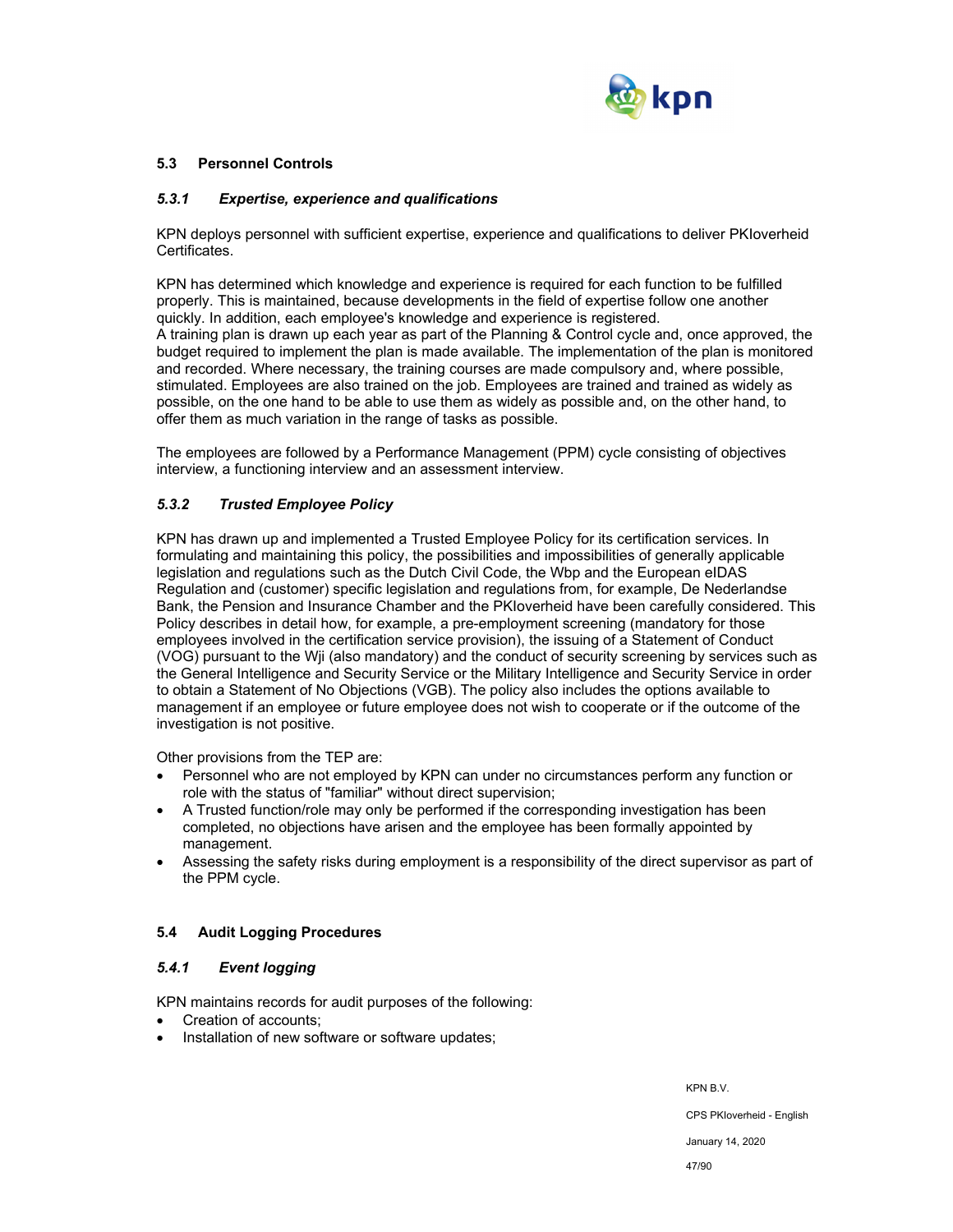## 5.3 Personnel Controls

### *5.3.1 Expertise, experience and qualifications*

KPN deploys personnel with sufficient expertise, experience and qualifications to deliver PKIoverheid Certificates.

KPN has determined which knowledge and experience is required for each function to be fulfilled properly. This is maintained, because developments in the field of expertise follow one another quickly. In addition, each employee's knowledge and experience is registered.
A training plan is drawn up each year as part of the Planning & Control cycle and, once approved, the budget required to implement the plan is made available. The implementation of the plan is monitored and recorded. Where necessary, the training courses are made compulsory and, where possible, stimulated. Employees are also trained on the job. Employees are trained and trained as widely as possible, on the one hand to be able to use them as widely as possible and, on the other hand, to offer them as much variation in the range of tasks as possible.

The employees are followed by a Performance Management (PPM) cycle consisting of objectives interview, a functioning interview and an assessment interview.

### *5.3.2 Trusted Employee Policy*

KPN has drawn up and implemented a Trusted Employee Policy for its certification services. In formulating and maintaining this policy, the possibilities and impossibilities of generally applicable legislation and regulations such as the Dutch Civil Code, the Wbp and the European eIDAS Regulation and (customer) specific legislation and regulations from, for example, De Nederlandse Bank, the Pension and Insurance Chamber and the PKIoverheid have been carefully considered. This Policy describes in detail how, for example, a pre-employment screening (mandatory for those employees involved in the certification service provision), the issuing of a Statement of Conduct (VOG) pursuant to the Wji (also mandatory) and the conduct of security screening by services such as the General Intelligence and Security Service or the Military Intelligence and Security Service in order to obtain a Statement of No Objections (VGB). The policy also includes the options available to management if an employee or future employee does not wish to cooperate or if the outcome of the investigation is not positive.

Other provisions from the TEP are:

- Personnel who are not employed by KPN can under no circumstances perform any function or role with the status of "familiar" without direct supervision;
- A Trusted function/role may only be performed if the corresponding investigation has been completed, no objections have arisen and the employee has been formally appointed by management.
- Assessing the safety risks during employment is a responsibility of the direct supervisor as part of the PPM cycle.

## 5.4 Audit Logging Procedures

### *5.4.1 Event logging*

KPN maintains records for audit purposes of the following:

- Creation of accounts;
- Installation of new software or software updates;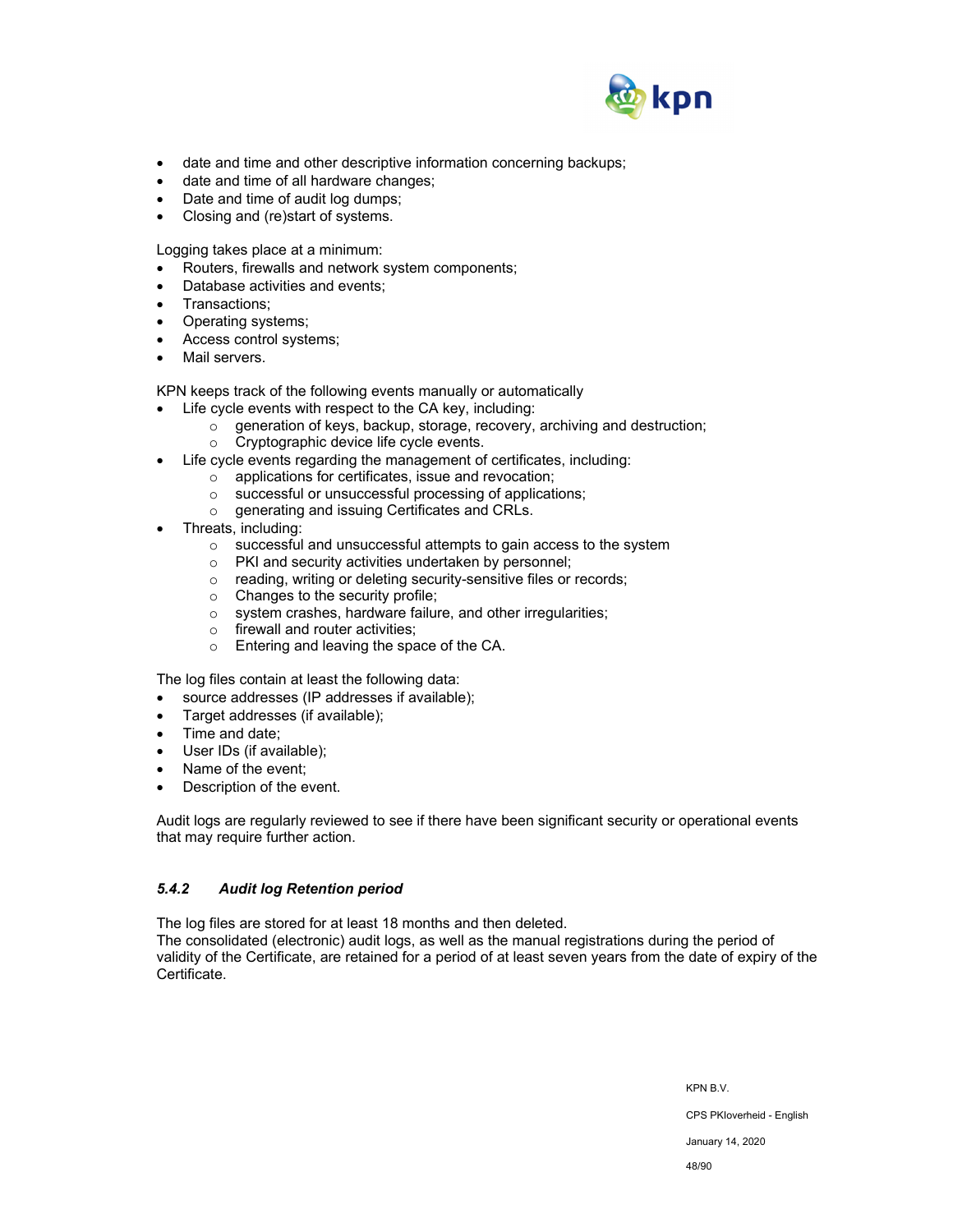- date and time and other descriptive information concerning backups;
- date and time of all hardware changes;
- Date and time of audit log dumps;
- Closing and (re)start of systems.

Logging takes place at a minimum:
- Routers, firewalls and network system components;
- Database activities and events;
- Transactions;
- Operating systems;
- Access control systems;
- Mail servers.

KPN keeps track of the following events manually or automatically
- Life cycle events with respect to the CA key, including:
  - generation of keys, backup, storage, recovery, archiving and destruction;
  - Cryptographic device life cycle events.
- Life cycle events regarding the management of certificates, including:
  - applications for certificates, issue and revocation;
  - successful or unsuccessful processing of applications;
  - generating and issuing Certificates and CRLs.
- Threats, including:
  - successful and unsuccessful attempts to gain access to the system
  - PKI and security activities undertaken by personnel;
  - reading, writing or deleting security-sensitive files or records;
  - Changes to the security profile;
  - system crashes, hardware failure, and other irregularities;
  - firewall and router activities;
  - Entering and leaving the space of the CA.

The log files contain at least the following data:
- source addresses (IP addresses if available);
- Target addresses (if available);
- Time and date;
- User IDs (if available);
- Name of the event;
- Description of the event.

Audit logs are regularly reviewed to see if there have been significant security or operational events that may require further action.

### *5.4.2 Audit log Retention period*

The log files are stored for at least 18 months and then deleted.
The consolidated (electronic) audit logs, as well as the manual registrations during the period of validity of the Certificate, are retained for a period of at least seven years from the date of expiry of the Certificate.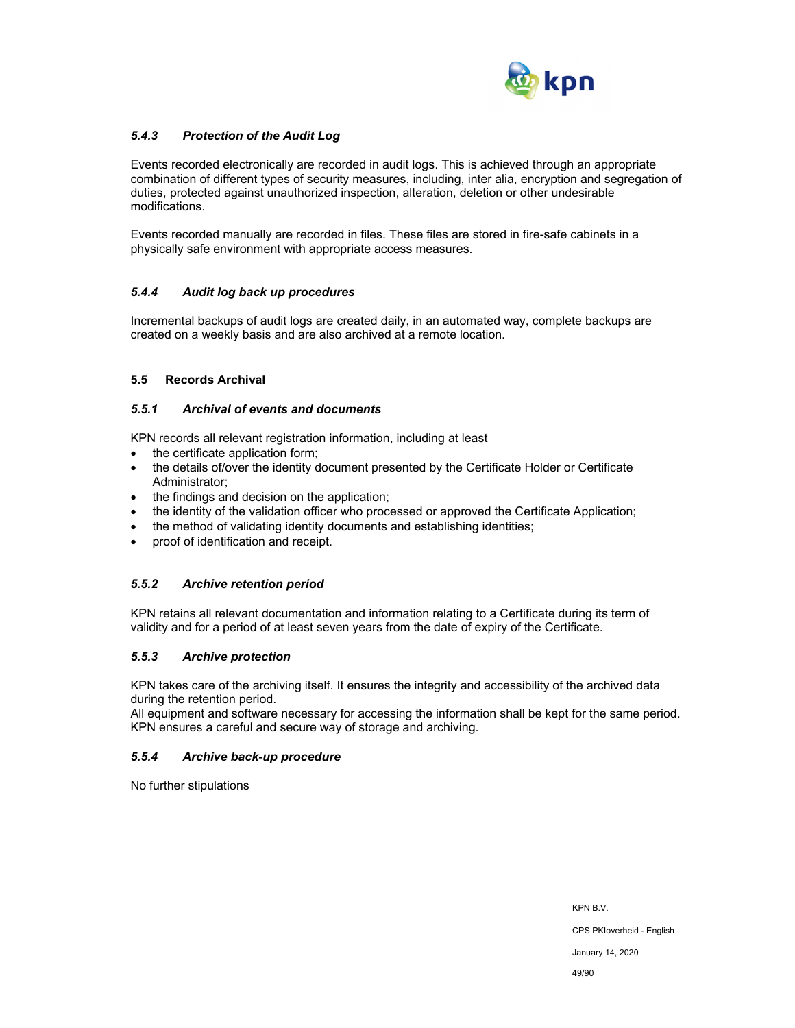#### *5.4.3 Protection of the Audit Log*

Events recorded electronically are recorded in audit logs. This is achieved through an appropriate combination of different types of security measures, including, inter alia, encryption and segregation of duties, protected against unauthorized inspection, alteration, deletion or other undesirable modifications.

Events recorded manually are recorded in files. These files are stored in fire-safe cabinets in a physically safe environment with appropriate access measures.

#### *5.4.4 Audit log back up procedures*

Incremental backups of audit logs are created daily, in an automated way, complete backups are created on a weekly basis and are also archived at a remote location.

### 5.5 Records Archival

#### *5.5.1 Archival of events and documents*

KPN records all relevant registration information, including at least

- the certificate application form;
- the details of/over the identity document presented by the Certificate Holder or Certificate Administrator;
- the findings and decision on the application;
- the identity of the validation officer who processed or approved the Certificate Application;
- the method of validating identity documents and establishing identities;
- proof of identification and receipt.

#### *5.5.2 Archive retention period*

KPN retains all relevant documentation and information relating to a Certificate during its term of validity and for a period of at least seven years from the date of expiry of the Certificate.

#### *5.5.3 Archive protection*

KPN takes care of the archiving itself. It ensures the integrity and accessibility of the archived data during the retention period.
All equipment and software necessary for accessing the information shall be kept for the same period. KPN ensures a careful and secure way of storage and archiving.

#### *5.5.4 Archive back-up procedure*

No further stipulations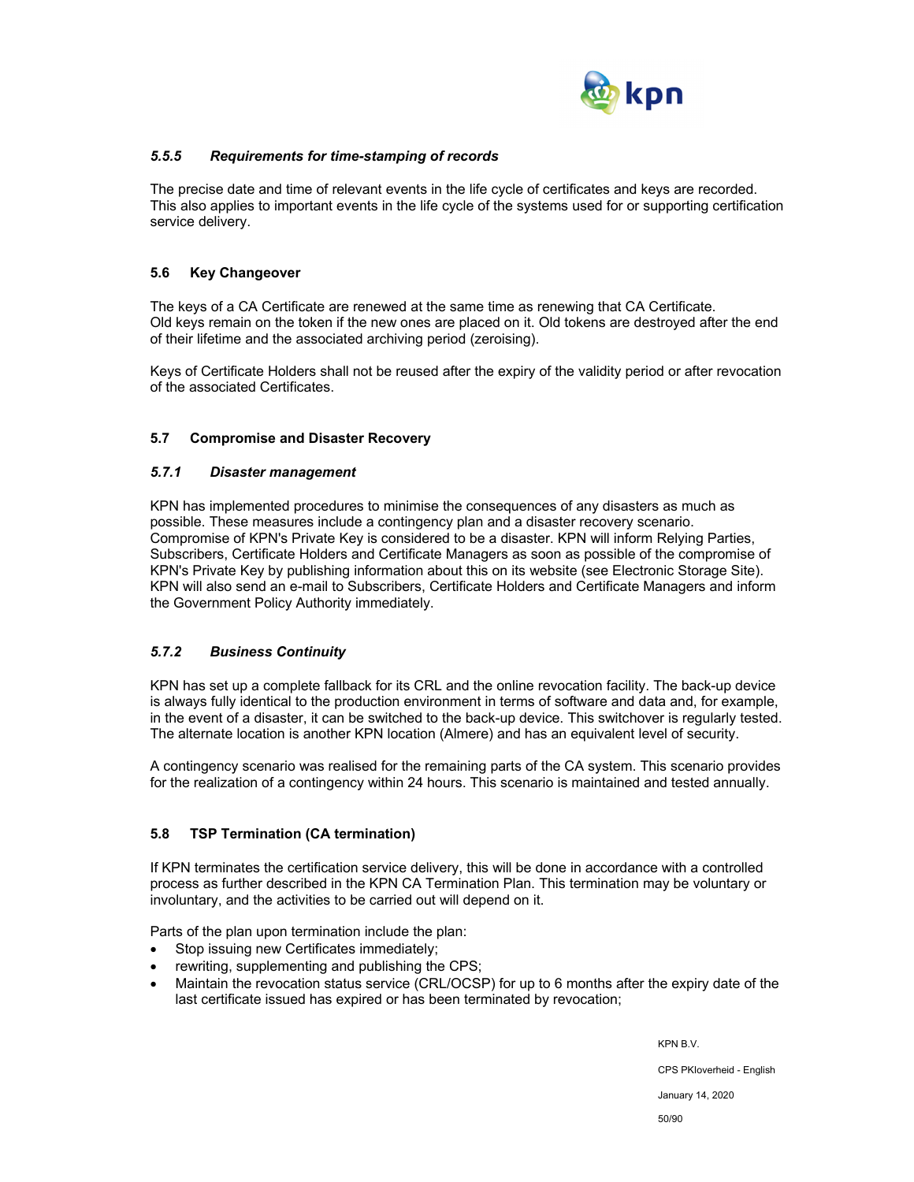### *5.5.5 Requirements for time-stamping of records*

The precise date and time of relevant events in the life cycle of certificates and keys are recorded. This also applies to important events in the life cycle of the systems used for or supporting certification service delivery.

## 5.6 Key Changeover

The keys of a CA Certificate are renewed at the same time as renewing that CA Certificate. Old keys remain on the token if the new ones are placed on it. Old tokens are destroyed after the end of their lifetime and the associated archiving period (zeroising).

Keys of Certificate Holders shall not be reused after the expiry of the validity period or after revocation of the associated Certificates.

## 5.7 Compromise and Disaster Recovery

### *5.7.1 Disaster management*

KPN has implemented procedures to minimise the consequences of any disasters as much as possible. These measures include a contingency plan and a disaster recovery scenario. Compromise of KPN's Private Key is considered to be a disaster. KPN will inform Relying Parties, Subscribers, Certificate Holders and Certificate Managers as soon as possible of the compromise of KPN's Private Key by publishing information about this on its website (see Electronic Storage Site). KPN will also send an e-mail to Subscribers, Certificate Holders and Certificate Managers and inform the Government Policy Authority immediately.

### *5.7.2 Business Continuity*

KPN has set up a complete fallback for its CRL and the online revocation facility. The back-up device is always fully identical to the production environment in terms of software and data and, for example, in the event of a disaster, it can be switched to the back-up device. This switchover is regularly tested. The alternate location is another KPN location (Almere) and has an equivalent level of security.

A contingency scenario was realised for the remaining parts of the CA system. This scenario provides for the realization of a contingency within 24 hours. This scenario is maintained and tested annually.

## 5.8 TSP Termination (CA termination)

If KPN terminates the certification service delivery, this will be done in accordance with a controlled process as further described in the KPN CA Termination Plan. This termination may be voluntary or involuntary, and the activities to be carried out will depend on it.

Parts of the plan upon termination include the plan:

- Stop issuing new Certificates immediately;
- rewriting, supplementing and publishing the CPS;
- Maintain the revocation status service (CRL/OCSP) for up to 6 months after the expiry date of the last certificate issued has expired or has been terminated by revocation;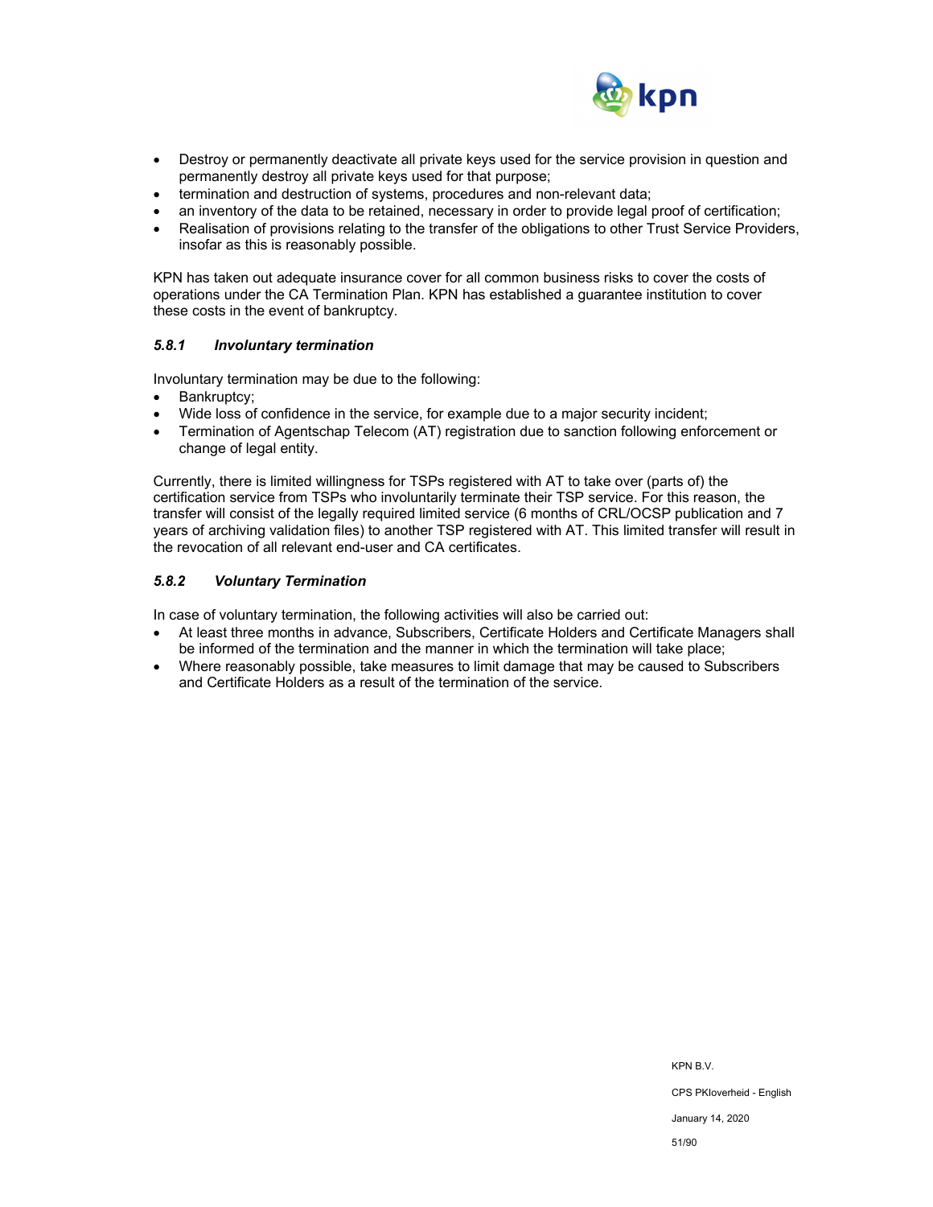- Destroy or permanently deactivate all private keys used for the service provision in question and permanently destroy all private keys used for that purpose;
- termination and destruction of systems, procedures and non-relevant data;
- an inventory of the data to be retained, necessary in order to provide legal proof of certification;
- Realisation of provisions relating to the transfer of the obligations to other Trust Service Providers, insofar as this is reasonably possible.

KPN has taken out adequate insurance cover for all common business risks to cover the costs of operations under the CA Termination Plan. KPN has established a guarantee institution to cover these costs in the event of bankruptcy.

### *5.8.1 Involuntary termination*

Involuntary termination may be due to the following:

- Bankruptcy;
- Wide loss of confidence in the service, for example due to a major security incident;
- Termination of Agentschap Telecom (AT) registration due to sanction following enforcement or change of legal entity.

Currently, there is limited willingness for TSPs registered with AT to take over (parts of) the certification service from TSPs who involuntarily terminate their TSP service. For this reason, the transfer will consist of the legally required limited service (6 months of CRL/OCSP publication and 7 years of archiving validation files) to another TSP registered with AT. This limited transfer will result in the revocation of all relevant end-user and CA certificates.

### *5.8.2 Voluntary Termination*

In case of voluntary termination, the following activities will also be carried out:

- At least three months in advance, Subscribers, Certificate Holders and Certificate Managers shall be informed of the termination and the manner in which the termination will take place;
- Where reasonably possible, take measures to limit damage that may be caused to Subscribers and Certificate Holders as a result of the termination of the service.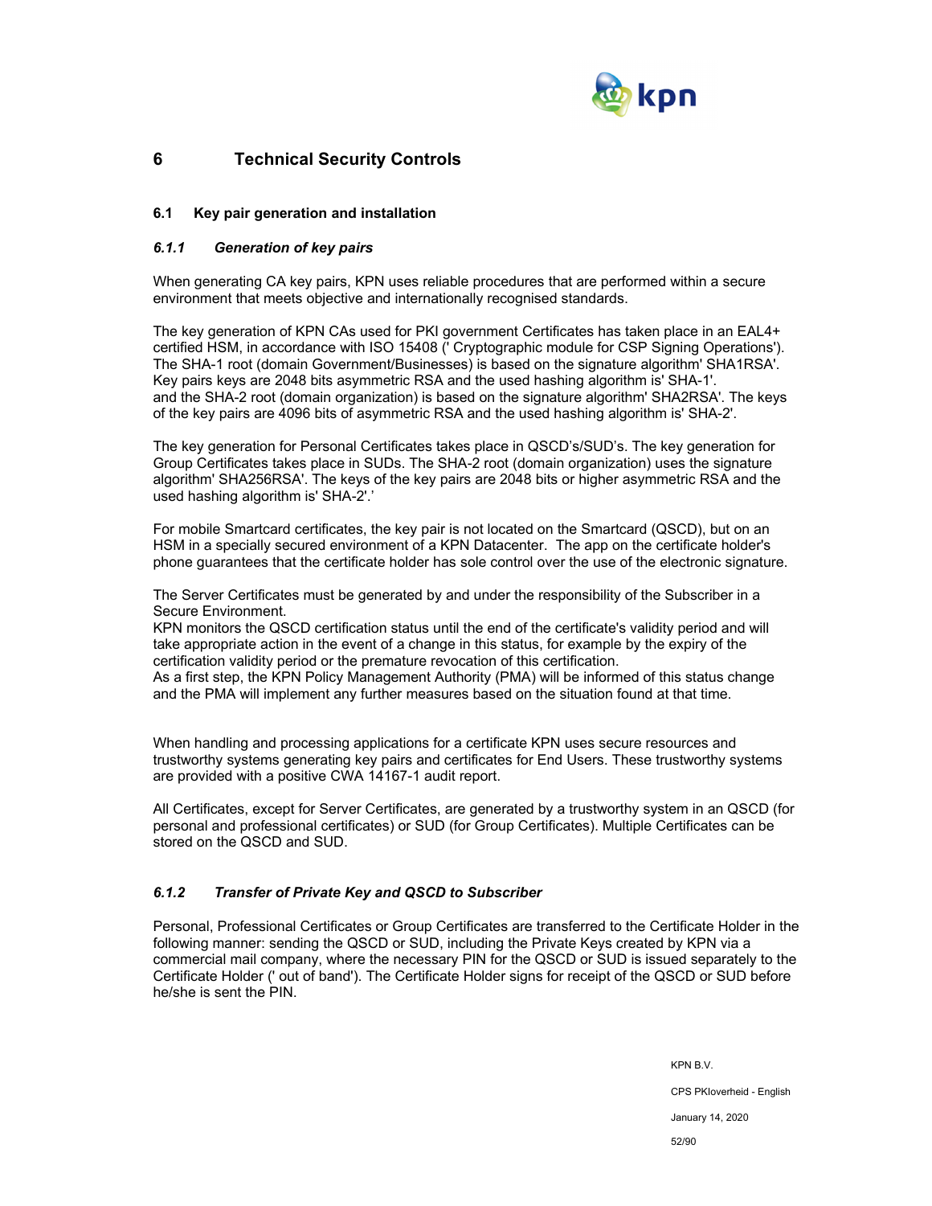# 6 Technical Security Controls

## 6.1 Key pair generation and installation

### *6.1.1 Generation of key pairs*

When generating CA key pairs, KPN uses reliable procedures that are performed within a secure environment that meets objective and internationally recognised standards.

The key generation of KPN CAs used for PKI government Certificates has taken place in an EAL4+ certified HSM, in accordance with ISO 15408 (' Cryptographic module for CSP Signing Operations'). The SHA-1 root (domain Government/Businesses) is based on the signature algorithm' SHA1RSA'. Key pairs keys are 2048 bits asymmetric RSA and the used hashing algorithm is' SHA-1'. and the SHA-2 root (domain organization) is based on the signature algorithm' SHA2RSA'. The keys of the key pairs are 4096 bits of asymmetric RSA and the used hashing algorithm is' SHA-2'.

The key generation for Personal Certificates takes place in QSCD's/SUD's. The key generation for Group Certificates takes place in SUDs. The SHA-2 root (domain organization) uses the signature algorithm' SHA256RSA'. The keys of the key pairs are 2048 bits or higher asymmetric RSA and the used hashing algorithm is' SHA-2'.'

For mobile Smartcard certificates, the key pair is not located on the Smartcard (QSCD), but on an HSM in a specially secured environment of a KPN Datacenter. The app on the certificate holder's phone guarantees that the certificate holder has sole control over the use of the electronic signature.

The Server Certificates must be generated by and under the responsibility of the Subscriber in a Secure Environment.
KPN monitors the QSCD certification status until the end of the certificate's validity period and will take appropriate action in the event of a change in this status, for example by the expiry of the certification validity period or the premature revocation of this certification.
As a first step, the KPN Policy Management Authority (PMA) will be informed of this status change and the PMA will implement any further measures based on the situation found at that time.

When handling and processing applications for a certificate KPN uses secure resources and trustworthy systems generating key pairs and certificates for End Users. These trustworthy systems are provided with a positive CWA 14167-1 audit report.

All Certificates, except for Server Certificates, are generated by a trustworthy system in an QSCD (for personal and professional certificates) or SUD (for Group Certificates). Multiple Certificates can be stored on the QSCD and SUD.

### *6.1.2 Transfer of Private Key and QSCD to Subscriber*

Personal, Professional Certificates or Group Certificates are transferred to the Certificate Holder in the following manner: sending the QSCD or SUD, including the Private Keys created by KPN via a commercial mail company, where the necessary PIN for the QSCD or SUD is issued separately to the Certificate Holder (' out of band'). The Certificate Holder signs for receipt of the QSCD or SUD before he/she is sent the PIN.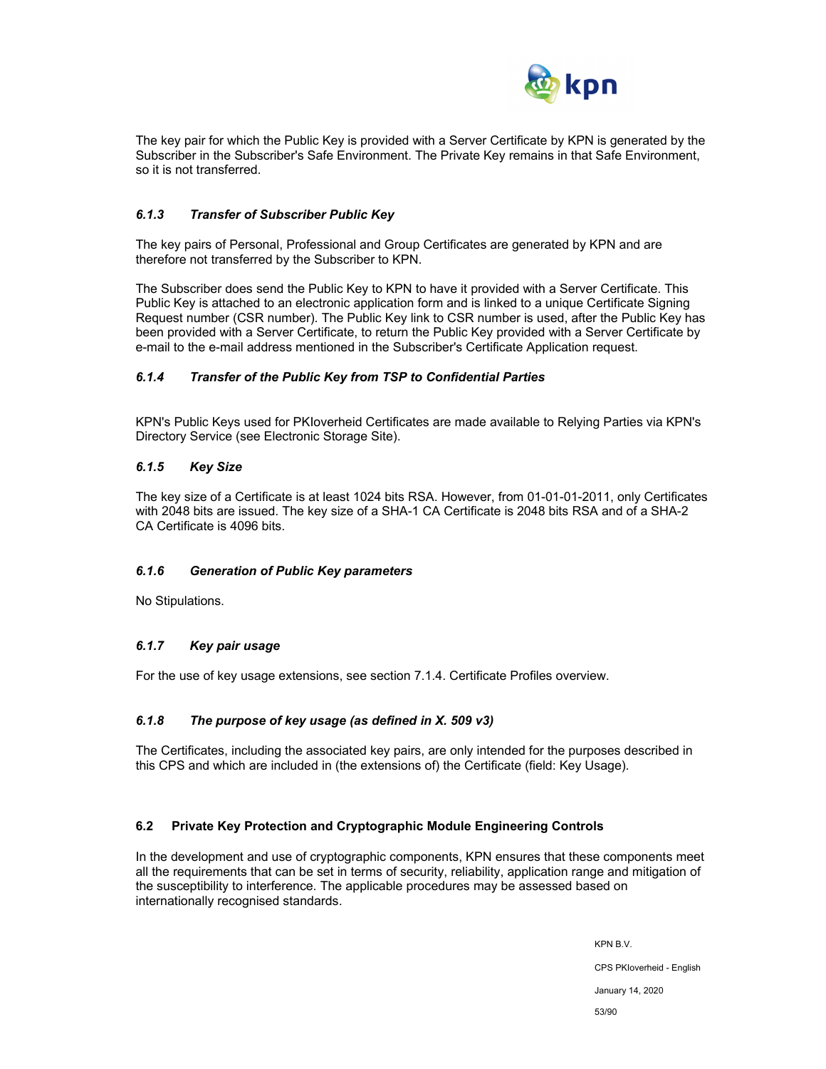The key pair for which the Public Key is provided with a Server Certificate by KPN is generated by the Subscriber in the Subscriber's Safe Environment. The Private Key remains in that Safe Environment, so it is not transferred.

#### *6.1.3 Transfer of Subscriber Public Key*

The key pairs of Personal, Professional and Group Certificates are generated by KPN and are therefore not transferred by the Subscriber to KPN.

The Subscriber does send the Public Key to KPN to have it provided with a Server Certificate. This Public Key is attached to an electronic application form and is linked to a unique Certificate Signing Request number (CSR number). The Public Key link to CSR number is used, after the Public Key has been provided with a Server Certificate, to return the Public Key provided with a Server Certificate by e-mail to the e-mail address mentioned in the Subscriber's Certificate Application request.

#### *6.1.4 Transfer of the Public Key from TSP to Confidential Parties*

KPN's Public Keys used for PKIoverheid Certificates are made available to Relying Parties via KPN's Directory Service (see Electronic Storage Site).

#### *6.1.5 Key Size*

The key size of a Certificate is at least 1024 bits RSA. However, from 01-01-01-2011, only Certificates with 2048 bits are issued. The key size of a SHA-1 CA Certificate is 2048 bits RSA and of a SHA-2 CA Certificate is 4096 bits.

#### *6.1.6 Generation of Public Key parameters*

No Stipulations.

#### *6.1.7 Key pair usage*

For the use of key usage extensions, see section 7.1.4. Certificate Profiles overview.

#### *6.1.8 The purpose of key usage (as defined in X. 509 v3)*

The Certificates, including the associated key pairs, are only intended for the purposes described in this CPS and which are included in (the extensions of) the Certificate (field: Key Usage).

### 6.2 Private Key Protection and Cryptographic Module Engineering Controls

In the development and use of cryptographic components, KPN ensures that these components meet all the requirements that can be set in terms of security, reliability, application range and mitigation of the susceptibility to interference. The applicable procedures may be assessed based on internationally recognised standards.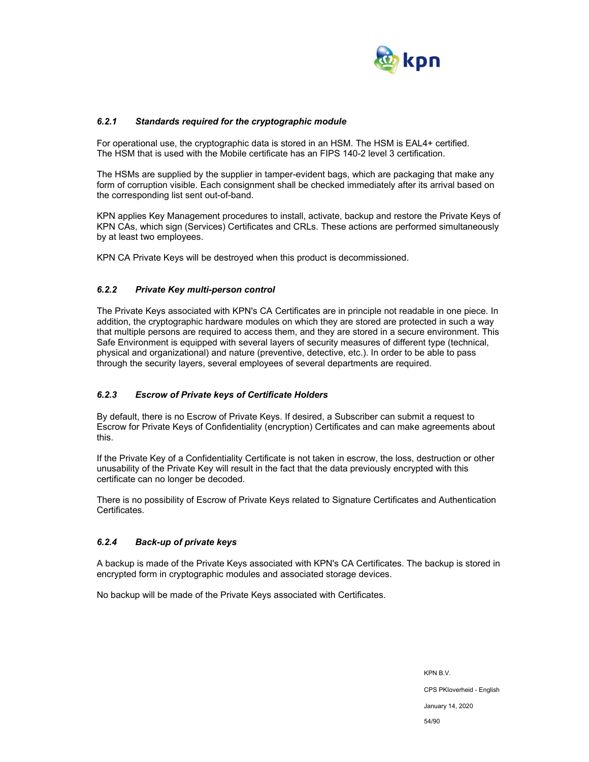### *6.2.1 Standards required for the cryptographic module*

For operational use, the cryptographic data is stored in an HSM. The HSM is EAL4+ certified. The HSM that is used with the Mobile certificate has an FIPS 140-2 level 3 certification.

The HSMs are supplied by the supplier in tamper-evident bags, which are packaging that make any form of corruption visible. Each consignment shall be checked immediately after its arrival based on the corresponding list sent out-of-band.

KPN applies Key Management procedures to install, activate, backup and restore the Private Keys of KPN CAs, which sign (Services) Certificates and CRLs. These actions are performed simultaneously by at least two employees.

KPN CA Private Keys will be destroyed when this product is decommissioned.

### *6.2.2 Private Key multi-person control*

The Private Keys associated with KPN's CA Certificates are in principle not readable in one piece. In addition, the cryptographic hardware modules on which they are stored are protected in such a way that multiple persons are required to access them, and they are stored in a secure environment. This Safe Environment is equipped with several layers of security measures of different type (technical, physical and organizational) and nature (preventive, detective, etc.). In order to be able to pass through the security layers, several employees of several departments are required.

### *6.2.3 Escrow of Private keys of Certificate Holders*

By default, there is no Escrow of Private Keys. If desired, a Subscriber can submit a request to Escrow for Private Keys of Confidentiality (encryption) Certificates and can make agreements about this.

If the Private Key of a Confidentiality Certificate is not taken in escrow, the loss, destruction or other unusability of the Private Key will result in the fact that the data previously encrypted with this certificate can no longer be decoded.

There is no possibility of Escrow of Private Keys related to Signature Certificates and Authentication Certificates.

### *6.2.4 Back-up of private keys*

A backup is made of the Private Keys associated with KPN's CA Certificates. The backup is stored in encrypted form in cryptographic modules and associated storage devices.

No backup will be made of the Private Keys associated with Certificates.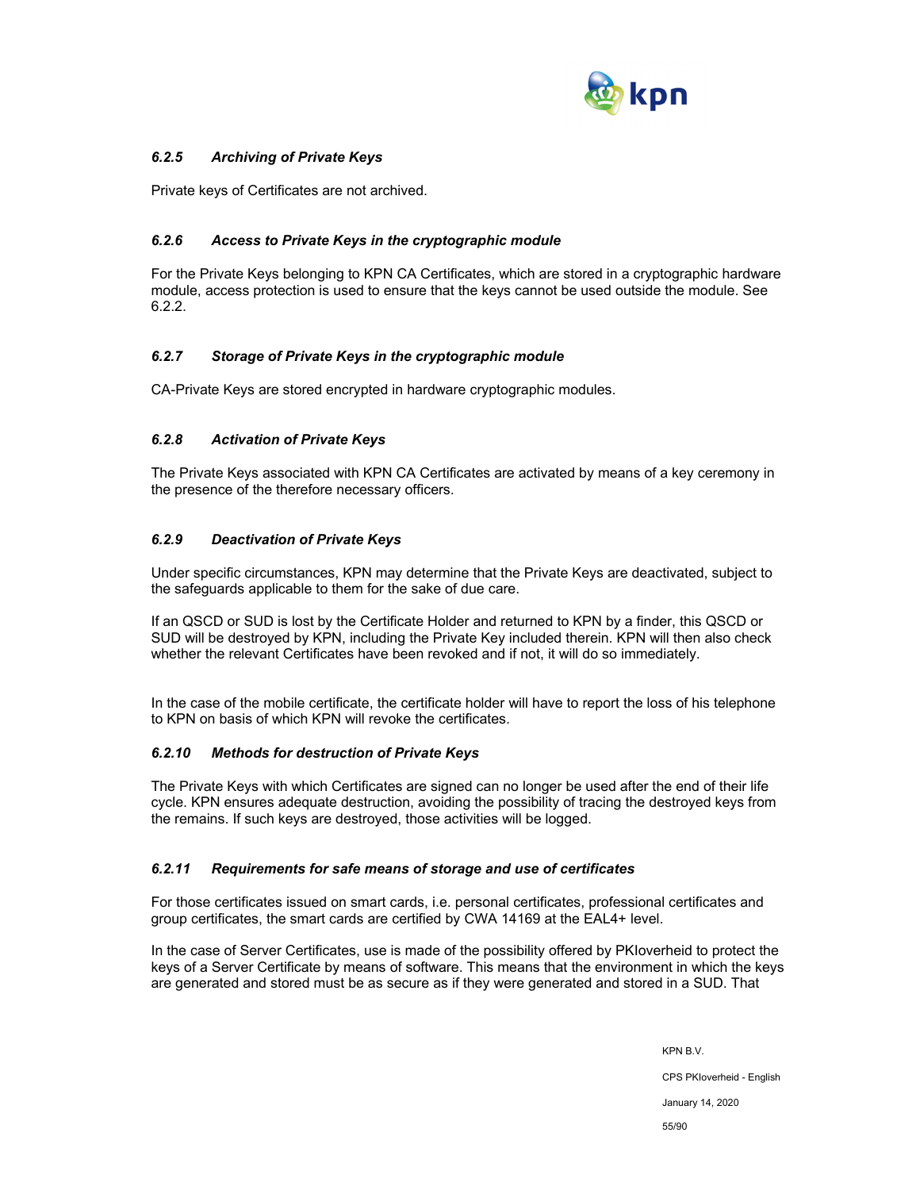### *6.2.5 Archiving of Private Keys*

Private keys of Certificates are not archived.

### *6.2.6 Access to Private Keys in the cryptographic module*

For the Private Keys belonging to KPN CA Certificates, which are stored in a cryptographic hardware module, access protection is used to ensure that the keys cannot be used outside the module. See 6.2.2.

### *6.2.7 Storage of Private Keys in the cryptographic module*

CA-Private Keys are stored encrypted in hardware cryptographic modules.

### *6.2.8 Activation of Private Keys*

The Private Keys associated with KPN CA Certificates are activated by means of a key ceremony in the presence of the therefore necessary officers.

### *6.2.9 Deactivation of Private Keys*

Under specific circumstances, KPN may determine that the Private Keys are deactivated, subject to the safeguards applicable to them for the sake of due care.

If an QSCD or SUD is lost by the Certificate Holder and returned to KPN by a finder, this QSCD or SUD will be destroyed by KPN, including the Private Key included therein. KPN will then also check whether the relevant Certificates have been revoked and if not, it will do so immediately.

In the case of the mobile certificate, the certificate holder will have to report the loss of his telephone to KPN on basis of which KPN will revoke the certificates.

### *6.2.10 Methods for destruction of Private Keys*

The Private Keys with which Certificates are signed can no longer be used after the end of their life cycle. KPN ensures adequate destruction, avoiding the possibility of tracing the destroyed keys from the remains. If such keys are destroyed, those activities will be logged.

### *6.2.11 Requirements for safe means of storage and use of certificates*

For those certificates issued on smart cards, i.e. personal certificates, professional certificates and group certificates, the smart cards are certified by CWA 14169 at the EAL4+ level.

In the case of Server Certificates, use is made of the possibility offered by PKIoverheid to protect the keys of a Server Certificate by means of software. This means that the environment in which the keys are generated and stored must be as secure as if they were generated and stored in a SUD. That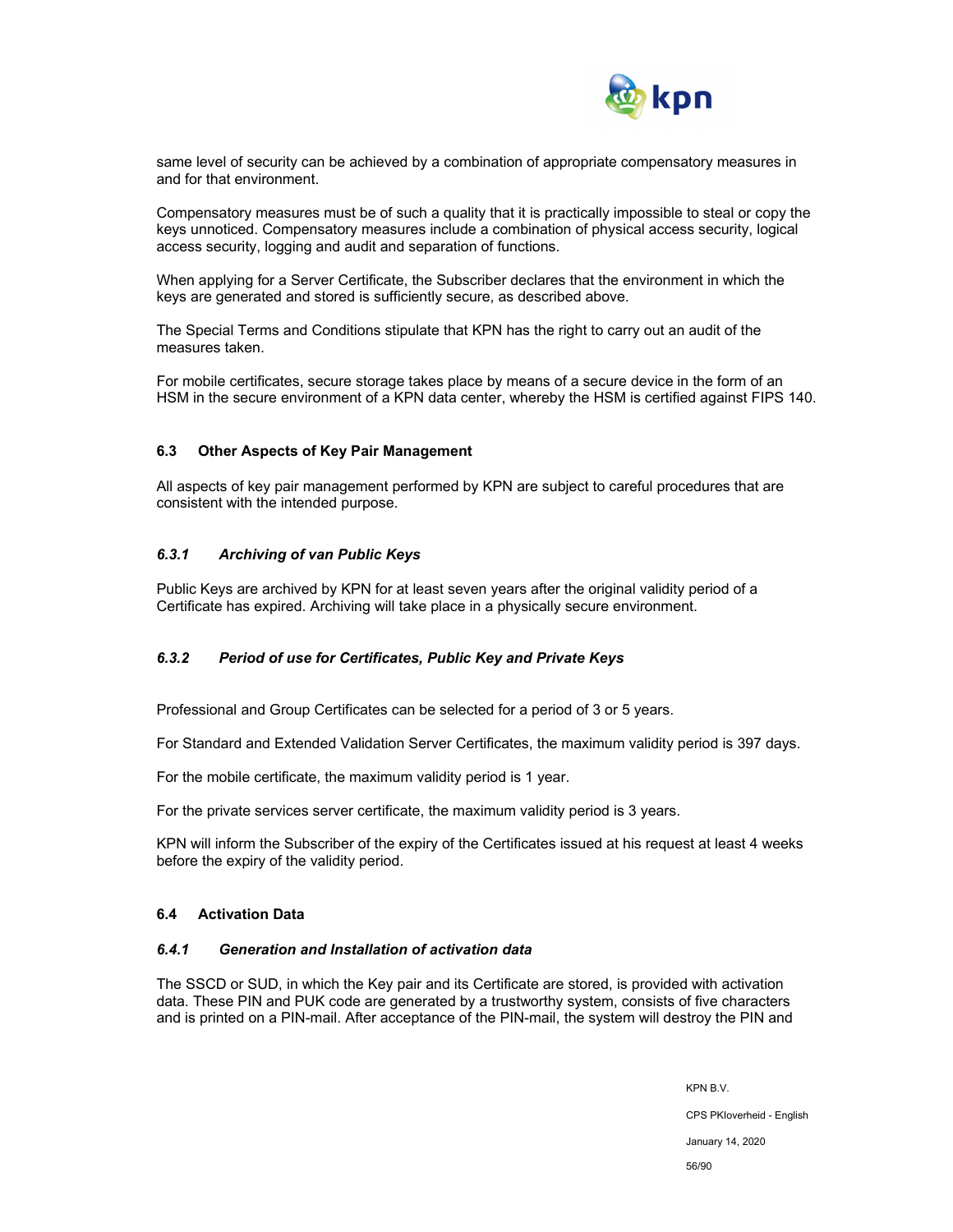same level of security can be achieved by a combination of appropriate compensatory measures in and for that environment.

Compensatory measures must be of such a quality that it is practically impossible to steal or copy the keys unnoticed. Compensatory measures include a combination of physical access security, logical access security, logging and audit and separation of functions.

When applying for a Server Certificate, the Subscriber declares that the environment in which the keys are generated and stored is sufficiently secure, as described above.

The Special Terms and Conditions stipulate that KPN has the right to carry out an audit of the measures taken.

For mobile certificates, secure storage takes place by means of a secure device in the form of an HSM in the secure environment of a KPN data center, whereby the HSM is certified against FIPS 140.

## 6.3 Other Aspects of Key Pair Management

All aspects of key pair management performed by KPN are subject to careful procedures that are consistent with the intended purpose.

### *6.3.1 Archiving of van Public Keys*

Public Keys are archived by KPN for at least seven years after the original validity period of a Certificate has expired. Archiving will take place in a physically secure environment.

### *6.3.2 Period of use for Certificates, Public Key and Private Keys*

Professional and Group Certificates can be selected for a period of 3 or 5 years.

For Standard and Extended Validation Server Certificates, the maximum validity period is 397 days.

For the mobile certificate, the maximum validity period is 1 year.

For the private services server certificate, the maximum validity period is 3 years.

KPN will inform the Subscriber of the expiry of the Certificates issued at his request at least 4 weeks before the expiry of the validity period.

## 6.4 Activation Data

### *6.4.1 Generation and Installation of activation data*

The SSCD or SUD, in which the Key pair and its Certificate are stored, is provided with activation data. These PIN and PUK code are generated by a trustworthy system, consists of five characters and is printed on a PIN-mail. After acceptance of the PIN-mail, the system will destroy the PIN and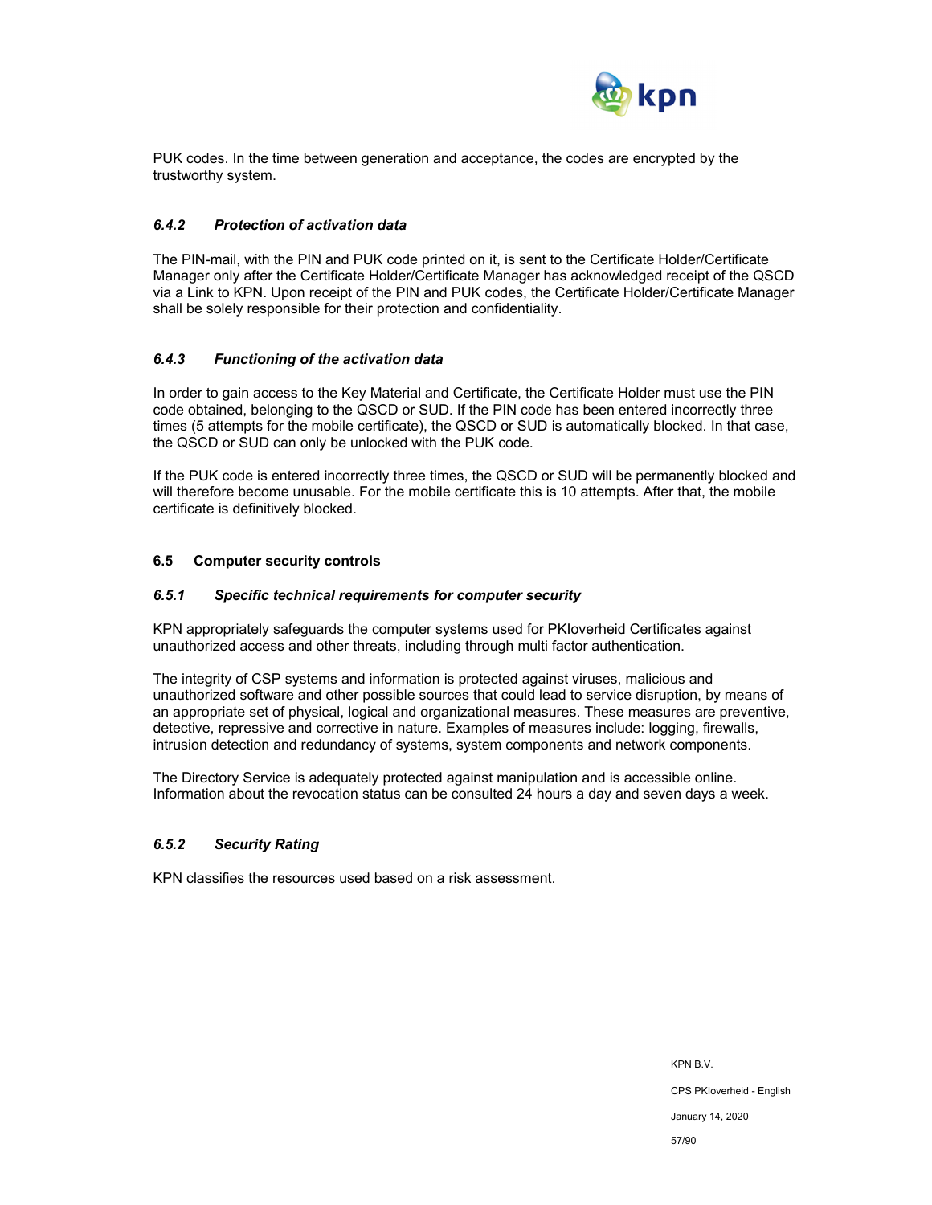PUK codes. In the time between generation and acceptance, the codes are encrypted by the trustworthy system.

### *6.4.2 Protection of activation data*

The PIN-mail, with the PIN and PUK code printed on it, is sent to the Certificate Holder/Certificate Manager only after the Certificate Holder/Certificate Manager has acknowledged receipt of the QSCD via a Link to KPN. Upon receipt of the PIN and PUK codes, the Certificate Holder/Certificate Manager shall be solely responsible for their protection and confidentiality.

### *6.4.3 Functioning of the activation data*

In order to gain access to the Key Material and Certificate, the Certificate Holder must use the PIN code obtained, belonging to the QSCD or SUD. If the PIN code has been entered incorrectly three times (5 attempts for the mobile certificate), the QSCD or SUD is automatically blocked. In that case, the QSCD or SUD can only be unlocked with the PUK code.

If the PUK code is entered incorrectly three times, the QSCD or SUD will be permanently blocked and will therefore become unusable. For the mobile certificate this is 10 attempts. After that, the mobile certificate is definitively blocked.

## 6.5 Computer security controls

### *6.5.1 Specific technical requirements for computer security*

KPN appropriately safeguards the computer systems used for PKIoverheid Certificates against unauthorized access and other threats, including through multi factor authentication.

The integrity of CSP systems and information is protected against viruses, malicious and unauthorized software and other possible sources that could lead to service disruption, by means of an appropriate set of physical, logical and organizational measures. These measures are preventive, detective, repressive and corrective in nature. Examples of measures include: logging, firewalls, intrusion detection and redundancy of systems, system components and network components.

The Directory Service is adequately protected against manipulation and is accessible online. Information about the revocation status can be consulted 24 hours a day and seven days a week.

### *6.5.2 Security Rating*

KPN classifies the resources used based on a risk assessment.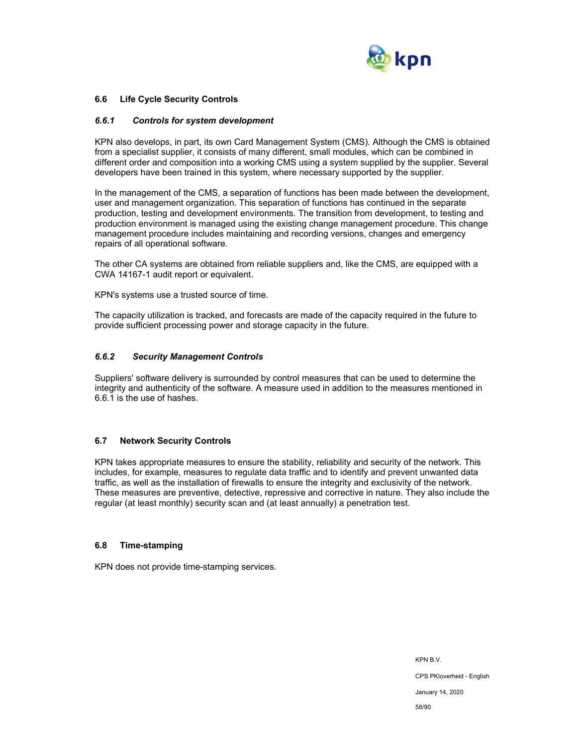## 6.6 Life Cycle Security Controls

### *6.6.1 Controls for system development*

KPN also develops, in part, its own Card Management System (CMS). Although the CMS is obtained from a specialist supplier, it consists of many different, small modules, which can be combined in different order and composition into a working CMS using a system supplied by the supplier. Several developers have been trained in this system, where necessary supported by the supplier.

In the management of the CMS, a separation of functions has been made between the development, user and management organization. This separation of functions has continued in the separate production, testing and development environments. The transition from development, to testing and production environment is managed using the existing change management procedure. This change management procedure includes maintaining and recording versions, changes and emergency repairs of all operational software.

The other CA systems are obtained from reliable suppliers and, like the CMS, are equipped with a CWA 14167-1 audit report or equivalent.

KPN's systems use a trusted source of time.

The capacity utilization is tracked, and forecasts are made of the capacity required in the future to provide sufficient processing power and storage capacity in the future.

### *6.6.2 Security Management Controls*

Suppliers' software delivery is surrounded by control measures that can be used to determine the integrity and authenticity of the software. A measure used in addition to the measures mentioned in 6.6.1 is the use of hashes.

## 6.7 Network Security Controls

KPN takes appropriate measures to ensure the stability, reliability and security of the network. This includes, for example, measures to regulate data traffic and to identify and prevent unwanted data traffic, as well as the installation of firewalls to ensure the integrity and exclusivity of the network. These measures are preventive, detective, repressive and corrective in nature. They also include the regular (at least monthly) security scan and (at least annually) a penetration test.

## 6.8 Time-stamping

KPN does not provide time-stamping services.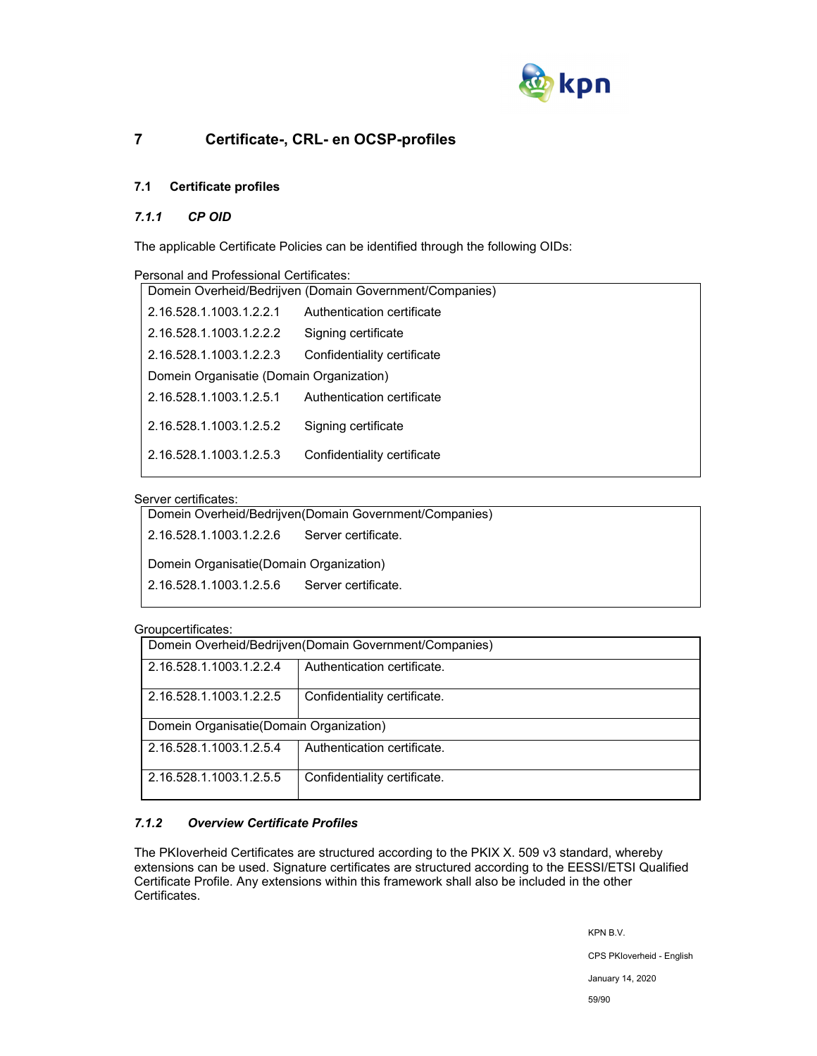# 7 Certificate-, CRL- en OCSP-profiles

## 7.1 Certificate profiles

### *7.1.1 CP OID*

The applicable Certificate Policies can be identified through the following OIDs:

Personal and Professional Certificates:

| Domein Overheid/Bedrijven (Domain Government/Companies) | |
|---|---|
| 2.16.528.1.1003.1.2.2.1 | Authentication certificate |
| 2.16.528.1.1003.1.2.2.2 | Signing certificate |
| 2.16.528.1.1003.1.2.2.3 | Confidentiality certificate |
| Domein Organisatie (Domain Organization) | |
| 2.16.528.1.1003.1.2.5.1 | Authentication certificate |
| 2.16.528.1.1003.1.2.5.2 | Signing certificate |
| 2.16.528.1.1003.1.2.5.3 | Confidentiality certificate |

Server certificates:

| Domein Overheid/Bedrijven(Domain Government/Companies) | |
|---|---|
| 2.16.528.1.1003.1.2.2.6 | Server certificate. |
| Domein Organisatie(Domain Organization) | |
| 2.16.528.1.1003.1.2.5.6 | Server certificate. |

Groupcertificates:

| Domein Overheid/Bedrijven(Domain Government/Companies) | |
|---|---|
| 2.16.528.1.1003.1.2.2.4 | Authentication certificate. |
| 2.16.528.1.1003.1.2.2.5 | Confidentiality certificate. |
| Domein Organisatie(Domain Organization) | |
| 2.16.528.1.1003.1.2.5.4 | Authentication certificate. |
| 2.16.528.1.1003.1.2.5.5 | Confidentiality certificate. |

### *7.1.2 Overview Certificate Profiles*

The PKIoverheid Certificates are structured according to the PKIX X. 509 v3 standard, whereby extensions can be used. Signature certificates are structured according to the EESSI/ETSI Qualified Certificate Profile. Any extensions within this framework shall also be included in the other Certificates.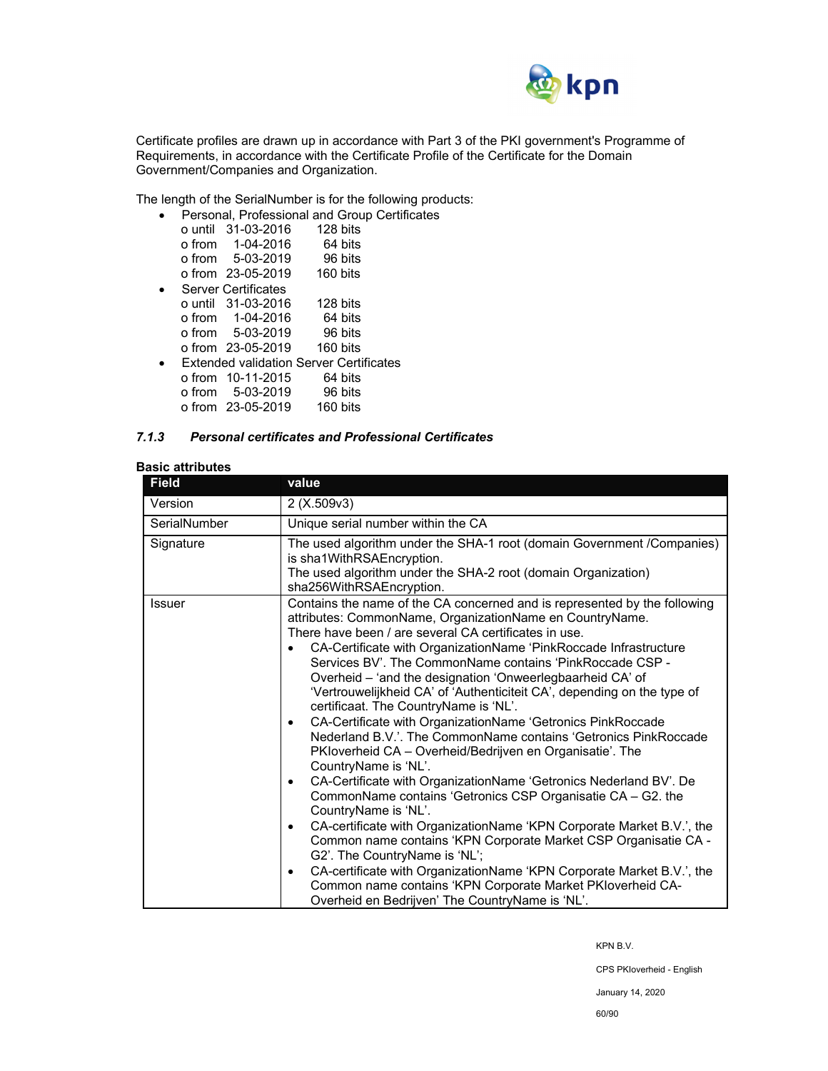Certificate profiles are drawn up in accordance with Part 3 of the PKI government's Programme of Requirements, in accordance with the Certificate Profile of the Certificate for the Domain Government/Companies and Organization.

The length of the SerialNumber is for the following products:

- Personal, Professional and Group Certificates
  - o until 31-03-2016 128 bits
  - o from 1-04-2016 64 bits
  - o from 5-03-2019 96 bits
  - o from 23-05-2019 160 bits
- Server Certificates
  - o until 31-03-2016 128 bits
  - o from 1-04-2016 64 bits
  - o from 5-03-2019 96 bits
  - o from 23-05-2019 160 bits
- Extended validation Server Certificates
  - o from 10-11-2015 64 bits
  - o from 5-03-2019 96 bits
  - o from 23-05-2019 160 bits

### *7.1.3 Personal certificates and Professional Certificates*

**Basic attributes**

| Field | value |
|---|---|
| Version | 2 (X.509v3) |
| SerialNumber | Unique serial number within the CA |
| Signature | The used algorithm under the SHA-1 root (domain Government /Companies) is sha1WithRSAEncryption.<br>The used algorithm under the SHA-2 root (domain Organization) sha256WithRSAEncryption. |
| Issuer | Contains the name of the CA concerned and is represented by the following attributes: CommonName, OrganizationName en CountryName.<br>There have been / are several CA certificates in use.<br>• CA-Certificate with OrganizationName 'PinkRoccade Infrastructure Services BV'. The CommonName contains 'PinkRoccade CSP - Overheid – 'and the designation 'Onweerlegbaarheid CA' of 'Vertrouwelijkheid CA' of 'Authenticiteit CA', depending on the type of certificaat. The CountryName is 'NL'.<br>• CA-Certificate with OrganizationName 'Getronics PinkRoccade Nederland B.V.'. The CommonName contains 'Getronics PinkRoccade PKIoverheid CA – Overheid/Bedrijven en Organisatie'. The CountryName is 'NL'.<br>• CA-Certificate with OrganizationName 'Getronics Nederland BV'. De CommonName contains 'Getronics CSP Organisatie CA – G2. the CountryName is 'NL'.<br>• CA-certificate with OrganizationName 'KPN Corporate Market B.V.', the Common name contains 'KPN Corporate Market CSP Organisatie CA - G2'. The CountryName is 'NL';<br>• CA-certificate with OrganizationName 'KPN Corporate Market B.V.', the Common name contains 'KPN Corporate Market PKIoverheid CA-Overheid en Bedrijven' The CountryName is 'NL'. |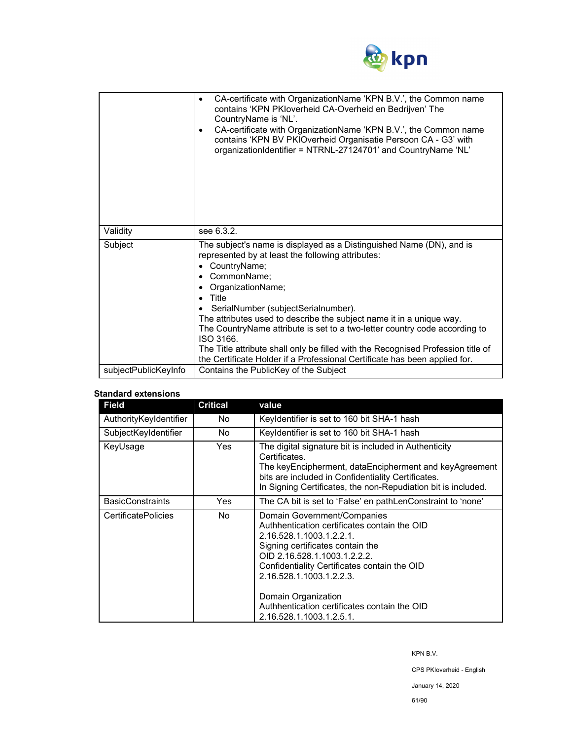| | |
|---|---|
| | • CA-certificate with OrganizationName 'KPN B.V.', the Common name contains 'KPN PKIoverheid CA-Overheid en Bedrijven' The CountryName is 'NL'.<br>• CA-certificate with OrganizationName 'KPN B.V.', the Common name contains 'KPN BV PKIOverheid Organisatie Persoon CA - G3' with organizationIdentifier = NTRNL-27124701' and CountryName 'NL' |
| Validity | see 6.3.2. |
| Subject | The subject's name is displayed as a Distinguished Name (DN), and is represented by at least the following attributes:<br>• CountryName;<br>• CommonName;<br>• OrganizationName;<br>• Title<br>• SerialNumber (subjectSerialnumber).<br>The attributes used to describe the subject name it in a unique way.<br>The CountryName attribute is set to a two-letter country code according to ISO 3166.<br>The Title attribute shall only be filled with the Recognised Profession title of the Certificate Holder if a Professional Certificate has been applied for. |
| subjectPublicKeyInfo | Contains the PublicKey of the Subject |

**Standard extensions**

| Field | Critical | value |
|---|---|---|
| AuthorityKeyIdentifier | No | KeyIdentifier is set to 160 bit SHA-1 hash |
| SubjectKeyIdentifier | No | KeyIdentifier is set to 160 bit SHA-1 hash |
| KeyUsage | Yes | The digital signature bit is included in Authenticity Certificates.<br>The keyEncipherment, dataEncipherment and keyAgreement bits are included in Confidentiality Certificates.<br>In Signing Certificates, the non-Repudiation bit is included. |
| BasicConstraints | Yes | The CA bit is set to 'False' en pathLenConstraint to 'none' |
| CertificatePolicies | No | Domain Government/Companies<br>Authhentication certificates contain the OID 2.16.528.1.1003.1.2.2.1.<br>Signing certificates contain the OID 2.16.528.1.1003.1.2.2.2.<br>Confidentiality Certificates contain the OID 2.16.528.1.1003.1.2.2.3.<br><br>Domain Organization<br>Authhentication certificates contain the OID 2.16.528.1.1003.1.2.5.1. |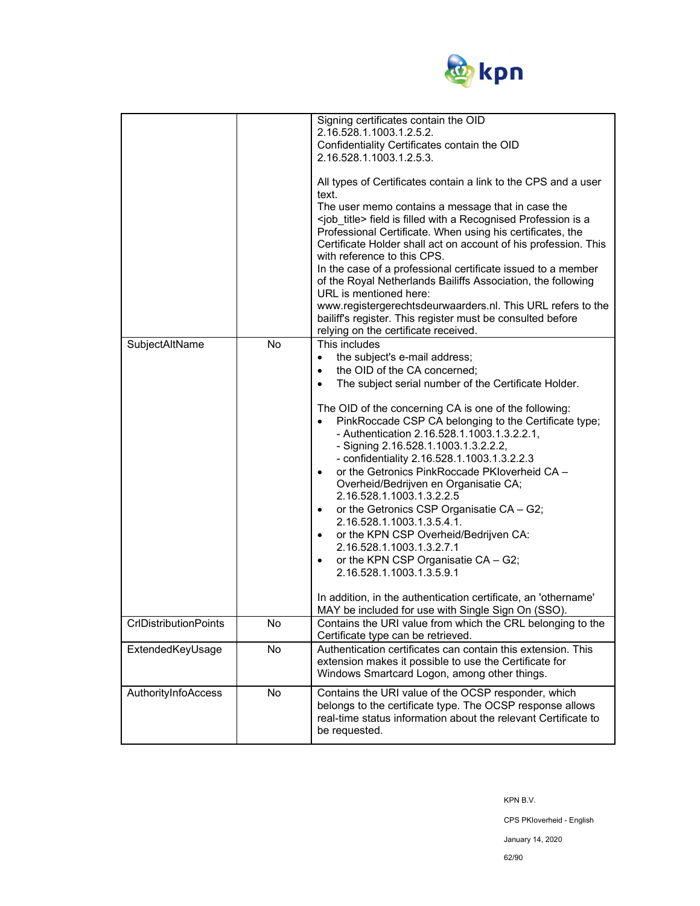| | | |
|---|---|---|
| | | Signing certificates contain the OID 2.16.528.1.1003.1.2.5.2.<br>Confidentiality Certificates contain the OID 2.16.528.1.1003.1.2.5.3.<br><br>All types of Certificates contain a link to the CPS and a user text.<br>The user memo contains a message that in case the <job_title> field is filled with a Recognised Profession is a Professional Certificate. When using his certificates, the Certificate Holder shall act on account of his profession. This with reference to this CPS.<br>In the case of a professional certificate issued to a member of the Royal Netherlands Bailiffs Association, the following URL is mentioned here: www.registergerechtsdeurwaarders.nl. This URL refers to the bailiff's register. This register must be consulted before relying on the certificate received. |
| SubjectAltName | No | This includes<br>• the subject's e-mail address;<br>• the OID of the CA concerned;<br>• The subject serial number of the Certificate Holder.<br><br>The OID of the concerning CA is one of the following:<br>• PinkRoccade CSP CA belonging to the Certificate type;<br>- Authentication 2.16.528.1.1003.1.3.2.2.1,<br>- Signing 2.16.528.1.1003.1.3.2.2.2,<br>- confidentiality 2.16.528.1.1003.1.3.2.2.3<br>• or the Getronics PinkRoccade PKIoverheid CA – Overheid/Bedrijven en Organisatie CA; 2.16.528.1.1003.1.3.2.2.5<br>• or the Getronics CSP Organisatie CA – G2; 2.16.528.1.1003.1.3.5.4.1.<br>• or the KPN CSP Overheid/Bedrijven CA: 2.16.528.1.1003.1.3.2.7.1<br>• or the KPN CSP Organisatie CA – G2; 2.16.528.1.1003.1.3.5.9.1<br><br>In addition, in the authentication certificate, an 'othername' MAY be included for use with Single Sign On (SSO). |
| CrlDistributionPoints | No | Contains the URI value from which the CRL belonging to the Certificate type can be retrieved. |
| ExtendedKeyUsage | No | Authentication certificates can contain this extension. This extension makes it possible to use the Certificate for Windows Smartcard Logon, among other things. |
| AuthorityInfoAccess | No | Contains the URI value of the OCSP responder, which belongs to the certificate type. The OCSP response allows real-time status information about the relevant Certificate to be requested. |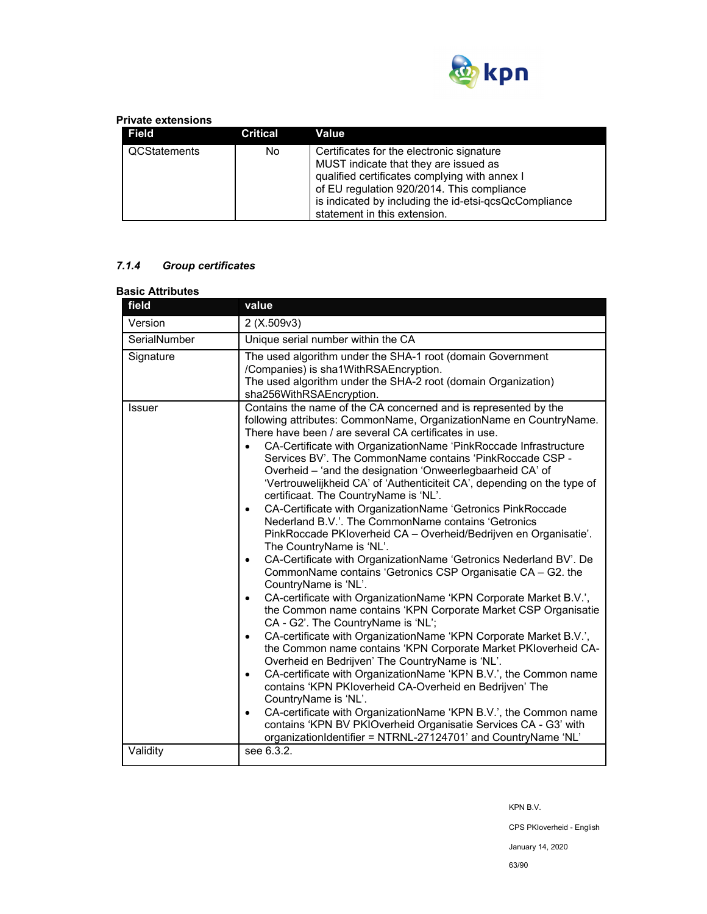**Private extensions**

| Field | Critical | Value |
|---|---|---|
| QCStatements | No | Certificates for the electronic signature MUST indicate that they are issued as qualified certificates complying with annex I of EU regulation 920/2014. This compliance is indicated by including the id-etsi-qcsQcCompliance statement in this extension. |

### 7.1.4 *Group certificates*

**Basic Attributes**

| field | value |
|---|---|
| Version | 2 (X.509v3) |
| SerialNumber | Unique serial number within the CA |
| Signature | The used algorithm under the SHA-1 root (domain Government /Companies) is sha1WithRSAEncryption.<br>The used algorithm under the SHA-2 root (domain Organization) sha256WithRSAEncryption. |
| Issuer | Contains the name of the CA concerned and is represented by the following attributes: CommonName, OrganizationName en CountryName. There have been / are several CA certificates in use.<br>• CA-Certificate with OrganizationName 'PinkRoccade Infrastructure Services BV'. The CommonName contains 'PinkRoccade CSP - Overheid – 'and the designation 'Onweerlegbaarheid CA' of 'Vertrouwelijkheid CA' of 'Authenticiteit CA', depending on the type of certificaat. The CountryName is 'NL'.<br>• CA-Certificate with OrganizationName 'Getronics PinkRoccade Nederland B.V.'. The CommonName contains 'Getronics PinkRoccade PKIoverheid CA – Overheid/Bedrijven en Organisatie'. The CountryName is 'NL'.<br>• CA-Certificate with OrganizationName 'Getronics Nederland BV'. De CommonName contains 'Getronics CSP Organisatie CA – G2. the CountryName is 'NL'.<br>• CA-certificate with OrganizationName 'KPN Corporate Market B.V.', the Common name contains 'KPN Corporate Market CSP Organisatie CA - G2'. The CountryName is 'NL';<br>• CA-certificate with OrganizationName 'KPN Corporate Market B.V.', the Common name contains 'KPN Corporate Market PKIoverheid CA-Overheid en Bedrijven' The CountryName is 'NL'.<br>• CA-certificate with OrganizationName 'KPN B.V.', the Common name contains 'KPN PKIoverheid CA-Overheid en Bedrijven' The CountryName is 'NL'.<br>• CA-certificate with OrganizationName 'KPN B.V.', the Common name contains 'KPN BV PKIOverheid Organisatie Services CA - G3' with organizationIdentifier = NTRNL-27124701' and CountryName 'NL' |
| Validity | see 6.3.2. |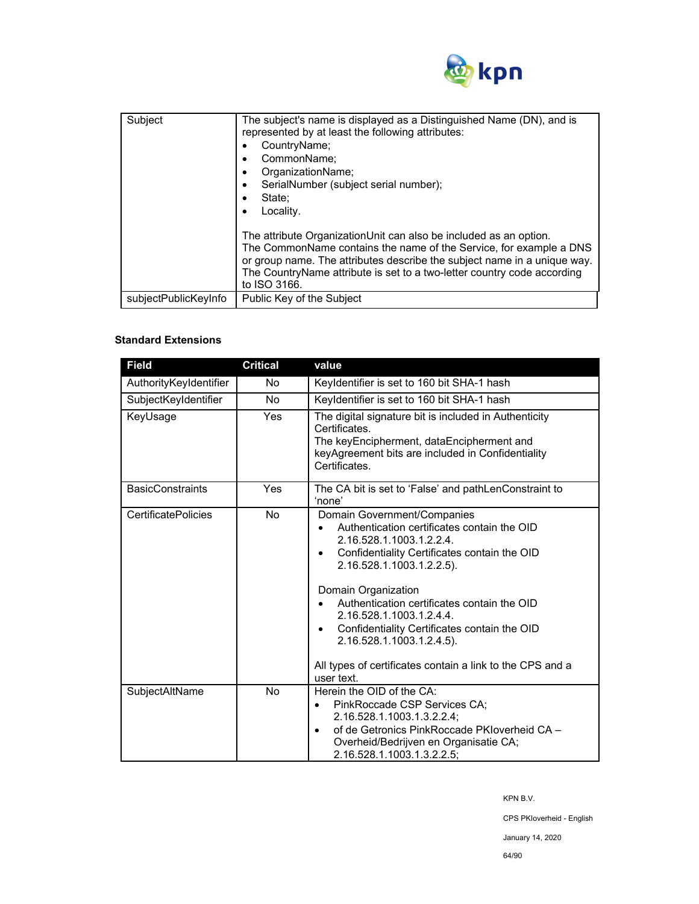| Subject | The subject's name is displayed as a Distinguished Name (DN), and is represented by at least the following attributes:<br>• CountryName;<br>• CommonName;<br>• OrganizationName;<br>• SerialNumber (subject serial number);<br>• State;<br>• Locality.<br><br>The attribute OrganizationUnit can also be included as an option.<br>The CommonName contains the name of the Service, for example a DNS or group name. The attributes describe the subject name in a unique way.<br>The CountryName attribute is set to a two-letter country code according to ISO 3166. |
|---|---|
| subjectPublicKeyInfo | Public Key of the Subject |

**Standard Extensions**

| Field | Critical | value |
|---|---|---|
| AuthorityKeyIdentifier | No | KeyIdentifier is set to 160 bit SHA-1 hash |
| SubjectKeyIdentifier | No | KeyIdentifier is set to 160 bit SHA-1 hash |
| KeyUsage | Yes | The digital signature bit is included in Authenticity Certificates.<br>The keyEncipherment, dataEncipherment and keyAgreement bits are included in Confidentiality Certificates. |
| BasicConstraints | Yes | The CA bit is set to 'False' and pathLenConstraint to 'none' |
| CertificatePolicies | No | Domain Government/Companies<br>• Authentication certificates contain the OID 2.16.528.1.1003.1.2.2.4.<br>• Confidentiality Certificates contain the OID 2.16.528.1.1003.1.2.2.5).<br><br>Domain Organization<br>• Authentication certificates contain the OID 2.16.528.1.1003.1.2.4.4.<br>• Confidentiality Certificates contain the OID 2.16.528.1.1003.1.2.4.5).<br><br>All types of certificates contain a link to the CPS and a user text. |
| SubjectAltName | No | Herein the OID of the CA:<br>• PinkRoccade CSP Services CA; 2.16.528.1.1003.1.3.2.2.4;<br>• of de Getronics PinkRoccade PKIoverheid CA – Overheid/Bedrijven en Organisatie CA; 2.16.528.1.1003.1.3.2.2.5; |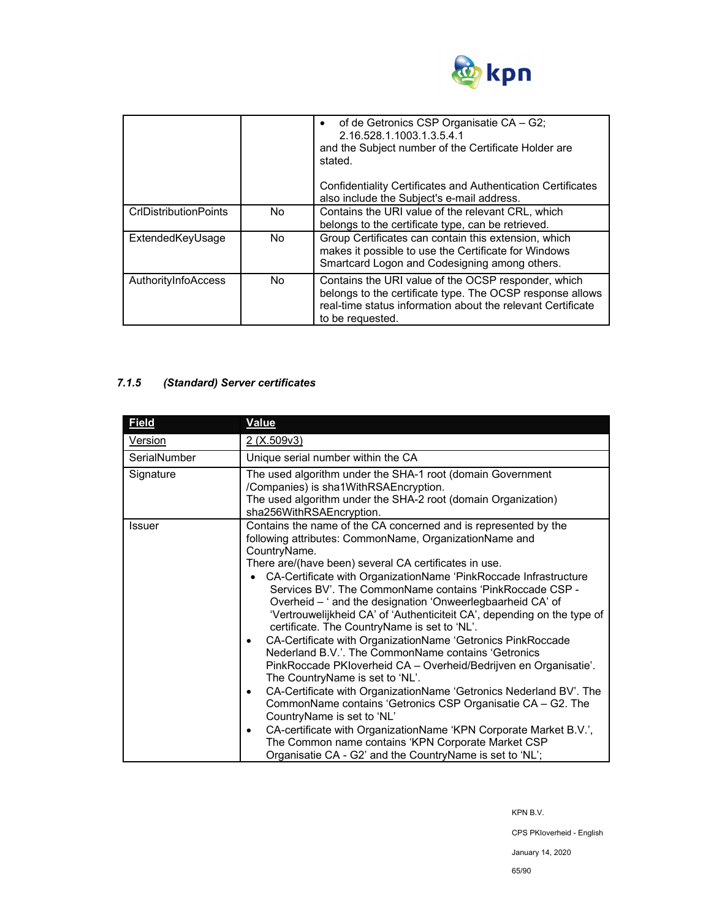| | | |
|---|---|---|
| | | • of de Getronics CSP Organisatie CA – G2; 2.16.528.1.1003.1.3.5.4.1<br>and the Subject number of the Certificate Holder are stated.<br><br>Confidentiality Certificates and Authentication Certificates also include the Subject's e-mail address. |
| CrlDistributionPoints | No | Contains the URI value of the relevant CRL, which belongs to the certificate type, can be retrieved. |
| ExtendedKeyUsage | No | Group Certificates can contain this extension, which makes it possible to use the Certificate for Windows Smartcard Logon and Codesigning among others. |
| AuthorityInfoAccess | No | Contains the URI value of the OCSP responder, which belongs to the certificate type. The OCSP response allows real-time status information about the relevant Certificate to be requested. |

### *7.1.5 (Standard) Server certificates*

| Field | Value |
|---|---|
| Version | 2 (X.509v3) |
| SerialNumber | Unique serial number within the CA |
| Signature | The used algorithm under the SHA-1 root (domain Government /Companies) is sha1WithRSAEncryption.<br>The used algorithm under the SHA-2 root (domain Organization) sha256WithRSAEncryption. |
| Issuer | Contains the name of the CA concerned and is represented by the following attributes: CommonName, OrganizationName and CountryName.<br>There are/(have been) several CA certificates in use.<br>• CA-Certificate with OrganizationName 'PinkRoccade Infrastructure Services BV'. The CommonName contains 'PinkRoccade CSP - Overheid – ' and the designation 'Onweerlegbaarheid CA' of 'Vertrouwelijkheid CA' of 'Authenticiteit CA', depending on the type of certificate. The CountryName is set to 'NL'.<br>• CA-Certificate with OrganizationName 'Getronics PinkRoccade Nederland B.V.'. The CommonName contains 'Getronics PinkRoccade PKIoverheid CA – Overheid/Bedrijven en Organisatie'. The CountryName is set to 'NL'.<br>• CA-Certificate with OrganizationName 'Getronics Nederland BV'. The CommonName contains 'Getronics CSP Organisatie CA – G2. The CountryName is set to 'NL'<br>• CA-certificate with OrganizationName 'KPN Corporate Market B.V.', The Common name contains 'KPN Corporate Market CSP Organisatie CA - G2' and the CountryName is set to 'NL'; |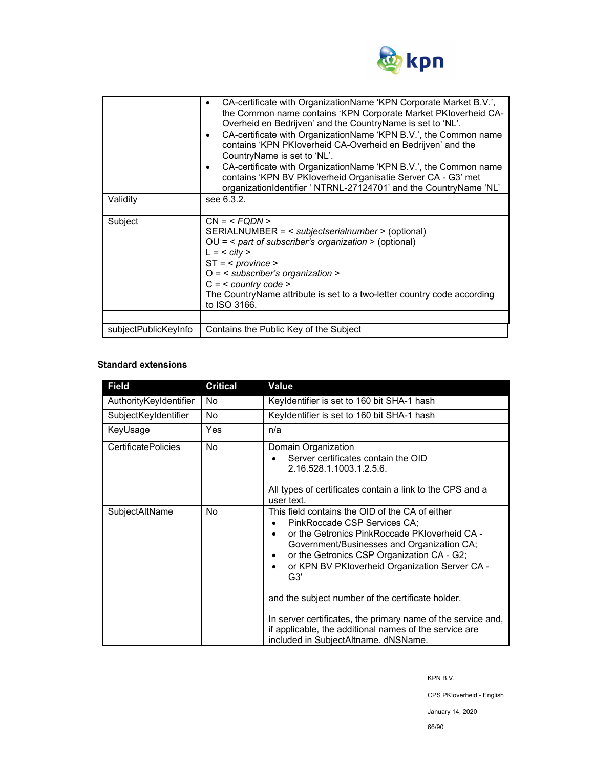| | |
|---|---|
| | • CA-certificate with OrganizationName 'KPN Corporate Market B.V.', the Common name contains 'KPN Corporate Market PKIoverheid CA-Overheid en Bedrijven' and the CountryName is set to 'NL'.<br>• CA-certificate with OrganizationName 'KPN B.V.', the Common name contains 'KPN PKIoverheid CA-Overheid en Bedrijven' and the CountryName is set to 'NL'.<br>• CA-certificate with OrganizationName 'KPN B.V.', the Common name contains 'KPN BV PKIoverheid Organisatie Server CA - G3' met organizationIdentifier ' NTRNL-27124701' and the CountryName 'NL' |
| Validity | see 6.3.2. |
| Subject | CN = < *FQDN* ><br>SERIALNUMBER = < *subjectserialnumber* > (optional)<br>OU = < *part of subscriber's organization* > (optional)<br>L = < *city* ><br>ST = < *province* ><br>O = < *subscriber's organization* ><br>C = < *country code* ><br>The CountryName attribute is set to a two-letter country code according to ISO 3166. |
| | |
| subjectPublicKeyInfo | Contains the Public Key of the Subject |

**Standard extensions**

| Field | Critical | Value |
|---|---|---|
| AuthorityKeyIdentifier | No | KeyIdentifier is set to 160 bit SHA-1 hash |
| SubjectKeyIdentifier | No | KeyIdentifier is set to 160 bit SHA-1 hash |
| KeyUsage | Yes | n/a |
| CertificatePolicies | No | Domain Organization<br>• Server certificates contain the OID 2.16.528.1.1003.1.2.5.6.<br><br>All types of certificates contain a link to the CPS and a user text. |
| SubjectAltName | No | This field contains the OID of the CA of either<br>• PinkRoccade CSP Services CA;<br>• or the Getronics PinkRoccade PKIoverheid CA - Government/Businesses and Organization CA;<br>• or the Getronics CSP Organization CA - G2;<br>• or KPN BV PKIoverheid Organization Server CA - G3'<br><br>and the subject number of the certificate holder.<br><br>In server certificates, the primary name of the service and, if applicable, the additional names of the service are included in SubjectAltname. dNSName. |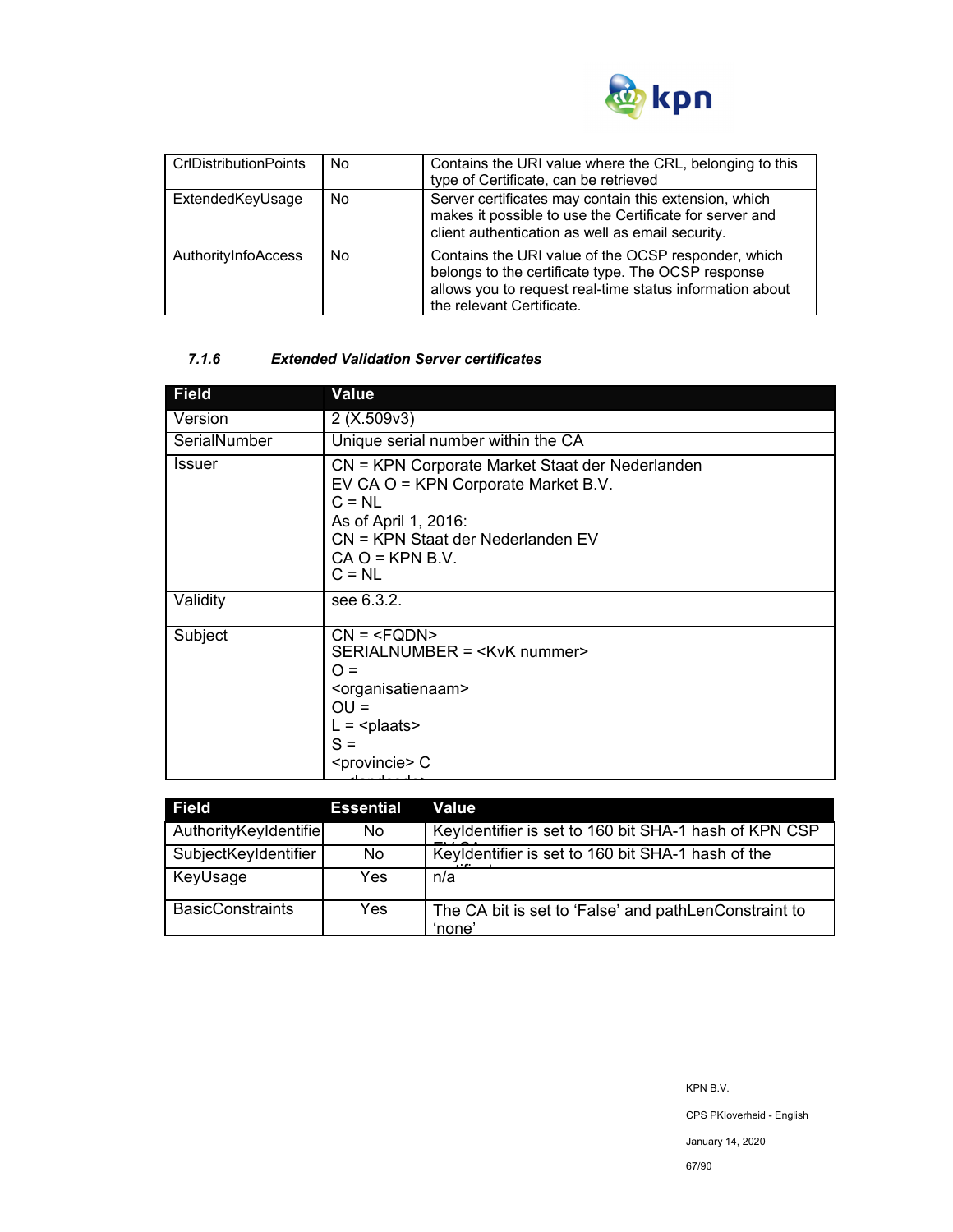| CrlDistributionPoints | No | Contains the URI value where the CRL, belonging to this type of Certificate, can be retrieved |
|---|---|---|
| ExtendedKeyUsage | No | Server certificates may contain this extension, which makes it possible to use the Certificate for server and client authentication as well as email security. |
| AuthorityInfoAccess | No | Contains the URI value of the OCSP responder, which belongs to the certificate type. The OCSP response allows you to request real-time status information about the relevant Certificate. |

#### *7.1.6 Extended Validation Server certificates*

| Field | Value |
|---|---|
| Version | 2 (X.509v3) |
| SerialNumber | Unique serial number within the CA |
| Issuer | CN = KPN Corporate Market Staat der Nederlanden EV CA O = KPN Corporate Market B.V.<br>C = NL<br>As of April 1, 2016:<br>CN = KPN Staat der Nederlanden EV CA O = KPN B.V.<br>C = NL |
| Validity | see 6.3.2. |
| Subject | CN = <FQDN><br>SERIALNUMBER = <KvK nummer><br>O = <organisatienaam><br>OU =<br>L = <plaats><br>S = <provincie> C |

| Field | Essential | Value |
|---|---|---|
| AuthorityKeyIdentifie | No | KeyIdentifier is set to 160 bit SHA-1 hash of KPN CSP EV CA |
| SubjectKeyIdentifier | No | KeyIdentifier is set to 160 bit SHA-1 hash of the certificate |
| KeyUsage | Yes | n/a |
| BasicConstraints | Yes | The CA bit is set to 'False' and pathLenConstraint to 'none' |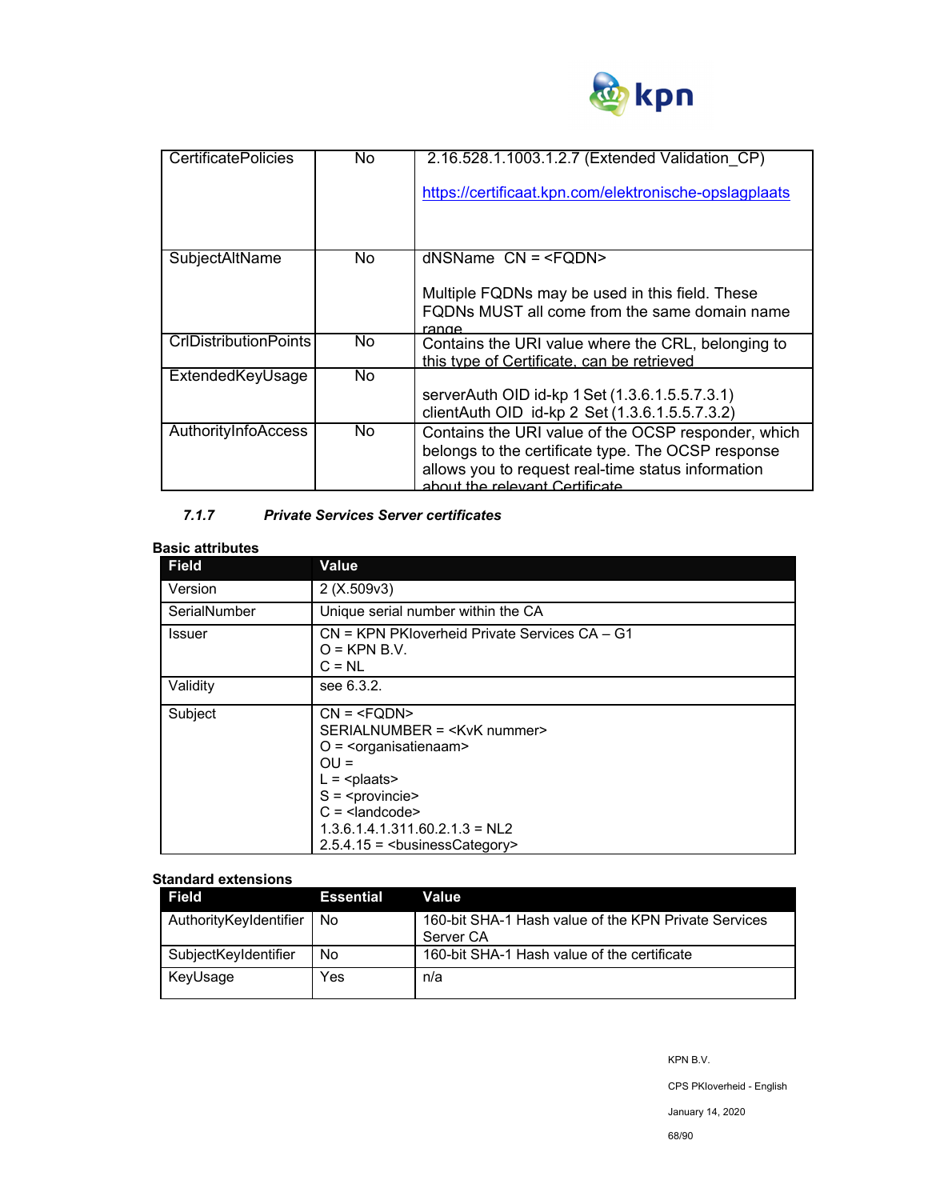| | | |
|---|---|---|
| CertificatePolicies | No | 2.16.528.1.1003.1.2.7 (Extended Validation_CP)<br><br>https://certificaat.kpn.com/elektronische-opslagplaats |
| SubjectAltName | No | dNSName CN = <FQDN><br><br>Multiple FQDNs may be used in this field. These FQDNs MUST all come from the same domain name range |
| CrlDistributionPoints | No | Contains the URI value where the CRL, belonging to this type of Certificate, can be retrieved |
| ExtendedKeyUsage | No | serverAuth OID id-kp 1 Set (1.3.6.1.5.5.7.3.1)<br>clientAuth OID id-kp 2 Set (1.3.6.1.5.5.7.3.2) |
| AuthorityInfoAccess | No | Contains the URI value of the OCSP responder, which belongs to the certificate type. The OCSP response allows you to request real-time status information about the relevant Certificate |

### *7.1.7 Private Services Server certificates*

**Basic attributes**

| Field | Value |
|---|---|
| Version | 2 (X.509v3) |
| SerialNumber | Unique serial number within the CA |
| Issuer | CN = KPN PKIoverheid Private Services CA – G1<br>O = KPN B.V.<br>C = NL |
| Validity | see 6.3.2. |
| Subject | CN = <FQDN><br>SERIALNUMBER = <KvK nummer><br>O = <organisatienaam><br>OU =<br>L = <plaats><br>S = <provincie><br>C = <landcode><br>1.3.6.1.4.1.311.60.2.1.3 = NL2<br>2.5.4.15 = <businessCategory> |

**Standard extensions**

| Field | Essential | Value |
|---|---|---|
| AuthorityKeyIdentifier | No | 160-bit SHA-1 Hash value of the KPN Private Services Server CA |
| SubjectKeyIdentifier | No | 160-bit SHA-1 Hash value of the certificate |
| KeyUsage | Yes | n/a |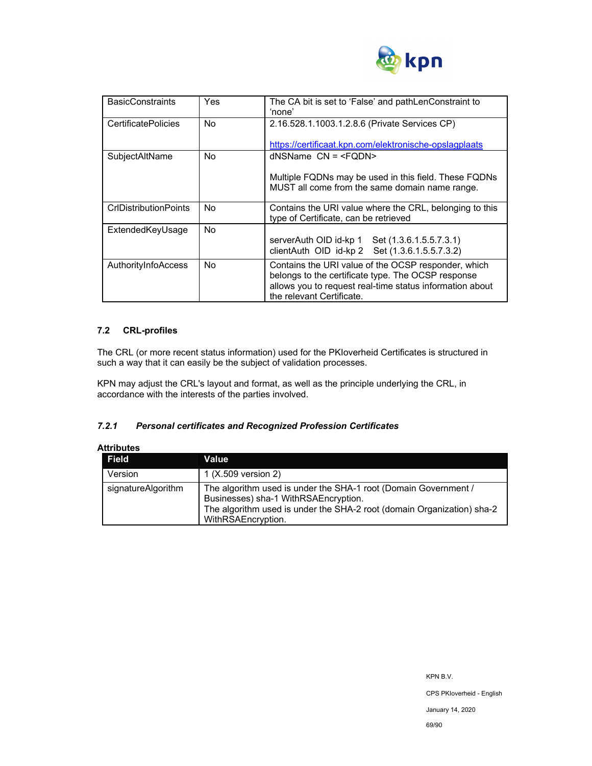| BasicConstraints | Yes | The CA bit is set to 'False' and pathLenConstraint to 'none' |
|---|---|---|
| CertificatePolicies | No | 2.16.528.1.1003.1.2.8.6 (Private Services CP)<br><br>https://certificaat.kpn.com/elektronische-opslagplaats |
| SubjectAltName | No | dNSName CN = <FQDN><br><br>Multiple FQDNs may be used in this field. These FQDNs MUST all come from the same domain name range. |
| CrlDistributionPoints | No | Contains the URI value where the CRL, belonging to this type of Certificate, can be retrieved |
| ExtendedKeyUsage | No | serverAuth OID id-kp 1 Set (1.3.6.1.5.5.7.3.1)<br>clientAuth OID id-kp 2 Set (1.3.6.1.5.5.7.3.2) |
| AuthorityInfoAccess | No | Contains the URI value of the OCSP responder, which belongs to the certificate type. The OCSP response allows you to request real-time status information about the relevant Certificate. |

## 7.2 CRL-profiles

The CRL (or more recent status information) used for the PKIoverheid Certificates is structured in such a way that it can easily be the subject of validation processes.

KPN may adjust the CRL's layout and format, as well as the principle underlying the CRL, in accordance with the interests of the parties involved.

### *7.2.1 Personal certificates and Recognized Profession Certificates*

**Attributes**

| Field | Value |
|---|---|
| Version | 1 (X.509 version 2) |
| signatureAlgorithm | The algorithm used is under the SHA-1 root (Domain Government / Businesses) sha-1 WithRSAEncryption.<br>The algorithm used is under the SHA-2 root (domain Organization) sha-2 WithRSAEncryption. |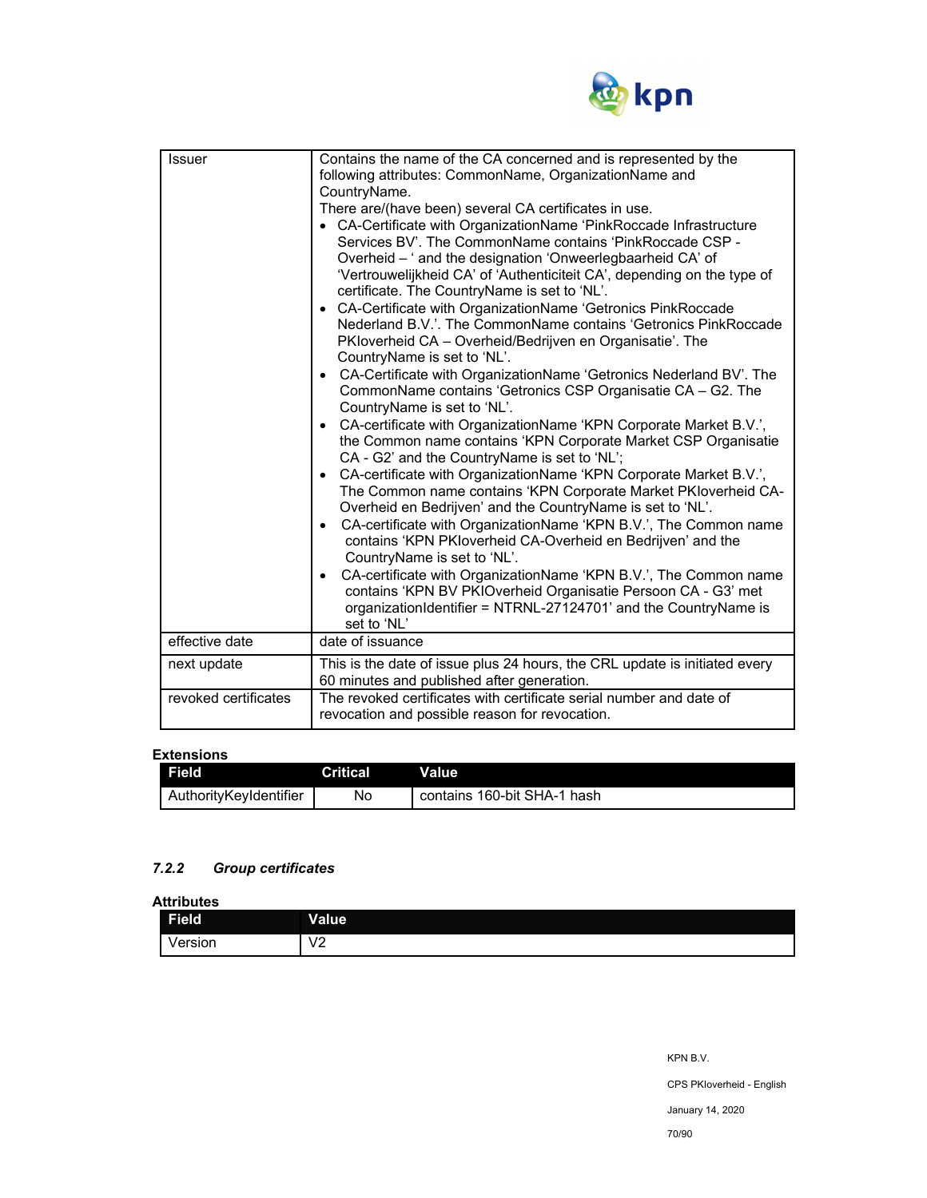| | |
|---|---|
| Issuer | Contains the name of the CA concerned and is represented by the following attributes: CommonName, OrganizationName and CountryName.<br>There are/(have been) several CA certificates in use.<br>• CA-Certificate with OrganizationName 'PinkRoccade Infrastructure Services BV'. The CommonName contains 'PinkRoccade CSP - Overheid – ' and the designation 'Onweerlegbaarheid CA' of 'Vertrouwelijkheid CA' of 'Authenticiteit CA', depending on the type of certificate. The CountryName is set to 'NL'.<br>• CA-Certificate with OrganizationName 'Getronics PinkRoccade Nederland B.V.'. The CommonName contains 'Getronics PinkRoccade PKIoverheid CA – Overheid/Bedrijven en Organisatie'. The CountryName is set to 'NL'.<br>• CA-Certificate with OrganizationName 'Getronics Nederland BV'. The CommonName contains 'Getronics CSP Organisatie CA – G2. The CountryName is set to 'NL'.<br>• CA-certificate with OrganizationName 'KPN Corporate Market B.V.', the Common name contains 'KPN Corporate Market CSP Organisatie CA - G2' and the CountryName is set to 'NL';<br>• CA-certificate with OrganizationName 'KPN Corporate Market B.V.', The Common name contains 'KPN Corporate Market PKIoverheid CA-Overheid en Bedrijven' and the CountryName is set to 'NL'.<br>• CA-certificate with OrganizationName 'KPN B.V.', The Common name contains 'KPN PKIoverheid CA-Overheid en Bedrijven' and the CountryName is set to 'NL'.<br>• CA-certificate with OrganizationName 'KPN B.V.', The Common name contains 'KPN BV PKIOverheid Organisatie Persoon CA - G3' met organizationIdentifier = NTRNL-27124701' and the CountryName is set to 'NL' |
| effective date | date of issuance |
| next update | This is the date of issue plus 24 hours, the CRL update is initiated every 60 minutes and published after generation. |
| revoked certificates | The revoked certificates with certificate serial number and date of revocation and possible reason for revocation. |

**Extensions**

| Field | Critical | Value |
|---|---|---|
| AuthorityKeyIdentifier | No | contains 160-bit SHA-1 hash |

### 7.2.2 *Group certificates*

**Attributes**

| Field | Value |
|---|---|
| Version | V2 |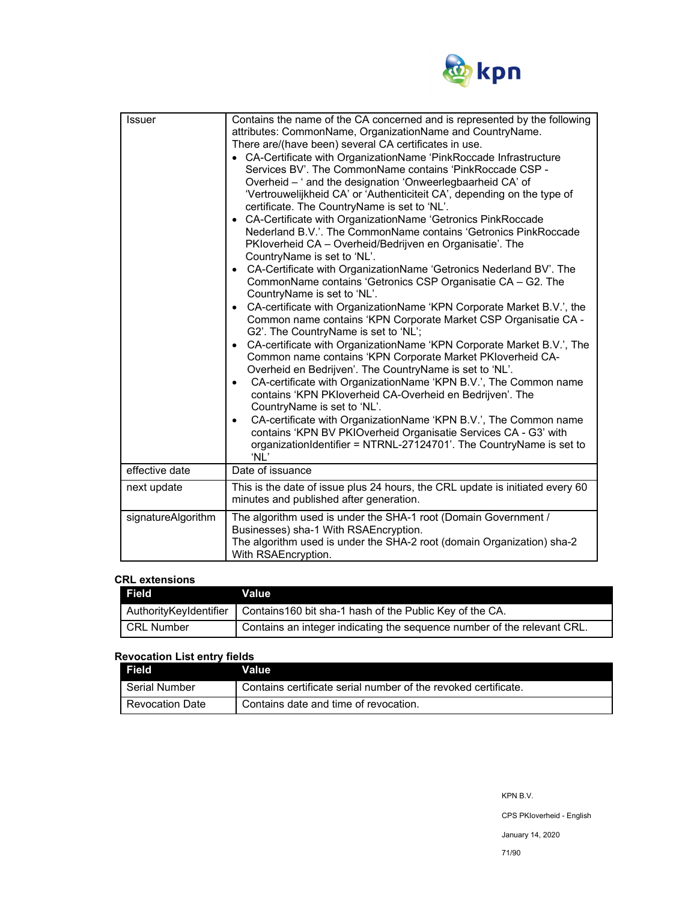| | |
|---|---|
| Issuer | Contains the name of the CA concerned and is represented by the following attributes: CommonName, OrganizationName and CountryName.<br>There are/(have been) several CA certificates in use.<br>• CA-Certificate with OrganizationName ‘PinkRoccade Infrastructure Services BV’. The CommonName contains ‘PinkRoccade CSP - Overheid – ‘ and the designation ‘Onweerlegbaarheid CA’ of ‘Vertrouwelijkheid CA’ or ‘Authenticiteit CA’, depending on the type of certificate. The CountryName is set to ‘NL’.<br>• CA-Certificate with OrganizationName ‘Getronics PinkRoccade Nederland B.V.’. The CommonName contains ‘Getronics PinkRoccade PKIoverheid CA – Overheid/Bedrijven en Organisatie’. The CountryName is set to ‘NL’.<br>• CA-Certificate with OrganizationName ‘Getronics Nederland BV’. The CommonName contains ‘Getronics CSP Organisatie CA – G2. The CountryName is set to ‘NL’.<br>• CA-certificate with OrganizationName ‘KPN Corporate Market B.V.’, the Common name contains ‘KPN Corporate Market CSP Organisatie CA - G2’. The CountryName is set to ‘NL’;<br>• CA-certificate with OrganizationName ‘KPN Corporate Market B.V.’, The Common name contains ‘KPN Corporate Market PKIoverheid CA-Overheid en Bedrijven’. The CountryName is set to ‘NL’.<br>• CA-certificate with OrganizationName ‘KPN B.V.’, The Common name contains ‘KPN PKIoverheid CA-Overheid en Bedrijven’. The CountryName is set to ‘NL’.<br>• CA-certificate with OrganizationName ‘KPN B.V.’, The Common name contains ‘KPN BV PKIOverheid Organisatie Services CA - G3’ with organizationIdentifier = NTRNL-27124701’. The CountryName is set to ‘NL’ |
| effective date | Date of issuance |
| next update | This is the date of issue plus 24 hours, the CRL update is initiated every 60 minutes and published after generation. |
| signatureAlgorithm | The algorithm used is under the SHA-1 root (Domain Government / Businesses) sha-1 With RSAEncryption.<br>The algorithm used is under the SHA-2 root (domain Organization) sha-2 With RSAEncryption. |

**CRL extensions**

| Field | Value |
|---|---|
| AuthorityKeyIdentifier | Contains160 bit sha-1 hash of the Public Key of the CA. |
| CRL Number | Contains an integer indicating the sequence number of the relevant CRL. |

**Revocation List entry fields**

| Field | Value |
|---|---|
| Serial Number | Contains certificate serial number of the revoked certificate. |
| Revocation Date | Contains date and time of revocation. |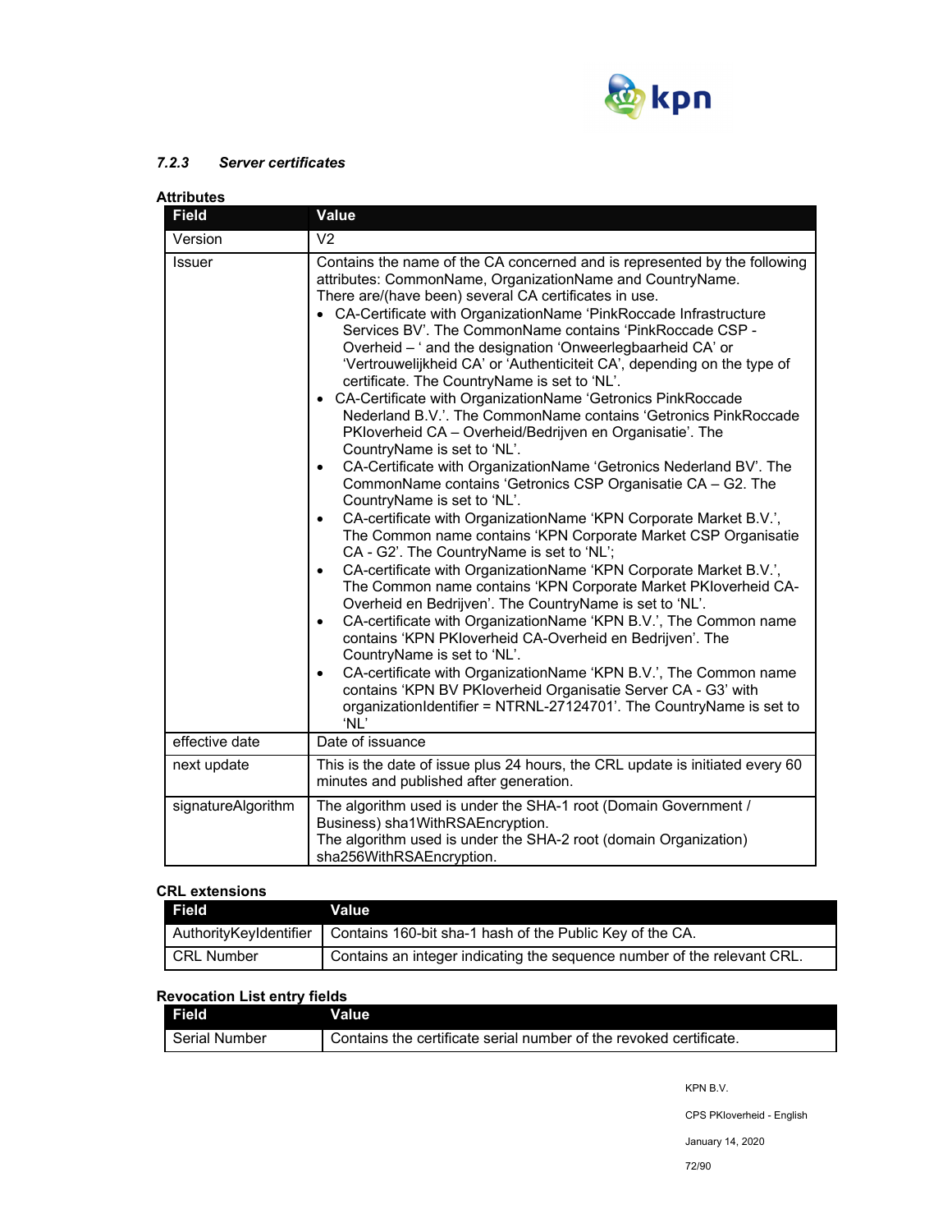### *7.2.3 Server certificates*

**Attributes**

| Field | Value |
|---|---|
| Version | V2 |
| Issuer | Contains the name of the CA concerned and is represented by the following attributes: CommonName, OrganizationName and CountryName.<br>There are/(have been) several CA certificates in use.<br>• CA-Certificate with OrganizationName 'PinkRoccade Infrastructure Services BV'. The CommonName contains 'PinkRoccade CSP - Overheid – ' and the designation 'Onweerlegbaarheid CA' or 'Vertrouwelijkheid CA' or 'Authenticiteit CA', depending on the type of certificate. The CountryName is set to 'NL'.<br>• CA-Certificate with OrganizationName 'Getronics PinkRoccade Nederland B.V.'. The CommonName contains 'Getronics PinkRoccade PKIoverheid CA – Overheid/Bedrijven en Organisatie'. The CountryName is set to 'NL'.<br>• CA-Certificate with OrganizationName 'Getronics Nederland BV'. The CommonName contains 'Getronics CSP Organisatie CA – G2. The CountryName is set to 'NL'.<br>• CA-certificate with OrganizationName 'KPN Corporate Market B.V.', The Common name contains 'KPN Corporate Market CSP Organisatie CA - G2'. The CountryName is set to 'NL';<br>• CA-certificate with OrganizationName 'KPN Corporate Market B.V.', The Common name contains 'KPN Corporate Market PKIoverheid CA-Overheid en Bedrijven'. The CountryName is set to 'NL'.<br>• CA-certificate with OrganizationName 'KPN B.V.', The Common name contains 'KPN PKIoverheid CA-Overheid en Bedrijven'. The CountryName is set to 'NL'.<br>• CA-certificate with OrganizationName 'KPN B.V.', The Common name contains 'KPN BV PKIoverheid Organisatie Server CA - G3' with organizationIdentifier = NTRNL-27124701'. The CountryName is set to 'NL' |
| effective date | Date of issuance |
| next update | This is the date of issue plus 24 hours, the CRL update is initiated every 60 minutes and published after generation. |
| signatureAlgorithm | The algorithm used is under the SHA-1 root (Domain Government / Business) sha1WithRSAEncryption.<br>The algorithm used is under the SHA-2 root (domain Organization) sha256WithRSAEncryption. |

**CRL extensions**

| Field | Value |
|---|---|
| AuthorityKeyIdentifier | Contains 160-bit sha-1 hash of the Public Key of the CA. |
| CRL Number | Contains an integer indicating the sequence number of the relevant CRL. |

**Revocation List entry fields**

| Field | Value |
|---|---|
| Serial Number | Contains the certificate serial number of the revoked certificate. |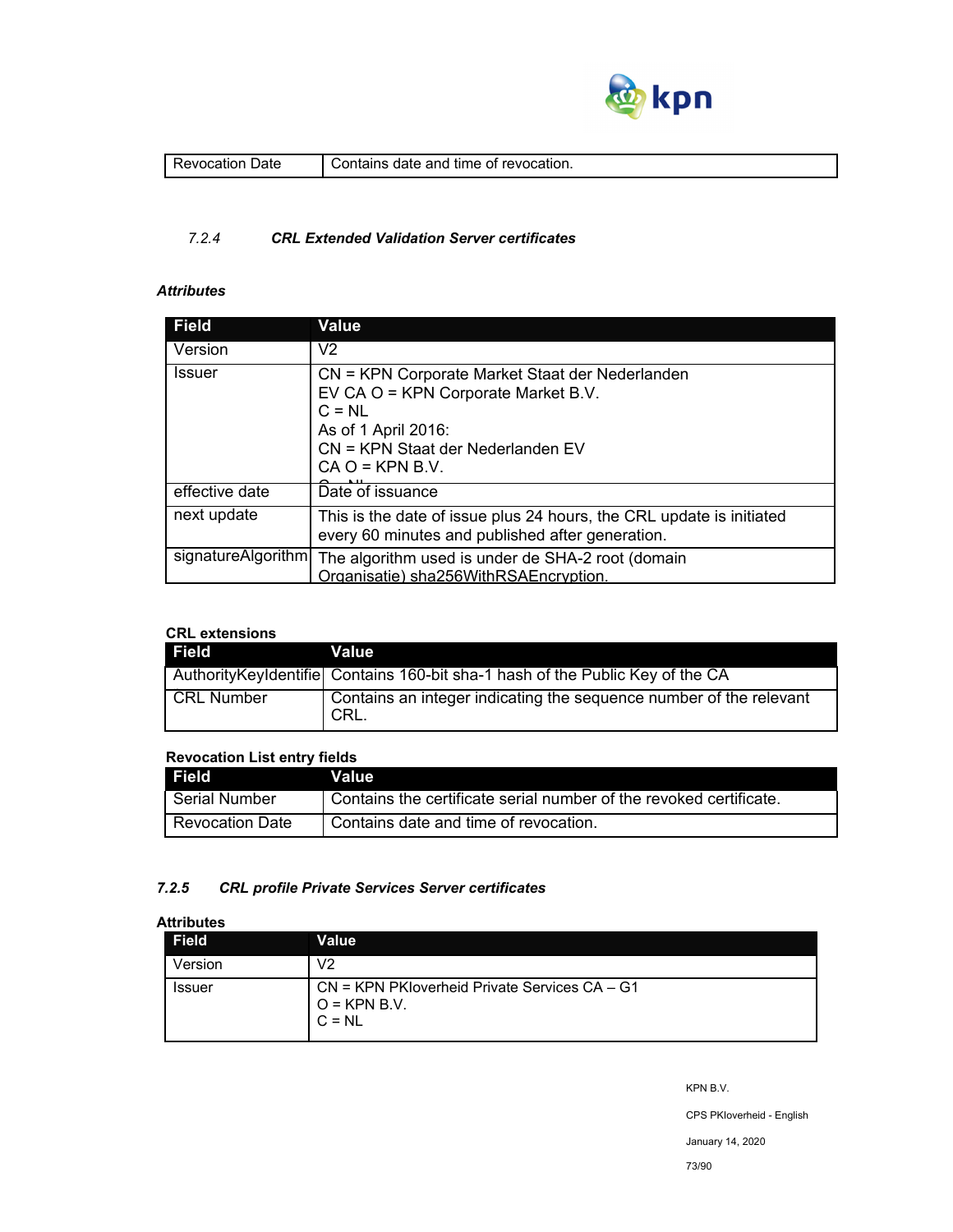| Revocation Date | Contains date and time of revocation. |
|---|---|

### *7.2.4 CRL Extended Validation Server certificates*

***Attributes***

| Field | Value |
|---|---|
| Version | V2 |
| Issuer | CN = KPN Corporate Market Staat der Nederlanden EV CA O = KPN Corporate Market B.V. C = NL As of 1 April 2016: CN = KPN Staat der Nederlanden EV CA O = KPN B.V. C = NL |
| effective date | Date of issuance |
| next update | This is the date of issue plus 24 hours, the CRL update is initiated every 60 minutes and published after generation. |
| signatureAlgorithm | The algorithm used is under de SHA-2 root (domain Organisatie) sha256WithRSAEncryption. |

**CRL extensions**

| Field | Value |
|---|---|
| AuthorityKeyIdentifie | Contains 160-bit sha-1 hash of the Public Key of the CA |
| CRL Number | Contains an integer indicating the sequence number of the relevant CRL. |

**Revocation List entry fields**

| Field | Value |
|---|---|
| Serial Number | Contains the certificate serial number of the revoked certificate. |
| Revocation Date | Contains date and time of revocation. |

### *7.2.5 CRL profile Private Services Server certificates*

**Attributes**

| Field | Value |
|---|---|
| Version | V2 |
| Issuer | CN = KPN PKIoverheid Private Services CA – G1 O = KPN B.V. C = NL |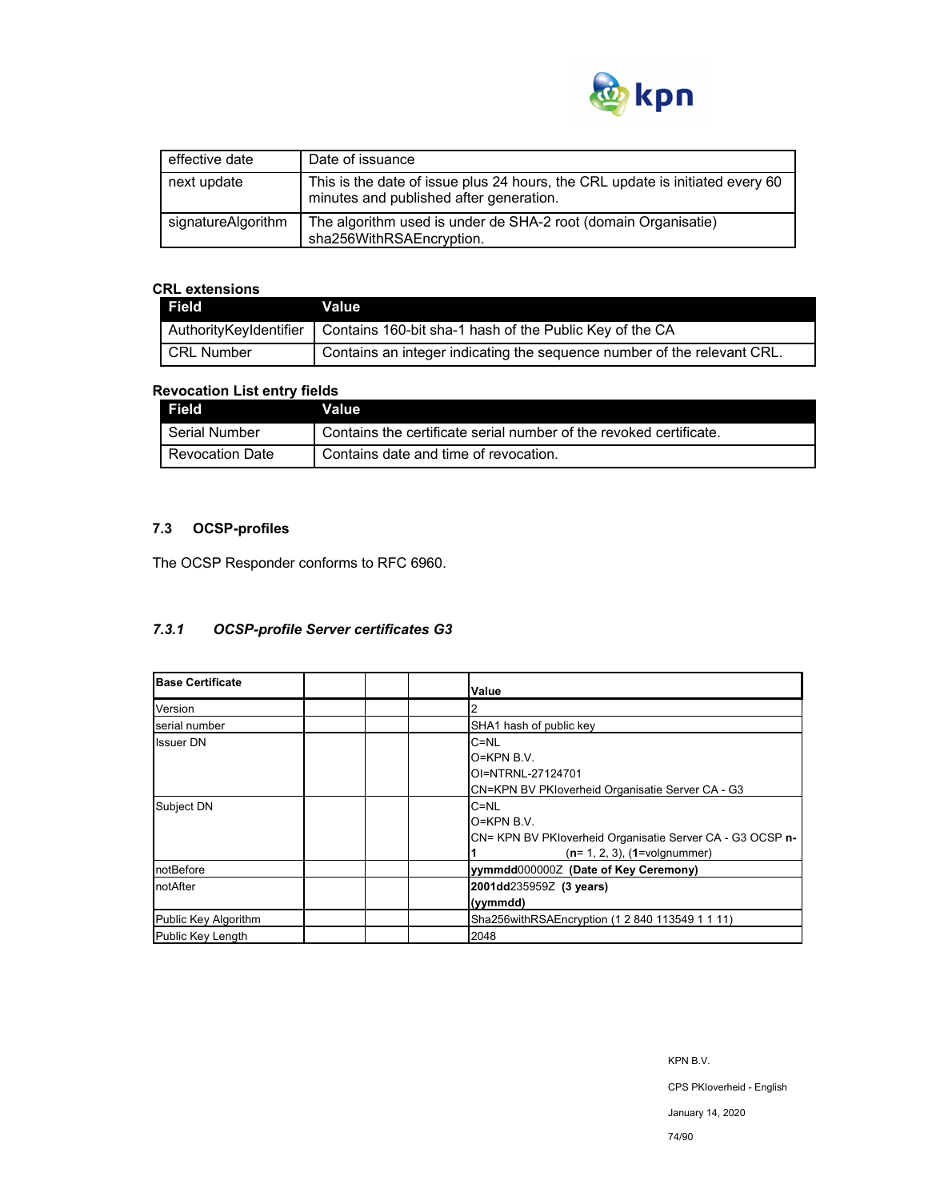| | |
|---|---|
| effective date | Date of issuance |
| next update | This is the date of issue plus 24 hours, the CRL update is initiated every 60 minutes and published after generation. |
| signatureAlgorithm | The algorithm used is under de SHA-2 root (domain Organisatie) sha256WithRSAEncryption. |

**CRL extensions**

| Field | Value |
|---|---|
| AuthorityKeyIdentifier | Contains 160-bit sha-1 hash of the Public Key of the CA |
| CRL Number | Contains an integer indicating the sequence number of the relevant CRL. |

**Revocation List entry fields**

| Field | Value |
|---|---|
| Serial Number | Contains the certificate serial number of the revoked certificate. |
| Revocation Date | Contains date and time of revocation. |

### 7.3 OCSP-profiles

The OCSP Responder conforms to RFC 6960.

#### *7.3.1 OCSP-profile Server certificates G3*

| **Base Certificate** | | | | **Value** |
|---|---|---|---|---|
| Version | | | | 2 |
| serial number | | | | SHA1 hash of public key |
| Issuer DN | | | | C=NL<br>O=KPN B.V.<br>OI=NTRNL-27124701<br>CN=KPN BV PKIoverheid Organisatie Server CA - G3 |
| Subject DN | | | | C=NL<br>O=KPN B.V.<br>CN= KPN BV PKIoverheid Organisatie Server CA - G3 OCSP **n-1** (**n**= 1, 2, 3), (**1**=volgnummer) |
| notBefore | | | | **yymmdd**000000Z **(Date of Key Ceremony)** |
| notAfter | | | | **2001dd**235959Z **(3 years) (yymmdd)** |
| Public Key Algorithm | | | | Sha256withRSAEncryption (1 2 840 113549 1 1 11) |
| Public Key Length | | | | 2048 |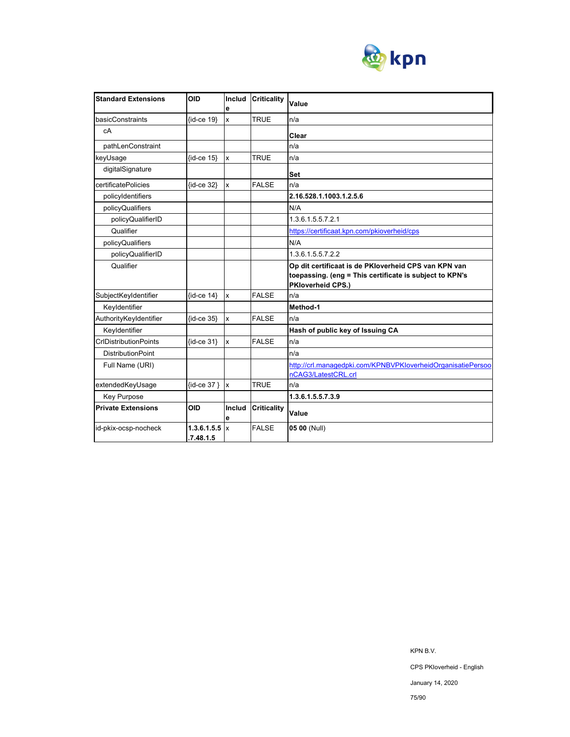| Standard Extensions | OID | Include | Criticality | Value |
|---|---|---|---|---|
| basicConstraints | {id-ce 19} | x | TRUE | n/a |
| cA | | | | **Clear** |
| pathLenConstraint | | | | n/a |
| keyUsage | {id-ce 15} | x | TRUE | n/a |
| digitalSignature | | | | **Set** |
| certificatePolicies | {id-ce 32} | x | FALSE | n/a |
| policyIdentifiers | | | | **2.16.528.1.1003.1.2.5.6** |
| policyQualifiers | | | | N/A |
| policyQualifierID | | | | 1.3.6.1.5.5.7.2.1 |
| Qualifier | | | | https://certificaat.kpn.com/pkioverheid/cps |
| policyQualifiers | | | | N/A |
| policyQualifierID | | | | 1.3.6.1.5.5.7.2.2 |
| Qualifier | | | | **Op dit certificaat is de PKIoverheid CPS van KPN van toepassing. (eng = This certificate is subject to KPN's PKIoverheid CPS.)** |
| SubjectKeyIdentifier | {id-ce 14} | x | FALSE | n/a |
| KeyIdentifier | | | | **Method-1** |
| AuthorityKeyIdentifier | {id-ce 35} | x | FALSE | n/a |
| KeyIdentifier | | | | **Hash of public key of Issuing CA** |
| CrlDistributionPoints | {id-ce 31} | x | FALSE | n/a |
| DistributionPoint | | | | n/a |
| Full Name (URI) | | | | http://crl.managedpki.com/KPNBVPKIoverheidOrganisatiePersoonCAG3/LatestCRL.crl |
| extendedKeyUsage | {id-ce 37 } | x | TRUE | n/a |
| Key Purpose | | | | **1.3.6.1.5.5.7.3.9** |
| **Private Extensions** | **OID** | **Include** | **Criticality** | **Value** |
| id-pkix-ocsp-nocheck | **1.3.6.1.5.5.7.48.1.5** | x | FALSE | **05 00** (Null) |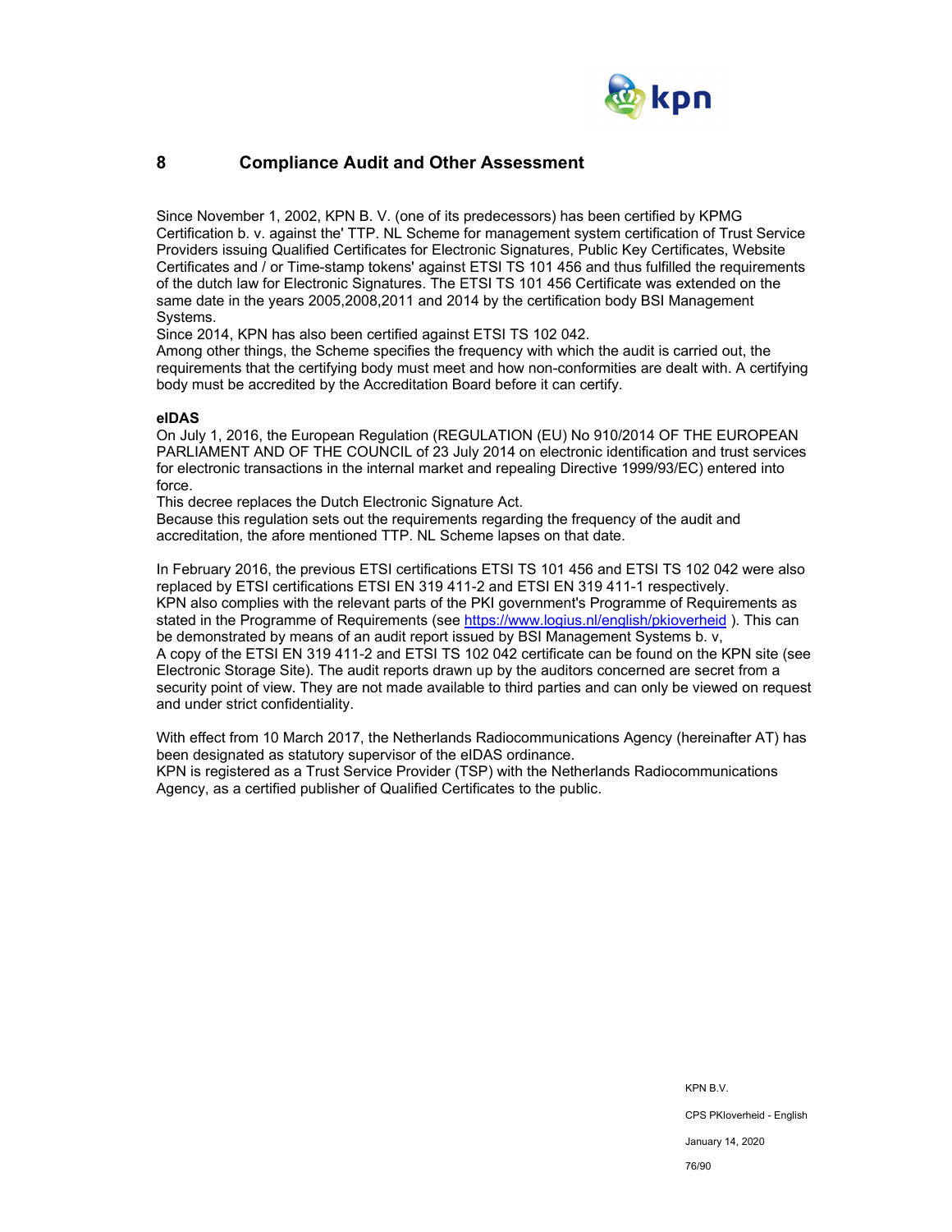# 8 Compliance Audit and Other Assessment

Since November 1, 2002, KPN B. V. (one of its predecessors) has been certified by KPMG Certification b. v. against the' TTP. NL Scheme for management system certification of Trust Service Providers issuing Qualified Certificates for Electronic Signatures, Public Key Certificates, Website Certificates and / or Time-stamp tokens' against ETSI TS 101 456 and thus fulfilled the requirements of the dutch law for Electronic Signatures. The ETSI TS 101 456 Certificate was extended on the same date in the years 2005,2008,2011 and 2014 by the certification body BSI Management Systems.
Since 2014, KPN has also been certified against ETSI TS 102 042.
Among other things, the Scheme specifies the frequency with which the audit is carried out, the requirements that the certifying body must meet and how non-conformities are dealt with. A certifying body must be accredited by the Accreditation Board before it can certify.

**eIDAS**
On July 1, 2016, the European Regulation (REGULATION (EU) No 910/2014 OF THE EUROPEAN PARLIAMENT AND OF THE COUNCIL of 23 July 2014 on electronic identification and trust services for electronic transactions in the internal market and repealing Directive 1999/93/EC) entered into force.
This decree replaces the Dutch Electronic Signature Act.
Because this regulation sets out the requirements regarding the frequency of the audit and accreditation, the afore mentioned TTP. NL Scheme lapses on that date.

In February 2016, the previous ETSI certifications ETSI TS 101 456 and ETSI TS 102 042 were also replaced by ETSI certifications ETSI EN 319 411-2 and ETSI EN 319 411-1 respectively.
KPN also complies with the relevant parts of the PKI government's Programme of Requirements as stated in the Programme of Requirements (see https://www.logius.nl/english/pkioverheid ). This can be demonstrated by means of an audit report issued by BSI Management Systems b. v,
A copy of the ETSI EN 319 411-2 and ETSI TS 102 042 certificate can be found on the KPN site (see Electronic Storage Site). The audit reports drawn up by the auditors concerned are secret from a security point of view. They are not made available to third parties and can only be viewed on request and under strict confidentiality.

With effect from 10 March 2017, the Netherlands Radiocommunications Agency (hereinafter AT) has been designated as statutory supervisor of the eIDAS ordinance.
KPN is registered as a Trust Service Provider (TSP) with the Netherlands Radiocommunications Agency, as a certified publisher of Qualified Certificates to the public.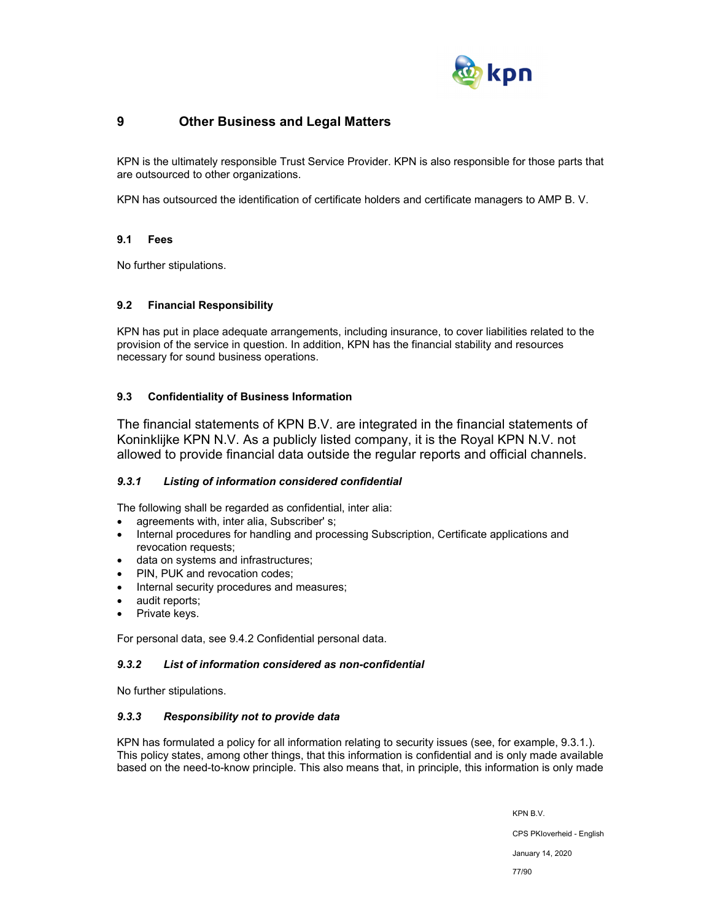# 9 Other Business and Legal Matters

KPN is the ultimately responsible Trust Service Provider. KPN is also responsible for those parts that are outsourced to other organizations.

KPN has outsourced the identification of certificate holders and certificate managers to AMP B. V.

## 9.1 Fees

No further stipulations.

## 9.2 Financial Responsibility

KPN has put in place adequate arrangements, including insurance, to cover liabilities related to the provision of the service in question. In addition, KPN has the financial stability and resources necessary for sound business operations.

## 9.3 Confidentiality of Business Information

The financial statements of KPN B.V. are integrated in the financial statements of Koninklijke KPN N.V. As a publicly listed company, it is the Royal KPN N.V. not allowed to provide financial data outside the regular reports and official channels.

### *9.3.1 Listing of information considered confidential*

The following shall be regarded as confidential, inter alia:

- agreements with, inter alia, Subscriber' s;
- Internal procedures for handling and processing Subscription, Certificate applications and revocation requests;
- data on systems and infrastructures;
- PIN, PUK and revocation codes;
- Internal security procedures and measures;
- audit reports;
- Private keys.

For personal data, see 9.4.2 Confidential personal data.

### *9.3.2 List of information considered as non-confidential*

No further stipulations.

### *9.3.3 Responsibility not to provide data*

KPN has formulated a policy for all information relating to security issues (see, for example, 9.3.1.). This policy states, among other things, that this information is confidential and is only made available based on the need-to-know principle. This also means that, in principle, this information is only made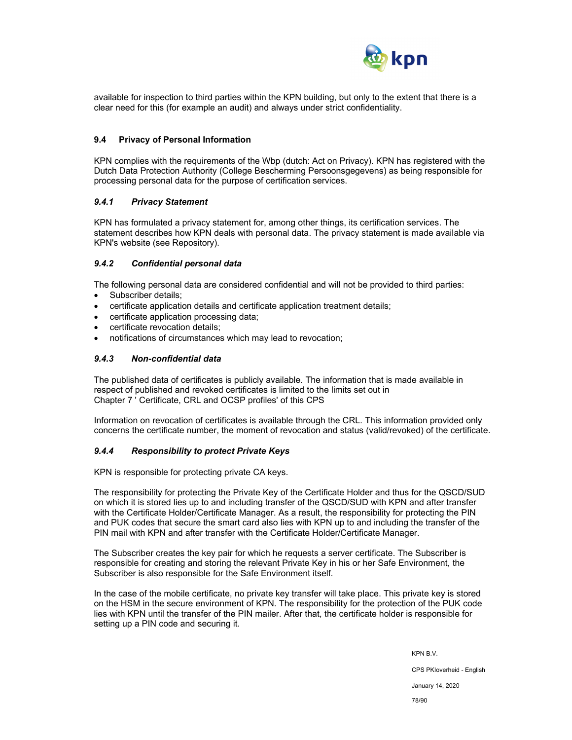available for inspection to third parties within the KPN building, but only to the extent that there is a clear need for this (for example an audit) and always under strict confidentiality.

## 9.4 Privacy of Personal Information

KPN complies with the requirements of the Wbp (dutch: Act on Privacy). KPN has registered with the Dutch Data Protection Authority (College Bescherming Persoonsgegevens) as being responsible for processing personal data for the purpose of certification services.

### *9.4.1 Privacy Statement*

KPN has formulated a privacy statement for, among other things, its certification services. The statement describes how KPN deals with personal data. The privacy statement is made available via KPN's website (see Repository).

### *9.4.2 Confidential personal data*

The following personal data are considered confidential and will not be provided to third parties:

- Subscriber details;
- certificate application details and certificate application treatment details;
- certificate application processing data;
- certificate revocation details;
- notifications of circumstances which may lead to revocation;

### *9.4.3 Non-confidential data*

The published data of certificates is publicly available. The information that is made available in respect of published and revoked certificates is limited to the limits set out in Chapter 7 ' Certificate, CRL and OCSP profiles' of this CPS

Information on revocation of certificates is available through the CRL. This information provided only concerns the certificate number, the moment of revocation and status (valid/revoked) of the certificate.

### *9.4.4 Responsibility to protect Private Keys*

KPN is responsible for protecting private CA keys.

The responsibility for protecting the Private Key of the Certificate Holder and thus for the QSCD/SUD on which it is stored lies up to and including transfer of the QSCD/SUD with KPN and after transfer with the Certificate Holder/Certificate Manager. As a result, the responsibility for protecting the PIN and PUK codes that secure the smart card also lies with KPN up to and including the transfer of the PIN mail with KPN and after transfer with the Certificate Holder/Certificate Manager.

The Subscriber creates the key pair for which he requests a server certificate. The Subscriber is responsible for creating and storing the relevant Private Key in his or her Safe Environment, the Subscriber is also responsible for the Safe Environment itself.

In the case of the mobile certificate, no private key transfer will take place. This private key is stored on the HSM in the secure environment of KPN. The responsibility for the protection of the PUK code lies with KPN until the transfer of the PIN mailer. After that, the certificate holder is responsible for setting up a PIN code and securing it.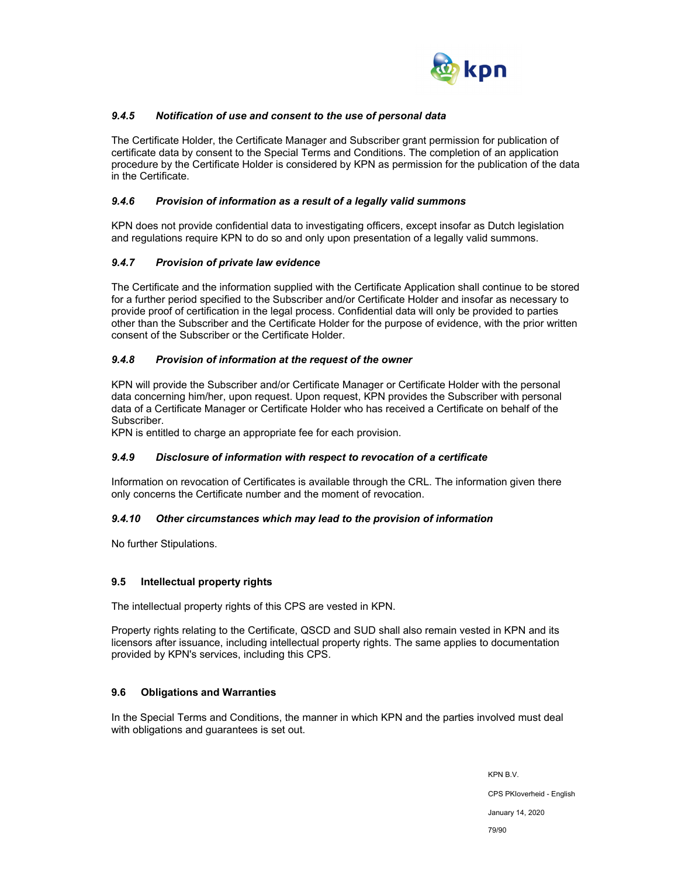#### *9.4.5 Notification of use and consent to the use of personal data*

The Certificate Holder, the Certificate Manager and Subscriber grant permission for publication of certificate data by consent to the Special Terms and Conditions. The completion of an application procedure by the Certificate Holder is considered by KPN as permission for the publication of the data in the Certificate.

#### *9.4.6 Provision of information as a result of a legally valid summons*

KPN does not provide confidential data to investigating officers, except insofar as Dutch legislation and regulations require KPN to do so and only upon presentation of a legally valid summons.

#### *9.4.7 Provision of private law evidence*

The Certificate and the information supplied with the Certificate Application shall continue to be stored for a further period specified to the Subscriber and/or Certificate Holder and insofar as necessary to provide proof of certification in the legal process. Confidential data will only be provided to parties other than the Subscriber and the Certificate Holder for the purpose of evidence, with the prior written consent of the Subscriber or the Certificate Holder.

#### *9.4.8 Provision of information at the request of the owner*

KPN will provide the Subscriber and/or Certificate Manager or Certificate Holder with the personal data concerning him/her, upon request. Upon request, KPN provides the Subscriber with personal data of a Certificate Manager or Certificate Holder who has received a Certificate on behalf of the Subscriber.
KPN is entitled to charge an appropriate fee for each provision.

#### *9.4.9 Disclosure of information with respect to revocation of a certificate*

Information on revocation of Certificates is available through the CRL. The information given there only concerns the Certificate number and the moment of revocation.

#### *9.4.10 Other circumstances which may lead to the provision of information*

No further Stipulations.

### 9.5 Intellectual property rights

The intellectual property rights of this CPS are vested in KPN.

Property rights relating to the Certificate, QSCD and SUD shall also remain vested in KPN and its licensors after issuance, including intellectual property rights. The same applies to documentation provided by KPN's services, including this CPS.

### 9.6 Obligations and Warranties

In the Special Terms and Conditions, the manner in which KPN and the parties involved must deal with obligations and guarantees is set out.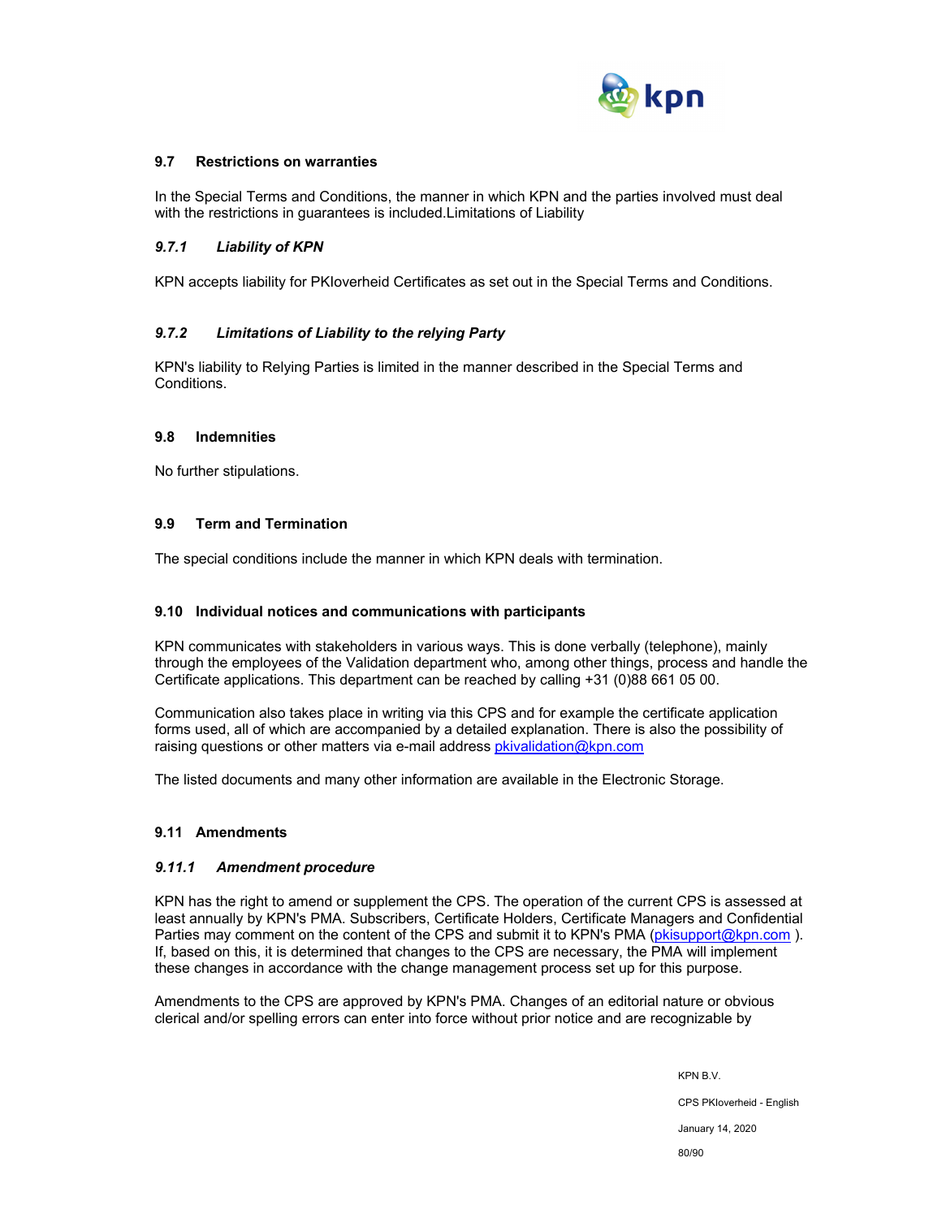### 9.7 Restrictions on warranties

In the Special Terms and Conditions, the manner in which KPN and the parties involved must deal with the restrictions in guarantees is included.Limitations of Liability

#### *9.7.1 Liability of KPN*

KPN accepts liability for PKIoverheid Certificates as set out in the Special Terms and Conditions.

#### *9.7.2 Limitations of Liability to the relying Party*

KPN's liability to Relying Parties is limited in the manner described in the Special Terms and Conditions.

### 9.8 Indemnities

No further stipulations.

### 9.9 Term and Termination

The special conditions include the manner in which KPN deals with termination.

### 9.10 Individual notices and communications with participants

KPN communicates with stakeholders in various ways. This is done verbally (telephone), mainly through the employees of the Validation department who, among other things, process and handle the Certificate applications. This department can be reached by calling +31 (0)88 661 05 00.

Communication also takes place in writing via this CPS and for example the certificate application forms used, all of which are accompanied by a detailed explanation. There is also the possibility of raising questions or other matters via e-mail address pkivalidation@kpn.com

The listed documents and many other information are available in the Electronic Storage.

### 9.11 Amendments

#### *9.11.1 Amendment procedure*

KPN has the right to amend or supplement the CPS. The operation of the current CPS is assessed at least annually by KPN's PMA. Subscribers, Certificate Holders, Certificate Managers and Confidential Parties may comment on the content of the CPS and submit it to KPN's PMA (pkisupport@kpn.com ). If, based on this, it is determined that changes to the CPS are necessary, the PMA will implement these changes in accordance with the change management process set up for this purpose.

Amendments to the CPS are approved by KPN's PMA. Changes of an editorial nature or obvious clerical and/or spelling errors can enter into force without prior notice and are recognizable by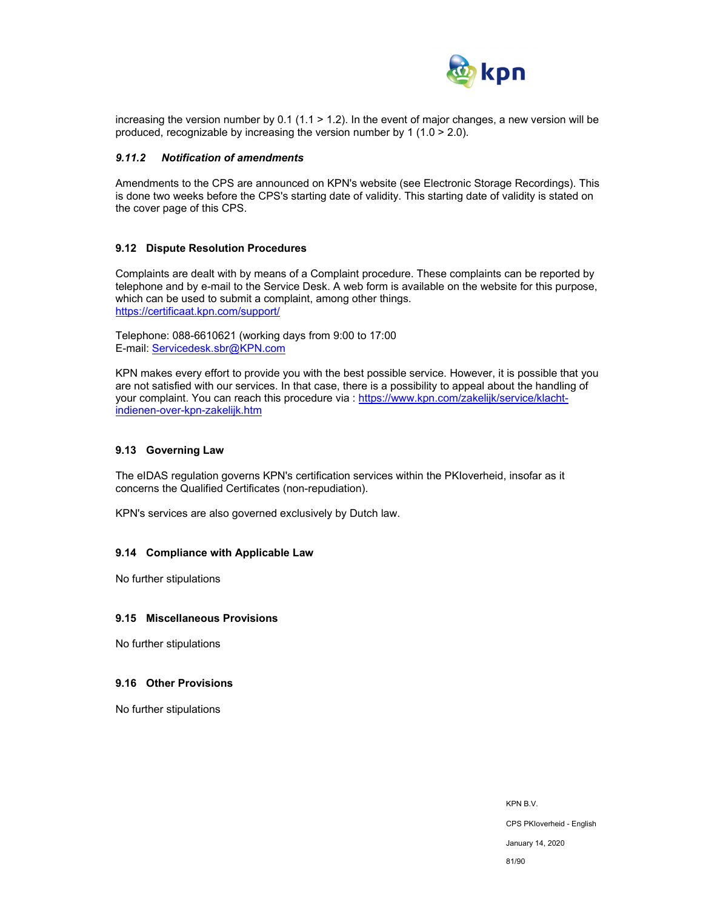increasing the version number by 0.1 (1.1 > 1.2). In the event of major changes, a new version will be produced, recognizable by increasing the version number by 1 (1.0 > 2.0).

#### *9.11.2 Notification of amendments*

Amendments to the CPS are announced on KPN's website (see Electronic Storage Recordings). This is done two weeks before the CPS's starting date of validity. This starting date of validity is stated on the cover page of this CPS.

### 9.12 Dispute Resolution Procedures

Complaints are dealt with by means of a Complaint procedure. These complaints can be reported by telephone and by e-mail to the Service Desk. A web form is available on the website for this purpose, which can be used to submit a complaint, among other things.
[https://certificaat.kpn.com/support/](https://certificaat.kpn.com/support/)

Telephone: 088-6610621 (working days from 9:00 to 17:00
E-mail: [Servicedesk.sbr@KPN.com](mailto:Servicedesk.sbr@KPN.com)

KPN makes every effort to provide you with the best possible service. However, it is possible that you are not satisfied with our services. In that case, there is a possibility to appeal about the handling of your complaint. You can reach this procedure via : [https://www.kpn.com/zakelijk/service/klacht-indienen-over-kpn-zakelijk.htm](https://www.kpn.com/zakelijk/service/klacht-indienen-over-kpn-zakelijk.htm)

### 9.13 Governing Law

The eIDAS regulation governs KPN's certification services within the PKIoverheid, insofar as it concerns the Qualified Certificates (non-repudiation).

KPN's services are also governed exclusively by Dutch law.

### 9.14 Compliance with Applicable Law

No further stipulations

### 9.15 Miscellaneous Provisions

No further stipulations

### 9.16 Other Provisions

No further stipulations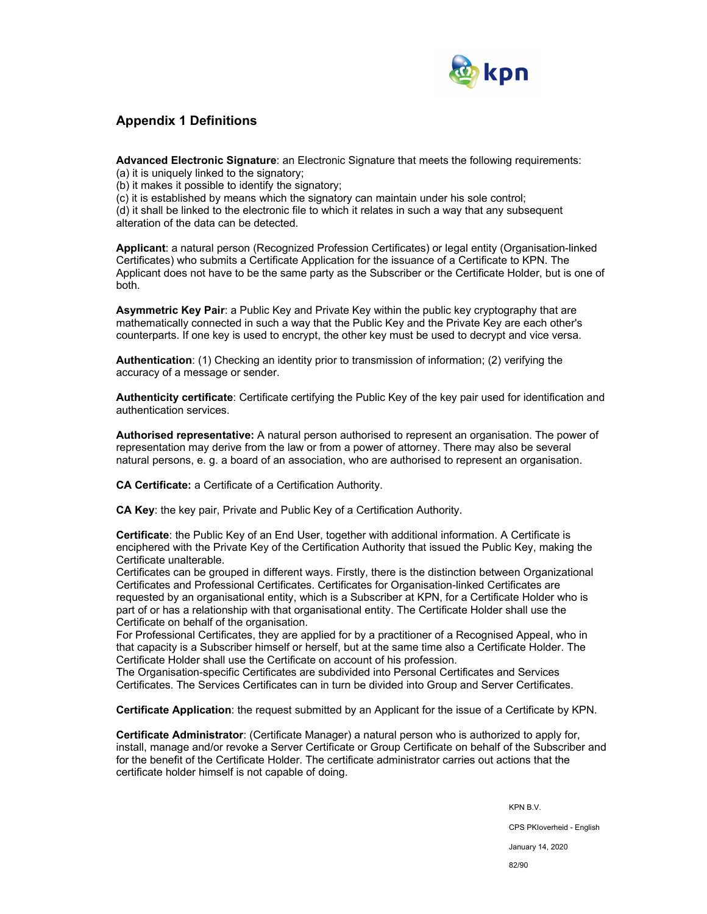## Appendix 1 Definitions

**Advanced Electronic Signature**: an Electronic Signature that meets the following requirements:
(a) it is uniquely linked to the signatory;
(b) it makes it possible to identify the signatory;
(c) it is established by means which the signatory can maintain under his sole control;
(d) it shall be linked to the electronic file to which it relates in such a way that any subsequent alteration of the data can be detected.

**Applicant**: a natural person (Recognized Profession Certificates) or legal entity (Organisation-linked Certificates) who submits a Certificate Application for the issuance of a Certificate to KPN. The Applicant does not have to be the same party as the Subscriber or the Certificate Holder, but is one of both.

**Asymmetric Key Pair**: a Public Key and Private Key within the public key cryptography that are mathematically connected in such a way that the Public Key and the Private Key are each other's counterparts. If one key is used to encrypt, the other key must be used to decrypt and vice versa.

**Authentication**: (1) Checking an identity prior to transmission of information; (2) verifying the accuracy of a message or sender.

**Authenticity certificate**: Certificate certifying the Public Key of the key pair used for identification and authentication services.

**Authorised representative:** A natural person authorised to represent an organisation. The power of representation may derive from the law or from a power of attorney. There may also be several natural persons, e. g. a board of an association, who are authorised to represent an organisation.

**CA Certificate:** a Certificate of a Certification Authority.

**CA Key**: the key pair, Private and Public Key of a Certification Authority.

**Certificate**: the Public Key of an End User, together with additional information. A Certificate is enciphered with the Private Key of the Certification Authority that issued the Public Key, making the Certificate unalterable.
Certificates can be grouped in different ways. Firstly, there is the distinction between Organizational Certificates and Professional Certificates. Certificates for Organisation-linked Certificates are requested by an organisational entity, which is a Subscriber at KPN, for a Certificate Holder who is part of or has a relationship with that organisational entity. The Certificate Holder shall use the Certificate on behalf of the organisation.
For Professional Certificates, they are applied for by a practitioner of a Recognised Appeal, who in that capacity is a Subscriber himself or herself, but at the same time also a Certificate Holder. The Certificate Holder shall use the Certificate on account of his profession.
The Organisation-specific Certificates are subdivided into Personal Certificates and Services Certificates. The Services Certificates can in turn be divided into Group and Server Certificates.

**Certificate Application**: the request submitted by an Applicant for the issue of a Certificate by KPN.

**Certificate Administrator**: (Certificate Manager) a natural person who is authorized to apply for, install, manage and/or revoke a Server Certificate or Group Certificate on behalf of the Subscriber and for the benefit of the Certificate Holder. The certificate administrator carries out actions that the certificate holder himself is not capable of doing.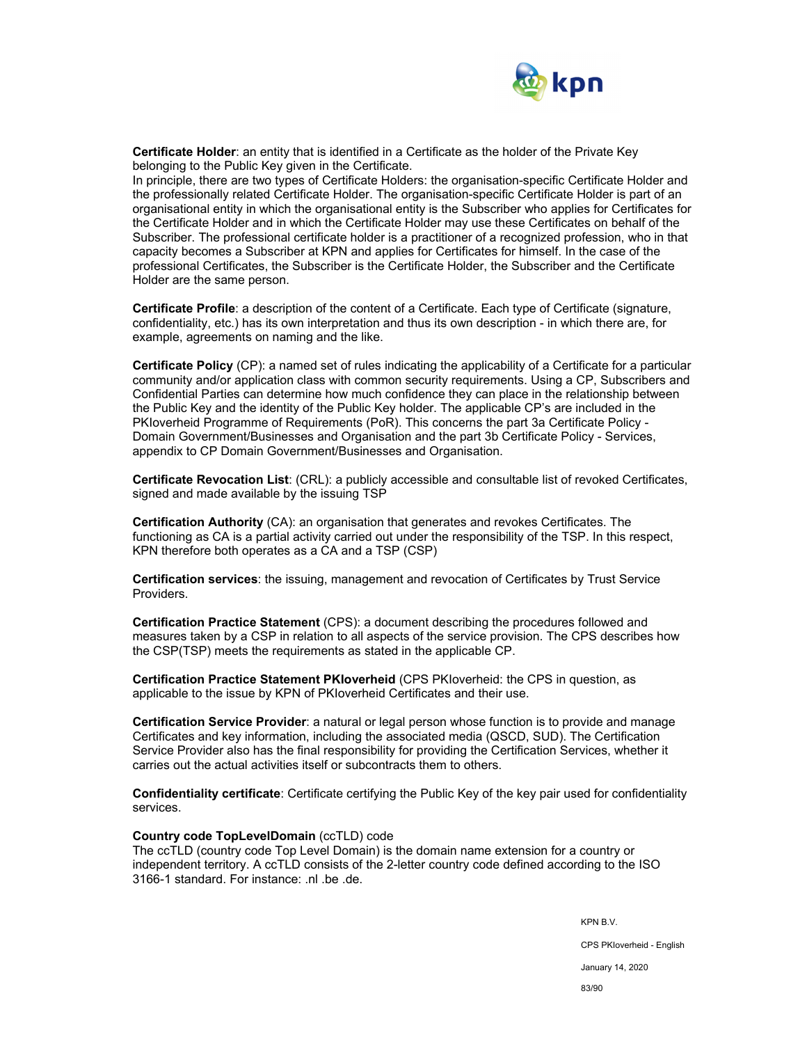**Certificate Holder**: an entity that is identified in a Certificate as the holder of the Private Key belonging to the Public Key given in the Certificate.
In principle, there are two types of Certificate Holders: the organisation-specific Certificate Holder and the professionally related Certificate Holder. The organisation-specific Certificate Holder is part of an organisational entity in which the organisational entity is the Subscriber who applies for Certificates for the Certificate Holder and in which the Certificate Holder may use these Certificates on behalf of the Subscriber. The professional certificate holder is a practitioner of a recognized profession, who in that capacity becomes a Subscriber at KPN and applies for Certificates for himself. In the case of the professional Certificates, the Subscriber is the Certificate Holder, the Subscriber and the Certificate Holder are the same person.

**Certificate Profile**: a description of the content of a Certificate. Each type of Certificate (signature, confidentiality, etc.) has its own interpretation and thus its own description - in which there are, for example, agreements on naming and the like.

**Certificate Policy** (CP): a named set of rules indicating the applicability of a Certificate for a particular community and/or application class with common security requirements. Using a CP, Subscribers and Confidential Parties can determine how much confidence they can place in the relationship between the Public Key and the identity of the Public Key holder. The applicable CP's are included in the PKIoverheid Programme of Requirements (PoR). This concerns the part 3a Certificate Policy - Domain Government/Businesses and Organisation and the part 3b Certificate Policy - Services, appendix to CP Domain Government/Businesses and Organisation.

**Certificate Revocation List**: (CRL): a publicly accessible and consultable list of revoked Certificates, signed and made available by the issuing TSP

**Certification Authority** (CA): an organisation that generates and revokes Certificates. The functioning as CA is a partial activity carried out under the responsibility of the TSP. In this respect, KPN therefore both operates as a CA and a TSP (CSP)

**Certification services**: the issuing, management and revocation of Certificates by Trust Service Providers.

**Certification Practice Statement** (CPS): a document describing the procedures followed and measures taken by a CSP in relation to all aspects of the service provision. The CPS describes how the CSP(TSP) meets the requirements as stated in the applicable CP.

**Certification Practice Statement PKIoverheid** (CPS PKIoverheid: the CPS in question, as applicable to the issue by KPN of PKIoverheid Certificates and their use.

**Certification Service Provider**: a natural or legal person whose function is to provide and manage Certificates and key information, including the associated media (QSCD, SUD). The Certification Service Provider also has the final responsibility for providing the Certification Services, whether it carries out the actual activities itself or subcontracts them to others.

**Confidentiality certificate**: Certificate certifying the Public Key of the key pair used for confidentiality services.

**Country code TopLevelDomain** (ccTLD) code
The ccTLD (country code Top Level Domain) is the domain name extension for a country or independent territory. A ccTLD consists of the 2-letter country code defined according to the ISO 3166-1 standard. For instance: .nl .be .de.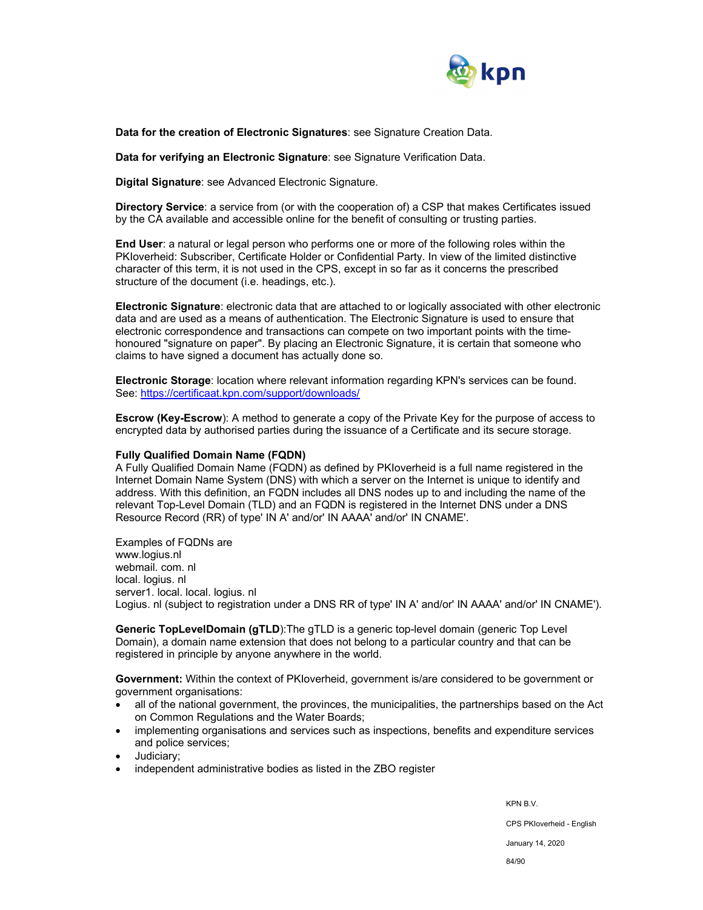**Data for the creation of Electronic Signatures**: see Signature Creation Data.

**Data for verifying an Electronic Signature**: see Signature Verification Data.

**Digital Signature**: see Advanced Electronic Signature.

**Directory Service**: a service from (or with the cooperation of) a CSP that makes Certificates issued by the CA available and accessible online for the benefit of consulting or trusting parties.

**End User**: a natural or legal person who performs one or more of the following roles within the PKIoverheid: Subscriber, Certificate Holder or Confidential Party. In view of the limited distinctive character of this term, it is not used in the CPS, except in so far as it concerns the prescribed structure of the document (i.e. headings, etc.).

**Electronic Signature**: electronic data that are attached to or logically associated with other electronic data and are used as a means of authentication. The Electronic Signature is used to ensure that electronic correspondence and transactions can compete on two important points with the time-honoured "signature on paper". By placing an Electronic Signature, it is certain that someone who claims to have signed a document has actually done so.

**Electronic Storage**: location where relevant information regarding KPN's services can be found. See: https://certificaat.kpn.com/support/downloads/

**Escrow (Key-Escrow**): A method to generate a copy of the Private Key for the purpose of access to encrypted data by authorised parties during the issuance of a Certificate and its secure storage.

**Fully Qualified Domain Name (FQDN)**
A Fully Qualified Domain Name (FQDN) as defined by PKIoverheid is a full name registered in the Internet Domain Name System (DNS) with which a server on the Internet is unique to identify and address. With this definition, an FQDN includes all DNS nodes up to and including the name of the relevant Top-Level Domain (TLD) and an FQDN is registered in the Internet DNS under a DNS Resource Record (RR) of type' IN A' and/or' IN AAAA' and/or' IN CNAME'.

Examples of FQDNs are
www.logius.nl
webmail. com. nl
local. logius. nl
server1. local. local. logius. nl
Logius. nl (subject to registration under a DNS RR of type' IN A' and/or' IN AAAA' and/or' IN CNAME').

**Generic TopLevelDomain (gTLD)**:The gTLD is a generic top-level domain (generic Top Level Domain), a domain name extension that does not belong to a particular country and that can be registered in principle by anyone anywhere in the world.

**Government:** Within the context of PKIoverheid, government is/are considered to be government or government organisations:

- all of the national government, the provinces, the municipalities, the partnerships based on the Act on Common Regulations and the Water Boards;
- implementing organisations and services such as inspections, benefits and expenditure services and police services;
- Judiciary;
- independent administrative bodies as listed in the ZBO register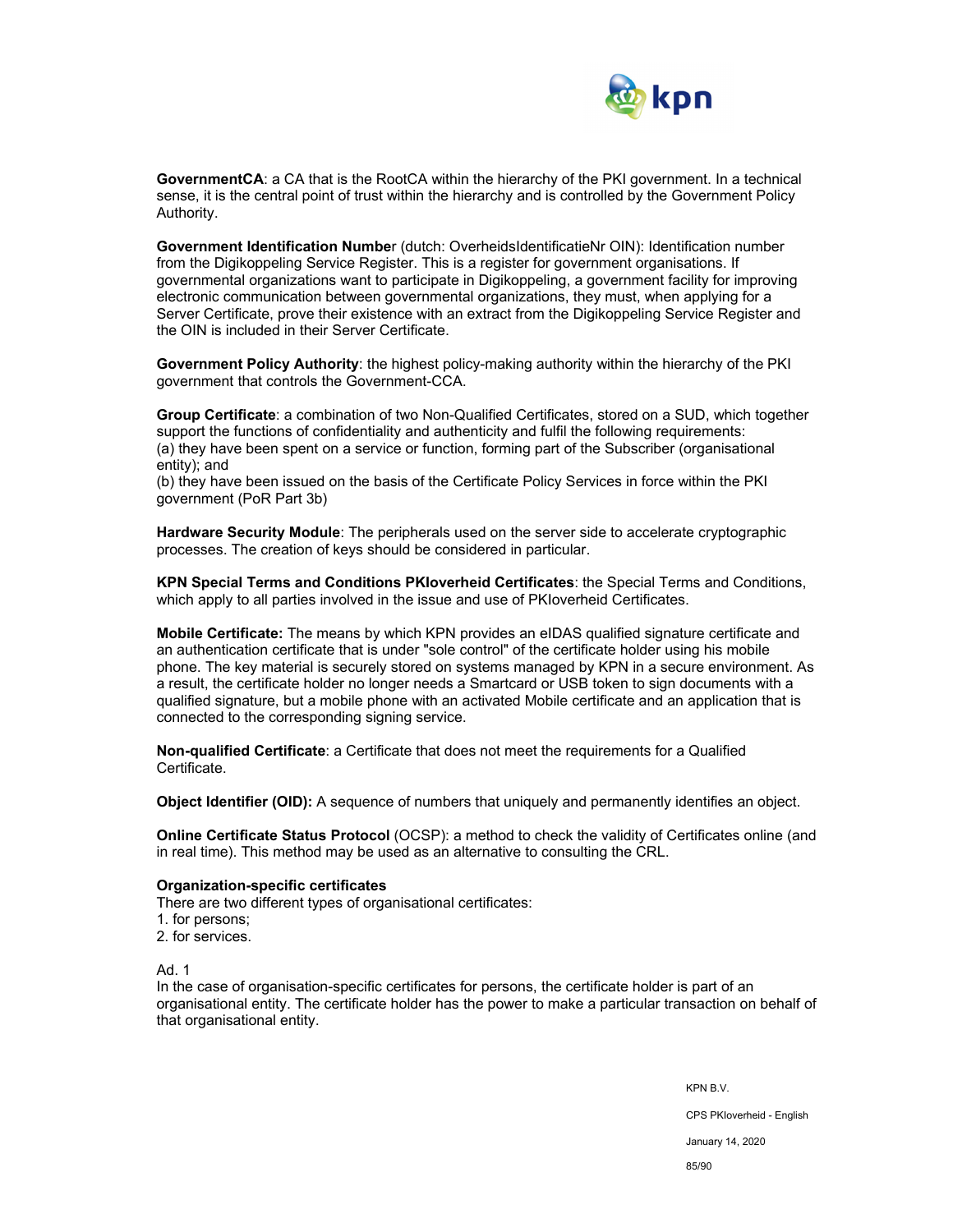**GovernmentCA**: a CA that is the RootCA within the hierarchy of the PKI government. In a technical sense, it is the central point of trust within the hierarchy and is controlled by the Government Policy Authority.

**Government Identification Numbe**r (dutch: OverheidsIdentificatieNr OIN): Identification number from the Digikoppeling Service Register. This is a register for government organisations. If governmental organizations want to participate in Digikoppeling, a government facility for improving electronic communication between governmental organizations, they must, when applying for a Server Certificate, prove their existence with an extract from the Digikoppeling Service Register and the OIN is included in their Server Certificate.

**Government Policy Authority**: the highest policy-making authority within the hierarchy of the PKI government that controls the Government-CCA.

**Group Certificate**: a combination of two Non-Qualified Certificates, stored on a SUD, which together support the functions of confidentiality and authenticity and fulfil the following requirements:
(a) they have been spent on a service or function, forming part of the Subscriber (organisational entity); and
(b) they have been issued on the basis of the Certificate Policy Services in force within the PKI government (PoR Part 3b)

**Hardware Security Module**: The peripherals used on the server side to accelerate cryptographic processes. The creation of keys should be considered in particular.

**KPN Special Terms and Conditions PKIoverheid Certificates**: the Special Terms and Conditions, which apply to all parties involved in the issue and use of PKIoverheid Certificates.

**Mobile Certificate:** The means by which KPN provides an eIDAS qualified signature certificate and an authentication certificate that is under "sole control" of the certificate holder using his mobile phone. The key material is securely stored on systems managed by KPN in a secure environment. As a result, the certificate holder no longer needs a Smartcard or USB token to sign documents with a qualified signature, but a mobile phone with an activated Mobile certificate and an application that is connected to the corresponding signing service.

**Non-qualified Certificate**: a Certificate that does not meet the requirements for a Qualified Certificate.

**Object Identifier (OID):** A sequence of numbers that uniquely and permanently identifies an object.

**Online Certificate Status Protocol** (OCSP): a method to check the validity of Certificates online (and in real time). This method may be used as an alternative to consulting the CRL.

**Organization-specific certificates**
There are two different types of organisational certificates:
1. for persons;
2. for services.

Ad. 1
In the case of organisation-specific certificates for persons, the certificate holder is part of an organisational entity. The certificate holder has the power to make a particular transaction on behalf of that organisational entity.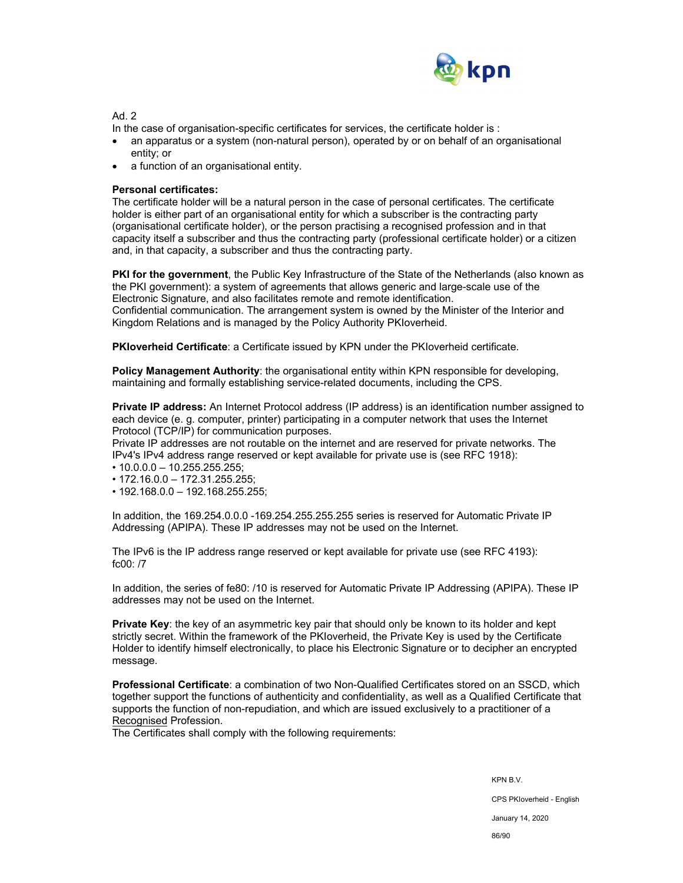Ad. 2

In the case of organisation-specific certificates for services, the certificate holder is :

- an apparatus or a system (non-natural person), operated by or on behalf of an organisational entity; or
- a function of an organisational entity.

**Personal certificates:**

The certificate holder will be a natural person in the case of personal certificates. The certificate holder is either part of an organisational entity for which a subscriber is the contracting party (organisational certificate holder), or the person practising a recognised profession and in that capacity itself a subscriber and thus the contracting party (professional certificate holder) or a citizen and, in that capacity, a subscriber and thus the contracting party.

**PKI for the government**, the Public Key Infrastructure of the State of the Netherlands (also known as the PKI government): a system of agreements that allows generic and large-scale use of the Electronic Signature, and also facilitates remote and remote identification.
Confidential communication. The arrangement system is owned by the Minister of the Interior and Kingdom Relations and is managed by the Policy Authority PKIoverheid.

**PKIoverheid Certificate**: a Certificate issued by KPN under the PKIoverheid certificate.

**Policy Management Authority**: the organisational entity within KPN responsible for developing, maintaining and formally establishing service-related documents, including the CPS.

**Private IP address:** An Internet Protocol address (IP address) is an identification number assigned to each device (e. g. computer, printer) participating in a computer network that uses the Internet Protocol (TCP/IP) for communication purposes.
Private IP addresses are not routable on the internet and are reserved for private networks. The IPv4's IPv4 address range reserved or kept available for private use is (see RFC 1918):

- 10.0.0.0 – 10.255.255.255;
- 172.16.0.0 – 172.31.255.255;
- 192.168.0.0 – 192.168.255.255;

In addition, the 169.254.0.0.0 -169.254.255.255.255 series is reserved for Automatic Private IP Addressing (APIPA). These IP addresses may not be used on the Internet.

The IPv6 is the IP address range reserved or kept available for private use (see RFC 4193): fc00: /7

In addition, the series of fe80: /10 is reserved for Automatic Private IP Addressing (APIPA). These IP addresses may not be used on the Internet.

**Private Key**: the key of an asymmetric key pair that should only be known to its holder and kept strictly secret. Within the framework of the PKIoverheid, the Private Key is used by the Certificate Holder to identify himself electronically, to place his Electronic Signature or to decipher an encrypted message.

**Professional Certificate**: a combination of two Non-Qualified Certificates stored on an SSCD, which together support the functions of authenticity and confidentiality, as well as a Qualified Certificate that supports the function of non-repudiation, and which are issued exclusively to a practitioner of a Recognised Profession.
The Certificates shall comply with the following requirements: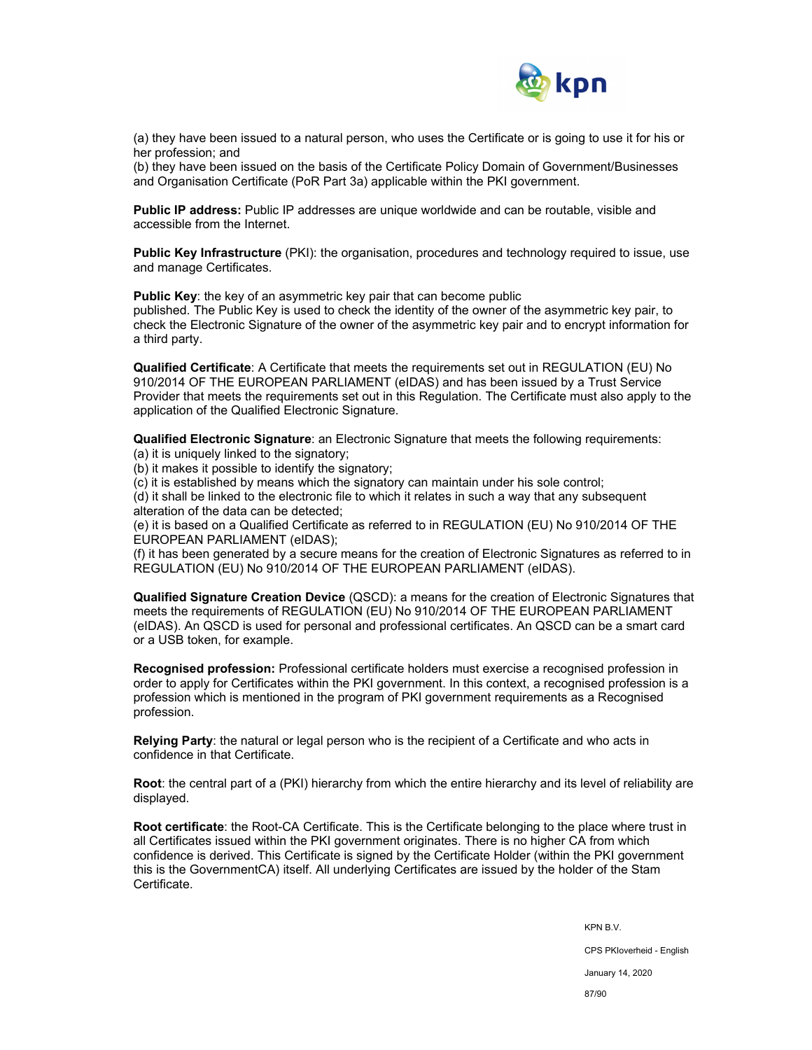(a) they have been issued to a natural person, who uses the Certificate or is going to use it for his or her profession; and
(b) they have been issued on the basis of the Certificate Policy Domain of Government/Businesses and Organisation Certificate (PoR Part 3a) applicable within the PKI government.

**Public IP address:** Public IP addresses are unique worldwide and can be routable, visible and accessible from the Internet.

**Public Key Infrastructure** (PKI): the organisation, procedures and technology required to issue, use and manage Certificates.

**Public Key**: the key of an asymmetric key pair that can become public published. The Public Key is used to check the identity of the owner of the asymmetric key pair, to check the Electronic Signature of the owner of the asymmetric key pair and to encrypt information for a third party.

**Qualified Certificate**: A Certificate that meets the requirements set out in REGULATION (EU) No 910/2014 OF THE EUROPEAN PARLIAMENT (eIDAS) and has been issued by a Trust Service Provider that meets the requirements set out in this Regulation. The Certificate must also apply to the application of the Qualified Electronic Signature.

**Qualified Electronic Signature**: an Electronic Signature that meets the following requirements:
(a) it is uniquely linked to the signatory;
(b) it makes it possible to identify the signatory;
(c) it is established by means which the signatory can maintain under his sole control;
(d) it shall be linked to the electronic file to which it relates in such a way that any subsequent alteration of the data can be detected;
(e) it is based on a Qualified Certificate as referred to in REGULATION (EU) No 910/2014 OF THE EUROPEAN PARLIAMENT (eIDAS);
(f) it has been generated by a secure means for the creation of Electronic Signatures as referred to in REGULATION (EU) No 910/2014 OF THE EUROPEAN PARLIAMENT (eIDAS).

**Qualified Signature Creation Device** (QSCD): a means for the creation of Electronic Signatures that meets the requirements of REGULATION (EU) No 910/2014 OF THE EUROPEAN PARLIAMENT (eIDAS). An QSCD is used for personal and professional certificates. An QSCD can be a smart card or a USB token, for example.

**Recognised profession:** Professional certificate holders must exercise a recognised profession in order to apply for Certificates within the PKI government. In this context, a recognised profession is a profession which is mentioned in the program of PKI government requirements as a Recognised profession.

**Relying Party**: the natural or legal person who is the recipient of a Certificate and who acts in confidence in that Certificate.

**Root**: the central part of a (PKI) hierarchy from which the entire hierarchy and its level of reliability are displayed.

**Root certificate**: the Root-CA Certificate. This is the Certificate belonging to the place where trust in all Certificates issued within the PKI government originates. There is no higher CA from which confidence is derived. This Certificate is signed by the Certificate Holder (within the PKI government this is the GovernmentCA) itself. All underlying Certificates are issued by the holder of the Stam Certificate.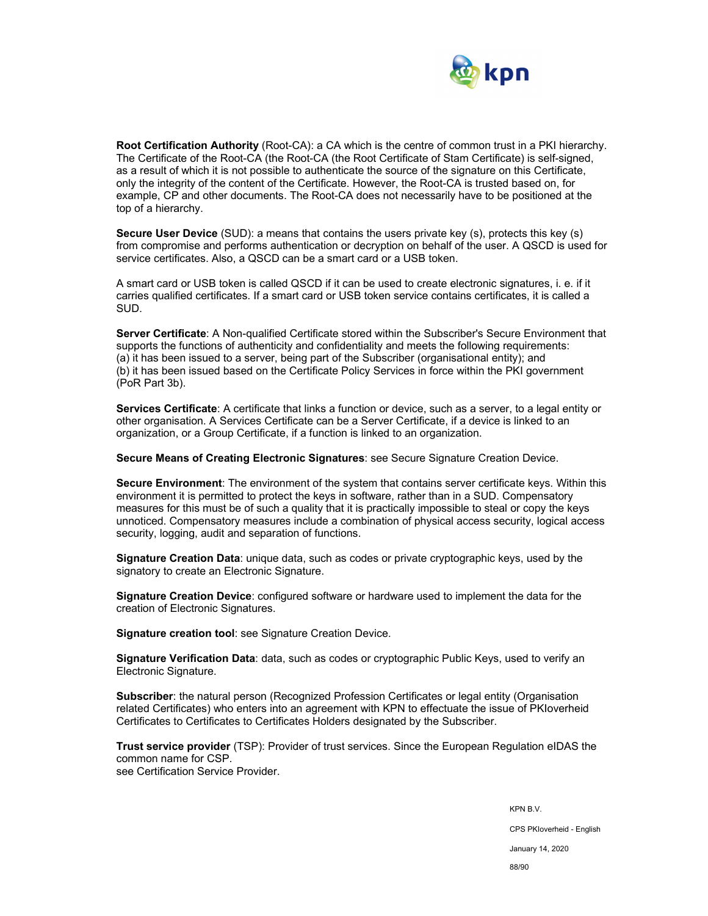**Root Certification Authority** (Root-CA): a CA which is the centre of common trust in a PKI hierarchy. The Certificate of the Root-CA (the Root-CA (the Root Certificate of Stam Certificate) is self-signed, as a result of which it is not possible to authenticate the source of the signature on this Certificate, only the integrity of the content of the Certificate. However, the Root-CA is trusted based on, for example, CP and other documents. The Root-CA does not necessarily have to be positioned at the top of a hierarchy.

**Secure User Device** (SUD): a means that contains the users private key (s), protects this key (s) from compromise and performs authentication or decryption on behalf of the user. A QSCD is used for service certificates. Also, a QSCD can be a smart card or a USB token.

A smart card or USB token is called QSCD if it can be used to create electronic signatures, i. e. if it carries qualified certificates. If a smart card or USB token service contains certificates, it is called a SUD.

**Server Certificate**: A Non-qualified Certificate stored within the Subscriber's Secure Environment that supports the functions of authenticity and confidentiality and meets the following requirements:
(a) it has been issued to a server, being part of the Subscriber (organisational entity); and
(b) it has been issued based on the Certificate Policy Services in force within the PKI government (PoR Part 3b).

**Services Certificate**: A certificate that links a function or device, such as a server, to a legal entity or other organisation. A Services Certificate can be a Server Certificate, if a device is linked to an organization, or a Group Certificate, if a function is linked to an organization.

**Secure Means of Creating Electronic Signatures**: see Secure Signature Creation Device.

**Secure Environment**: The environment of the system that contains server certificate keys. Within this environment it is permitted to protect the keys in software, rather than in a SUD. Compensatory measures for this must be of such a quality that it is practically impossible to steal or copy the keys unnoticed. Compensatory measures include a combination of physical access security, logical access security, logging, audit and separation of functions.

**Signature Creation Data**: unique data, such as codes or private cryptographic keys, used by the signatory to create an Electronic Signature.

**Signature Creation Device**: configured software or hardware used to implement the data for the creation of Electronic Signatures.

**Signature creation tool**: see Signature Creation Device.

**Signature Verification Data**: data, such as codes or cryptographic Public Keys, used to verify an Electronic Signature.

**Subscriber**: the natural person (Recognized Profession Certificates or legal entity (Organisation related Certificates) who enters into an agreement with KPN to effectuate the issue of PKIoverheid Certificates to Certificates to Certificates Holders designated by the Subscriber.

**Trust service provider** (TSP): Provider of trust services. Since the European Regulation eIDAS the common name for CSP.
see Certification Service Provider.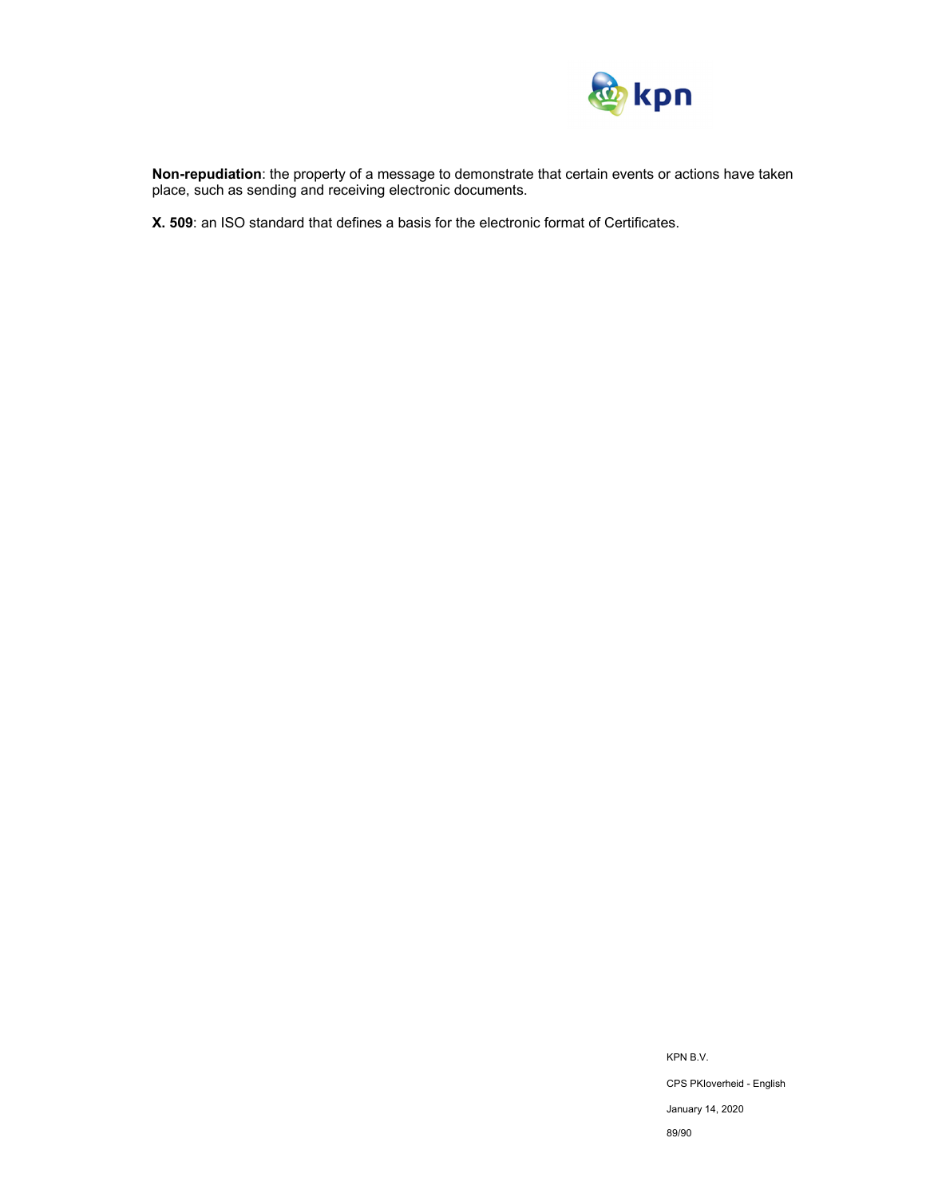**Non-repudiation**: the property of a message to demonstrate that certain events or actions have taken place, such as sending and receiving electronic documents.

**X. 509**: an ISO standard that defines a basis for the electronic format of Certificates.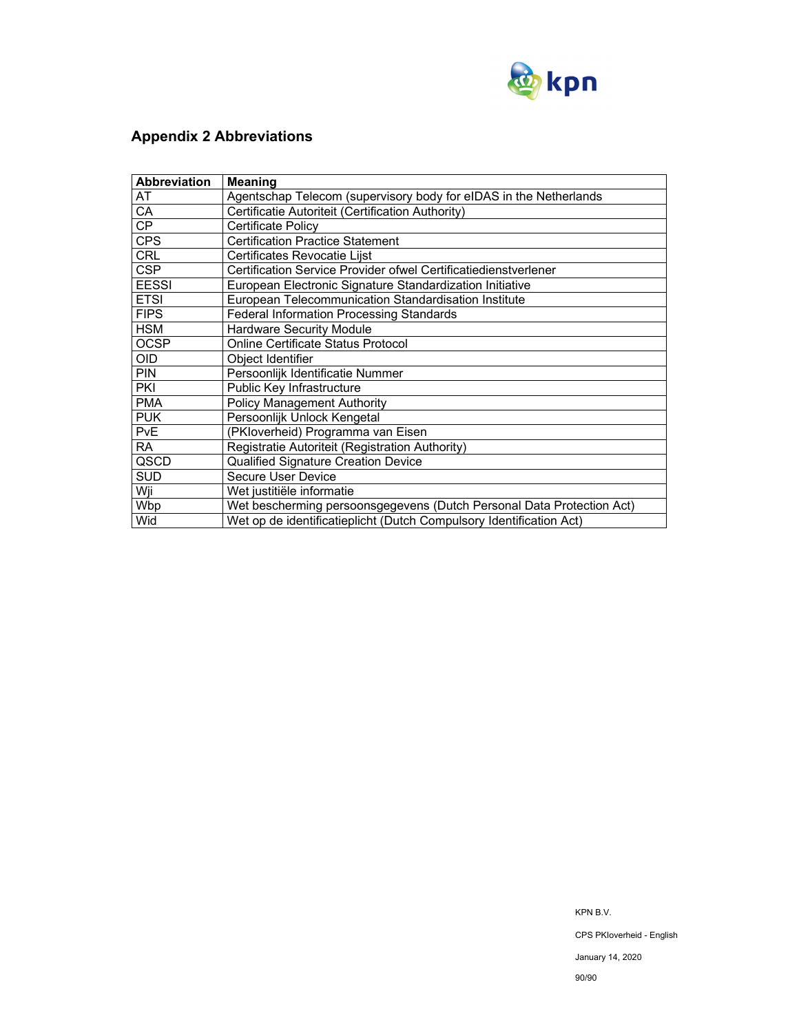## Appendix 2 Abbreviations

| Abbreviation | Meaning |
|---|---|
| AT | Agentschap Telecom (supervisory body for eIDAS in the Netherlands |
| CA | Certificatie Autoriteit (Certification Authority) |
| CP | Certificate Policy |
| CPS | Certification Practice Statement |
| CRL | Certificates Revocatie Lijst |
| CSP | Certification Service Provider ofwel Certificatiedienstverlener |
| EESSI | European Electronic Signature Standardization Initiative |
| ETSI | European Telecommunication Standardisation Institute |
| FIPS | Federal Information Processing Standards |
| HSM | Hardware Security Module |
| OCSP | Online Certificate Status Protocol |
| OID | Object Identifier |
| PIN | Persoonlijk Identificatie Nummer |
| PKI | Public Key Infrastructure |
| PMA | Policy Management Authority |
| PUK | Persoonlijk Unlock Kengetal |
| PvE | (PKIoverheid) Programma van Eisen |
| RA | Registratie Autoriteit (Registration Authority) |
| QSCD | Qualified Signature Creation Device |
| SUD | Secure User Device |
| Wji | Wet justitiële informatie |
| Wbp | Wet bescherming persoonsgegevens (Dutch Personal Data Protection Act) |
| Wid | Wet op de identificatieplicht (Dutch Compulsory Identification Act) |